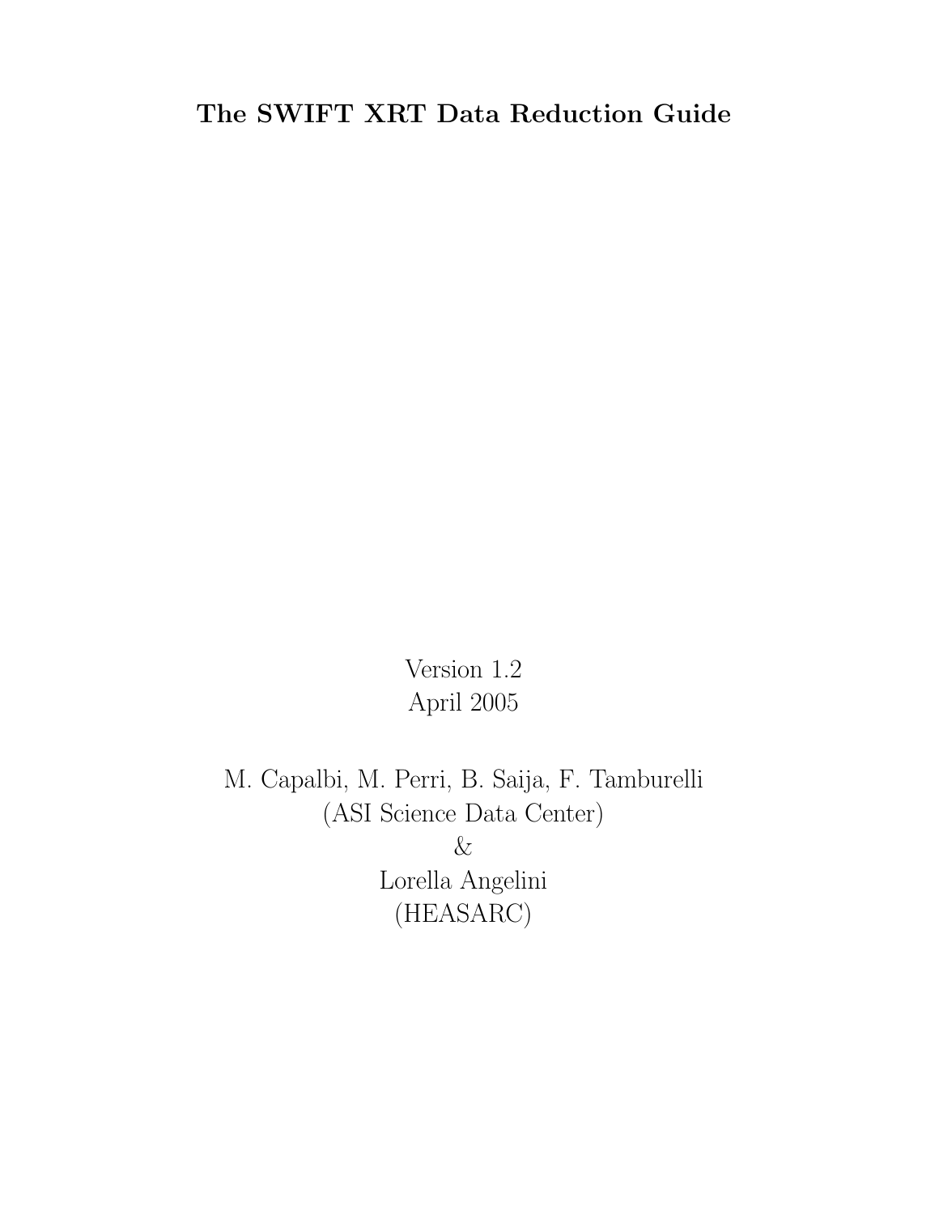# The SWIFT XRT Data Reduction Guide

Version 1.2
April 2005

M. Capalbi, M. Perri, B. Saija, F. Tamburelli
(ASI Science Data Center)
&
Lorella Angelini
(HEASARC)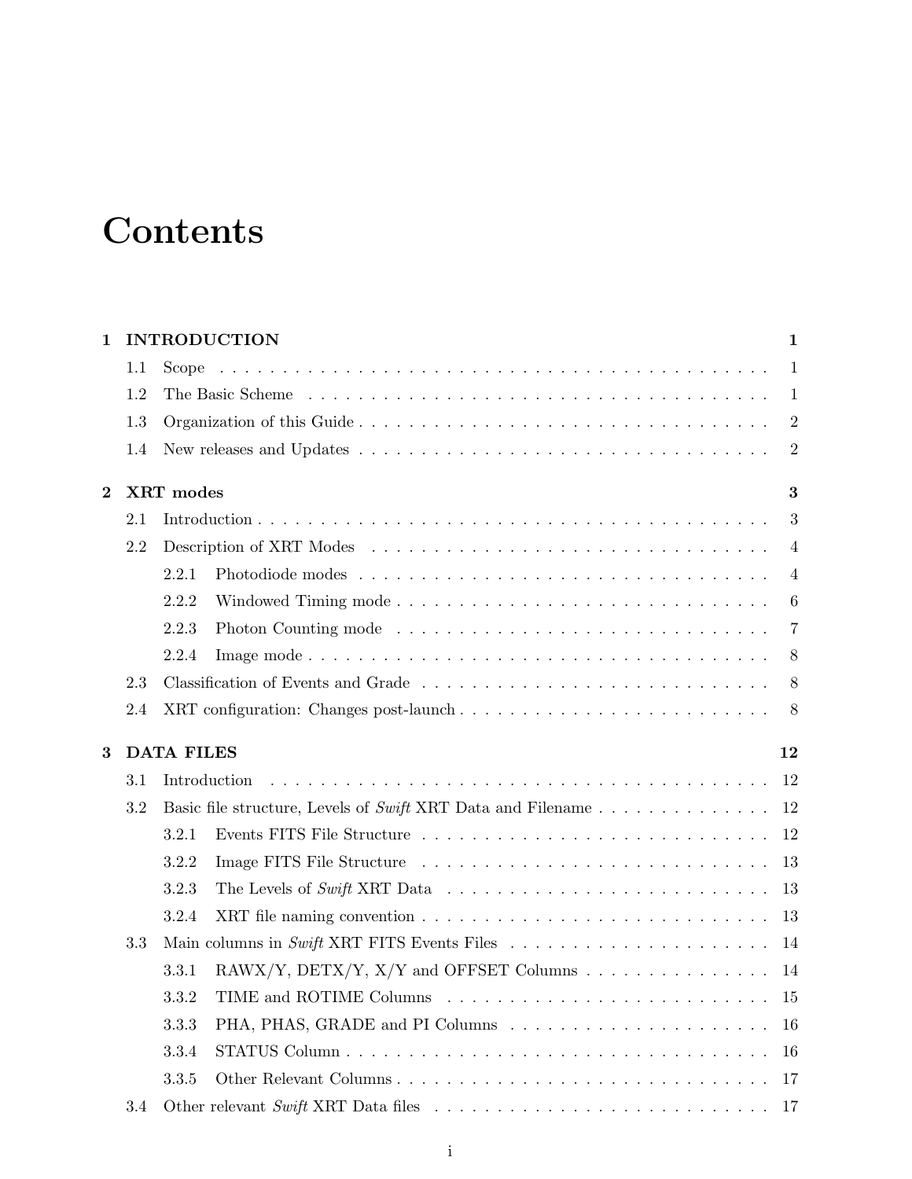# Contents

**1 INTRODUCTION** **1**

- 1.1 Scope . . . . . . . . . . . . . . . . . . . . . . . . . . . . . . . . . . . . . . . . . . 1
- 1.2 The Basic Scheme . . . . . . . . . . . . . . . . . . . . . . . . . . . . . . . . . . . . 1
- 1.3 Organization of this Guide . . . . . . . . . . . . . . . . . . . . . . . . . . . . . . . 2
- 1.4 New releases and Updates . . . . . . . . . . . . . . . . . . . . . . . . . . . . . . . 2

**2 XRT modes** **3**

- 2.1 Introduction . . . . . . . . . . . . . . . . . . . . . . . . . . . . . . . . . . . . . . . 3
- 2.2 Description of XRT Modes . . . . . . . . . . . . . . . . . . . . . . . . . . . . . . . 4
  - 2.2.1 Photodiode modes . . . . . . . . . . . . . . . . . . . . . . . . . . . . . . . 4
  - 2.2.2 Windowed Timing mode . . . . . . . . . . . . . . . . . . . . . . . . . . . . 6
  - 2.2.3 Photon Counting mode . . . . . . . . . . . . . . . . . . . . . . . . . . . . 7
  - 2.2.4 Image mode . . . . . . . . . . . . . . . . . . . . . . . . . . . . . . . . . . 8
- 2.3 Classification of Events and Grade . . . . . . . . . . . . . . . . . . . . . . . . . . 8
- 2.4 XRT configuration: Changes post-launch . . . . . . . . . . . . . . . . . . . . . . . 8

**3 DATA FILES** **12**

- 3.1 Introduction . . . . . . . . . . . . . . . . . . . . . . . . . . . . . . . . . . . . . . . 12
- 3.2 Basic file structure, Levels of *Swift* XRT Data and Filename . . . . . . . . . . . . . 12
  - 3.2.1 Events FITS File Structure . . . . . . . . . . . . . . . . . . . . . . . . . . . 12
  - 3.2.2 Image FITS File Structure . . . . . . . . . . . . . . . . . . . . . . . . . . . 13
  - 3.2.3 The Levels of *Swift* XRT Data . . . . . . . . . . . . . . . . . . . . . . . . . 13
  - 3.2.4 XRT file naming convention . . . . . . . . . . . . . . . . . . . . . . . . . . 13
- 3.3 Main columns in *Swift* XRT FITS Events Files . . . . . . . . . . . . . . . . . . . . 14
  - 3.3.1 RAWX/Y, DETX/Y, X/Y and OFFSET Columns . . . . . . . . . . . . . . . 14
  - 3.3.2 TIME and ROTIME Columns . . . . . . . . . . . . . . . . . . . . . . . . . 15
  - 3.3.3 PHA, PHAS, GRADE and PI Columns . . . . . . . . . . . . . . . . . . . . . 16
  - 3.3.4 STATUS Column . . . . . . . . . . . . . . . . . . . . . . . . . . . . . . . . 16
  - 3.3.5 Other Relevant Columns . . . . . . . . . . . . . . . . . . . . . . . . . . . . 17
- 3.4 Other relevant *Swift* XRT Data files . . . . . . . . . . . . . . . . . . . . . . . . . . 17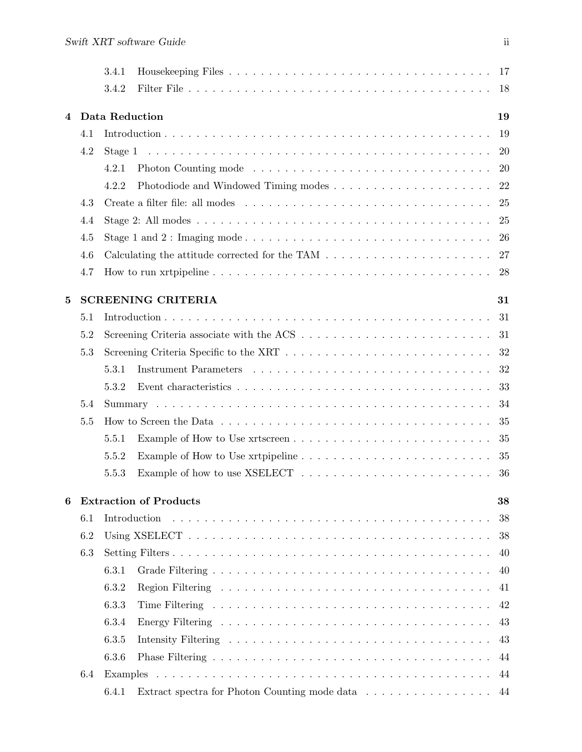- 3.4.1 Housekeeping Files . . . . . . . . . . . . . . . . . . . . . . . . . . . . . . . . . . 17
- 3.4.2 Filter File . . . . . . . . . . . . . . . . . . . . . . . . . . . . . . . . . . . . . . . 18

**4 Data Reduction** **19**

- 4.1 Introduction . . . . . . . . . . . . . . . . . . . . . . . . . . . . . . . . . . . . . . . . 19
- 4.2 Stage 1 . . . . . . . . . . . . . . . . . . . . . . . . . . . . . . . . . . . . . . . . . . 20
  - 4.2.1 Photon Counting mode . . . . . . . . . . . . . . . . . . . . . . . . . . . . . . 20
  - 4.2.2 Photodiode and Windowed Timing modes . . . . . . . . . . . . . . . . . . . . 22
- 4.3 Create a filter file: all modes . . . . . . . . . . . . . . . . . . . . . . . . . . . . . 25
- 4.4 Stage 2: All modes . . . . . . . . . . . . . . . . . . . . . . . . . . . . . . . . . . . 25
- 4.5 Stage 1 and 2 : Imaging mode . . . . . . . . . . . . . . . . . . . . . . . . . . . . . 26
- 4.6 Calculating the attitude corrected for the TAM . . . . . . . . . . . . . . . . . . . . 27
- 4.7 How to run xrtpipeline . . . . . . . . . . . . . . . . . . . . . . . . . . . . . . . . . 28

**5 SCREENING CRITERIA** **31**

- 5.1 Introduction . . . . . . . . . . . . . . . . . . . . . . . . . . . . . . . . . . . . . . . . 31
- 5.2 Screening Criteria associate with the ACS . . . . . . . . . . . . . . . . . . . . . . . 31
- 5.3 Screening Criteria Specific to the XRT . . . . . . . . . . . . . . . . . . . . . . . . . 32
  - 5.3.1 Instrument Parameters . . . . . . . . . . . . . . . . . . . . . . . . . . . . . . 32
  - 5.3.2 Event characteristics . . . . . . . . . . . . . . . . . . . . . . . . . . . . . . . 33
- 5.4 Summary . . . . . . . . . . . . . . . . . . . . . . . . . . . . . . . . . . . . . . . . . 34
- 5.5 How to Screen the Data . . . . . . . . . . . . . . . . . . . . . . . . . . . . . . . . . 35
  - 5.5.1 Example of How to Use xrtscreen . . . . . . . . . . . . . . . . . . . . . . . . 35
  - 5.5.2 Example of How to Use xrtpipeline . . . . . . . . . . . . . . . . . . . . . . . 35
  - 5.5.3 Example of how to use XSELECT . . . . . . . . . . . . . . . . . . . . . . . . 36

**6 Extraction of Products** **38**

- 6.1 Introduction . . . . . . . . . . . . . . . . . . . . . . . . . . . . . . . . . . . . . . . . 38
- 6.2 Using XSELECT . . . . . . . . . . . . . . . . . . . . . . . . . . . . . . . . . . . . . 38
- 6.3 Setting Filters . . . . . . . . . . . . . . . . . . . . . . . . . . . . . . . . . . . . . . . 40
  - 6.3.1 Grade Filtering . . . . . . . . . . . . . . . . . . . . . . . . . . . . . . . . . . . 40
  - 6.3.2 Region Filtering . . . . . . . . . . . . . . . . . . . . . . . . . . . . . . . . . . 41
  - 6.3.3 Time Filtering . . . . . . . . . . . . . . . . . . . . . . . . . . . . . . . . . . . 42
  - 6.3.4 Energy Filtering . . . . . . . . . . . . . . . . . . . . . . . . . . . . . . . . . . 43
  - 6.3.5 Intensity Filtering . . . . . . . . . . . . . . . . . . . . . . . . . . . . . . . . . 43
  - 6.3.6 Phase Filtering . . . . . . . . . . . . . . . . . . . . . . . . . . . . . . . . . . . 44
- 6.4 Examples . . . . . . . . . . . . . . . . . . . . . . . . . . . . . . . . . . . . . . . . . 44
  - 6.4.1 Extract spectra for Photon Counting mode data . . . . . . . . . . . . . . . . 44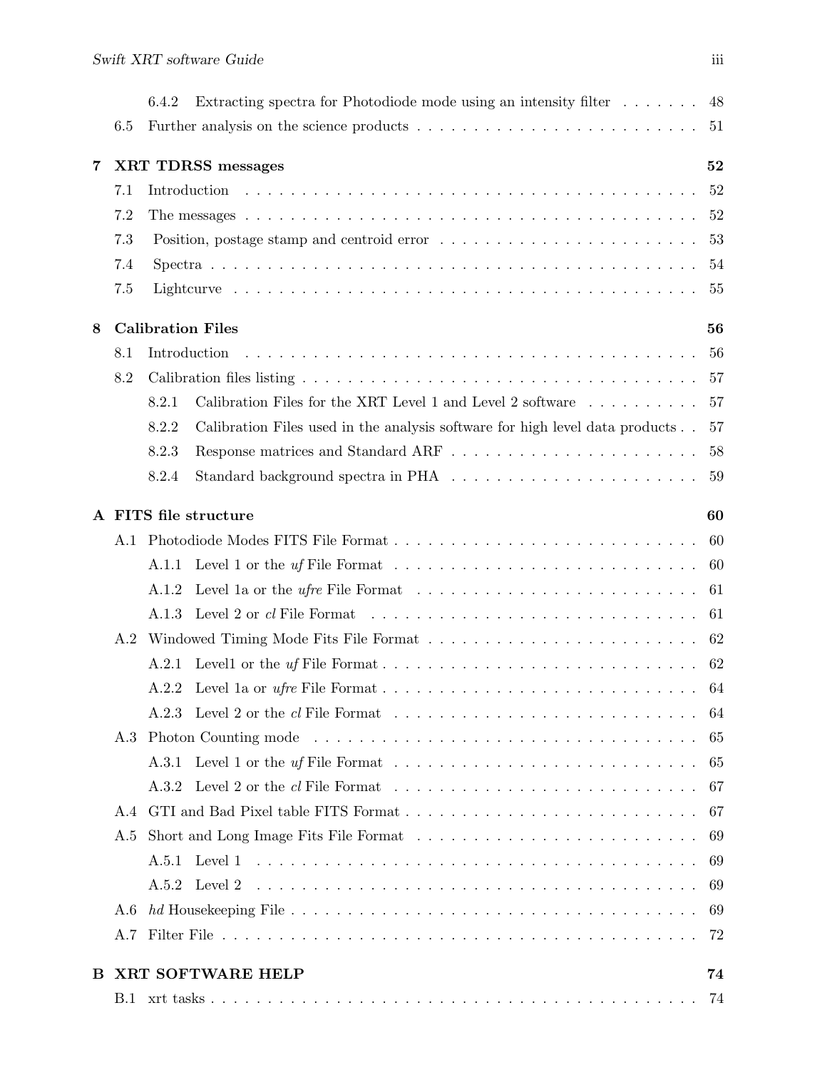6.4.2 Extracting spectra for Photodiode mode using an intensity filter . . . . . . . 48

6.5 Further analysis on the science products . . . . . . . . . . . . . . . . . . . . . . . . . 51

**7 XRT TDRSS messages** **52**

7.1 Introduction . . . . . . . . . . . . . . . . . . . . . . . . . . . . . . . . . . . . . . . . 52

7.2 The messages . . . . . . . . . . . . . . . . . . . . . . . . . . . . . . . . . . . . . . . 52

7.3 Position, postage stamp and centroid error . . . . . . . . . . . . . . . . . . . . . . . 53

7.4 Spectra . . . . . . . . . . . . . . . . . . . . . . . . . . . . . . . . . . . . . . . . . . 54

7.5 Lightcurve . . . . . . . . . . . . . . . . . . . . . . . . . . . . . . . . . . . . . . . . 55

**8 Calibration Files** **56**

8.1 Introduction . . . . . . . . . . . . . . . . . . . . . . . . . . . . . . . . . . . . . . . . 56

8.2 Calibration files listing . . . . . . . . . . . . . . . . . . . . . . . . . . . . . . . . . . 57

8.2.1 Calibration Files for the XRT Level 1 and Level 2 software . . . . . . . . . . 57

8.2.2 Calibration Files used in the analysis software for high level data products . . 57

8.2.3 Response matrices and Standard ARF . . . . . . . . . . . . . . . . . . . . . . 58

8.2.4 Standard background spectra in PHA . . . . . . . . . . . . . . . . . . . . . . 59

**A FITS file structure** **60**

A.1 Photodiode Modes FITS File Format . . . . . . . . . . . . . . . . . . . . . . . . . . . 60

A.1.1 Level 1 or the *uf* File Format . . . . . . . . . . . . . . . . . . . . . . . . . . . 60

A.1.2 Level 1a or the *ufre* File Format . . . . . . . . . . . . . . . . . . . . . . . . . 61

A.1.3 Level 2 or *cl* File Format . . . . . . . . . . . . . . . . . . . . . . . . . . . . . 61

A.2 Windowed Timing Mode Fits File Format . . . . . . . . . . . . . . . . . . . . . . . . 62

A.2.1 Level1 or the *uf* File Format . . . . . . . . . . . . . . . . . . . . . . . . . . . 62

A.2.2 Level 1a or *ufre* File Format . . . . . . . . . . . . . . . . . . . . . . . . . . . 64

A.2.3 Level 2 or the *cl* File Format . . . . . . . . . . . . . . . . . . . . . . . . . . . 64

A.3 Photon Counting mode . . . . . . . . . . . . . . . . . . . . . . . . . . . . . . . . . . 65

A.3.1 Level 1 or the *uf* File Format . . . . . . . . . . . . . . . . . . . . . . . . . . . 65

A.3.2 Level 2 or the *cl* File Format . . . . . . . . . . . . . . . . . . . . . . . . . . . 67

A.4 GTI and Bad Pixel table FITS Format . . . . . . . . . . . . . . . . . . . . . . . . . . 67

A.5 Short and Long Image Fits File Format . . . . . . . . . . . . . . . . . . . . . . . . . 69

A.5.1 Level 1 . . . . . . . . . . . . . . . . . . . . . . . . . . . . . . . . . . . . . . . . 69

A.5.2 Level 2 . . . . . . . . . . . . . . . . . . . . . . . . . . . . . . . . . . . . . . . . 69

A.6 *hd* Housekeeping File . . . . . . . . . . . . . . . . . . . . . . . . . . . . . . . . . . . 69

A.7 Filter File . . . . . . . . . . . . . . . . . . . . . . . . . . . . . . . . . . . . . . . . . 72

**B XRT SOFTWARE HELP** **74**

B.1 xrt tasks . . . . . . . . . . . . . . . . . . . . . . . . . . . . . . . . . . . . . . . . . . 74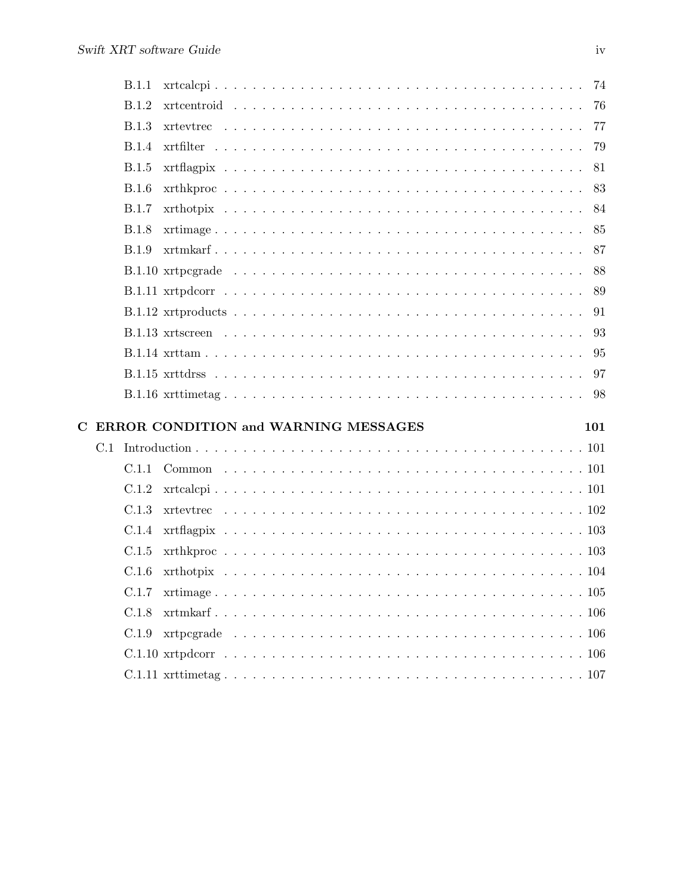B.1.1 xrtcalcpi . . . . . . . . . . . . . . . . . . . . . . . . . . . . . . . . . . . . 74

B.1.2 xrtcentroid . . . . . . . . . . . . . . . . . . . . . . . . . . . . . . . . . . . 76

B.1.3 xrtevtrec . . . . . . . . . . . . . . . . . . . . . . . . . . . . . . . . . . . . 77

B.1.4 xrtfilter . . . . . . . . . . . . . . . . . . . . . . . . . . . . . . . . . . . . . 79

B.1.5 xrtflagpix . . . . . . . . . . . . . . . . . . . . . . . . . . . . . . . . . . . . 81

B.1.6 xrthkproc . . . . . . . . . . . . . . . . . . . . . . . . . . . . . . . . . . . . 83

B.1.7 xrthotpix . . . . . . . . . . . . . . . . . . . . . . . . . . . . . . . . . . . . 84

B.1.8 xrtimage . . . . . . . . . . . . . . . . . . . . . . . . . . . . . . . . . . . . . 85

B.1.9 xrtmkarf . . . . . . . . . . . . . . . . . . . . . . . . . . . . . . . . . . . . . 87

B.1.10 xrtpcgrade . . . . . . . . . . . . . . . . . . . . . . . . . . . . . . . . . . . 88

B.1.11 xrtpdcorr . . . . . . . . . . . . . . . . . . . . . . . . . . . . . . . . . . . . 89

B.1.12 xrtproducts . . . . . . . . . . . . . . . . . . . . . . . . . . . . . . . . . . . 91

B.1.13 xrtscreen . . . . . . . . . . . . . . . . . . . . . . . . . . . . . . . . . . . . 93

B.1.14 xrttam . . . . . . . . . . . . . . . . . . . . . . . . . . . . . . . . . . . . . . 95

B.1.15 xrttdrss . . . . . . . . . . . . . . . . . . . . . . . . . . . . . . . . . . . . . 97

B.1.16 xrttimetag . . . . . . . . . . . . . . . . . . . . . . . . . . . . . . . . . . . . 98

**C ERROR CONDITION and WARNING MESSAGES** **101**

C.1 Introduction . . . . . . . . . . . . . . . . . . . . . . . . . . . . . . . . . . . . . . 101

C.1.1 Common . . . . . . . . . . . . . . . . . . . . . . . . . . . . . . . . . . . . 101

C.1.2 xrtcalcpi . . . . . . . . . . . . . . . . . . . . . . . . . . . . . . . . . . . . 101

C.1.3 xrtevtrec . . . . . . . . . . . . . . . . . . . . . . . . . . . . . . . . . . . . 102

C.1.4 xrtflagpix . . . . . . . . . . . . . . . . . . . . . . . . . . . . . . . . . . . . 103

C.1.5 xrthkproc . . . . . . . . . . . . . . . . . . . . . . . . . . . . . . . . . . . . 103

C.1.6 xrthotpix . . . . . . . . . . . . . . . . . . . . . . . . . . . . . . . . . . . . 104

C.1.7 xrtimage . . . . . . . . . . . . . . . . . . . . . . . . . . . . . . . . . . . . . 105

C.1.8 xrtmkarf . . . . . . . . . . . . . . . . . . . . . . . . . . . . . . . . . . . . . 106

C.1.9 xrtpcgrade . . . . . . . . . . . . . . . . . . . . . . . . . . . . . . . . . . . 106

C.1.10 xrtpdcorr . . . . . . . . . . . . . . . . . . . . . . . . . . . . . . . . . . . . 106

C.1.11 xrttimetag . . . . . . . . . . . . . . . . . . . . . . . . . . . . . . . . . . . . 107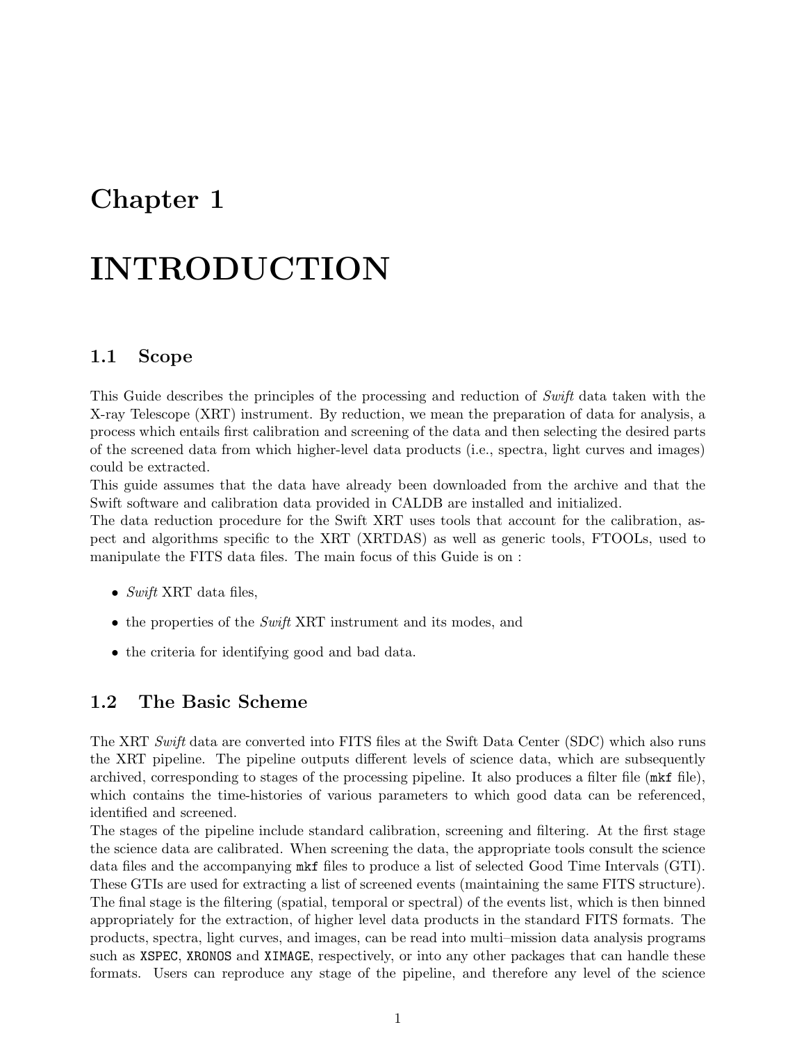# Chapter 1

# INTRODUCTION

## 1.1 Scope

This Guide describes the principles of the processing and reduction of *Swift* data taken with the X-ray Telescope (XRT) instrument. By reduction, we mean the preparation of data for analysis, a process which entails first calibration and screening of the data and then selecting the desired parts of the screened data from which higher-level data products (i.e., spectra, light curves and images) could be extracted.
This guide assumes that the data have already been downloaded from the archive and that the Swift software and calibration data provided in CALDB are installed and initialized.
The data reduction procedure for the Swift XRT uses tools that account for the calibration, aspect and algorithms specific to the XRT (XRTDAS) as well as generic tools, FTOOLs, used to manipulate the FITS data files. The main focus of this Guide is on :

- *Swift* XRT data files,
- the properties of the *Swift* XRT instrument and its modes, and
- the criteria for identifying good and bad data.

## 1.2 The Basic Scheme

The XRT *Swift* data are converted into FITS files at the Swift Data Center (SDC) which also runs the XRT pipeline. The pipeline outputs different levels of science data, which are subsequently archived, corresponding to stages of the processing pipeline. It also produces a filter file (`mkf` file), which contains the time-histories of various parameters to which good data can be referenced, identified and screened.
The stages of the pipeline include standard calibration, screening and filtering. At the first stage the science data are calibrated. When screening the data, the appropriate tools consult the science data files and the accompanying `mkf` files to produce a list of selected Good Time Intervals (GTI). These GTIs are used for extracting a list of screened events (maintaining the same FITS structure). The final stage is the filtering (spatial, temporal or spectral) of the events list, which is then binned appropriately for the extraction, of higher level data products in the standard FITS formats. The products, spectra, light curves, and images, can be read into multi–mission data analysis programs such as `XSPEC`, `XRONOS` and `XIMAGE`, respectively, or into any other packages that can handle these formats. Users can reproduce any stage of the pipeline, and therefore any level of the science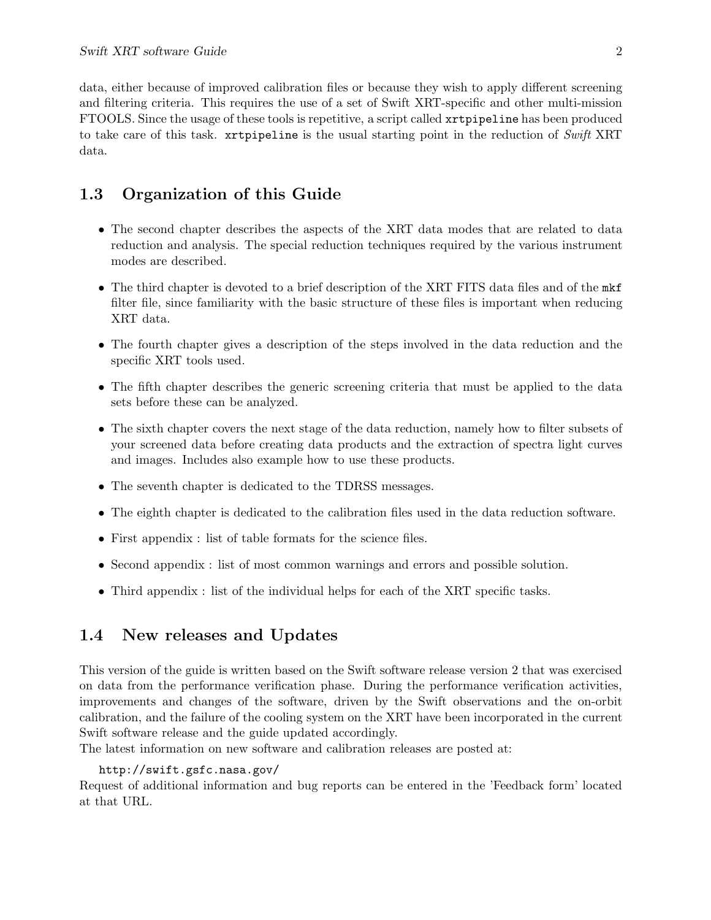data, either because of improved calibration files or because they wish to apply different screening and filtering criteria. This requires the use of a set of Swift XRT-specific and other multi-mission FTOOLS. Since the usage of these tools is repetitive, a script called `xrtpipeline` has been produced to take care of this task. `xrtpipeline` is the usual starting point in the reduction of *Swift* XRT data.

## 1.3 Organization of this Guide

- The second chapter describes the aspects of the XRT data modes that are related to data reduction and analysis. The special reduction techniques required by the various instrument modes are described.
- The third chapter is devoted to a brief description of the XRT FITS data files and of the `mkf` filter file, since familiarity with the basic structure of these files is important when reducing XRT data.
- The fourth chapter gives a description of the steps involved in the data reduction and the specific XRT tools used.
- The fifth chapter describes the generic screening criteria that must be applied to the data sets before these can be analyzed.
- The sixth chapter covers the next stage of the data reduction, namely how to filter subsets of your screened data before creating data products and the extraction of spectra light curves and images. Includes also example how to use these products.
- The seventh chapter is dedicated to the TDRSS messages.
- The eighth chapter is dedicated to the calibration files used in the data reduction software.
- First appendix : list of table formats for the science files.
- Second appendix : list of most common warnings and errors and possible solution.
- Third appendix : list of the individual helps for each of the XRT specific tasks.

## 1.4 New releases and Updates

This version of the guide is written based on the Swift software release version 2 that was exercised on data from the performance verification phase. During the performance verification activities, improvements and changes of the software, driven by the Swift observations and the on-orbit calibration, and the failure of the cooling system on the XRT have been incorporated in the current Swift software release and the guide updated accordingly.
The latest information on new software and calibration releases are posted at:

`http://swift.gsfc.nasa.gov/`

Request of additional information and bug reports can be entered in the 'Feedback form' located at that URL.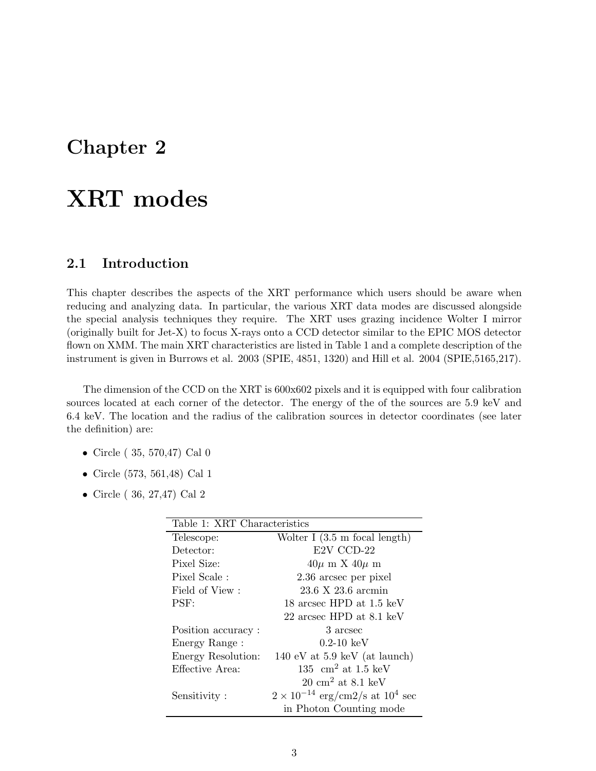# Chapter 2

# XRT modes

## 2.1 Introduction

This chapter describes the aspects of the XRT performance which users should be aware when reducing and analyzing data. In particular, the various XRT data modes are discussed alongside the special analysis techniques they require. The XRT uses grazing incidence Wolter I mirror (originally built for Jet-X) to focus X-rays onto a CCD detector similar to the EPIC MOS detector flown on XMM. The main XRT characteristics are listed in Table 1 and a complete description of the instrument is given in Burrows et al. 2003 (SPIE, 4851, 1320) and Hill et al. 2004 (SPIE,5165,217).

The dimension of the CCD on the XRT is 600x602 pixels and it is equipped with four calibration sources located at each corner of the detector. The energy of the of the sources are 5.9 keV and 6.4 keV. The location and the radius of the calibration sources in detector coordinates (see later the definition) are:

- Circle ( 35, 570,47) Cal 0
- Circle (573, 561,48) Cal 1
- Circle ( 36, 27,47) Cal 2

| Table 1: XRT Characteristics | |
|---|---|
| Telescope: | Wolter I (3.5 m focal length) |
| Detector: | E2V CCD-22 |
| Pixel Size: | $40\mu$ m X $40\mu$ m |
| Pixel Scale : | 2.36 arcsec per pixel |
| Field of View : | 23.6 X 23.6 arcmin |
| PSF: | 18 arcsec HPD at 1.5 keV |
| | 22 arcsec HPD at 8.1 keV |
| Position accuracy : | 3 arcsec |
| Energy Range : | 0.2-10 keV |
| Energy Resolution: | 140 eV at 5.9 keV (at launch) |
| Effective Area: | 135 $cm^2$ at 1.5 keV |
| | 20 $cm^2$ at 8.1 keV |
| Sensitivity : | $2 \times 10^{-14}$ erg/cm2/s at $10^4$ sec |
| | in Photon Counting mode |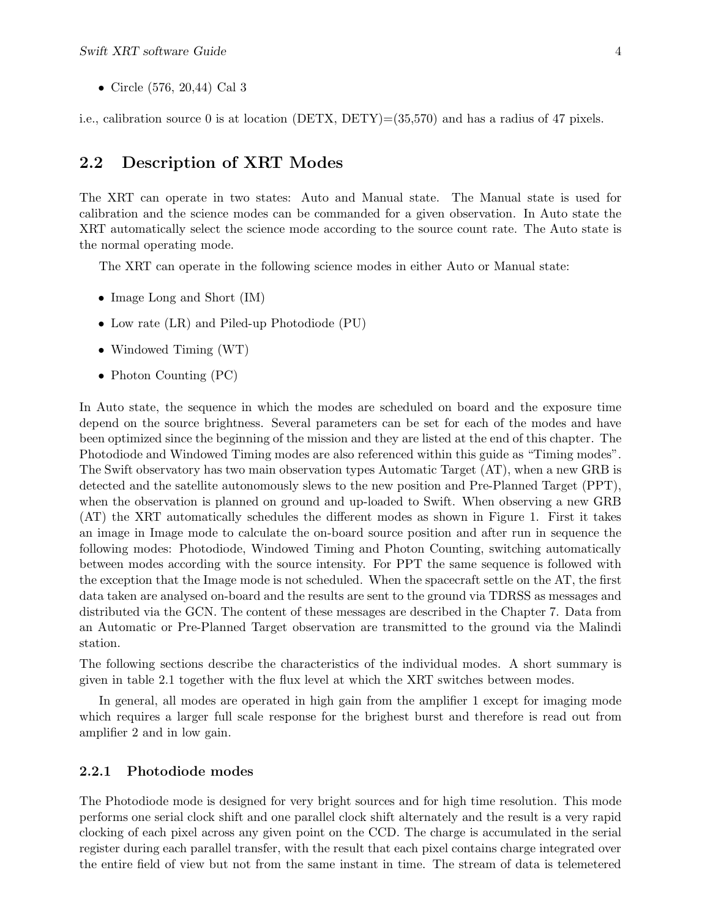- Circle (576, 20,44) Cal 3

i.e., calibration source 0 is at location (DETX, DETY)=(35,570) and has a radius of 47 pixels.

## 2.2 Description of XRT Modes

The XRT can operate in two states: Auto and Manual state. The Manual state is used for calibration and the science modes can be commanded for a given observation. In Auto state the XRT automatically select the science mode according to the source count rate. The Auto state is the normal operating mode.

The XRT can operate in the following science modes in either Auto or Manual state:

- Image Long and Short (IM)
- Low rate (LR) and Piled-up Photodiode (PU)
- Windowed Timing (WT)
- Photon Counting (PC)

In Auto state, the sequence in which the modes are scheduled on board and the exposure time depend on the source brightness. Several parameters can be set for each of the modes and have been optimized since the beginning of the mission and they are listed at the end of this chapter. The Photodiode and Windowed Timing modes are also referenced within this guide as "Timing modes". The Swift observatory has two main observation types Automatic Target (AT), when a new GRB is detected and the satellite autonomously slews to the new position and Pre-Planned Target (PPT), when the observation is planned on ground and up-loaded to Swift. When observing a new GRB (AT) the XRT automatically schedules the different modes as shown in Figure 1. First it takes an image in Image mode to calculate the on-board source position and after run in sequence the following modes: Photodiode, Windowed Timing and Photon Counting, switching automatically between modes according with the source intensity. For PPT the same sequence is followed with the exception that the Image mode is not scheduled. When the spacecraft settle on the AT, the first data taken are analysed on-board and the results are sent to the ground via TDRSS as messages and distributed via the GCN. The content of these messages are described in the Chapter 7. Data from an Automatic or Pre-Planned Target observation are transmitted to the ground via the Malindi station.

The following sections describe the characteristics of the individual modes. A short summary is given in table 2.1 together with the flux level at which the XRT switches between modes.

In general, all modes are operated in high gain from the amplifier 1 except for imaging mode which requires a larger full scale response for the brighest burst and therefore is read out from amplifier 2 and in low gain.

### 2.2.1 Photodiode modes

The Photodiode mode is designed for very bright sources and for high time resolution. This mode performs one serial clock shift and one parallel clock shift alternately and the result is a very rapid clocking of each pixel across any given point on the CCD. The charge is accumulated in the serial register during each parallel transfer, with the result that each pixel contains charge integrated over the entire field of view but not from the same instant in time. The stream of data is telemetered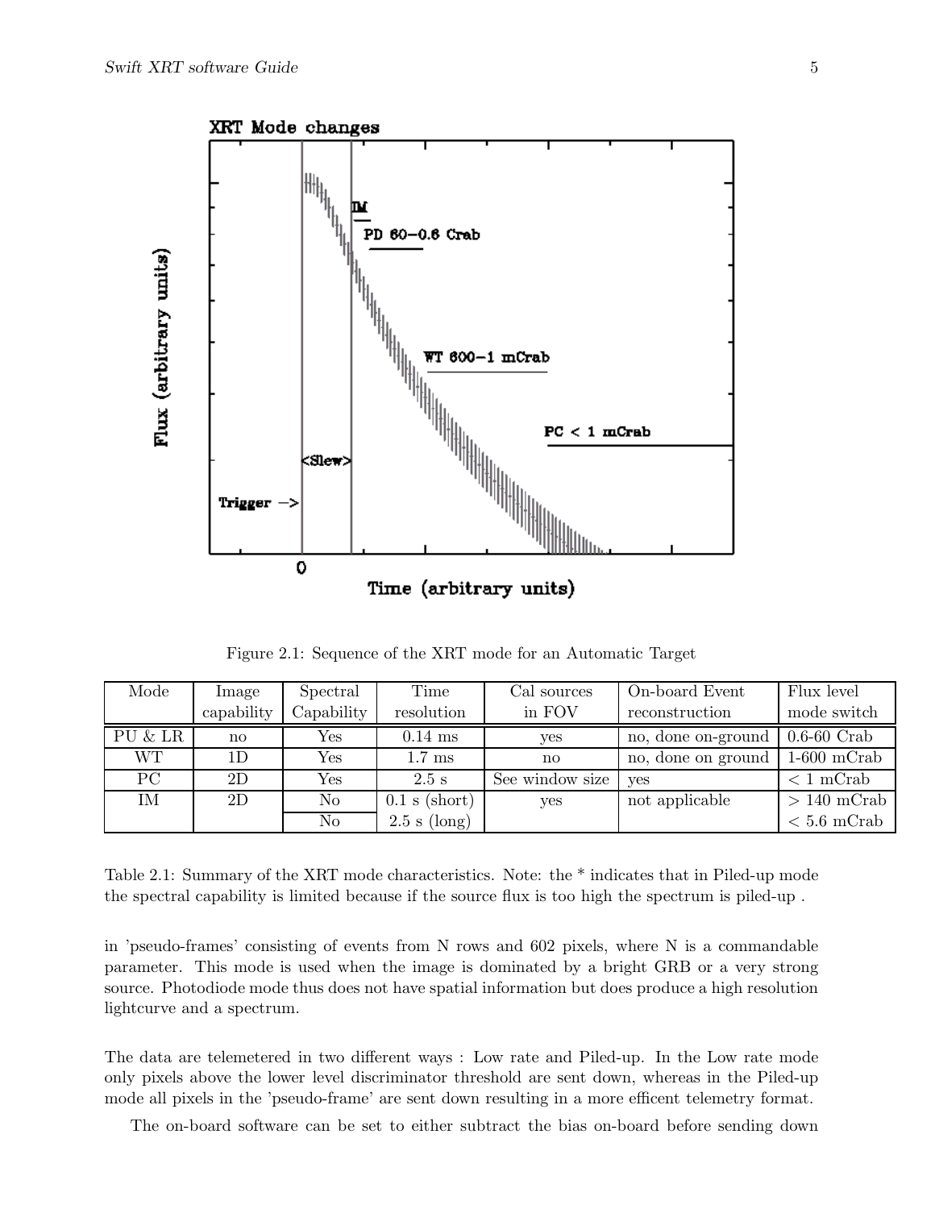Figure 2.1: Sequence of the XRT mode for an Automatic Target

| Mode | Image capability | Spectral Capability | Time resolution | Cal sources in FOV | On-board Event reconstruction | Flux level mode switch |
|---|---|---|---|---|---|---|
| PU & LR | no | Yes | 0.14 ms | yes | no, done on-ground | 0.6-60 Crab |
| WT | 1D | Yes | 1.7 ms | no | no, done on ground | 1-600 mCrab |
| PC | 2D | Yes | 2.5 s | See window size | yes | < 1 mCrab |
| IM | 2D | No | 0.1 s (short) | yes | not applicable | > 140 mCrab |
| | | No | 2.5 s (long) | | | < 5.6 mCrab |

Table 2.1: Summary of the XRT mode characteristics. Note: the * indicates that in Piled-up mode the spectral capability is limited because if the source flux is too high the spectrum is piled-up .

in 'pseudo-frames' consisting of events from N rows and 602 pixels, where N is a commandable parameter. This mode is used when the image is dominated by a bright GRB or a very strong source. Photodiode mode thus does not have spatial information but does produce a high resolution lightcurve and a spectrum.

The data are telemetered in two different ways : Low rate and Piled-up. In the Low rate mode only pixels above the lower level discriminator threshold are sent down, whereas in the Piled-up mode all pixels in the 'pseudo-frame' are sent down resulting in a more efficent telemetry format.

The on-board software can be set to either subtract the bias on-board before sending down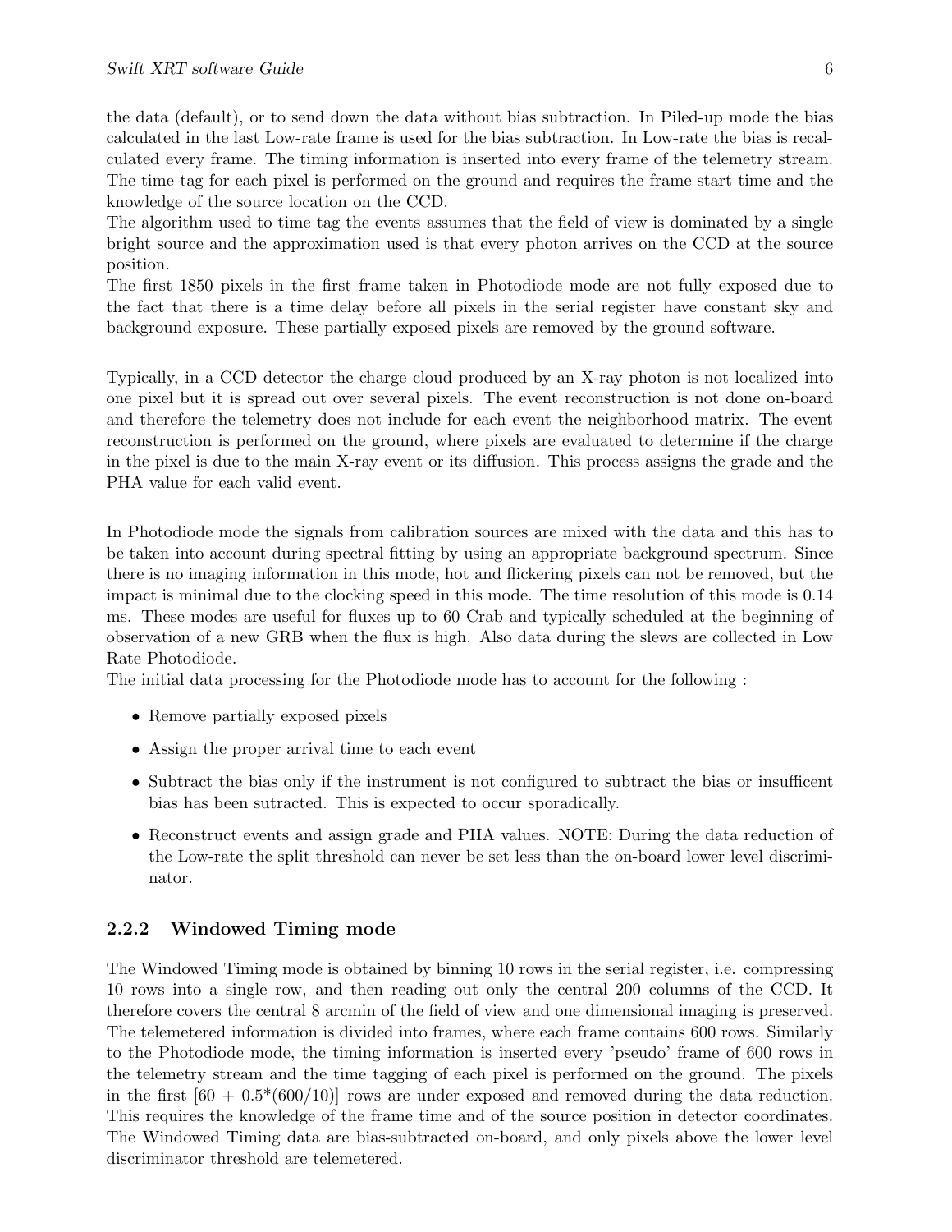the data (default), or to send down the data without bias subtraction. In Piled-up mode the bias calculated in the last Low-rate frame is used for the bias subtraction. In Low-rate the bias is recalculated every frame. The timing information is inserted into every frame of the telemetry stream. The time tag for each pixel is performed on the ground and requires the frame start time and the knowledge of the source location on the CCD.
The algorithm used to time tag the events assumes that the field of view is dominated by a single bright source and the approximation used is that every photon arrives on the CCD at the source position.
The first 1850 pixels in the first frame taken in Photodiode mode are not fully exposed due to the fact that there is a time delay before all pixels in the serial register have constant sky and background exposure. These partially exposed pixels are removed by the ground software.

Typically, in a CCD detector the charge cloud produced by an X-ray photon is not localized into one pixel but it is spread out over several pixels. The event reconstruction is not done on-board and therefore the telemetry does not include for each event the neighborhood matrix. The event reconstruction is performed on the ground, where pixels are evaluated to determine if the charge in the pixel is due to the main X-ray event or its diffusion. This process assigns the grade and the PHA value for each valid event.

In Photodiode mode the signals from calibration sources are mixed with the data and this has to be taken into account during spectral fitting by using an appropriate background spectrum. Since there is no imaging information in this mode, hot and flickering pixels can not be removed, but the impact is minimal due to the clocking speed in this mode. The time resolution of this mode is 0.14 ms. These modes are useful for fluxes up to 60 Crab and typically scheduled at the beginning of observation of a new GRB when the flux is high. Also data during the slews are collected in Low Rate Photodiode.
The initial data processing for the Photodiode mode has to account for the following :

- Remove partially exposed pixels
- Assign the proper arrival time to each event
- Subtract the bias only if the instrument is not configured to subtract the bias or insufficent bias has been sutracted. This is expected to occur sporadically.
- Reconstruct events and assign grade and PHA values. NOTE: During the data reduction of the Low-rate the split threshold can never be set less than the on-board lower level discriminator.

### 2.2.2 Windowed Timing mode

The Windowed Timing mode is obtained by binning 10 rows in the serial register, i.e. compressing 10 rows into a single row, and then reading out only the central 200 columns of the CCD. It therefore covers the central 8 arcmin of the field of view and one dimensional imaging is preserved. The telemetered information is divided into frames, where each frame contains 600 rows. Similarly to the Photodiode mode, the timing information is inserted every 'pseudo' frame of 600 rows in the telemetry stream and the time tagging of each pixel is performed on the ground. The pixels in the first [60 + 0.5*(600/10)] rows are under exposed and removed during the data reduction. This requires the knowledge of the frame time and of the source position in detector coordinates. The Windowed Timing data are bias-subtracted on-board, and only pixels above the lower level discriminator threshold are telemetered.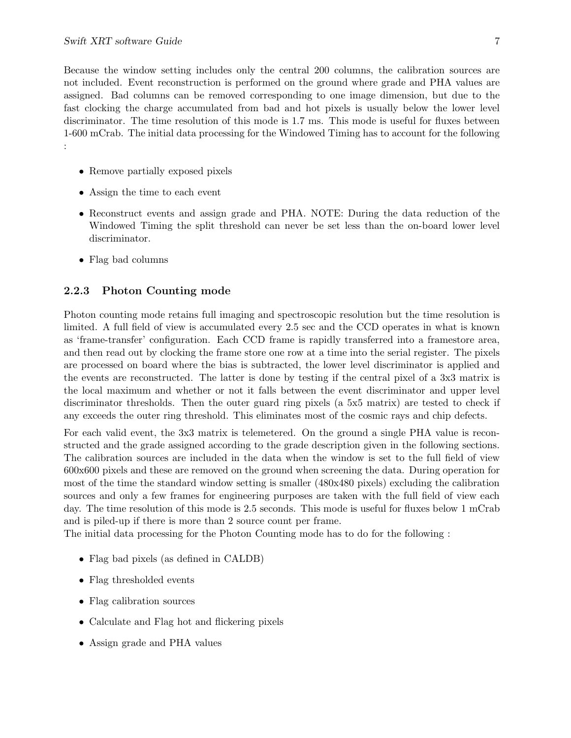Because the window setting includes only the central 200 columns, the calibration sources are not included. Event reconstruction is performed on the ground where grade and PHA values are assigned. Bad columns can be removed corresponding to one image dimension, but due to the fast clocking the charge accumulated from bad and hot pixels is usually below the lower level discriminator. The time resolution of this mode is 1.7 ms. This mode is useful for fluxes between 1-600 mCrab. The initial data processing for the Windowed Timing has to account for the following :

- Remove partially exposed pixels
- Assign the time to each event
- Reconstruct events and assign grade and PHA. NOTE: During the data reduction of the Windowed Timing the split threshold can never be set less than the on-board lower level discriminator.
- Flag bad columns

### 2.2.3 Photon Counting mode

Photon counting mode retains full imaging and spectroscopic resolution but the time resolution is limited. A full field of view is accumulated every 2.5 sec and the CCD operates in what is known as 'frame-transfer' configuration. Each CCD frame is rapidly transferred into a framestore area, and then read out by clocking the frame store one row at a time into the serial register. The pixels are processed on board where the bias is subtracted, the lower level discriminator is applied and the events are reconstructed. The latter is done by testing if the central pixel of a 3x3 matrix is the local maximum and whether or not it falls between the event discriminator and upper level discriminator thresholds. Then the outer guard ring pixels (a 5x5 matrix) are tested to check if any exceeds the outer ring threshold. This eliminates most of the cosmic rays and chip defects.

For each valid event, the 3x3 matrix is telemetered. On the ground a single PHA value is reconstructed and the grade assigned according to the grade description given in the following sections. The calibration sources are included in the data when the window is set to the full field of view 600x600 pixels and these are removed on the ground when screening the data. During operation for most of the time the standard window setting is smaller (480x480 pixels) excluding the calibration sources and only a few frames for engineering purposes are taken with the full field of view each day. The time resolution of this mode is 2.5 seconds. This mode is useful for fluxes below 1 mCrab and is piled-up if there is more than 2 source count per frame.
The initial data processing for the Photon Counting mode has to do for the following :

- Flag bad pixels (as defined in CALDB)
- Flag thresholded events
- Flag calibration sources
- Calculate and Flag hot and flickering pixels
- Assign grade and PHA values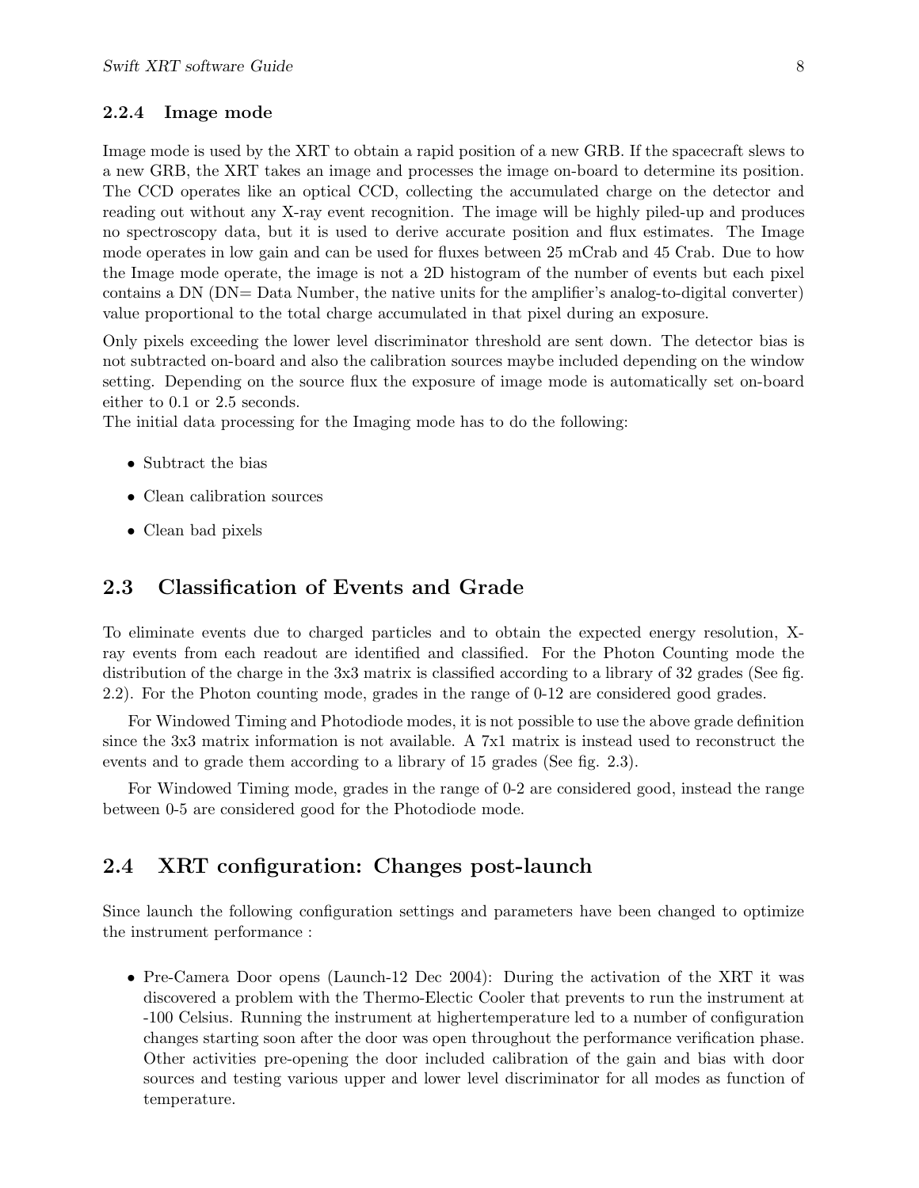### 2.2.4 Image mode

Image mode is used by the XRT to obtain a rapid position of a new GRB. If the spacecraft slews to a new GRB, the XRT takes an image and processes the image on-board to determine its position. The CCD operates like an optical CCD, collecting the accumulated charge on the detector and reading out without any X-ray event recognition. The image will be highly piled-up and produces no spectroscopy data, but it is used to derive accurate position and flux estimates. The Image mode operates in low gain and can be used for fluxes between 25 mCrab and 45 Crab. Due to how the Image mode operate, the image is not a 2D histogram of the number of events but each pixel contains a DN (DN= Data Number, the native units for the amplifier's analog-to-digital converter) value proportional to the total charge accumulated in that pixel during an exposure.

Only pixels exceeding the lower level discriminator threshold are sent down. The detector bias is not subtracted on-board and also the calibration sources maybe included depending on the window setting. Depending on the source flux the exposure of image mode is automatically set on-board either to 0.1 or 2.5 seconds.
The initial data processing for the Imaging mode has to do the following:

- Subtract the bias
- Clean calibration sources
- Clean bad pixels

## 2.3 Classification of Events and Grade

To eliminate events due to charged particles and to obtain the expected energy resolution, X-ray events from each readout are identified and classified. For the Photon Counting mode the distribution of the charge in the 3x3 matrix is classified according to a library of 32 grades (See fig. 2.2). For the Photon counting mode, grades in the range of 0-12 are considered good grades.

For Windowed Timing and Photodiode modes, it is not possible to use the above grade definition since the 3x3 matrix information is not available. A 7x1 matrix is instead used to reconstruct the events and to grade them according to a library of 15 grades (See fig. 2.3).

For Windowed Timing mode, grades in the range of 0-2 are considered good, instead the range between 0-5 are considered good for the Photodiode mode.

## 2.4 XRT configuration: Changes post-launch

Since launch the following configuration settings and parameters have been changed to optimize the instrument performance :

- Pre-Camera Door opens (Launch-12 Dec 2004): During the activation of the XRT it was discovered a problem with the Thermo-Electic Cooler that prevents to run the instrument at -100 Celsius. Running the instrument at highertemperature led to a number of configuration changes starting soon after the door was open throughout the performance verification phase. Other activities pre-opening the door included calibration of the gain and bias with door sources and testing various upper and lower level discriminator for all modes as function of temperature.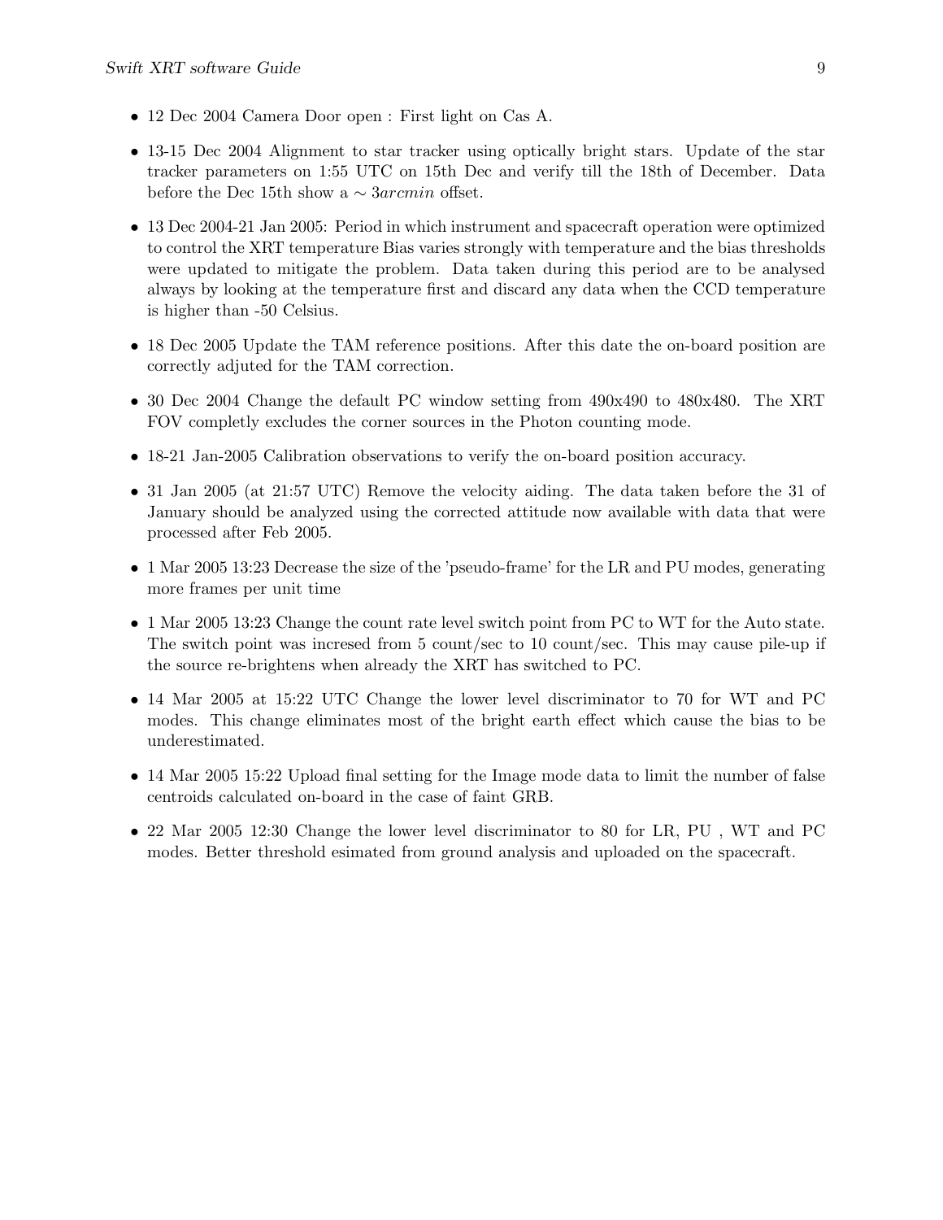- 12 Dec 2004 Camera Door open : First light on Cas A.
- 13-15 Dec 2004 Alignment to star tracker using optically bright stars. Update of the star tracker parameters on 1:55 UTC on 15th Dec and verify till the 18th of December. Data before the Dec 15th show a $\sim 3arcmin$ offset.
- 13 Dec 2004-21 Jan 2005: Period in which instrument and spacecraft operation were optimized to control the XRT temperature Bias varies strongly with temperature and the bias thresholds were updated to mitigate the problem. Data taken during this period are to be analysed always by looking at the temperature first and discard any data when the CCD temperature is higher than -50 Celsius.
- 18 Dec 2005 Update the TAM reference positions. After this date the on-board position are correctly adjuted for the TAM correction.
- 30 Dec 2004 Change the default PC window setting from 490x490 to 480x480. The XRT FOV completly excludes the corner sources in the Photon counting mode.
- 18-21 Jan-2005 Calibration observations to verify the on-board position accuracy.
- 31 Jan 2005 (at 21:57 UTC) Remove the velocity aiding. The data taken before the 31 of January should be analyzed using the corrected attitude now available with data that were processed after Feb 2005.
- 1 Mar 2005 13:23 Decrease the size of the 'pseudo-frame' for the LR and PU modes, generating more frames per unit time
- 1 Mar 2005 13:23 Change the count rate level switch point from PC to WT for the Auto state. The switch point was incresed from 5 count/sec to 10 count/sec. This may cause pile-up if the source re-brightens when already the XRT has switched to PC.
- 14 Mar 2005 at 15:22 UTC Change the lower level discriminator to 70 for WT and PC modes. This change eliminates most of the bright earth effect which cause the bias to be underestimated.
- 14 Mar 2005 15:22 Upload final setting for the Image mode data to limit the number of false centroids calculated on-board in the case of faint GRB.
- 22 Mar 2005 12:30 Change the lower level discriminator to 80 for LR, PU , WT and PC modes. Better threshold esimated from ground analysis and uploaded on the spacecraft.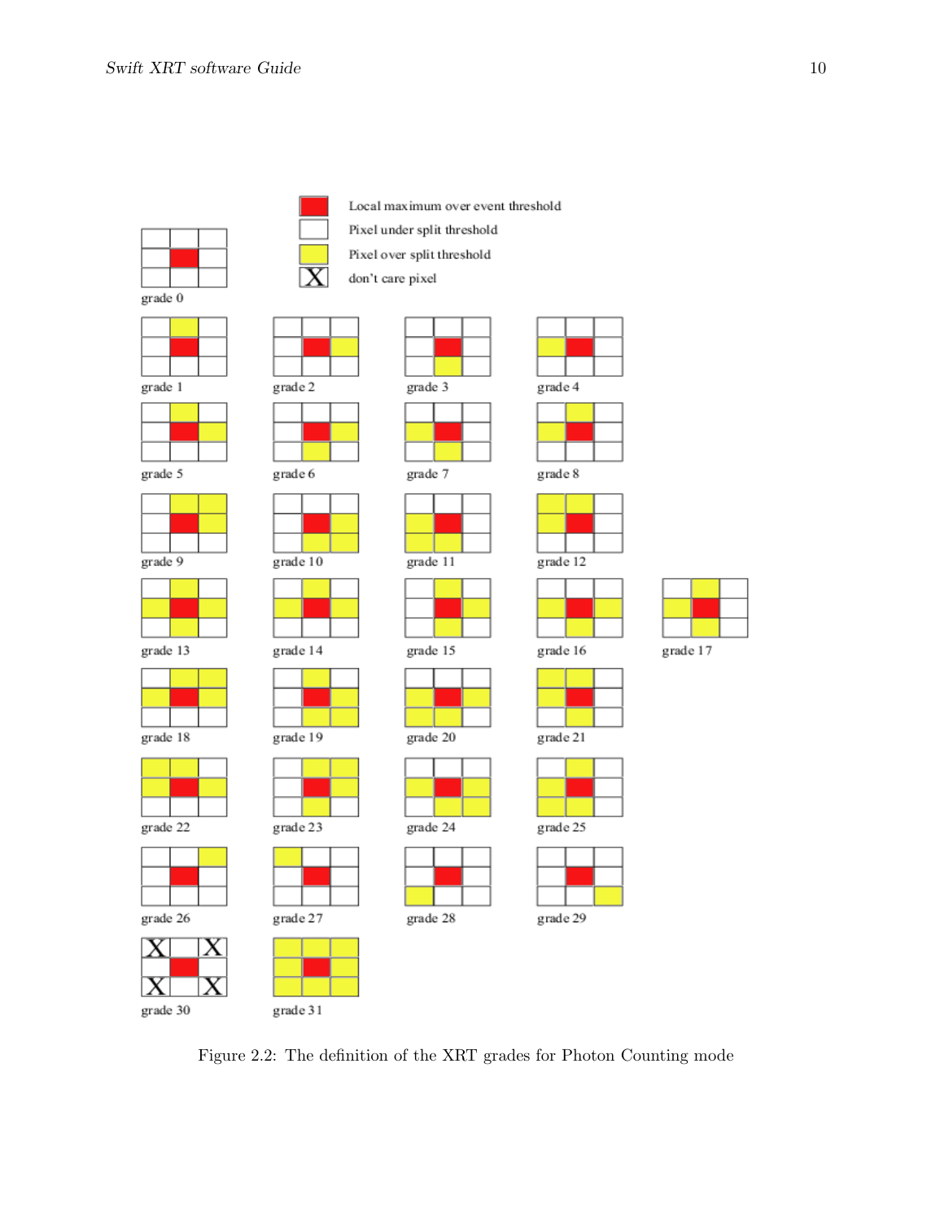Local maximum over event threshold

Pixel under split threshold

Pixel over split threshold

don't care pixel

grade 0

grade 1 grade 2 grade 3 grade 4

grade 5 grade 6 grade 7 grade 8

grade 9 grade 10 grade 11 grade 12

grade 13 grade 14 grade 15 grade 16 grade 17

grade 18 grade 19 grade 20 grade 21

grade 22 grade 23 grade 24 grade 25

grade 26 grade 27 grade 28 grade 29

grade 30 grade 31

Figure 2.2: The definition of the XRT grades for Photon Counting mode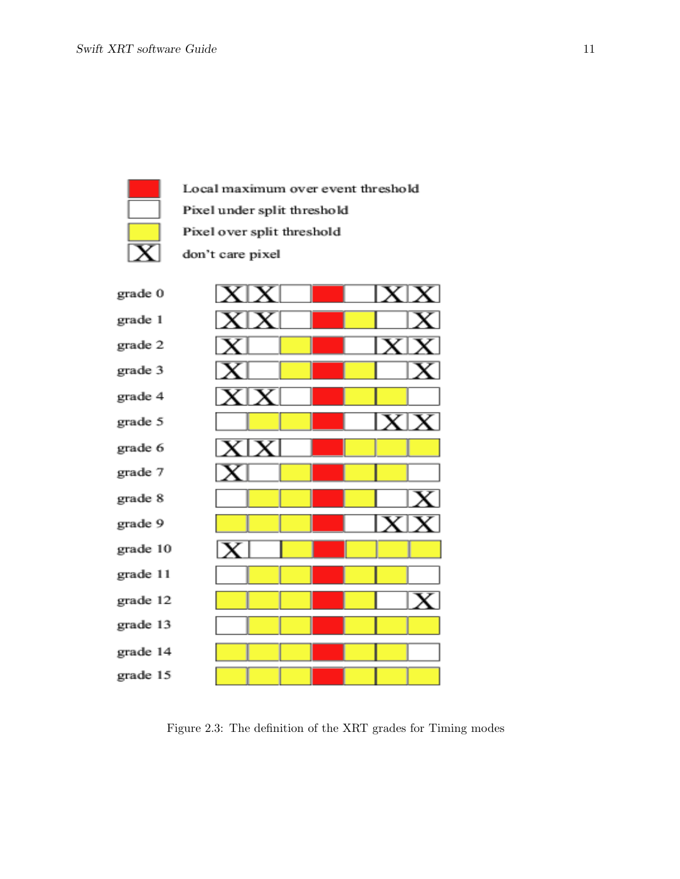| | |
|---|---|
| Red | Local maximum over event threshold |
| White | Pixel under split threshold |
| Yellow | Pixel over split threshold |
| X | don't care pixel |

| Grade | 1 | 2 | 3 | 4 | 5 | 6 | 7 |
|---|---|---|---|---|---|---|---|
| grade 0 | X | X | White | Red | White | X | X |
| grade 1 | X | X | White | Red | Yellow | White | X |
| grade 2 | X | White | Yellow | Red | White | X | X |
| grade 3 | X | White | Yellow | Red | Yellow | White | X |
| grade 4 | X | X | White | Red | Yellow | Yellow | White |
| grade 5 | White | Yellow | Yellow | Red | White | X | X |
| grade 6 | X | X | White | Red | Yellow | Yellow | Yellow |
| grade 7 | X | White | Yellow | Red | Yellow | Yellow | White |
| grade 8 | White | Yellow | Yellow | Red | Yellow | White | X |
| grade 9 | Yellow | Yellow | Yellow | Red | White | X | X |
| grade 10 | X | White | Yellow | Red | Yellow | Yellow | Yellow |
| grade 11 | White | Yellow | Yellow | Red | Yellow | Yellow | White |
| grade 12 | Yellow | Yellow | Yellow | Red | Yellow | White | X |
| grade 13 | White | Yellow | Yellow | Red | Yellow | Yellow | Yellow |
| grade 14 | Yellow | Yellow | Yellow | Red | Yellow | Yellow | White |
| grade 15 | Yellow | Yellow | Yellow | Red | Yellow | Yellow | Yellow |

Figure 2.3: The definition of the XRT grades for Timing modes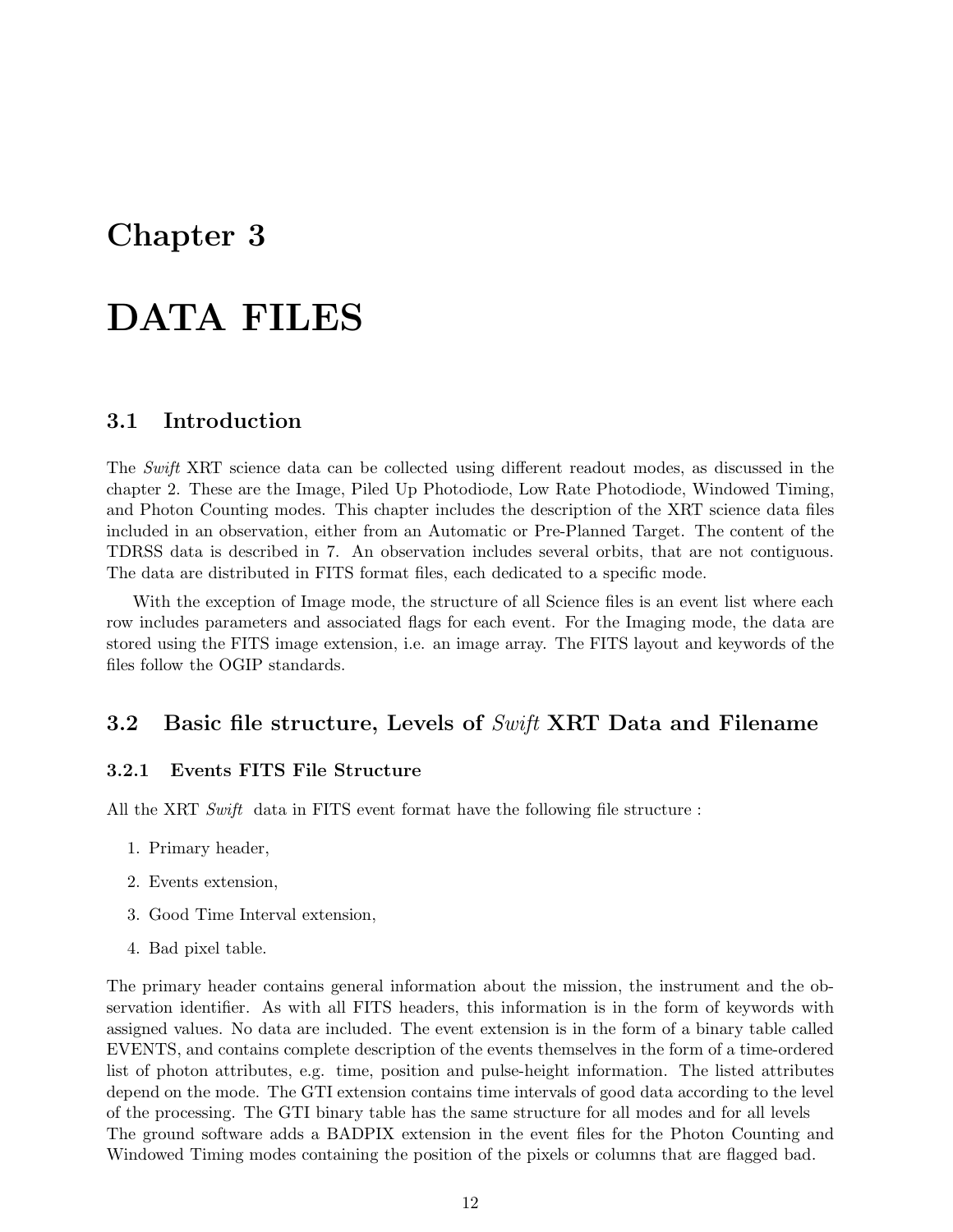# Chapter 3

# DATA FILES

## 3.1 Introduction

The *Swift* XRT science data can be collected using different readout modes, as discussed in the chapter 2. These are the Image, Piled Up Photodiode, Low Rate Photodiode, Windowed Timing, and Photon Counting modes. This chapter includes the description of the XRT science data files included in an observation, either from an Automatic or Pre-Planned Target. The content of the TDRSS data is described in 7. An observation includes several orbits, that are not contiguous. The data are distributed in FITS format files, each dedicated to a specific mode.

With the exception of Image mode, the structure of all Science files is an event list where each row includes parameters and associated flags for each event. For the Imaging mode, the data are stored using the FITS image extension, i.e. an image array. The FITS layout and keywords of the files follow the OGIP standards.

## 3.2 Basic file structure, Levels of *Swift* XRT Data and Filename

### 3.2.1 Events FITS File Structure

All the XRT *Swift* data in FITS event format have the following file structure :

1. Primary header,
2. Events extension,
3. Good Time Interval extension,
4. Bad pixel table.

The primary header contains general information about the mission, the instrument and the observation identifier. As with all FITS headers, this information is in the form of keywords with assigned values. No data are included. The event extension is in the form of a binary table called EVENTS, and contains complete description of the events themselves in the form of a time-ordered list of photon attributes, e.g. time, position and pulse-height information. The listed attributes depend on the mode. The GTI extension contains time intervals of good data according to the level of the processing. The GTI binary table has the same structure for all modes and for all levels The ground software adds a BADPIX extension in the event files for the Photon Counting and Windowed Timing modes containing the position of the pixels or columns that are flagged bad.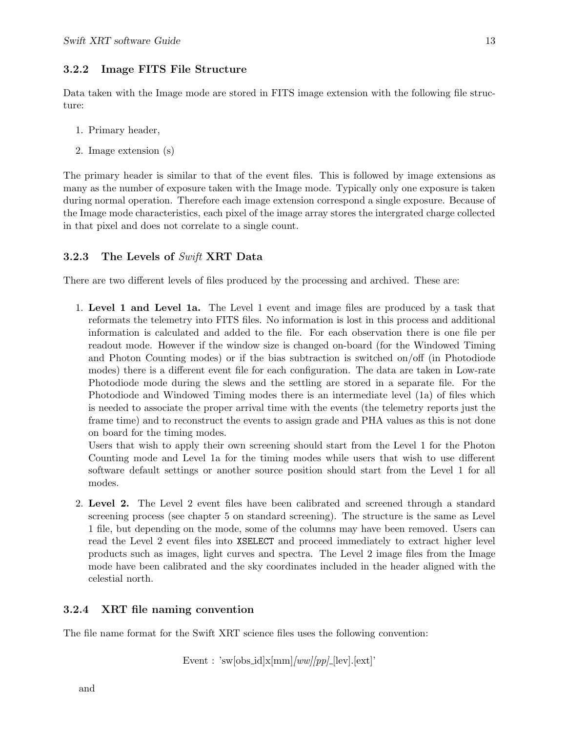### 3.2.2 Image FITS File Structure

Data taken with the Image mode are stored in FITS image extension with the following file structure:

1. Primary header,
2. Image extension (s)

The primary header is similar to that of the event files. This is followed by image extensions as many as the number of exposure taken with the Image mode. Typically only one exposure is taken during normal operation. Therefore each image extension correspond a single exposure. Because of the Image mode characteristics, each pixel of the image array stores the intergrated charge collected in that pixel and does not correlate to a single count.

### 3.2.3 The Levels of *Swift* XRT Data

There are two different levels of files produced by the processing and archived. These are:

1. **Level 1 and Level 1a.** The Level 1 event and image files are produced by a task that reformats the telemetry into FITS files. No information is lost in this process and additional information is calculated and added to the file. For each observation there is one file per readout mode. However if the window size is changed on-board (for the Windowed Timing and Photon Counting modes) or if the bias subtraction is switched on/off (in Photodiode modes) there is a different event file for each configuration. The data are taken in Low-rate Photodiode mode during the slews and the settling are stored in a separate file. For the Photodiode and Windowed Timing modes there is an intermediate level (1a) of files which is needed to associate the proper arrival time with the events (the telemetry reports just the frame time) and to reconstruct the events to assign grade and PHA values as this is not done on board for the timing modes.
   Users that wish to apply their own screening should start from the Level 1 for the Photon Counting mode and Level 1a for the timing modes while users that wish to use different software default settings or another source position should start from the Level 1 for all modes.

2. **Level 2.** The Level 2 event files have been calibrated and screened through a standard screening process (see chapter 5 on standard screening). The structure is the same as Level 1 file, but depending on the mode, some of the columns may have been removed. Users can read the Level 2 event files into `XSELECT` and proceed immediately to extract higher level products such as images, light curves and spectra. The Level 2 image files from the Image mode have been calibrated and the sky coordinates included in the header aligned with the celestial north.

### 3.2.4 XRT file naming convention

The file name format for the Swift XRT science files uses the following convention:

Event : 'sw[obs_id]x[mm]*[ww][pp]*_[lev].[ext]'

and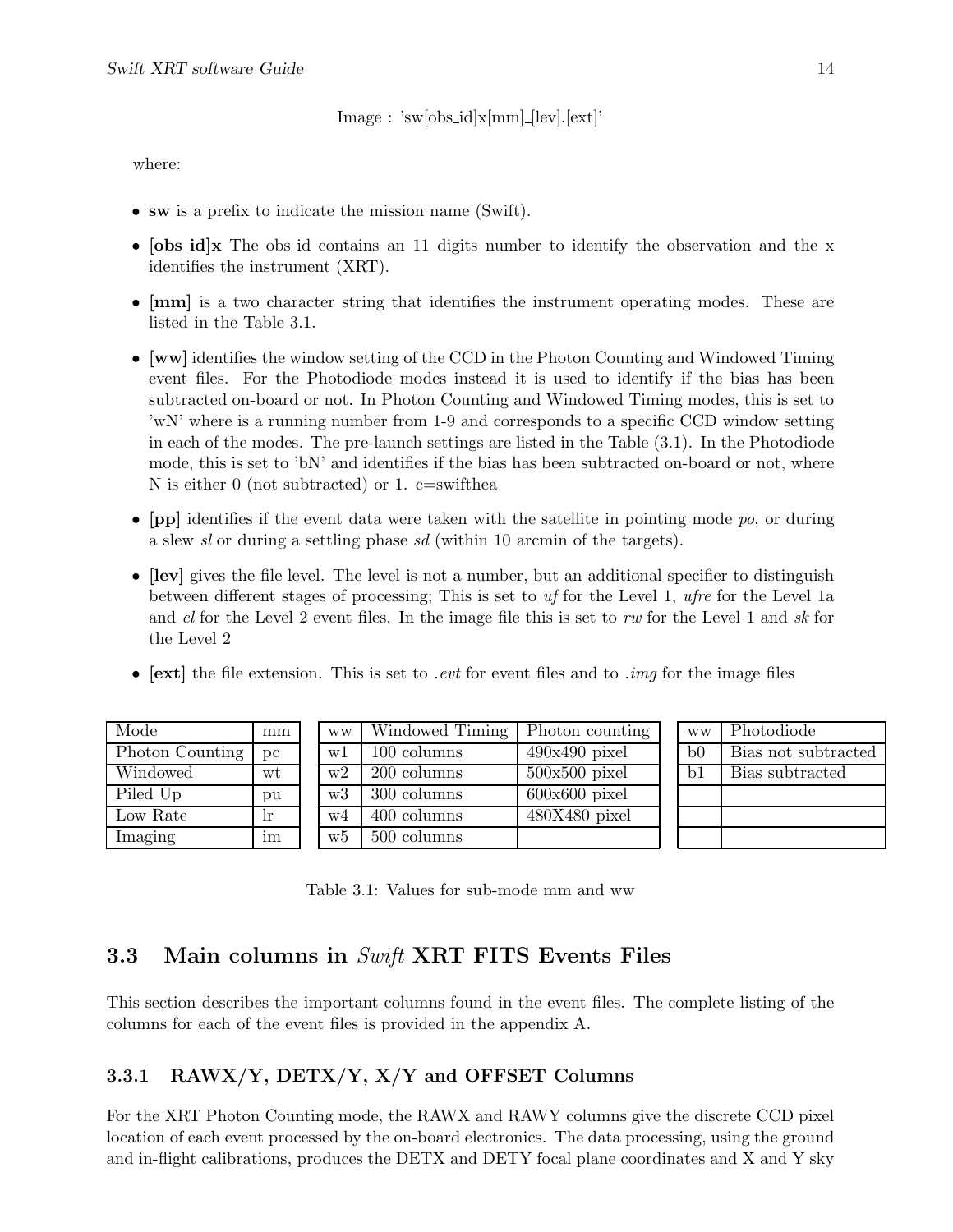Image : 'sw[obs_id]x[mm]_[lev].[ext]'

where:

- **sw** is a prefix to indicate the mission name (Swift).
- **[obs_id]x** The obs_id contains an 11 digits number to identify the observation and the x identifies the instrument (XRT).
- **[mm]** is a two character string that identifies the instrument operating modes. These are listed in the Table 3.1.
- **[ww]** identifies the window setting of the CCD in the Photon Counting and Windowed Timing event files. For the Photodiode modes instead it is used to identify if the bias has been subtracted on-board or not. In Photon Counting and Windowed Timing modes, this is set to 'wN' where is a running number from 1-9 and corresponds to a specific CCD window setting in each of the modes. The pre-launch settings are listed in the Table (3.1). In the Photodiode mode, this is set to 'bN' and identifies if the bias has been subtracted on-board or not, where N is either 0 (not subtracted) or 1. c=swifthea
- **[pp]** identifies if the event data were taken with the satellite in pointing mode *po*, or during a slew *sl* or during a settling phase *sd* (within 10 arcmin of the targets).
- **[lev]** gives the file level. The level is not a number, but an additional specifier to distinguish between different stages of processing; This is set to *uf* for the Level 1, *ufre* for the Level 1a and *cl* for the Level 2 event files. In the image file this is set to *rw* for the Level 1 and *sk* for the Level 2
- **[ext]** the file extension. This is set to *.evt* for event files and to *.img* for the image files

| Mode | mm |
|---|---|
| Photon Counting | pc |
| Windowed | wt |
| Piled Up | pu |
| Low Rate | lr |
| Imaging | im |

| ww | Windowed Timing | Photon counting |
|---|---|---|
| w1 | 100 columns | 490x490 pixel |
| w2 | 200 columns | 500x500 pixel |
| w3 | 300 columns | 600x600 pixel |
| w4 | 400 columns | 480X480 pixel |
| w5 | 500 columns | |

| ww | Photodiode |
|---|---|
| b0 | Bias not subtracted |
| b1 | Bias subtracted |

Table 3.1: Values for sub-mode mm and ww

## 3.3 Main columns in *Swift* XRT FITS Events Files

This section describes the important columns found in the event files. The complete listing of the columns for each of the event files is provided in the appendix A.

### 3.3.1 RAWX/Y, DETX/Y, X/Y and OFFSET Columns

For the XRT Photon Counting mode, the RAWX and RAWY columns give the discrete CCD pixel location of each event processed by the on-board electronics. The data processing, using the ground and in-flight calibrations, produces the DETX and DETY focal plane coordinates and X and Y sky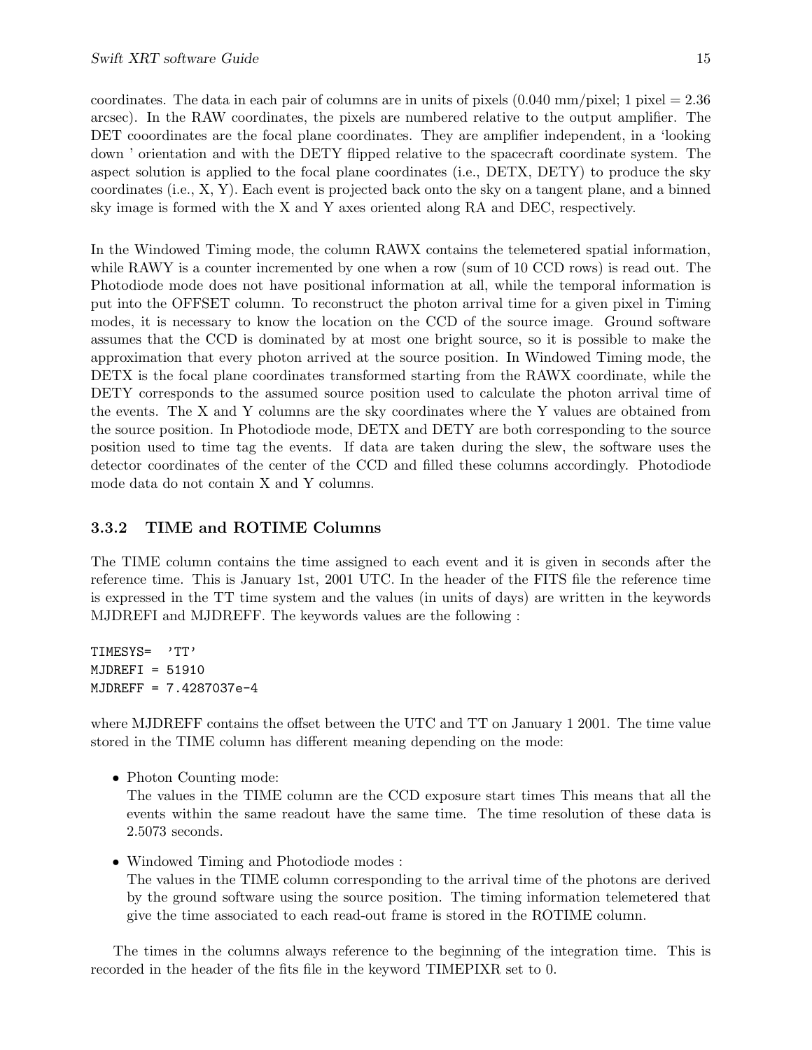coordinates. The data in each pair of columns are in units of pixels (0.040 mm/pixel; 1 pixel = 2.36 arcsec). In the RAW coordinates, the pixels are numbered relative to the output amplifier. The DET cooordinates are the focal plane coordinates. They are amplifier independent, in a 'looking down ' orientation and with the DETY flipped relative to the spacecraft coordinate system. The aspect solution is applied to the focal plane coordinates (i.e., DETX, DETY) to produce the sky coordinates (i.e., X, Y). Each event is projected back onto the sky on a tangent plane, and a binned sky image is formed with the X and Y axes oriented along RA and DEC, respectively.

In the Windowed Timing mode, the column RAWX contains the telemetered spatial information, while RAWY is a counter incremented by one when a row (sum of 10 CCD rows) is read out. The Photodiode mode does not have positional information at all, while the temporal information is put into the OFFSET column. To reconstruct the photon arrival time for a given pixel in Timing modes, it is necessary to know the location on the CCD of the source image. Ground software assumes that the CCD is dominated by at most one bright source, so it is possible to make the approximation that every photon arrived at the source position. In Windowed Timing mode, the DETX is the focal plane coordinates transformed starting from the RAWX coordinate, while the DETY corresponds to the assumed source position used to calculate the photon arrival time of the events. The X and Y columns are the sky coordinates where the Y values are obtained from the source position. In Photodiode mode, DETX and DETY are both corresponding to the source position used to time tag the events. If data are taken during the slew, the software uses the detector coordinates of the center of the CCD and filled these columns accordingly. Photodiode mode data do not contain X and Y columns.

### 3.3.2 TIME and ROTIME Columns

The TIME column contains the time assigned to each event and it is given in seconds after the reference time. This is January 1st, 2001 UTC. In the header of the FITS file the reference time is expressed in the TT time system and the values (in units of days) are written in the keywords MJDREFI and MJDREFF. The keywords values are the following :

```
TIMESYS=  'TT'
MJDREFI = 51910
MJDREFF = 7.4287037e-4
```

where MJDREFF contains the offset between the UTC and TT on January 1 2001. The time value stored in the TIME column has different meaning depending on the mode:

- Photon Counting mode:
  The values in the TIME column are the CCD exposure start times This means that all the events within the same readout have the same time. The time resolution of these data is 2.5073 seconds.

- Windowed Timing and Photodiode modes :
  The values in the TIME column corresponding to the arrival time of the photons are derived by the ground software using the source position. The timing information telemetered that give the time associated to each read-out frame is stored in the ROTIME column.

The times in the columns always reference to the beginning of the integration time. This is recorded in the header of the fits file in the keyword TIMEPIXR set to 0.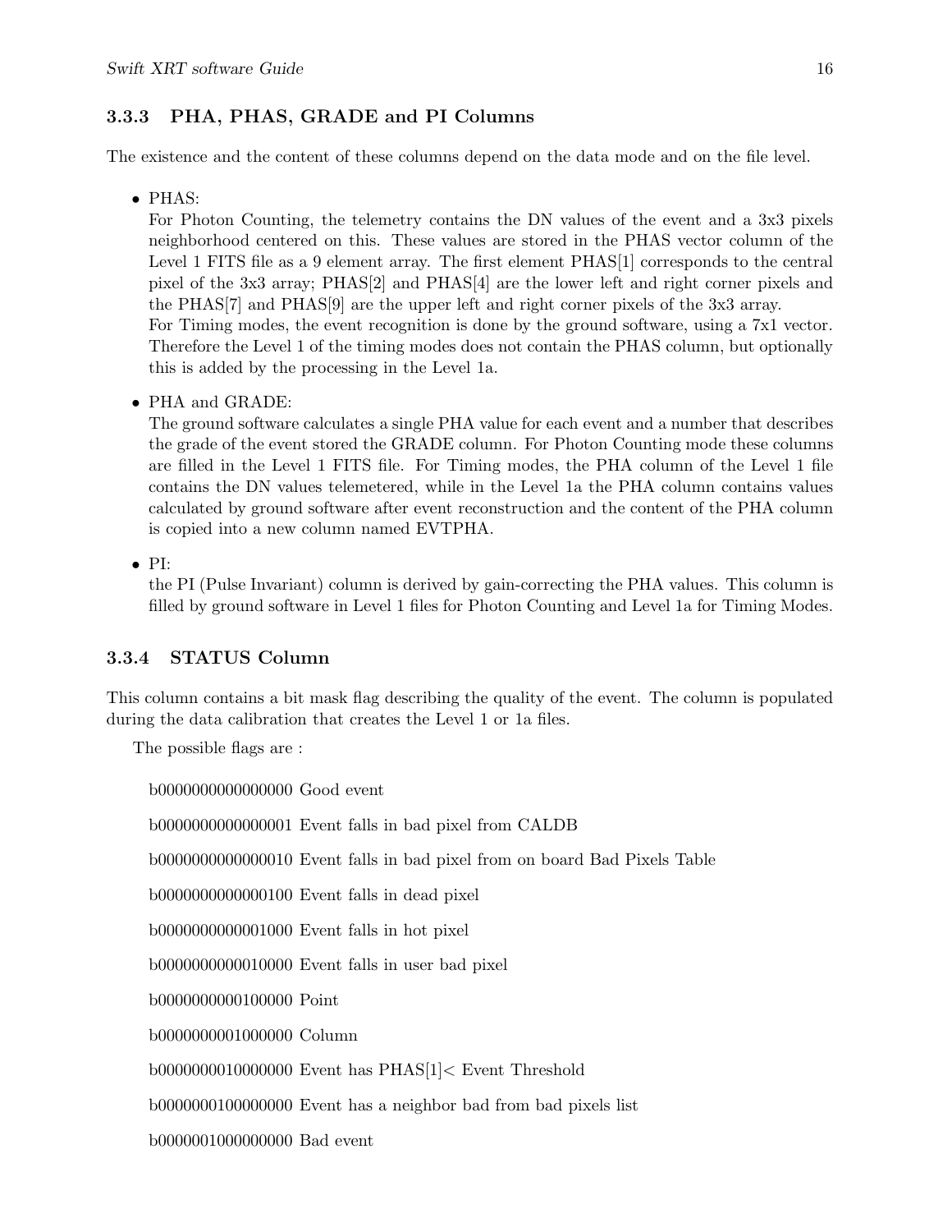### 3.3.3 PHA, PHAS, GRADE and PI Columns

The existence and the content of these columns depend on the data mode and on the file level.

- PHAS:
  For Photon Counting, the telemetry contains the DN values of the event and a 3x3 pixels neighborhood centered on this. These values are stored in the PHAS vector column of the Level 1 FITS file as a 9 element array. The first element PHAS[1] corresponds to the central pixel of the 3x3 array; PHAS[2] and PHAS[4] are the lower left and right corner pixels and the PHAS[7] and PHAS[9] are the upper left and right corner pixels of the 3x3 array.
  For Timing modes, the event recognition is done by the ground software, using a 7x1 vector. Therefore the Level 1 of the timing modes does not contain the PHAS column, but optionally this is added by the processing in the Level 1a.

- PHA and GRADE:
  The ground software calculates a single PHA value for each event and a number that describes the grade of the event stored the GRADE column. For Photon Counting mode these columns are filled in the Level 1 FITS file. For Timing modes, the PHA column of the Level 1 file contains the DN values telemetered, while in the Level 1a the PHA column contains values calculated by ground software after event reconstruction and the content of the PHA column is copied into a new column named EVTPHA.

- PI:
  the PI (Pulse Invariant) column is derived by gain-correcting the PHA values. This column is filled by ground software in Level 1 files for Photon Counting and Level 1a for Timing Modes.

### 3.3.4 STATUS Column

This column contains a bit mask flag describing the quality of the event. The column is populated during the data calibration that creates the Level 1 or 1a files.

The possible flags are :

b0000000000000000 Good event

b0000000000000001 Event falls in bad pixel from CALDB

b0000000000000010 Event falls in bad pixel from on board Bad Pixels Table

b0000000000000100 Event falls in dead pixel

b0000000000001000 Event falls in hot pixel

b0000000000010000 Event falls in user bad pixel

b0000000000100000 Point

b0000000001000000 Column

b0000000010000000 Event has PHAS[1]< Event Threshold

b0000000100000000 Event has a neighbor bad from bad pixels list

b0000001000000000 Bad event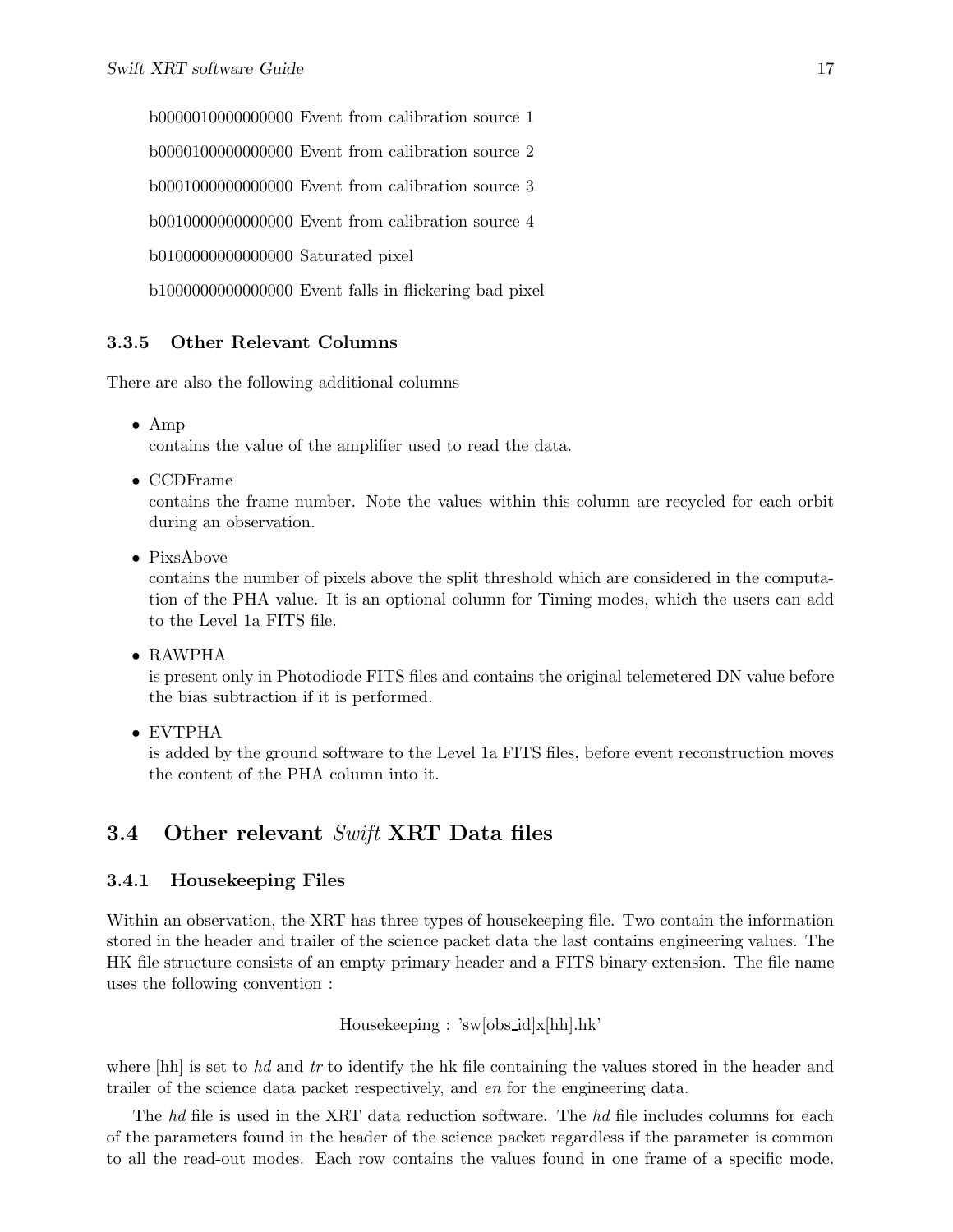b0000010000000000 Event from calibration source 1

b0000100000000000 Event from calibration source 2

b0001000000000000 Event from calibration source 3

b0010000000000000 Event from calibration source 4

b0100000000000000 Saturated pixel

b1000000000000000 Event falls in flickering bad pixel

### 3.3.5 Other Relevant Columns

There are also the following additional columns

- Amp
  contains the value of the amplifier used to read the data.
- CCDFrame
  contains the frame number. Note the values within this column are recycled for each orbit during an observation.
- PixsAbove
  contains the number of pixels above the split threshold which are considered in the computation of the PHA value. It is an optional column for Timing modes, which the users can add to the Level 1a FITS file.
- RAWPHA
  is present only in Photodiode FITS files and contains the original telemetered DN value before the bias subtraction if it is performed.
- EVTPHA
  is added by the ground software to the Level 1a FITS files, before event reconstruction moves the content of the PHA column into it.

## 3.4 Other relevant *Swift* XRT Data files

### 3.4.1 Housekeeping Files

Within an observation, the XRT has three types of housekeeping file. Two contain the information stored in the header and trailer of the science packet data the last contains engineering values. The HK file structure consists of an empty primary header and a FITS binary extension. The file name uses the following convention :

Housekeeping : 'sw[obs_id]x[hh].hk'

where [hh] is set to *hd* and *tr* to identify the hk file containing the values stored in the header and trailer of the science data packet respectively, and *en* for the engineering data.

The *hd* file is used in the XRT data reduction software. The *hd* file includes columns for each of the parameters found in the header of the science packet regardless if the parameter is common to all the read-out modes. Each row contains the values found in one frame of a specific mode.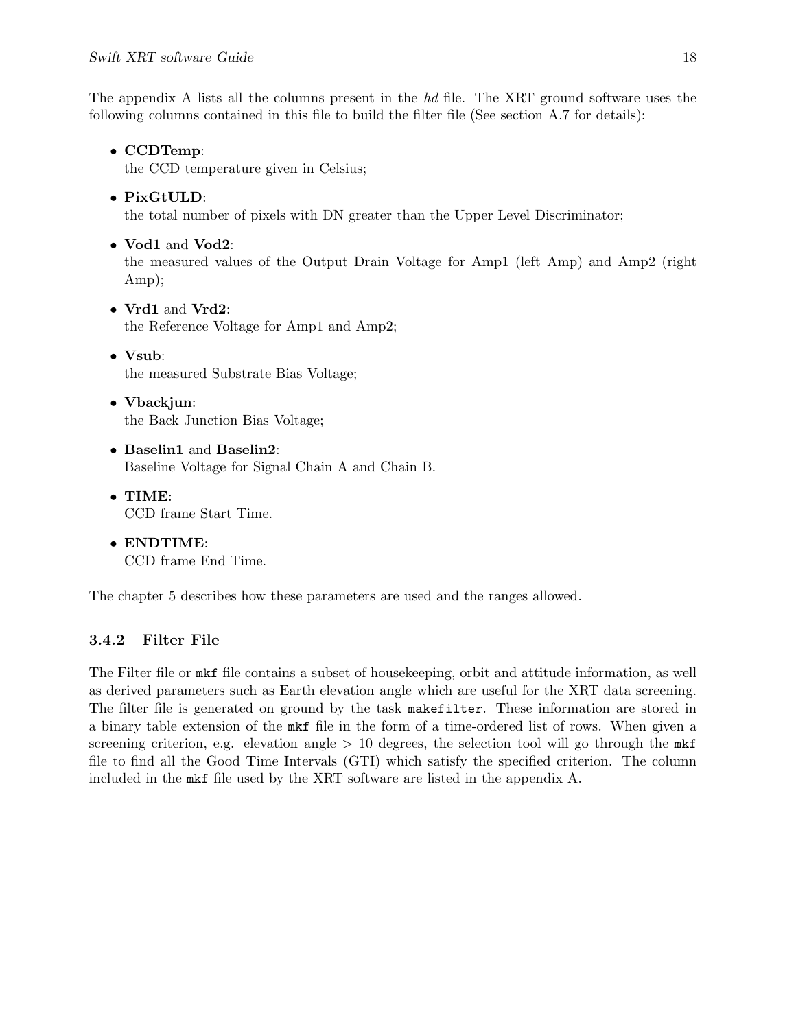The appendix A lists all the columns present in the *hd* file. The XRT ground software uses the following columns contained in this file to build the filter file (See section A.7 for details):

- **CCDTemp**:
  the CCD temperature given in Celsius;
- **PixGtULD**:
  the total number of pixels with DN greater than the Upper Level Discriminator;
- **Vod1** and **Vod2**:
  the measured values of the Output Drain Voltage for Amp1 (left Amp) and Amp2 (right Amp);
- **Vrd1** and **Vrd2**:
  the Reference Voltage for Amp1 and Amp2;
- **Vsub**:
  the measured Substrate Bias Voltage;
- **Vbackjun**:
  the Back Junction Bias Voltage;
- **Baselin1** and **Baselin2**:
  Baseline Voltage for Signal Chain A and Chain B.
- **TIME**:
  CCD frame Start Time.
- **ENDTIME**:
  CCD frame End Time.

The chapter 5 describes how these parameters are used and the ranges allowed.

### 3.4.2 Filter File

The Filter file or `mkf` file contains a subset of housekeeping, orbit and attitude information, as well as derived parameters such as Earth elevation angle which are useful for the XRT data screening. The filter file is generated on ground by the task `makefilter`. These information are stored in a binary table extension of the `mkf` file in the form of a time-ordered list of rows. When given a screening criterion, e.g. elevation angle > 10 degrees, the selection tool will go through the `mkf` file to find all the Good Time Intervals (GTI) which satisfy the specified criterion. The column included in the `mkf` file used by the XRT software are listed in the appendix A.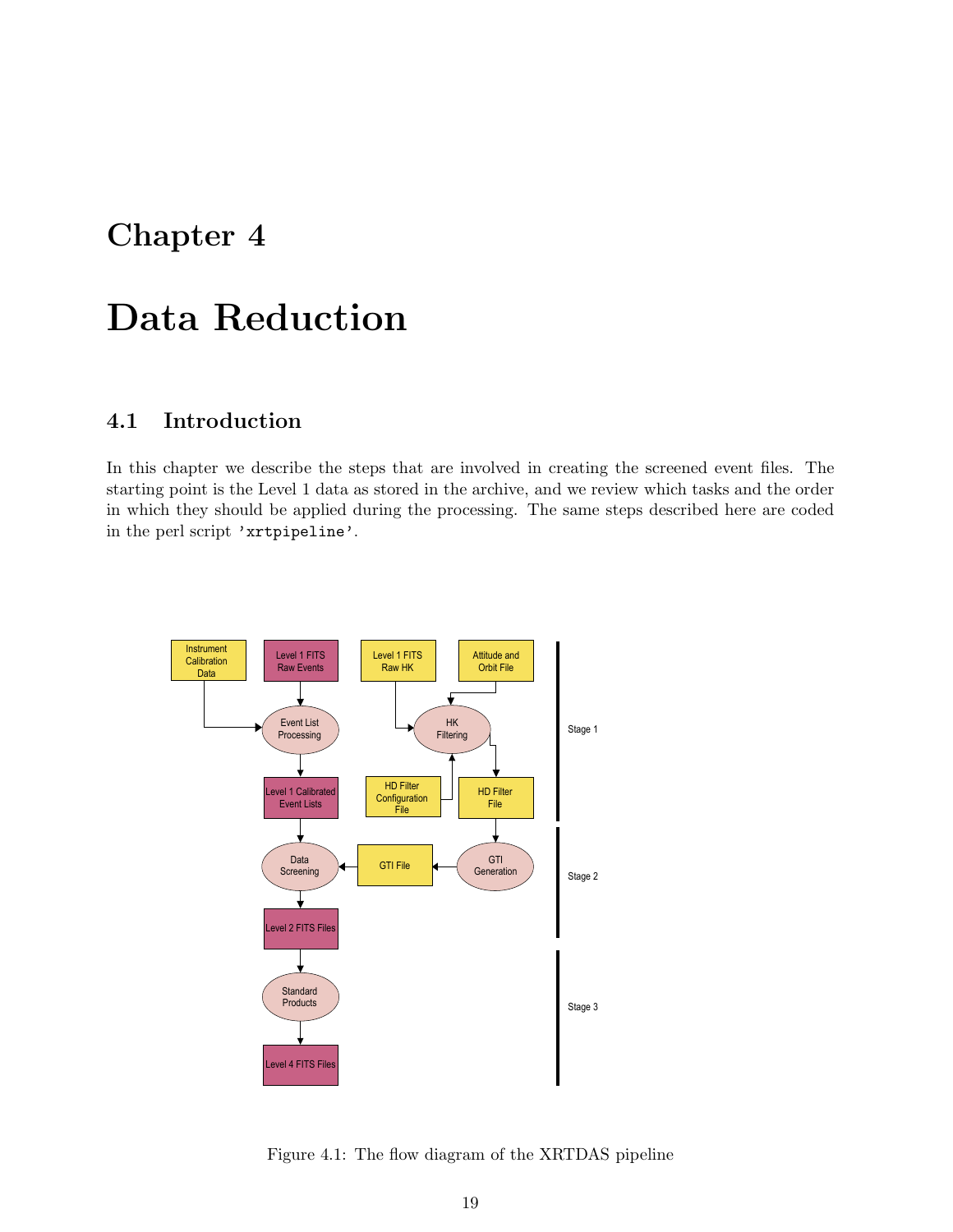# Chapter 4

# Data Reduction

## 4.1 Introduction

In this chapter we describe the steps that are involved in creating the screened event files. The starting point is the Level 1 data as stored in the archive, and we review which tasks and the order in which they should be applied during the processing. The same steps described here are coded in the perl script 'xrtpipeline'.

Figure 4.1: The flow diagram of the XRTDAS pipeline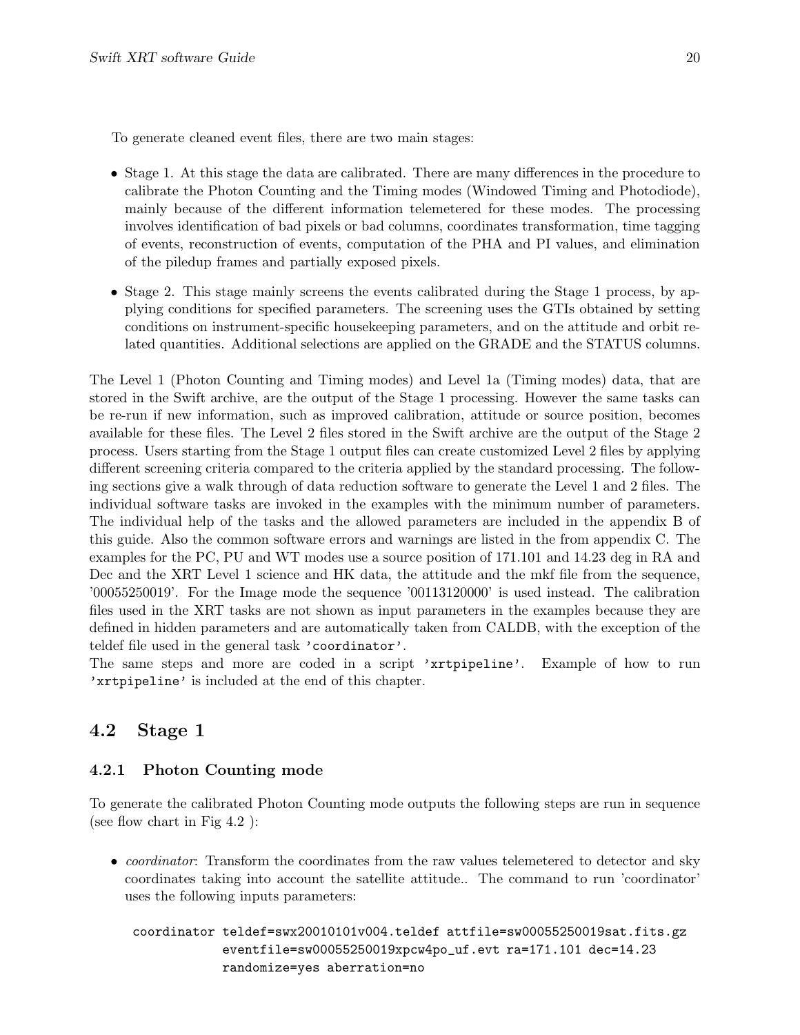To generate cleaned event files, there are two main stages:

- Stage 1. At this stage the data are calibrated. There are many differences in the procedure to calibrate the Photon Counting and the Timing modes (Windowed Timing and Photodiode), mainly because of the different information telemetered for these modes. The processing involves identification of bad pixels or bad columns, coordinates transformation, time tagging of events, reconstruction of events, computation of the PHA and PI values, and elimination of the piledup frames and partially exposed pixels.
- Stage 2. This stage mainly screens the events calibrated during the Stage 1 process, by applying conditions for specified parameters. The screening uses the GTIs obtained by setting conditions on instrument-specific housekeeping parameters, and on the attitude and orbit related quantities. Additional selections are applied on the GRADE and the STATUS columns.

The Level 1 (Photon Counting and Timing modes) and Level 1a (Timing modes) data, that are stored in the Swift archive, are the output of the Stage 1 processing. However the same tasks can be re-run if new information, such as improved calibration, attitude or source position, becomes available for these files. The Level 2 files stored in the Swift archive are the output of the Stage 2 process. Users starting from the Stage 1 output files can create customized Level 2 files by applying different screening criteria compared to the criteria applied by the standard processing. The following sections give a walk through of data reduction software to generate the Level 1 and 2 files. The individual software tasks are invoked in the examples with the minimum number of parameters. The individual help of the tasks and the allowed parameters are included in the appendix B of this guide. Also the common software errors and warnings are listed in the from appendix C. The examples for the PC, PU and WT modes use a source position of 171.101 and 14.23 deg in RA and Dec and the XRT Level 1 science and HK data, the attitude and the mkf file from the sequence, '00055250019'. For the Image mode the sequence '00113120000' is used instead. The calibration files used in the XRT tasks are not shown as input parameters in the examples because they are defined in hidden parameters and are automatically taken from CALDB, with the exception of the teldef file used in the general task `'coordinator'`.
The same steps and more are coded in a script `'xrtpipeline'`. Example of how to run `'xrtpipeline'` is included at the end of this chapter.

## 4.2 Stage 1

### 4.2.1 Photon Counting mode

To generate the calibrated Photon Counting mode outputs the following steps are run in sequence (see flow chart in Fig 4.2 ):

- *coordinator*: Transform the coordinates from the raw values telemetered to detector and sky coordinates taking into account the satellite attitude.. The command to run 'coordinator' uses the following inputs parameters:

```
coordinator teldef=swx20010101v004.teldef attfile=sw00055250019sat.fits.gz
            eventfile=sw00055250019xpcw4po_uf.evt ra=171.101 dec=14.23
            randomize=yes aberration=no
```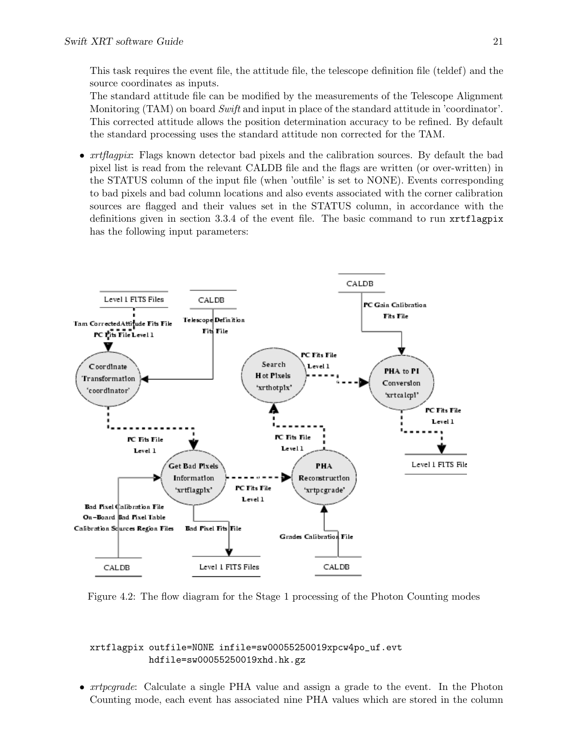This task requires the event file, the attitude file, the telescope definition file (teldef) and the source coordinates as inputs.
The standard attitude file can be modified by the measurements of the Telescope Alignment Monitoring (TAM) on board *Swift* and input in place of the standard attitude in 'coordinator'. This corrected attitude allows the position determination accuracy to be refined. By default the standard processing uses the standard attitude non corrected for the TAM.

- *xrtflagpix*: Flags known detector bad pixels and the calibration sources. By default the bad pixel list is read from the relevant CALDB file and the flags are written (or over-written) in the STATUS column of the input file (when 'outfile' is set to NONE). Events corresponding to bad pixels and bad column locations and also events associated with the corner calibration sources are flagged and their values set in the STATUS column, in accordance with the definitions given in section 3.3.4 of the event file. The basic command to run `xrtflagpix` has the following input parameters:

Figure 4.2: The flow diagram for the Stage 1 processing of the Photon Counting modes

```
xrtflagpix outfile=NONE infile=sw00055250019xpcw4po_uf.evt
          hdfile=sw00055250019xhd.hk.gz
```

- *xrtpcgrade*: Calculate a single PHA value and assign a grade to the event. In the Photon Counting mode, each event has associated nine PHA values which are stored in the column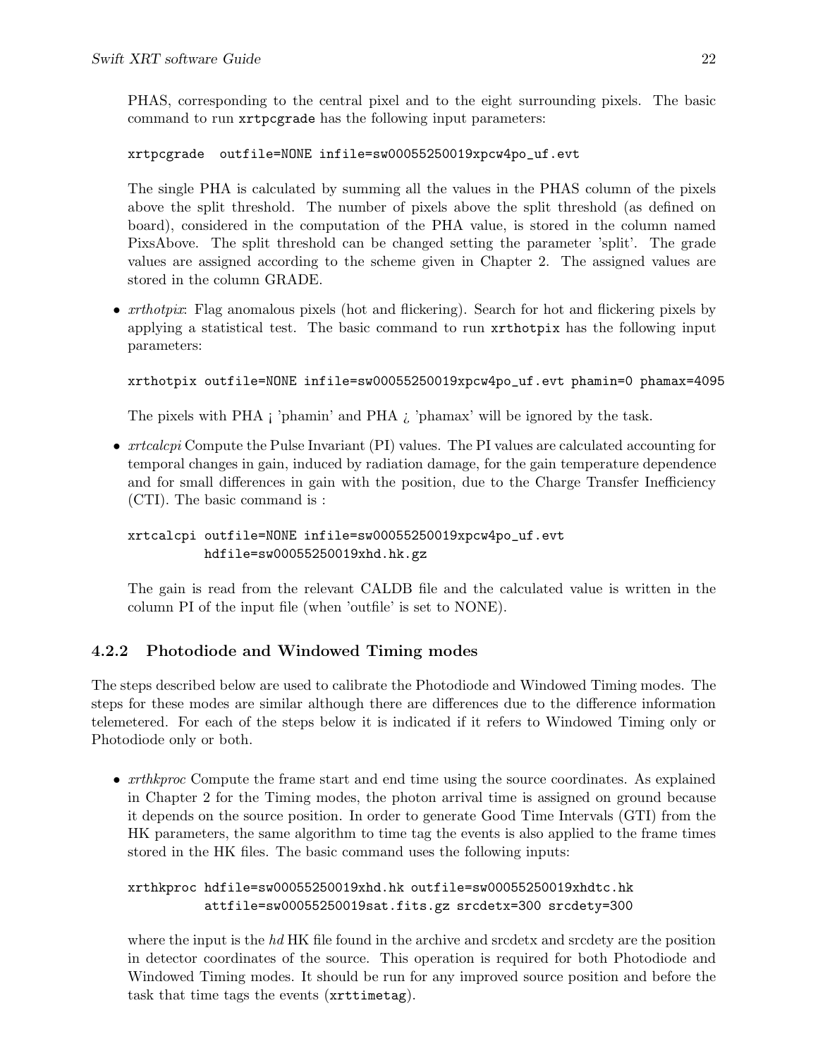PHAS, corresponding to the central pixel and to the eight surrounding pixels. The basic command to run `xrtpcgrade` has the following input parameters:

```
xrtpcgrade  outfile=NONE infile=sw00055250019xpcw4po_uf.evt
```

The single PHA is calculated by summing all the values in the PHAS column of the pixels above the split threshold. The number of pixels above the split threshold (as defined on board), considered in the computation of the PHA value, is stored in the column named PixsAbove. The split threshold can be changed setting the parameter 'split'. The grade values are assigned according to the scheme given in Chapter 2. The assigned values are stored in the column GRADE.

- *xrthotpix*: Flag anomalous pixels (hot and flickering). Search for hot and flickering pixels by applying a statistical test. The basic command to run `xrthotpix` has the following input parameters:

  ```
  xrthotpix outfile=NONE infile=sw00055250019xpcw4po_uf.evt phamin=0 phamax=4095
  ```

  The pixels with PHA < 'phamin' and PHA > 'phamax' will be ignored by the task.

- *xrtcalcpi* Compute the Pulse Invariant (PI) values. The PI values are calculated accounting for temporal changes in gain, induced by radiation damage, for the gain temperature dependence and for small differences in gain with the position, due to the Charge Transfer Inefficiency (CTI). The basic command is :

  ```
  xrtcalcpi outfile=NONE infile=sw00055250019xpcw4po_uf.evt
            hdfile=sw00055250019xhd.hk.gz
  ```

  The gain is read from the relevant CALDB file and the calculated value is written in the column PI of the input file (when 'outfile' is set to NONE).

### 4.2.2 Photodiode and Windowed Timing modes

The steps described below are used to calibrate the Photodiode and Windowed Timing modes. The steps for these modes are similar although there are differences due to the difference information telemetered. For each of the steps below it is indicated if it refers to Windowed Timing only or Photodiode only or both.

- *xrthkproc* Compute the frame start and end time using the source coordinates. As explained in Chapter 2 for the Timing modes, the photon arrival time is assigned on ground because it depends on the source position. In order to generate Good Time Intervals (GTI) from the HK parameters, the same algorithm to time tag the events is also applied to the frame times stored in the HK files. The basic command uses the following inputs:

  ```
  xrthkproc hdfile=sw00055250019xhd.hk outfile=sw00055250019xhdtc.hk
            attfile=sw00055250019sat.fits.gz srcdetx=300 srcdety=300
  ```

  where the input is the *hd* HK file found in the archive and srcdetx and srcdety are the position in detector coordinates of the source. This operation is required for both Photodiode and Windowed Timing modes. It should be run for any improved source position and before the task that time tags the events (`xrttimetag`).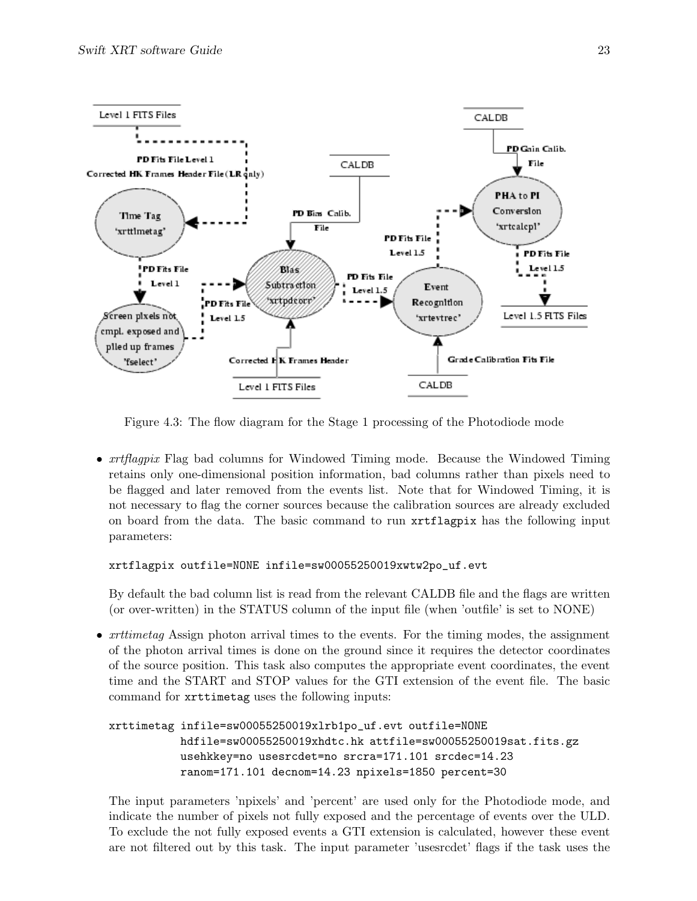Figure 4.3: The flow diagram for the Stage 1 processing of the Photodiode mode

- *xrtflagpix* Flag bad columns for Windowed Timing mode. Because the Windowed Timing retains only one-dimensional position information, bad columns rather than pixels need to be flagged and later removed from the events list. Note that for Windowed Timing, it is not necessary to flag the corner sources because the calibration sources are already excluded on board from the data. The basic command to run `xrtflagpix` has the following input parameters:

```
xrtflagpix outfile=NONE infile=sw00055250019xwtw2po_uf.evt
```

By default the bad column list is read from the relevant CALDB file and the flags are written (or over-written) in the STATUS column of the input file (when 'outfile' is set to NONE)

- *xrttimetag* Assign photon arrival times to the events. For the timing modes, the assignment of the photon arrival times is done on the ground since it requires the detector coordinates of the source position. This task also computes the appropriate event coordinates, the event time and the START and STOP values for the GTI extension of the event file. The basic command for `xrttimetag` uses the following inputs:

```
xrttimetag infile=sw00055250019xlrb1po_uf.evt outfile=NONE
           hdfile=sw00055250019xhdtc.hk attfile=sw00055250019sat.fits.gz
           usehkkey=no usesrcdet=no srcra=171.101 srcdec=14.23
           ranom=171.101 decnom=14.23 npixels=1850 percent=30
```

The input parameters 'npixels' and 'percent' are used only for the Photodiode mode, and indicate the number of pixels not fully exposed and the percentage of events over the ULD. To exclude the not fully exposed events a GTI extension is calculated, however these event are not filtered out by this task. The input parameter 'usesrcdet' flags if the task uses the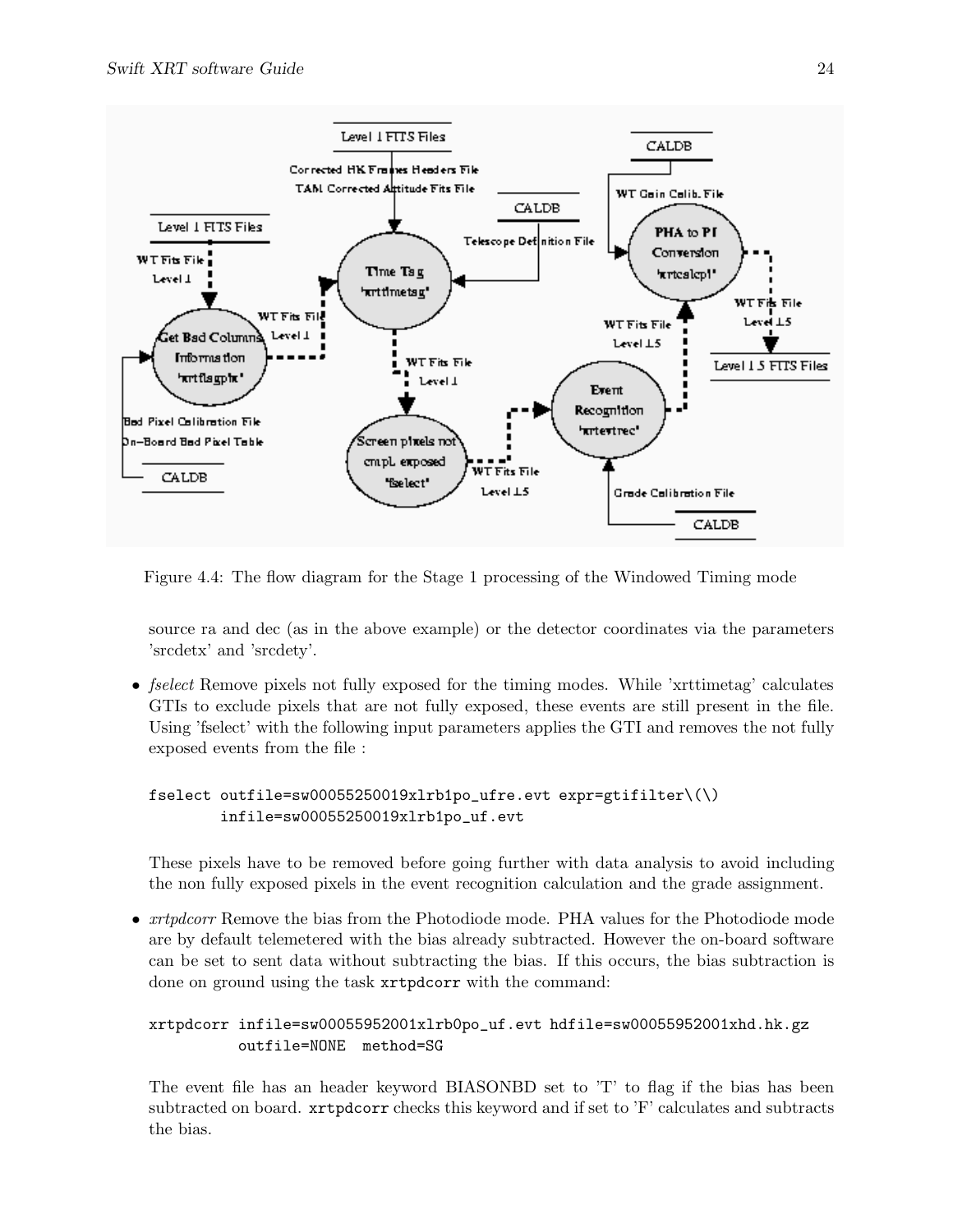Figure 4.4: The flow diagram for the Stage 1 processing of the Windowed Timing mode

source ra and dec (as in the above example) or the detector coordinates via the parameters 'srcdetx' and 'srcdety'.

- *fselect* Remove pixels not fully exposed for the timing modes. While 'xrttimetag' calculates GTIs to exclude pixels that are not fully exposed, these events are still present in the file. Using 'fselect' with the following input parameters applies the GTI and removes the not fully exposed events from the file :

```
fselect outfile=sw00055250019xlrb1po_ufre.evt expr=gtifilter\(\)
        infile=sw00055250019xlrb1po_uf.evt
```

  These pixels have to be removed before going further with data analysis to avoid including the non fully exposed pixels in the event recognition calculation and the grade assignment.

- *xrtpdcorr* Remove the bias from the Photodiode mode. PHA values for the Photodiode mode are by default telemetered with the bias already subtracted. However the on-board software can be set to sent data without subtracting the bias. If this occurs, the bias subtraction is done on ground using the task `xrtpdcorr` with the command:

```
xrtpdcorr infile=sw00055952001xlrb0po_uf.evt hdfile=sw00055952001xhd.hk.gz
          outfile=NONE  method=SG
```

  The event file has an header keyword BIASONBD set to 'T' to flag if the bias has been subtracted on board. `xrtpdcorr` checks this keyword and if set to 'F' calculates and subtracts the bias.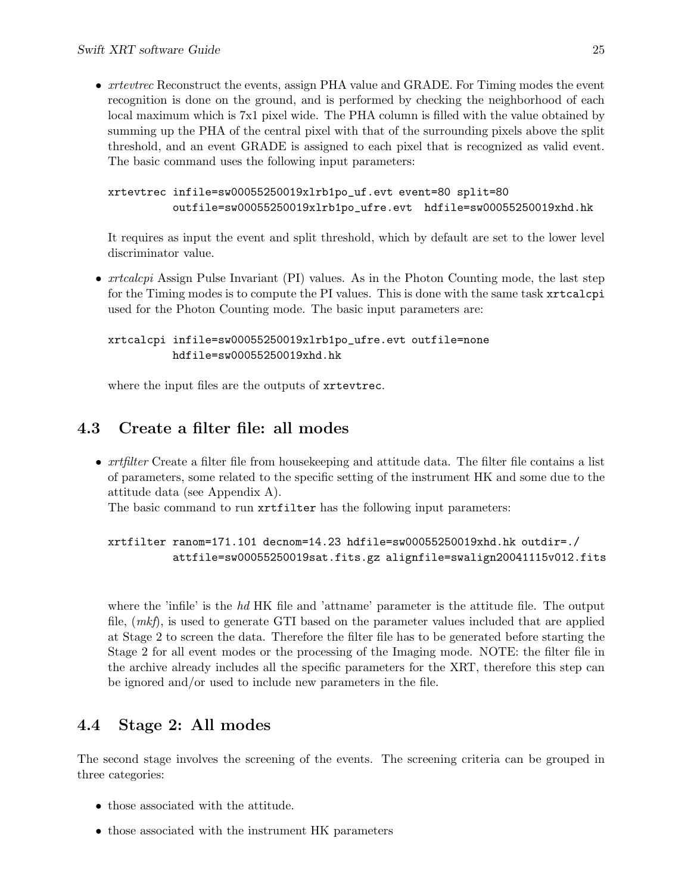- *xrtevtrec* Reconstruct the events, assign PHA value and GRADE. For Timing modes the event recognition is done on the ground, and is performed by checking the neighborhood of each local maximum which is 7x1 pixel wide. The PHA column is filled with the value obtained by summing up the PHA of the central pixel with that of the surrounding pixels above the split threshold, and an event GRADE is assigned to each pixel that is recognized as valid event. The basic command uses the following input parameters:

```
xrtevtrec infile=sw00055250019xlrb1po_uf.evt event=80 split=80
          outfile=sw00055250019xlrb1po_ufre.evt  hdfile=sw00055250019xhd.hk
```

  It requires as input the event and split threshold, which by default are set to the lower level discriminator value.

- *xrtcalcpi* Assign Pulse Invariant (PI) values. As in the Photon Counting mode, the last step for the Timing modes is to compute the PI values. This is done with the same task `xrtcalcpi` used for the Photon Counting mode. The basic input parameters are:

```
xrtcalcpi infile=sw00055250019xlrb1po_ufre.evt outfile=none
          hdfile=sw00055250019xhd.hk
```

  where the input files are the outputs of `xrtevtrec`.

## 4.3 Create a filter file: all modes

- *xrtfilter* Create a filter file from housekeeping and attitude data. The filter file contains a list of parameters, some related to the specific setting of the instrument HK and some due to the attitude data (see Appendix A).
  The basic command to run `xrtfilter` has the following input parameters:

```
xrtfilter ranom=171.101 decnom=14.23 hdfile=sw00055250019xhd.hk outdir=./
          attfile=sw00055250019sat.fits.gz alignfile=swalign20041115v012.fits
```

  where the 'infile' is the *hd* HK file and 'attname' parameter is the attitude file. The output file, (*mkf*), is used to generate GTI based on the parameter values included that are applied at Stage 2 to screen the data. Therefore the filter file has to be generated before starting the Stage 2 for all event modes or the processing of the Imaging mode. NOTE: the filter file in the archive already includes all the specific parameters for the XRT, therefore this step can be ignored and/or used to include new parameters in the file.

## 4.4 Stage 2: All modes

The second stage involves the screening of the events. The screening criteria can be grouped in three categories:

- those associated with the attitude.
- those associated with the instrument HK parameters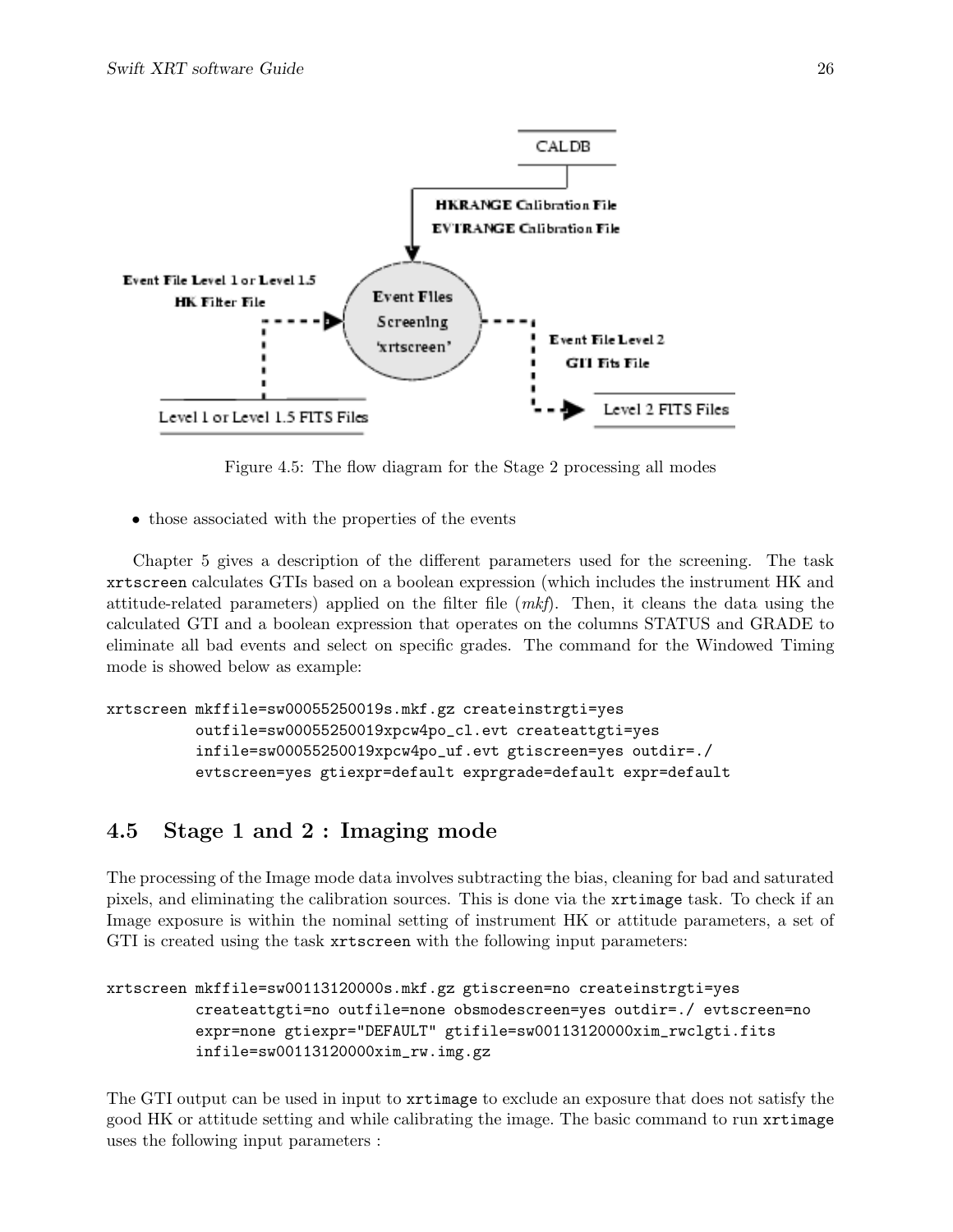Figure 4.5: The flow diagram for the Stage 2 processing all modes

- those associated with the properties of the events

Chapter 5 gives a description of the different parameters used for the screening. The task `xrtscreen` calculates GTIs based on a boolean expression (which includes the instrument HK and attitude-related parameters) applied on the filter file (*mkf*). Then, it cleans the data using the calculated GTI and a boolean expression that operates on the columns STATUS and GRADE to eliminate all bad events and select on specific grades. The command for the Windowed Timing mode is showed below as example:

```
xrtscreen mkffile=sw00055250019s.mkf.gz createinstrgti=yes
          outfile=sw00055250019xpcw4po_cl.evt createattgti=yes
          infile=sw00055250019xpcw4po_uf.evt gtiscreen=yes outdir=./
          evtscreen=yes gtiexpr=default exprgrade=default expr=default
```

## 4.5 Stage 1 and 2 : Imaging mode

The processing of the Image mode data involves subtracting the bias, cleaning for bad and saturated pixels, and eliminating the calibration sources. This is done via the `xrtimage` task. To check if an Image exposure is within the nominal setting of instrument HK or attitude parameters, a set of GTI is created using the task `xrtscreen` with the following input parameters:

```
xrtscreen mkffile=sw00113120000s.mkf.gz gtiscreen=no createinstrgti=yes
          createattgti=no outfile=none obsmodescreen=yes outdir=./ evtscreen=no
          expr=none gtiexpr="DEFAULT" gtifile=sw00113120000xim_rwclgti.fits
          infile=sw00113120000xim_rw.img.gz
```

The GTI output can be used in input to `xrtimage` to exclude an exposure that does not satisfy the good HK or attitude setting and while calibrating the image. The basic command to run `xrtimage` uses the following input parameters :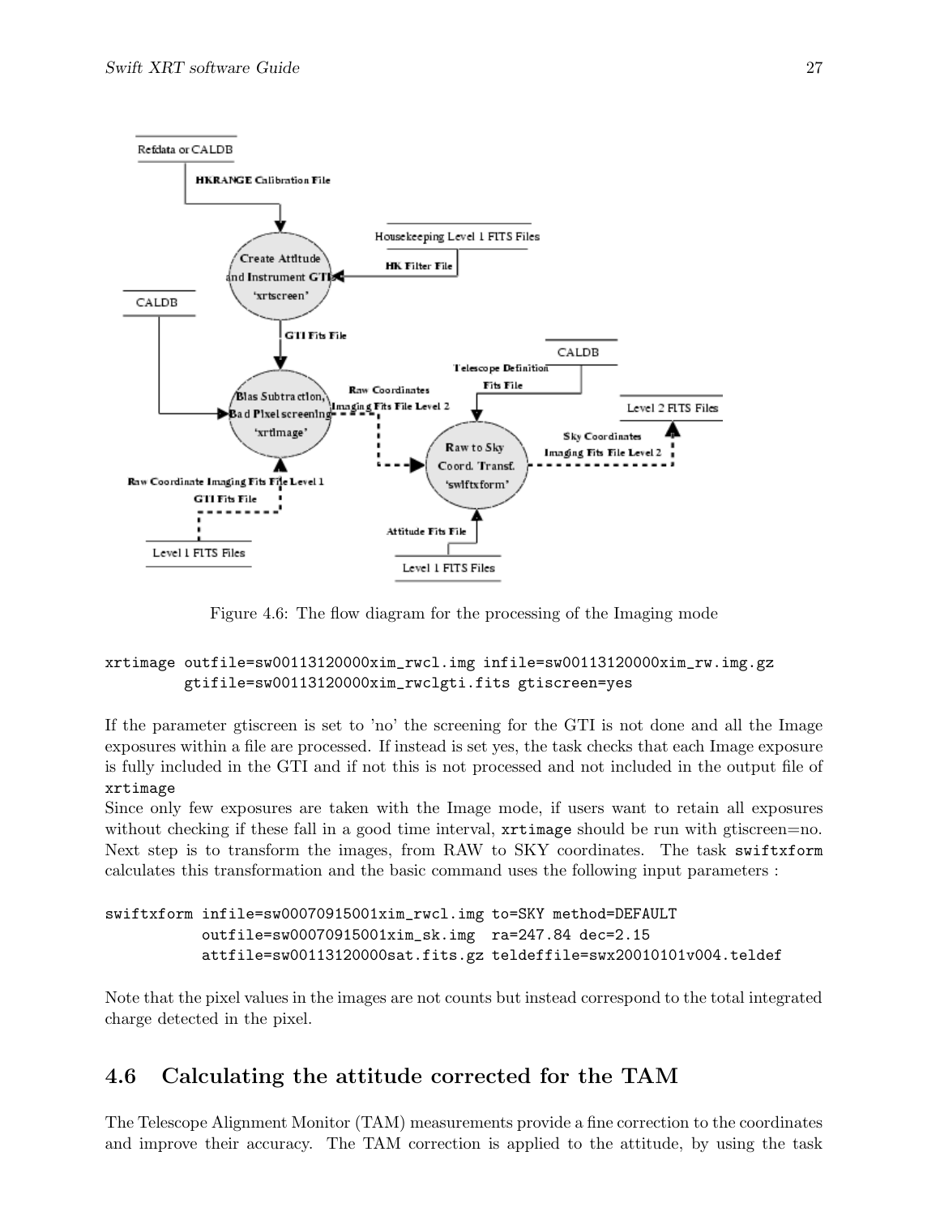Figure 4.6: The flow diagram for the processing of the Imaging mode

```
xrtimage outfile=sw00113120000xim_rwcl.img infile=sw00113120000xim_rw.img.gz
         gtifile=sw00113120000xim_rwclgti.fits gtiscreen=yes
```

If the parameter gtiscreen is set to 'no' the screening for the GTI is not done and all the Image exposures within a file are processed. If instead is set yes, the task checks that each Image exposure is fully included in the GTI and if not this is not processed and not included in the output file of `xrtimage`

Since only few exposures are taken with the Image mode, if users want to retain all exposures without checking if these fall in a good time interval, `xrtimage` should be run with gtiscreen=no. Next step is to transform the images, from RAW to SKY coordinates. The task `swiftxform` calculates this transformation and the basic command uses the following input parameters :

```
swiftxform infile=sw00070915001xim_rwcl.img to=SKY method=DEFAULT
           outfile=sw00070915001xim_sk.img  ra=247.84 dec=2.15
           attfile=sw00113120000sat.fits.gz teldeffile=swx20010101v004.teldef
```

Note that the pixel values in the images are not counts but instead correspond to the total integrated charge detected in the pixel.

## 4.6 Calculating the attitude corrected for the TAM

The Telescope Alignment Monitor (TAM) measurements provide a fine correction to the coordinates and improve their accuracy. The TAM correction is applied to the attitude, by using the task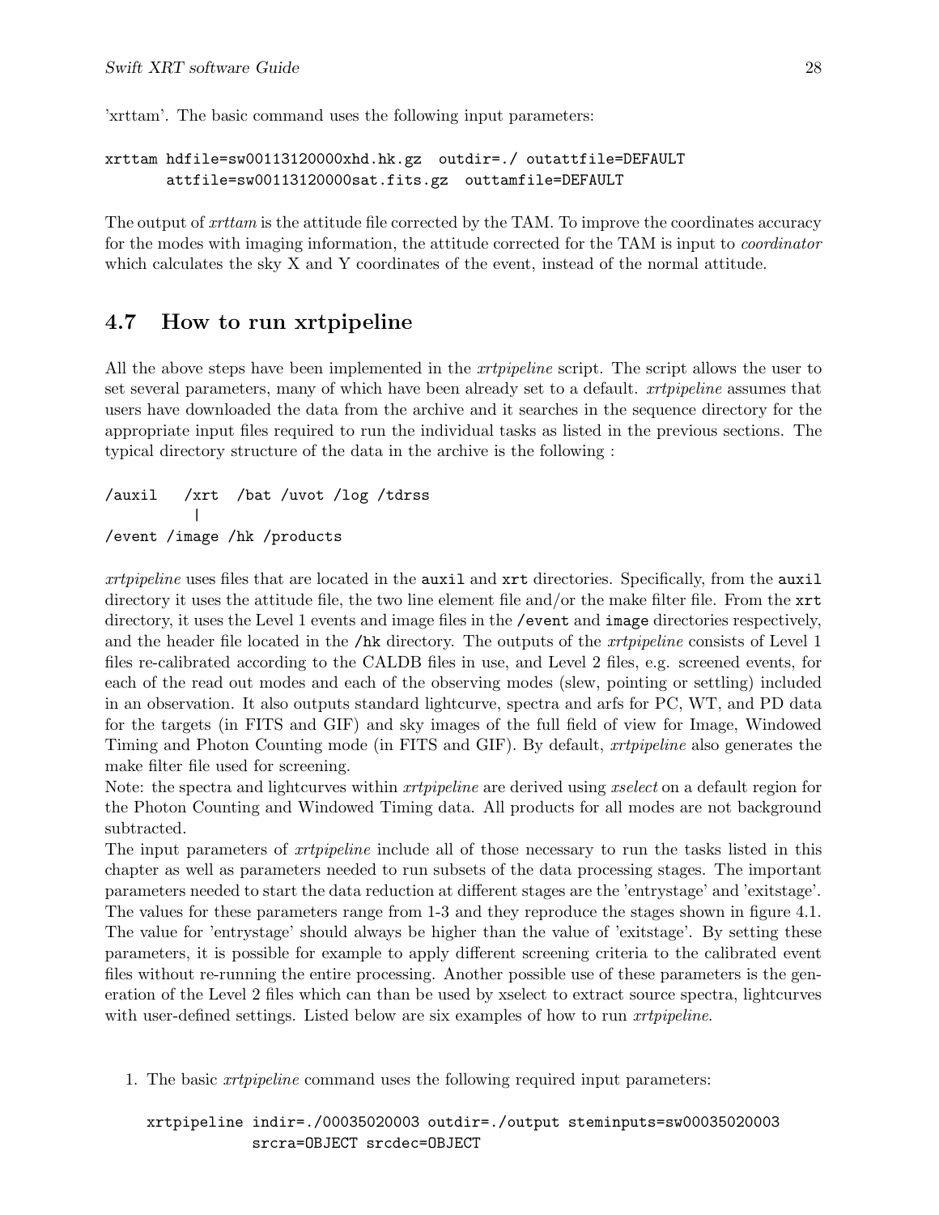'xrttam'. The basic command uses the following input parameters:

```
xrttam hdfile=sw00113120000xhd.hk.gz  outdir=./ outattfile=DEFAULT
       attfile=sw00113120000sat.fits.gz  outtamfile=DEFAULT
```

The output of *xrttam* is the attitude file corrected by the TAM. To improve the coordinates accuracy for the modes with imaging information, the attitude corrected for the TAM is input to *coordinator* which calculates the sky X and Y coordinates of the event, instead of the normal attitude.

## 4.7 How to run xrtpipeline

All the above steps have been implemented in the *xrtpipeline* script. The script allows the user to set several parameters, many of which have been already set to a default. *xrtpipeline* assumes that users have downloaded the data from the archive and it searches in the sequence directory for the appropriate input files required to run the individual tasks as listed in the previous sections. The typical directory structure of the data in the archive is the following :

```
/auxil   /xrt  /bat /uvot /log /tdrss
          |
/event /image /hk /products
```

*xrtpipeline* uses files that are located in the `auxil` and `xrt` directories. Specifically, from the `auxil` directory it uses the attitude file, the two line element file and/or the make filter file. From the `xrt` directory, it uses the Level 1 events and image files in the `/event` and `image` directories respectively, and the header file located in the `/hk` directory. The outputs of the *xrtpipeline* consists of Level 1 files re-calibrated according to the CALDB files in use, and Level 2 files, e.g. screened events, for each of the read out modes and each of the observing modes (slew, pointing or settling) included in an observation. It also outputs standard lightcurve, spectra and arfs for PC, WT, and PD data for the targets (in FITS and GIF) and sky images of the full field of view for Image, Windowed Timing and Photon Counting mode (in FITS and GIF). By default, *xrtpipeline* also generates the make filter file used for screening.
Note: the spectra and lightcurves within *xrtpipeline* are derived using *xselect* on a default region for the Photon Counting and Windowed Timing data. All products for all modes are not background subtracted.
The input parameters of *xrtpipeline* include all of those necessary to run the tasks listed in this chapter as well as parameters needed to run subsets of the data processing stages. The important parameters needed to start the data reduction at different stages are the 'entrystage' and 'exitstage'. The values for these parameters range from 1-3 and they reproduce the stages shown in figure 4.1. The value for 'entrystage' should always be higher than the value of 'exitstage'. By setting these parameters, it is possible for example to apply different screening criteria to the calibrated event files without re-running the entire processing. Another possible use of these parameters is the generation of the Level 2 files which can than be used by xselect to extract source spectra, lightcurves with user-defined settings. Listed below are six examples of how to run *xrtpipeline*.

1. The basic *xrtpipeline* command uses the following required input parameters:

   ```
   xrtpipeline indir=./00035020003 outdir=./output steminputs=sw00035020003
               srcra=OBJECT srcdec=OBJECT
   ```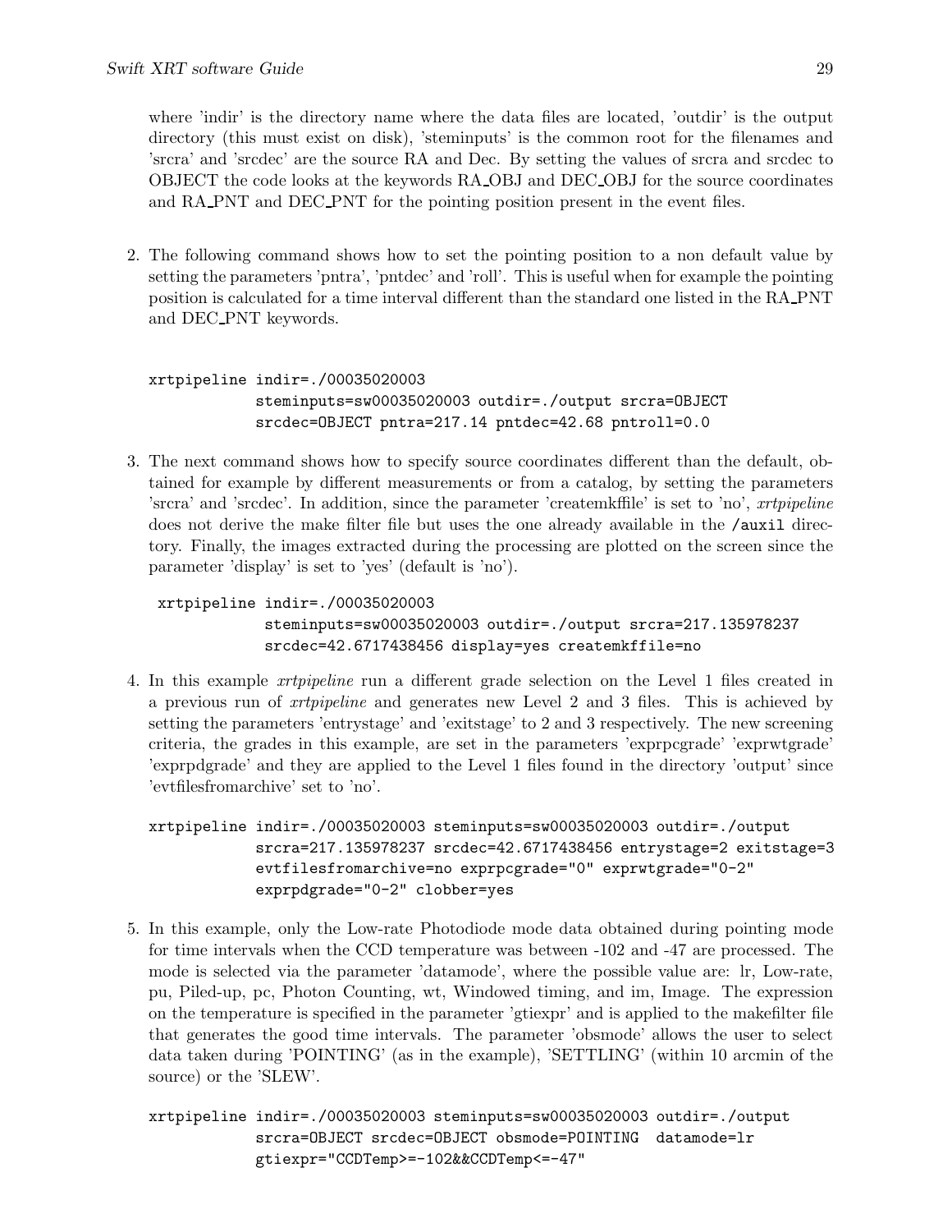where 'indir' is the directory name where the data files are located, 'outdir' is the output directory (this must exist on disk), 'steminputs' is the common root for the filenames and 'srcra' and 'srcdec' are the source RA and Dec. By setting the values of srcra and srcdec to OBJECT the code looks at the keywords RA_OBJ and DEC_OBJ for the source coordinates and RA_PNT and DEC_PNT for the pointing position present in the event files.

2. The following command shows how to set the pointing position to a non default value by setting the parameters 'pntra', 'pntdec' and 'roll'. This is useful when for example the pointing position is calculated for a time interval different than the standard one listed in the RA_PNT and DEC_PNT keywords.

```
xrtpipeline indir=./00035020003
            steminputs=sw00035020003 outdir=./output srcra=OBJECT
            srcdec=OBJECT pntra=217.14 pntdec=42.68 pntroll=0.0
```

3. The next command shows how to specify source coordinates different than the default, obtained for example by different measurements or from a catalog, by setting the parameters 'srcra' and 'srcdec'. In addition, since the parameter 'createmkffile' is set to 'no', *xrtpipeline* does not derive the make filter file but uses the one already available in the `/auxil` directory. Finally, the images extracted during the processing are plotted on the screen since the parameter 'display' is set to 'yes' (default is 'no').

```
xrtpipeline indir=./00035020003
            steminputs=sw00035020003 outdir=./output srcra=217.135978237
            srcdec=42.6717438456 display=yes createmkffile=no
```

4. In this example *xrtpipeline* run a different grade selection on the Level 1 files created in a previous run of *xrtpipeline* and generates new Level 2 and 3 files. This is achieved by setting the parameters 'entrystage' and 'exitstage' to 2 and 3 respectively. The new screening criteria, the grades in this example, are set in the parameters 'exprpcgrade' 'exprwtgrade' 'exprpdgrade' and they are applied to the Level 1 files found in the directory 'output' since 'evtfilesfromarchive' set to 'no'.

```
xrtpipeline indir=./00035020003 steminputs=sw00035020003 outdir=./output
            srcra=217.135978237 srcdec=42.6717438456 entrystage=2 exitstage=3
            evtfilesfromarchive=no exprpcgrade="0" exprwtgrade="0-2"
            exprpdgrade="0-2" clobber=yes
```

5. In this example, only the Low-rate Photodiode mode data obtained during pointing mode for time intervals when the CCD temperature was between -102 and -47 are processed. The mode is selected via the parameter 'datamode', where the possible value are: lr, Low-rate, pu, Piled-up, pc, Photon Counting, wt, Windowed timing, and im, Image. The expression on the temperature is specified in the parameter 'gtiexpr' and is applied to the makefilter file that generates the good time intervals. The parameter 'obsmode' allows the user to select data taken during 'POINTING' (as in the example), 'SETTLING' (within 10 arcmin of the source) or the 'SLEW'.

```
xrtpipeline indir=./00035020003 steminputs=sw00035020003 outdir=./output
            srcra=OBJECT srcdec=OBJECT obsmode=POINTING  datamode=lr
            gtiexpr="CCDTemp>=-102&&CCDTemp<=-47"
```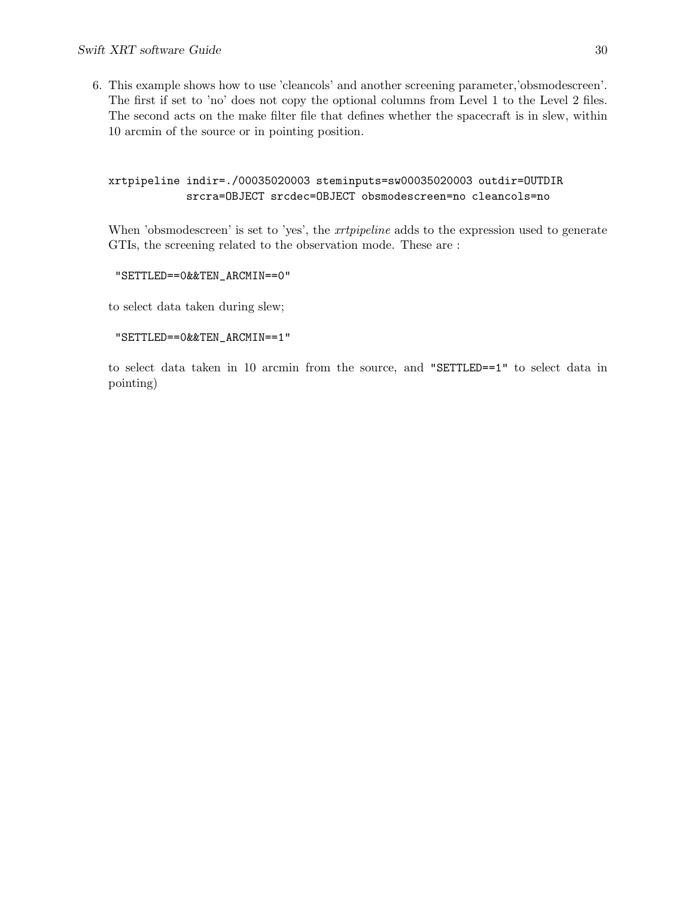6. This example shows how to use 'cleancols' and another screening parameter,'obsmodescreen'. The first if set to 'no' does not copy the optional columns from Level 1 to the Level 2 files. The second acts on the make filter file that defines whether the spacecraft is in slew, within 10 arcmin of the source or in pointing position.

   ```
   xrtpipeline indir=./00035020003 steminputs=sw00035020003 outdir=OUTDIR
               srcra=OBJECT srcdec=OBJECT obsmodescreen=no cleancols=no
   ```

   When 'obsmodescreen' is set to 'yes', the *xrtpipeline* adds to the expression used to generate GTIs, the screening related to the observation mode. These are :

   ```
   "SETTLED==0&&TEN_ARCMIN==0"
   ```

   to select data taken during slew;

   ```
   "SETTLED==0&&TEN_ARCMIN==1"
   ```

   to select data taken in 10 arcmin from the source, and `"SETTLED==1"` to select data in pointing)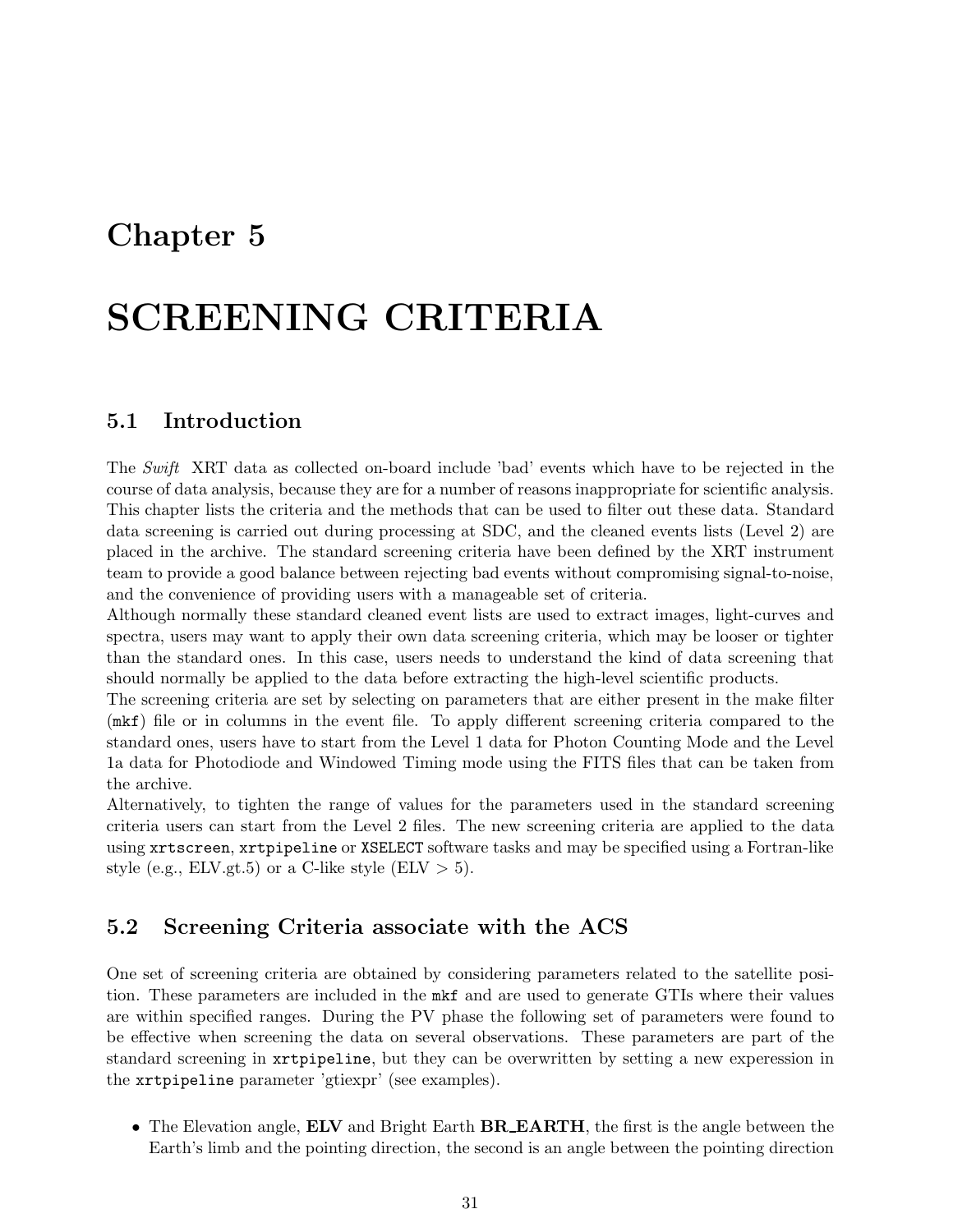# Chapter 5

# SCREENING CRITERIA

## 5.1 Introduction

The *Swift* XRT data as collected on-board include 'bad' events which have to be rejected in the course of data analysis, because they are for a number of reasons inappropriate for scientific analysis. This chapter lists the criteria and the methods that can be used to filter out these data. Standard data screening is carried out during processing at SDC, and the cleaned events lists (Level 2) are placed in the archive. The standard screening criteria have been defined by the XRT instrument team to provide a good balance between rejecting bad events without compromising signal-to-noise, and the convenience of providing users with a manageable set of criteria.
Although normally these standard cleaned event lists are used to extract images, light-curves and spectra, users may want to apply their own data screening criteria, which may be looser or tighter than the standard ones. In this case, users needs to understand the kind of data screening that should normally be applied to the data before extracting the high-level scientific products.
The screening criteria are set by selecting on parameters that are either present in the make filter (`mkf`) file or in columns in the event file. To apply different screening criteria compared to the standard ones, users have to start from the Level 1 data for Photon Counting Mode and the Level 1a data for Photodiode and Windowed Timing mode using the FITS files that can be taken from the archive.
Alternatively, to tighten the range of values for the parameters used in the standard screening criteria users can start from the Level 2 files. The new screening criteria are applied to the data using `xrtscreen`, `xrtpipeline` or `XSELECT` software tasks and may be specified using a Fortran-like style (e.g., ELV.gt.5) or a C-like style (ELV > 5).

## 5.2 Screening Criteria associate with the ACS

One set of screening criteria are obtained by considering parameters related to the satellite position. These parameters are included in the `mkf` and are used to generate GTIs where their values are within specified ranges. During the PV phase the following set of parameters were found to be effective when screening the data on several observations. These parameters are part of the standard screening in `xrtpipeline`, but they can be overwritten by setting a new experession in the `xrtpipeline` parameter 'gtiexpr' (see examples).

- The Elevation angle, **ELV** and Bright Earth **BR_EARTH**, the first is the angle between the Earth's limb and the pointing direction, the second is an angle between the pointing direction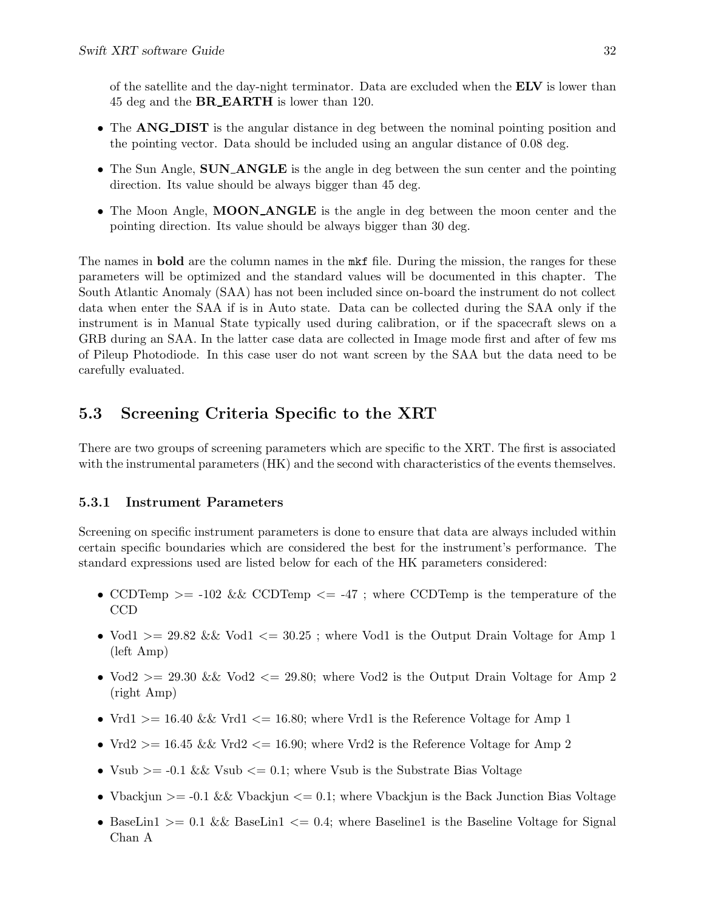of the satellite and the day-night terminator. Data are excluded when the **ELV** is lower than 45 deg and the **BR_EARTH** is lower than 120.

- The **ANG_DIST** is the angular distance in deg between the nominal pointing position and the pointing vector. Data should be included using an angular distance of 0.08 deg.
- The Sun Angle, **SUN_ANGLE** is the angle in deg between the sun center and the pointing direction. Its value should be always bigger than 45 deg.
- The Moon Angle, **MOON_ANGLE** is the angle in deg between the moon center and the pointing direction. Its value should be always bigger than 30 deg.

The names in **bold** are the column names in the `mkf` file. During the mission, the ranges for these parameters will be optimized and the standard values will be documented in this chapter. The South Atlantic Anomaly (SAA) has not been included since on-board the instrument do not collect data when enter the SAA if is in Auto state. Data can be collected during the SAA only if the instrument is in Manual State typically used during calibration, or if the spacecraft slews on a GRB during an SAA. In the latter case data are collected in Image mode first and after of few ms of Pileup Photodiode. In this case user do not want screen by the SAA but the data need to be carefully evaluated.

## 5.3 Screening Criteria Specific to the XRT

There are two groups of screening parameters which are specific to the XRT. The first is associated with the instrumental parameters (HK) and the second with characteristics of the events themselves.

### 5.3.1 Instrument Parameters

Screening on specific instrument parameters is done to ensure that data are always included within certain specific boundaries which are considered the best for the instrument's performance. The standard expressions used are listed below for each of the HK parameters considered:

- CCDTemp >= -102 && CCDTemp <= -47 ; where CCDTemp is the temperature of the CCD
- Vod1 >= 29.82 && Vod1 <= 30.25 ; where Vod1 is the Output Drain Voltage for Amp 1 (left Amp)
- Vod2 >= 29.30 && Vod2 <= 29.80; where Vod2 is the Output Drain Voltage for Amp 2 (right Amp)
- Vrd1 >= 16.40 && Vrd1 <= 16.80; where Vrd1 is the Reference Voltage for Amp 1
- Vrd2 >= 16.45 && Vrd2 <= 16.90; where Vrd2 is the Reference Voltage for Amp 2
- Vsub >= -0.1 && Vsub <= 0.1; where Vsub is the Substrate Bias Voltage
- Vbackjun >= -0.1 && Vbackjun <= 0.1; where Vbackjun is the Back Junction Bias Voltage
- BaseLin1 >= 0.1 && BaseLin1 <= 0.4; where Baseline1 is the Baseline Voltage for Signal Chan A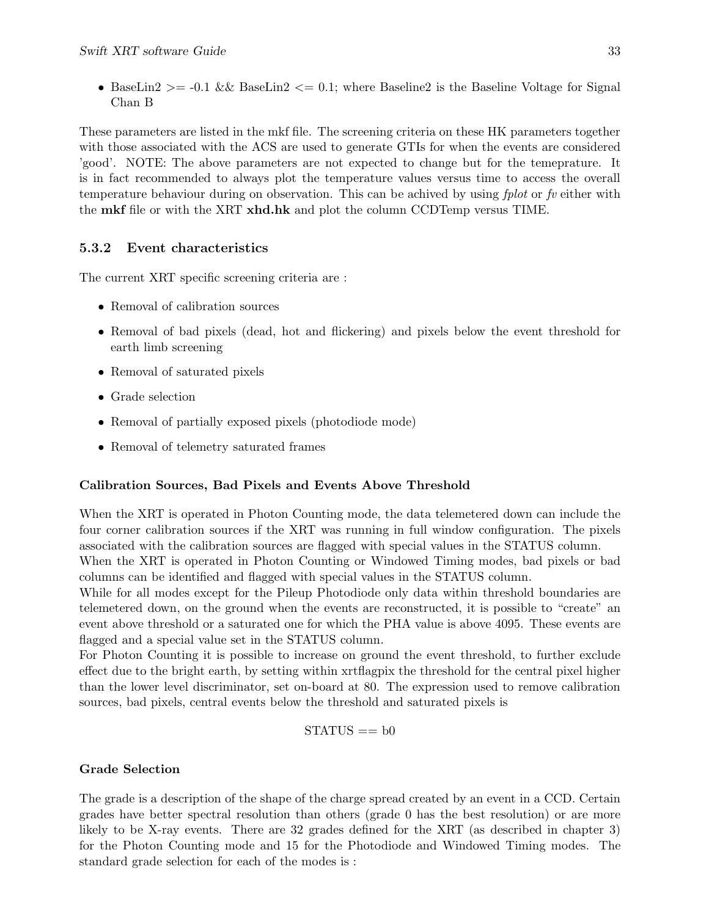- BaseLin2 >= -0.1 && BaseLin2 <= 0.1; where Baseline2 is the Baseline Voltage for Signal Chan B

These parameters are listed in the mkf file. The screening criteria on these HK parameters together with those associated with the ACS are used to generate GTIs for when the events are considered 'good'. NOTE: The above parameters are not expected to change but for the temeprature. It is in fact recommended to always plot the temperature values versus time to access the overall temperature behaviour during on observation. This can be achived by using *fplot* or *fv* either with the **mkf** file or with the XRT **xhd.hk** and plot the column CCDTemp versus TIME.

### 5.3.2 Event characteristics

The current XRT specific screening criteria are :

- Removal of calibration sources
- Removal of bad pixels (dead, hot and flickering) and pixels below the event threshold for earth limb screening
- Removal of saturated pixels
- Grade selection
- Removal of partially exposed pixels (photodiode mode)
- Removal of telemetry saturated frames

#### Calibration Sources, Bad Pixels and Events Above Threshold

When the XRT is operated in Photon Counting mode, the data telemetered down can include the four corner calibration sources if the XRT was running in full window configuration. The pixels associated with the calibration sources are flagged with special values in the STATUS column.
When the XRT is operated in Photon Counting or Windowed Timing modes, bad pixels or bad columns can be identified and flagged with special values in the STATUS column.
While for all modes except for the Pileup Photodiode only data within threshold boundaries are telemetered down, on the ground when the events are reconstructed, it is possible to "create" an event above threshold or a saturated one for which the PHA value is above 4095. These events are flagged and a special value set in the STATUS column.
For Photon Counting it is possible to increase on ground the event threshold, to further exclude effect due to the bright earth, by setting within xrtflagpix the threshold for the central pixel higher than the lower level discriminator, set on-board at 80. The expression used to remove calibration sources, bad pixels, central events below the threshold and saturated pixels is

STATUS == b0

#### Grade Selection

The grade is a description of the shape of the charge spread created by an event in a CCD. Certain grades have better spectral resolution than others (grade 0 has the best resolution) or are more likely to be X-ray events. There are 32 grades defined for the XRT (as described in chapter 3) for the Photon Counting mode and 15 for the Photodiode and Windowed Timing modes. The standard grade selection for each of the modes is :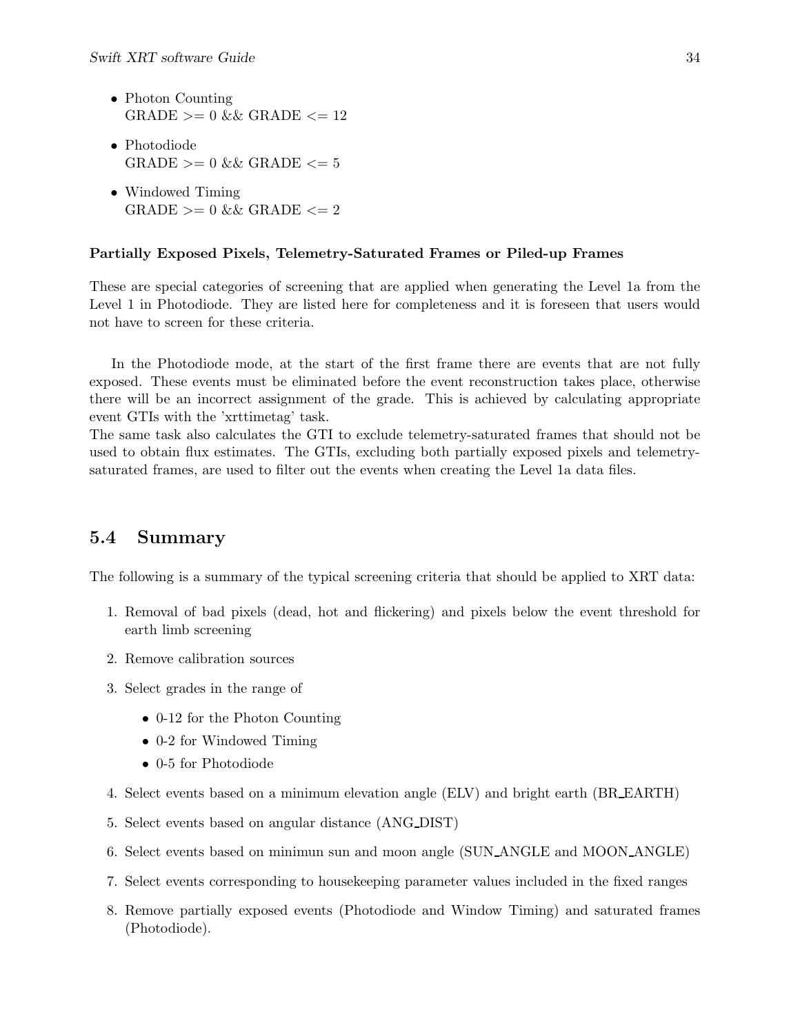- Photon Counting
  GRADE >= 0 && GRADE <= 12
- Photodiode
  GRADE >= 0 && GRADE <= 5
- Windowed Timing
  GRADE >= 0 && GRADE <= 2

**Partially Exposed Pixels, Telemetry-Saturated Frames or Piled-up Frames**

These are special categories of screening that are applied when generating the Level 1a from the Level 1 in Photodiode. They are listed here for completeness and it is foreseen that users would not have to screen for these criteria.

In the Photodiode mode, at the start of the first frame there are events that are not fully exposed. These events must be eliminated before the event reconstruction takes place, otherwise there will be an incorrect assignment of the grade. This is achieved by calculating appropriate event GTIs with the 'xrttimetag' task.
The same task also calculates the GTI to exclude telemetry-saturated frames that should not be used to obtain flux estimates. The GTIs, excluding both partially exposed pixels and telemetry-saturated frames, are used to filter out the events when creating the Level 1a data files.

## 5.4 Summary

The following is a summary of the typical screening criteria that should be applied to XRT data:

1. Removal of bad pixels (dead, hot and flickering) and pixels below the event threshold for earth limb screening
2. Remove calibration sources
3. Select grades in the range of
   - 0-12 for the Photon Counting
   - 0-2 for Windowed Timing
   - 0-5 for Photodiode
4. Select events based on a minimum elevation angle (ELV) and bright earth (BR_EARTH)
5. Select events based on angular distance (ANG_DIST)
6. Select events based on minimun sun and moon angle (SUN_ANGLE and MOON_ANGLE)
7. Select events corresponding to housekeeping parameter values included in the fixed ranges
8. Remove partially exposed events (Photodiode and Window Timing) and saturated frames (Photodiode).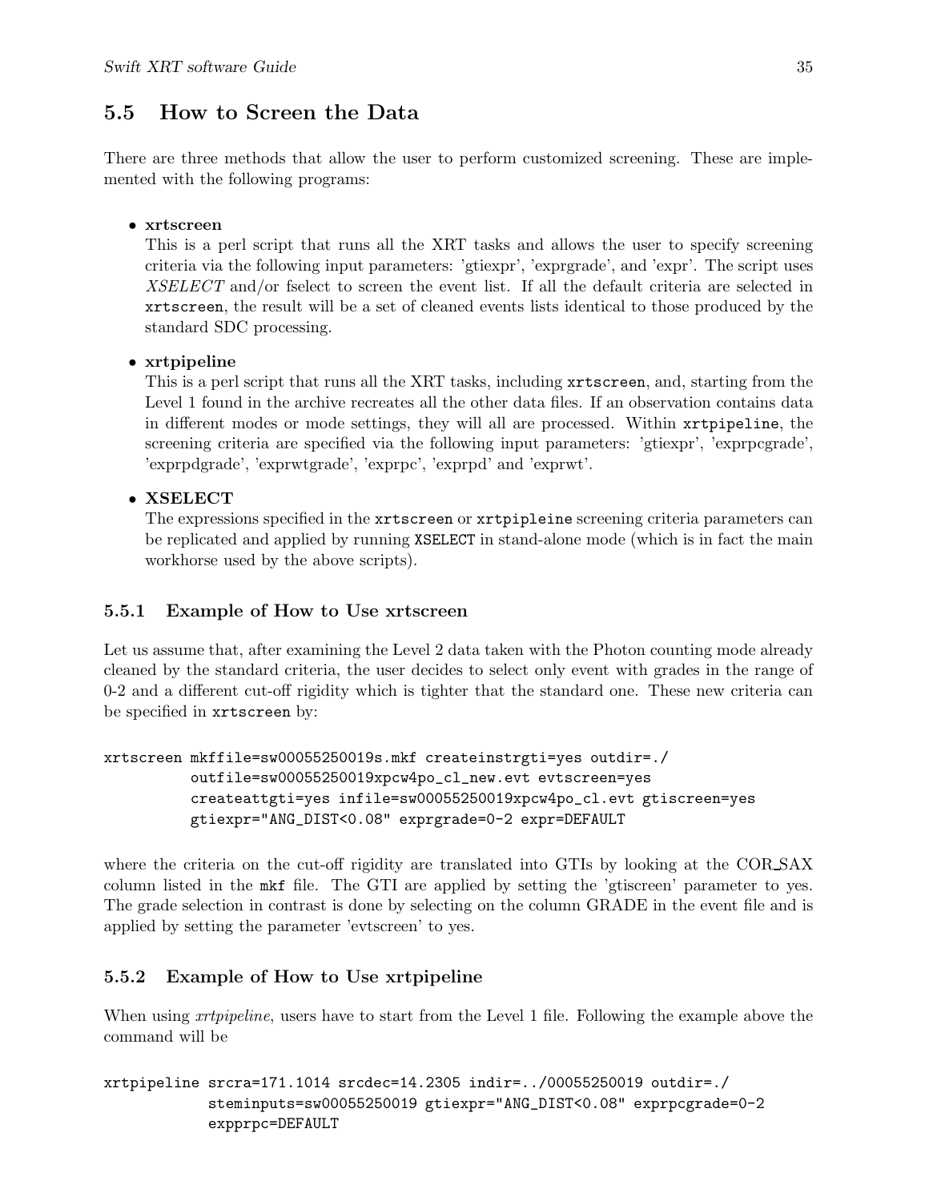## 5.5 How to Screen the Data

There are three methods that allow the user to perform customized screening. These are implemented with the following programs:

- **xrtscreen**
  This is a perl script that runs all the XRT tasks and allows the user to specify screening criteria via the following input parameters: 'gtiexpr', 'exprgrade', and 'expr'. The script uses *XSELECT* and/or fselect to screen the event list. If all the default criteria are selected in `xrtscreen`, the result will be a set of cleaned events lists identical to those produced by the standard SDC processing.

- **xrtpipeline**
  This is a perl script that runs all the XRT tasks, including `xrtscreen`, and, starting from the Level 1 found in the archive recreates all the other data files. If an observation contains data in different modes or mode settings, they will all are processed. Within `xrtpipeline`, the screening criteria are specified via the following input parameters: 'gtiexpr', 'exprpcgrade', 'exprpdgrade', 'exprwtgrade', 'exprpc', 'exprpd' and 'exprwt'.

- **XSELECT**
  The expressions specified in the `xrtscreen` or `xrtpipleine` screening criteria parameters can be replicated and applied by running `XSELECT` in stand-alone mode (which is in fact the main workhorse used by the above scripts).

### 5.5.1 Example of How to Use xrtscreen

Let us assume that, after examining the Level 2 data taken with the Photon counting mode already cleaned by the standard criteria, the user decides to select only event with grades in the range of 0-2 and a different cut-off rigidity which is tighter that the standard one. These new criteria can be specified in `xrtscreen` by:

```
xrtscreen mkffile=sw00055250019s.mkf createinstrgti=yes outdir=./
          outfile=sw00055250019xpcw4po_cl_new.evt evtscreen=yes
          createattgti=yes infile=sw00055250019xpcw4po_cl.evt gtiscreen=yes
          gtiexpr="ANG_DIST<0.08" exprgrade=0-2 expr=DEFAULT
```

where the criteria on the cut-off rigidity are translated into GTIs by looking at the COR_SAX column listed in the `mkf` file. The GTI are applied by setting the 'gtiscreen' parameter to yes. The grade selection in contrast is done by selecting on the column GRADE in the event file and is applied by setting the parameter 'evtscreen' to yes.

### 5.5.2 Example of How to Use xrtpipeline

When using *xrtpipeline*, users have to start from the Level 1 file. Following the example above the command will be

```
xrtpipeline srcra=171.1014 srcdec=14.2305 indir=../00055250019 outdir=./
            steminputs=sw00055250019 gtiexpr="ANG_DIST<0.08" exprpcgrade=0-2
            expprpc=DEFAULT
```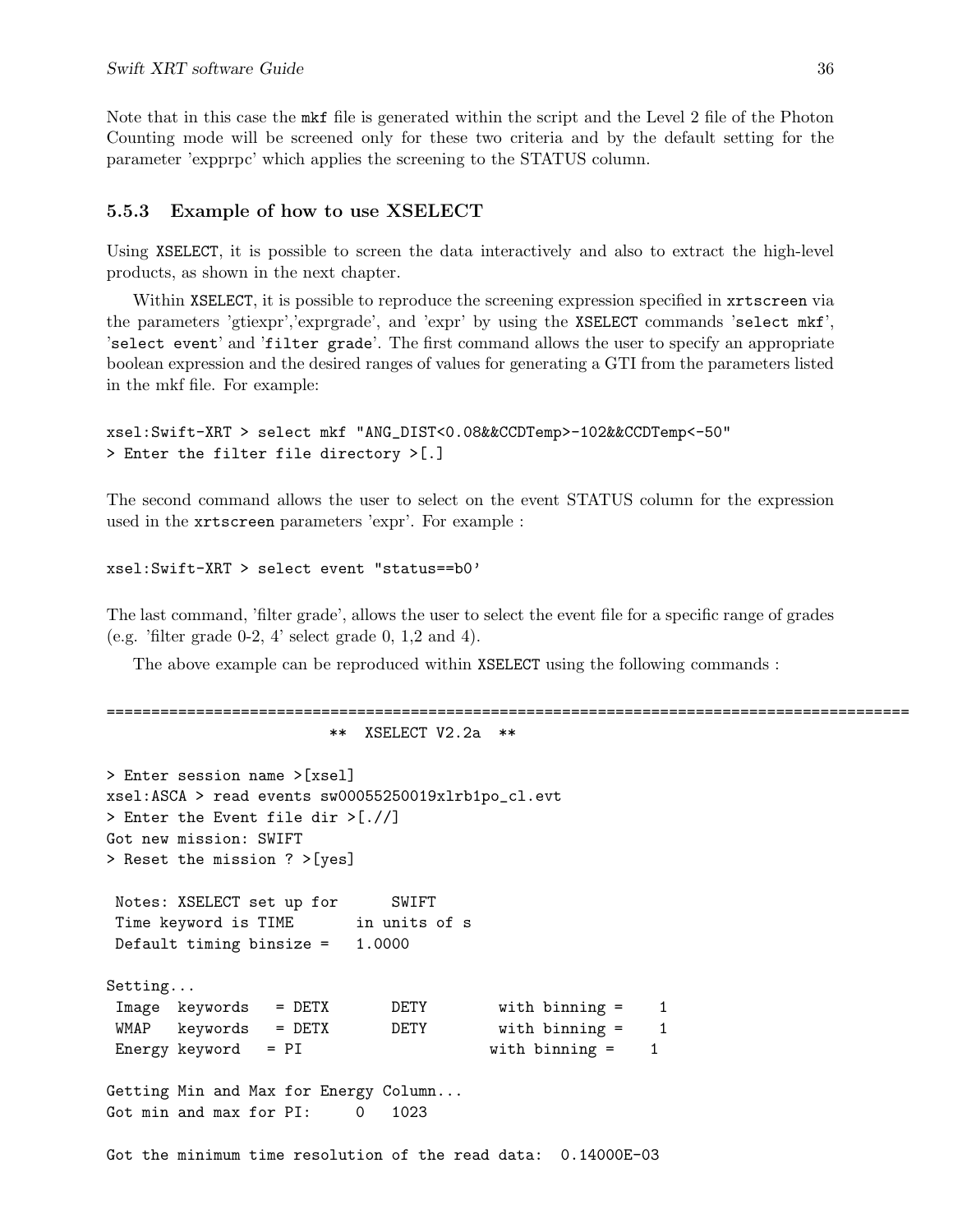Note that in this case the `mkf` file is generated within the script and the Level 2 file of the Photon Counting mode will be screened only for these two criteria and by the default setting for the parameter 'expprpc' which applies the screening to the STATUS column.

### 5.5.3 Example of how to use XSELECT

Using `XSELECT`, it is possible to screen the data interactively and also to extract the high-level products, as shown in the next chapter.

Within `XSELECT`, it is possible to reproduce the screening expression specified in `xrtscreen` via the parameters 'gtiexpr','exprgrade', and 'expr' by using the `XSELECT` commands '`select mkf`', '`select event`' and '`filter grade`'. The first command allows the user to specify an appropriate boolean expression and the desired ranges of values for generating a GTI from the parameters listed in the mkf file. For example:

```
xsel:Swift-XRT > select mkf "ANG_DIST<0.08&&CCDTemp>-102&&CCDTemp<-50"
> Enter the filter file directory >[.]
```

The second command allows the user to select on the event STATUS column for the expression used in the `xrtscreen` parameters 'expr'. For example :

```
xsel:Swift-XRT > select event "status==b0'
```

The last command, 'filter grade', allows the user to select the event file for a specific range of grades (e.g. 'filter grade 0-2, 4' select grade 0, 1,2 and 4).

The above example can be reproduced within `XSELECT` using the following commands :

```
==========================================================================================
                         **  XSELECT V2.2a  **

> Enter session name >[xsel]
xsel:ASCA > read events sw00055250019xlrb1po_cl.evt
> Enter the Event file dir >[.//]
Got new mission: SWIFT
> Reset the mission ? >[yes]

 Notes: XSELECT set up for      SWIFT
 Time keyword is TIME       in units of s
 Default timing binsize =   1.0000

Setting...
 Image  keywords   = DETX       DETY        with binning =    1
 WMAP   keywords   = DETX       DETY        with binning =    1
 Energy keyword   = PI                     with binning =    1

Getting Min and Max for Energy Column...
Got min and max for PI:     0   1023

Got the minimum time resolution of the read data:  0.14000E-03
```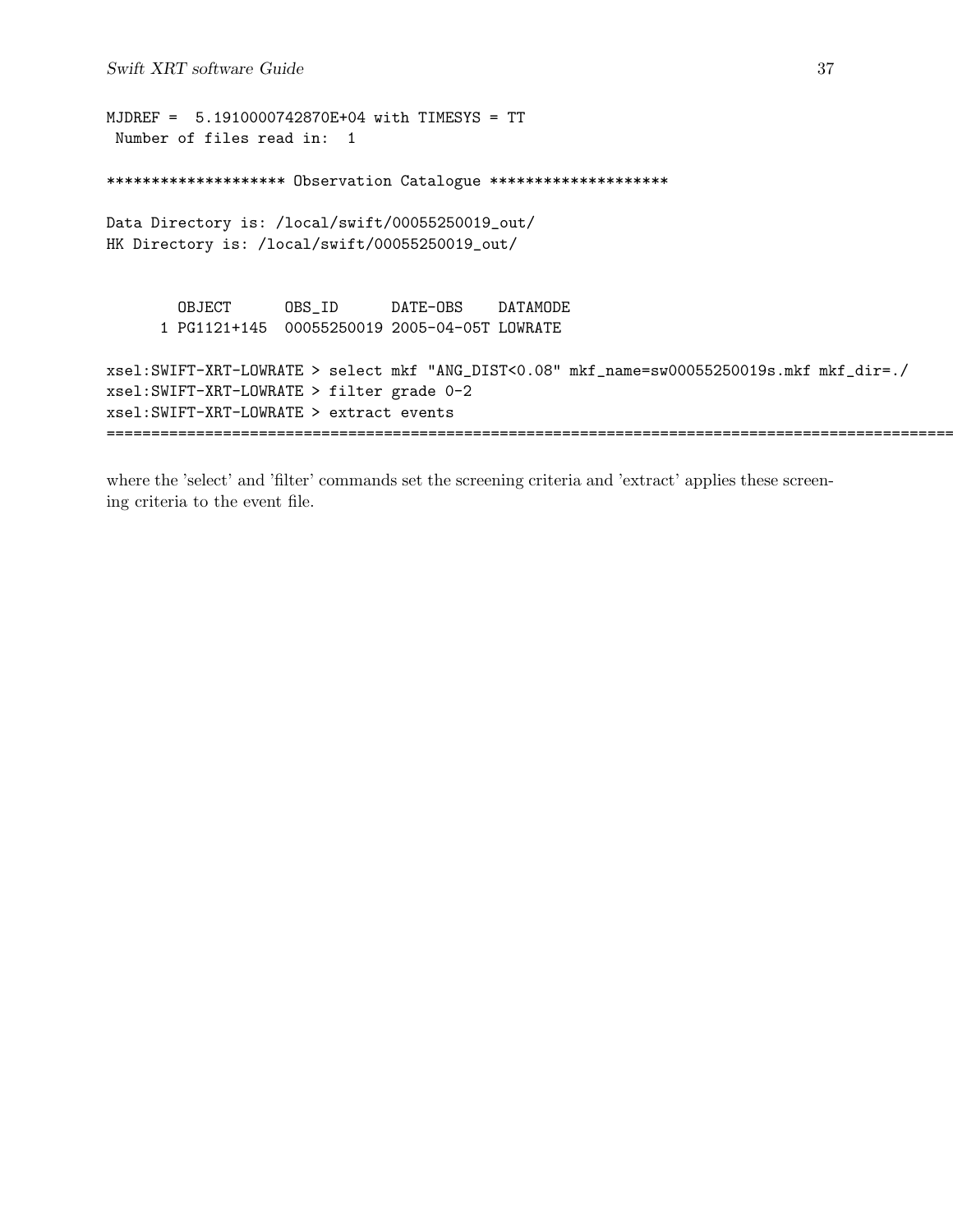```
MJDREF =  5.1910000742870E+04 with TIMESYS = TT
 Number of files read in:  1

******************** Observation Catalogue ********************

Data Directory is: /local/swift/00055250019_out/
HK Directory is: /local/swift/00055250019_out/


        OBJECT      OBS_ID      DATE-OBS    DATAMODE
      1 PG1121+145  00055250019 2005-04-05T LOWRATE

xsel:SWIFT-XRT-LOWRATE > select mkf "ANG_DIST<0.08" mkf_name=sw00055250019s.mkf mkf_dir=./
xsel:SWIFT-XRT-LOWRATE > filter grade 0-2
xsel:SWIFT-XRT-LOWRATE > extract events
=====================================================================================================
```

where the 'select' and 'filter' commands set the screening criteria and 'extract' applies these screening criteria to the event file.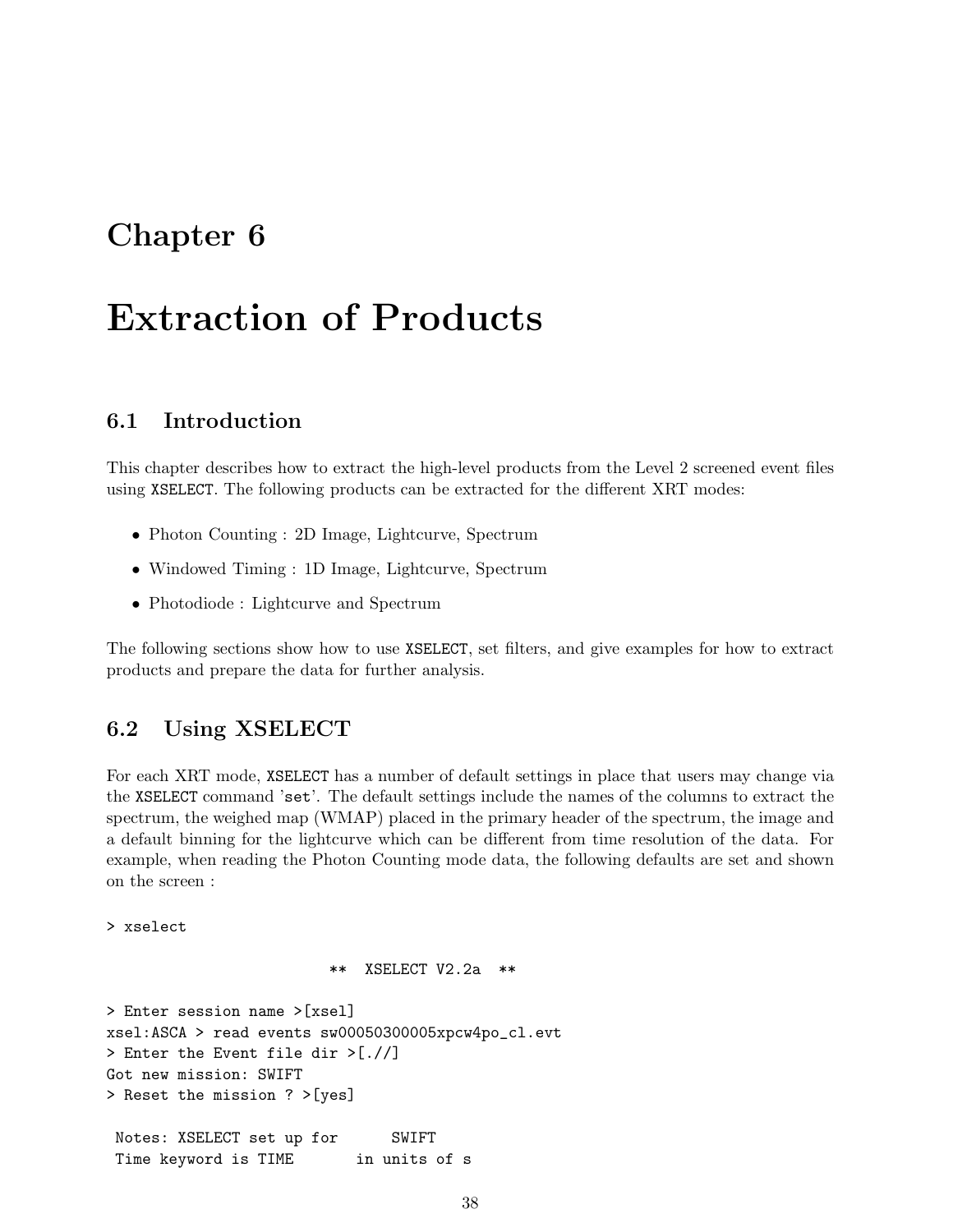# Chapter 6

# Extraction of Products

## 6.1 Introduction

This chapter describes how to extract the high-level products from the Level 2 screened event files using XSELECT. The following products can be extracted for the different XRT modes:

- Photon Counting : 2D Image, Lightcurve, Spectrum
- Windowed Timing : 1D Image, Lightcurve, Spectrum
- Photodiode : Lightcurve and Spectrum

The following sections show how to use XSELECT, set filters, and give examples for how to extract products and prepare the data for further analysis.

## 6.2 Using XSELECT

For each XRT mode, XSELECT has a number of default settings in place that users may change via the XSELECT command 'set'. The default settings include the names of the columns to extract the spectrum, the weighed map (WMAP) placed in the primary header of the spectrum, the image and a default binning for the lightcurve which can be different from time resolution of the data. For example, when reading the Photon Counting mode data, the following defaults are set and shown on the screen :

```
> xselect

                          **  XSELECT V2.2a  **

> Enter session name >[xsel]
xsel:ASCA > read events sw00050300005xpcw4po_cl.evt
> Enter the Event file dir >[.//]
Got new mission: SWIFT
> Reset the mission ? >[yes]

 Notes: XSELECT set up for      SWIFT
 Time keyword is TIME       in units of s
```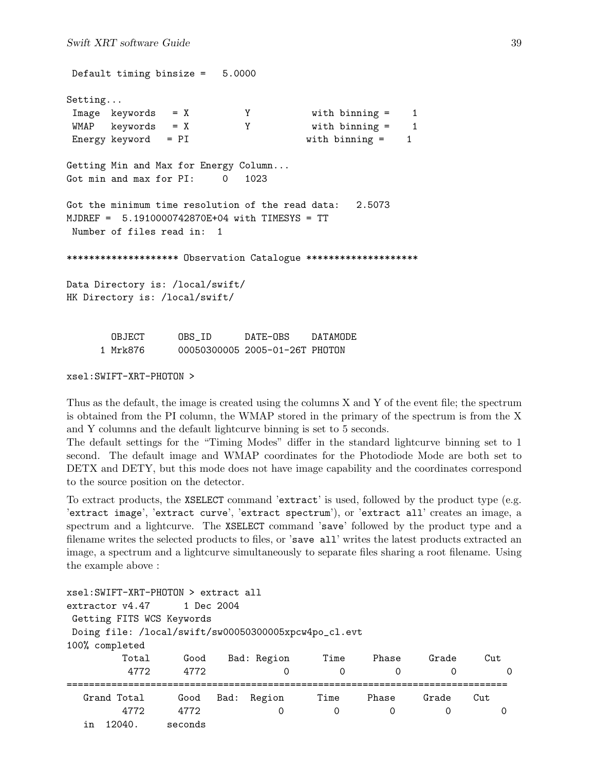```
 Default timing binsize =   5.0000

Setting...
 Image  keywords   = X          Y           with binning =    1
 WMAP   keywords   = X          Y           with binning =    1
 Energy keyword   = PI                     with binning =    1

Getting Min and Max for Energy Column...
Got min and max for PI:     0   1023

Got the minimum time resolution of the read data:   2.5073
MJDREF =  5.1910000742870E+04 with TIMESYS = TT
 Number of files read in:  1

******************** Observation Catalogue ********************

Data Directory is: /local/swift/
HK Directory is: /local/swift/


       OBJECT      OBS_ID      DATE-OBS    DATAMODE
     1 Mrk876      00050300005 2005-01-26T PHOTON

xsel:SWIFT-XRT-PHOTON >
```

Thus as the default, the image is created using the columns X and Y of the event file; the spectrum is obtained from the PI column, the WMAP stored in the primary of the spectrum is from the X and Y columns and the default lightcurve binning is set to 5 seconds.
The default settings for the "Timing Modes" differ in the standard lightcurve binning set to 1 second. The default image and WMAP coordinates for the Photodiode Mode are both set to DETX and DETY, but this mode does not have image capability and the coordinates correspond to the source position on the detector.

To extract products, the `XSELECT` command '`extract`' is used, followed by the product type (e.g. '`extract image`', '`extract curve`', '`extract spectrum`'), or '`extract all`' creates an image, a spectrum and a lightcurve. The `XSELECT` command '`save`' followed by the product type and a filename writes the selected products to files, or '`save all`' writes the latest products extracted an image, a spectrum and a lightcurve simultaneously to separate files sharing a root filename. Using the example above :

```
xsel:SWIFT-XRT-PHOTON > extract all
extractor v4.47      1 Dec 2004
 Getting FITS WCS Keywords
 Doing file: /local/swift/sw00050300005xpcw4po_cl.evt
100% completed
         Total      Good    Bad: Region      Time     Phase     Grade     Cut
          4772      4772              0         0         0         0         0
===============================================================================
   Grand Total      Good   Bad:  Region      Time     Phase     Grade    Cut
         4772      4772             0         0         0         0         0
   in  12040.     seconds
```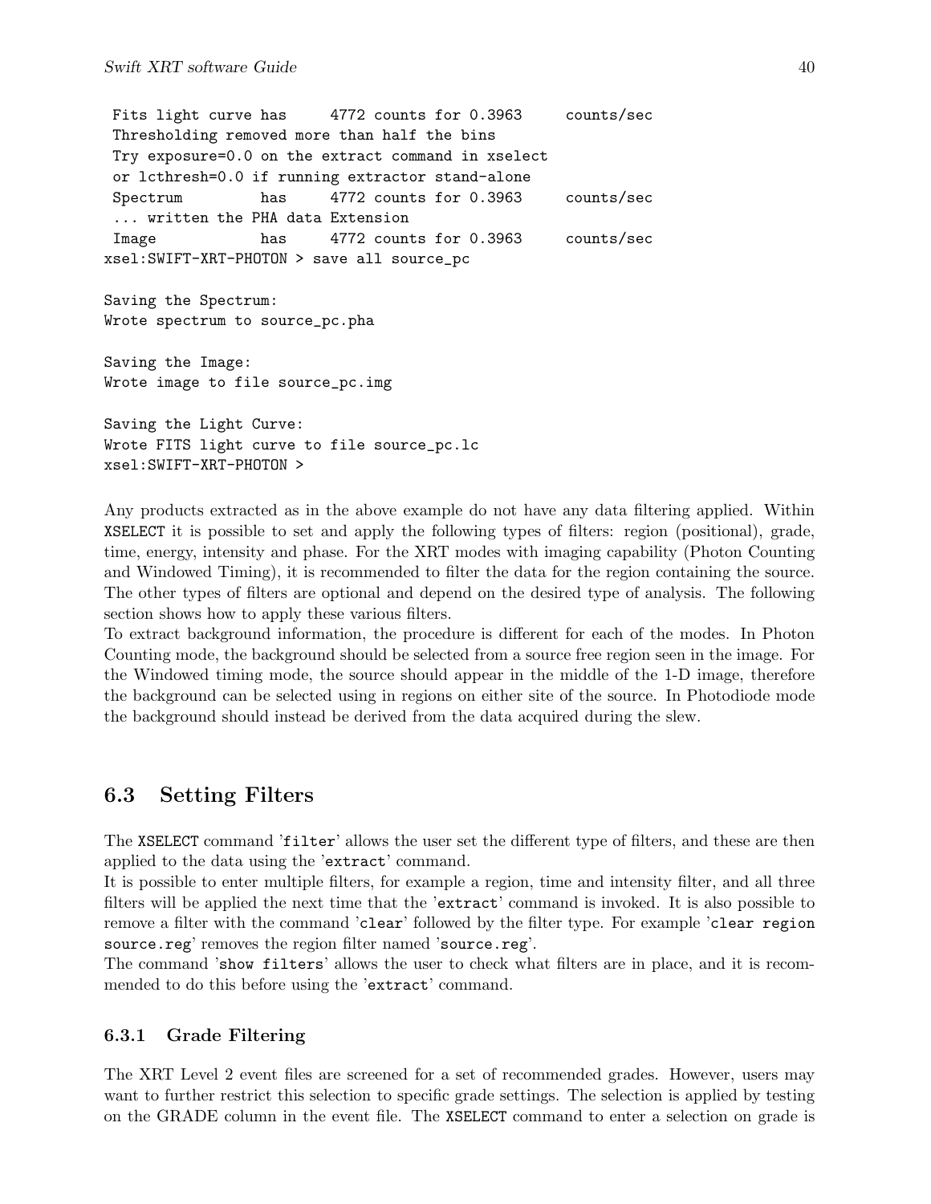```
 Fits light curve has     4772 counts for 0.3963     counts/sec
 Thresholding removed more than half the bins
 Try exposure=0.0 on the extract command in xselect
 or lcthresh=0.0 if running extractor stand-alone
 Spectrum         has     4772 counts for 0.3963     counts/sec
 ... written the PHA data Extension
 Image            has     4772 counts for 0.3963     counts/sec
xsel:SWIFT-XRT-PHOTON > save all source_pc

Saving the Spectrum:
Wrote spectrum to source_pc.pha

Saving the Image:
Wrote image to file source_pc.img

Saving the Light Curve:
Wrote FITS light curve to file source_pc.lc
xsel:SWIFT-XRT-PHOTON >
```

Any products extracted as in the above example do not have any data filtering applied. Within XSELECT it is possible to set and apply the following types of filters: region (positional), grade, time, energy, intensity and phase. For the XRT modes with imaging capability (Photon Counting and Windowed Timing), it is recommended to filter the data for the region containing the source. The other types of filters are optional and depend on the desired type of analysis. The following section shows how to apply these various filters.

To extract background information, the procedure is different for each of the modes. In Photon Counting mode, the background should be selected from a source free region seen in the image. For the Windowed timing mode, the source should appear in the middle of the 1-D image, therefore the background can be selected using in regions on either site of the source. In Photodiode mode the background should instead be derived from the data acquired during the slew.

## 6.3 Setting Filters

The XSELECT command '`filter`' allows the user set the different type of filters, and these are then applied to the data using the '`extract`' command.

It is possible to enter multiple filters, for example a region, time and intensity filter, and all three filters will be applied the next time that the '`extract`' command is invoked. It is also possible to remove a filter with the command '`clear`' followed by the filter type. For example '`clear region source.reg`' removes the region filter named '`source.reg`'.

The command '`show filters`' allows the user to check what filters are in place, and it is recommended to do this before using the '`extract`' command.

### 6.3.1 Grade Filtering

The XRT Level 2 event files are screened for a set of recommended grades. However, users may want to further restrict this selection to specific grade settings. The selection is applied by testing on the GRADE column in the event file. The XSELECT command to enter a selection on grade is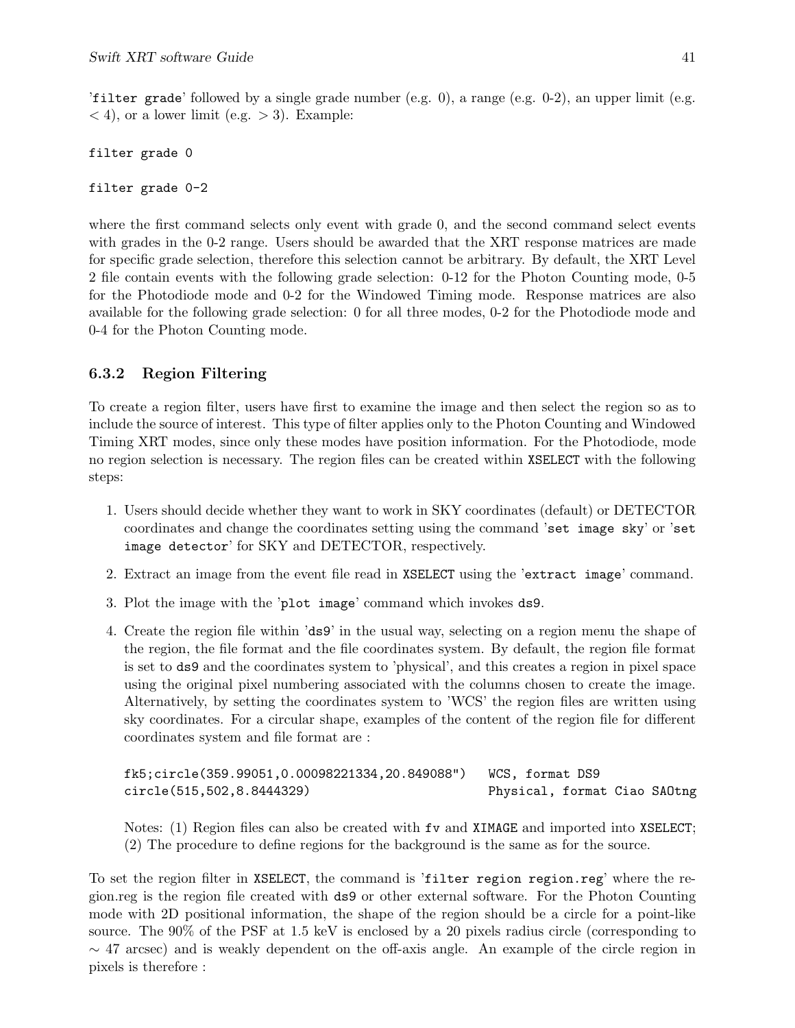'`filter grade`' followed by a single grade number (e.g. 0), a range (e.g. 0-2), an upper limit (e.g. $< 4$), or a lower limit (e.g. $> 3$). Example:

```
filter grade 0
```

```
filter grade 0-2
```

where the first command selects only event with grade 0, and the second command select events with grades in the 0-2 range. Users should be awarded that the XRT response matrices are made for specific grade selection, therefore this selection cannot be arbitrary. By default, the XRT Level 2 file contain events with the following grade selection: 0-12 for the Photon Counting mode, 0-5 for the Photodiode mode and 0-2 for the Windowed Timing mode. Response matrices are also available for the following grade selection: 0 for all three modes, 0-2 for the Photodiode mode and 0-4 for the Photon Counting mode.

### 6.3.2 Region Filtering

To create a region filter, users have first to examine the image and then select the region so as to include the source of interest. This type of filter applies only to the Photon Counting and Windowed Timing XRT modes, since only these modes have position information. For the Photodiode, mode no region selection is necessary. The region files can be created within `XSELECT` with the following steps:

1. Users should decide whether they want to work in SKY coordinates (default) or DETECTOR coordinates and change the coordinates setting using the command '`set image sky`' or '`set image detector`' for SKY and DETECTOR, respectively.
2. Extract an image from the event file read in `XSELECT` using the '`extract image`' command.
3. Plot the image with the '`plot image`' command which invokes `ds9`.
4. Create the region file within '`ds9`' in the usual way, selecting on a region menu the shape of the region, the file format and the file coordinates system. By default, the region file format is set to `ds9` and the coordinates system to 'physical', and this creates a region in pixel space using the original pixel numbering associated with the columns chosen to create the image. Alternatively, by setting the coordinates system to 'WCS' the region files are written using sky coordinates. For a circular shape, examples of the content of the region file for different coordinates system and file format are :

   ```
   fk5;circle(359.99051,0.00098221334,20.849088")   WCS, format DS9
   circle(515,502,8.8444329)                        Physical, format Ciao SAOtng
   ```

   Notes: (1) Region files can also be created with `fv` and `XIMAGE` and imported into `XSELECT`; (2) The procedure to define regions for the background is the same as for the source.

To set the region filter in `XSELECT`, the command is '`filter region region.reg`' where the region.reg is the region file created with `ds9` or other external software. For the Photon Counting mode with 2D positional information, the shape of the region should be a circle for a point-like source. The 90% of the PSF at 1.5 keV is enclosed by a 20 pixels radius circle (corresponding to $\sim 47$ arcsec) and is weakly dependent on the off-axis angle. An example of the circle region in pixels is therefore :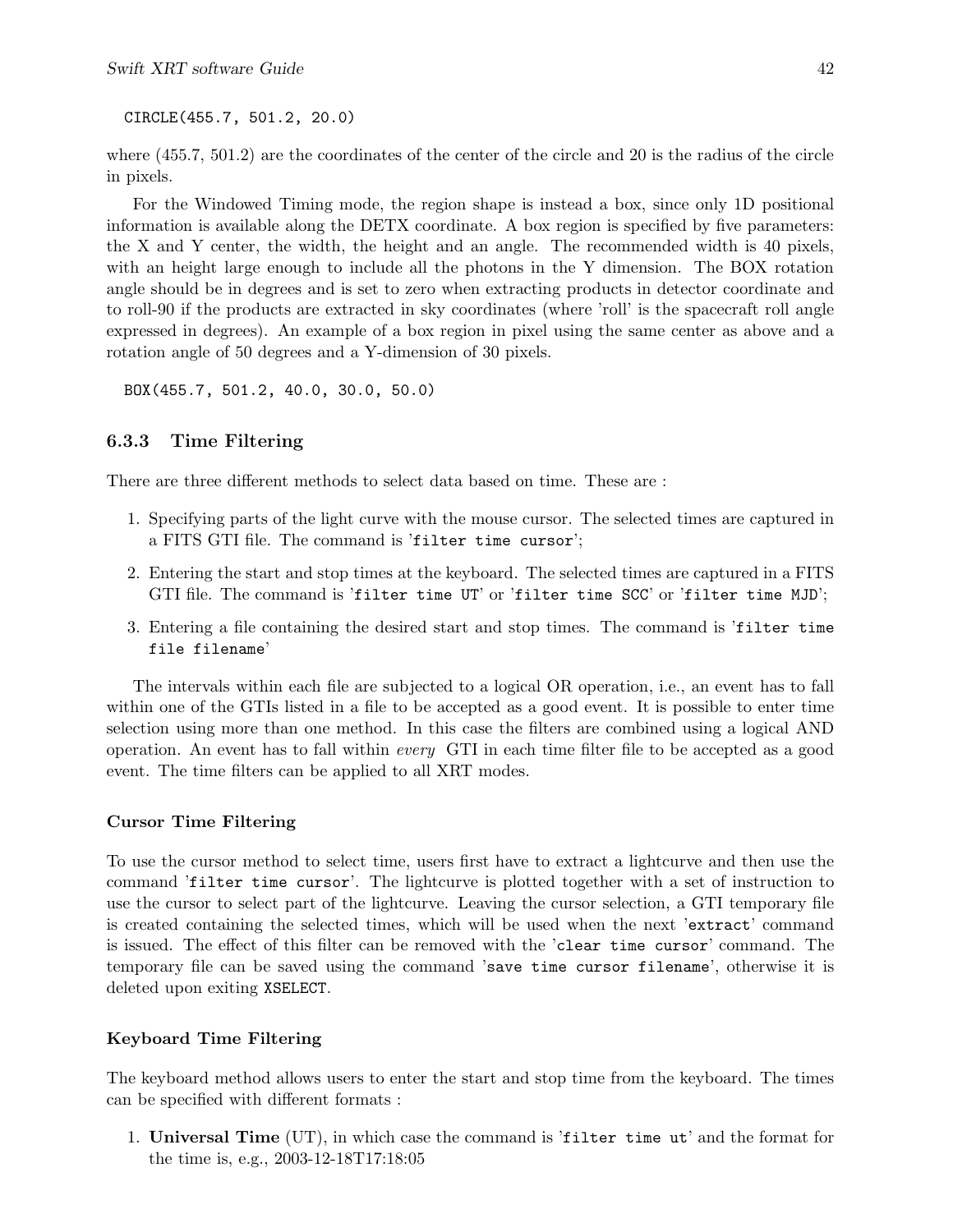```
CIRCLE(455.7, 501.2, 20.0)
```

where (455.7, 501.2) are the coordinates of the center of the circle and 20 is the radius of the circle in pixels.

For the Windowed Timing mode, the region shape is instead a box, since only 1D positional information is available along the DETX coordinate. A box region is specified by five parameters: the X and Y center, the width, the height and an angle. The recommended width is 40 pixels, with an height large enough to include all the photons in the Y dimension. The BOX rotation angle should be in degrees and is set to zero when extracting products in detector coordinate and to roll-90 if the products are extracted in sky coordinates (where 'roll' is the spacecraft roll angle expressed in degrees). An example of a box region in pixel using the same center as above and a rotation angle of 50 degrees and a Y-dimension of 30 pixels.

```
BOX(455.7, 501.2, 40.0, 30.0, 50.0)
```

### 6.3.3 Time Filtering

There are three different methods to select data based on time. These are :

1. Specifying parts of the light curve with the mouse cursor. The selected times are captured in a FITS GTI file. The command is '`filter time cursor`';
2. Entering the start and stop times at the keyboard. The selected times are captured in a FITS GTI file. The command is '`filter time UT`' or '`filter time SCC`' or '`filter time MJD`';
3. Entering a file containing the desired start and stop times. The command is '`filter time file filename`'

The intervals within each file are subjected to a logical OR operation, i.e., an event has to fall within one of the GTIs listed in a file to be accepted as a good event. It is possible to enter time selection using more than one method. In this case the filters are combined using a logical AND operation. An event has to fall within *every* GTI in each time filter file to be accepted as a good event. The time filters can be applied to all XRT modes.

#### Cursor Time Filtering

To use the cursor method to select time, users first have to extract a lightcurve and then use the command '`filter time cursor`'. The lightcurve is plotted together with a set of instruction to use the cursor to select part of the lightcurve. Leaving the cursor selection, a GTI temporary file is created containing the selected times, which will be used when the next '`extract`' command is issued. The effect of this filter can be removed with the '`clear time cursor`' command. The temporary file can be saved using the command '`save time cursor filename`', otherwise it is deleted upon exiting `XSELECT`.

#### Keyboard Time Filtering

The keyboard method allows users to enter the start and stop time from the keyboard. The times can be specified with different formats :

1. **Universal Time** (UT), in which case the command is '`filter time ut`' and the format for the time is, e.g., 2003-12-18T17:18:05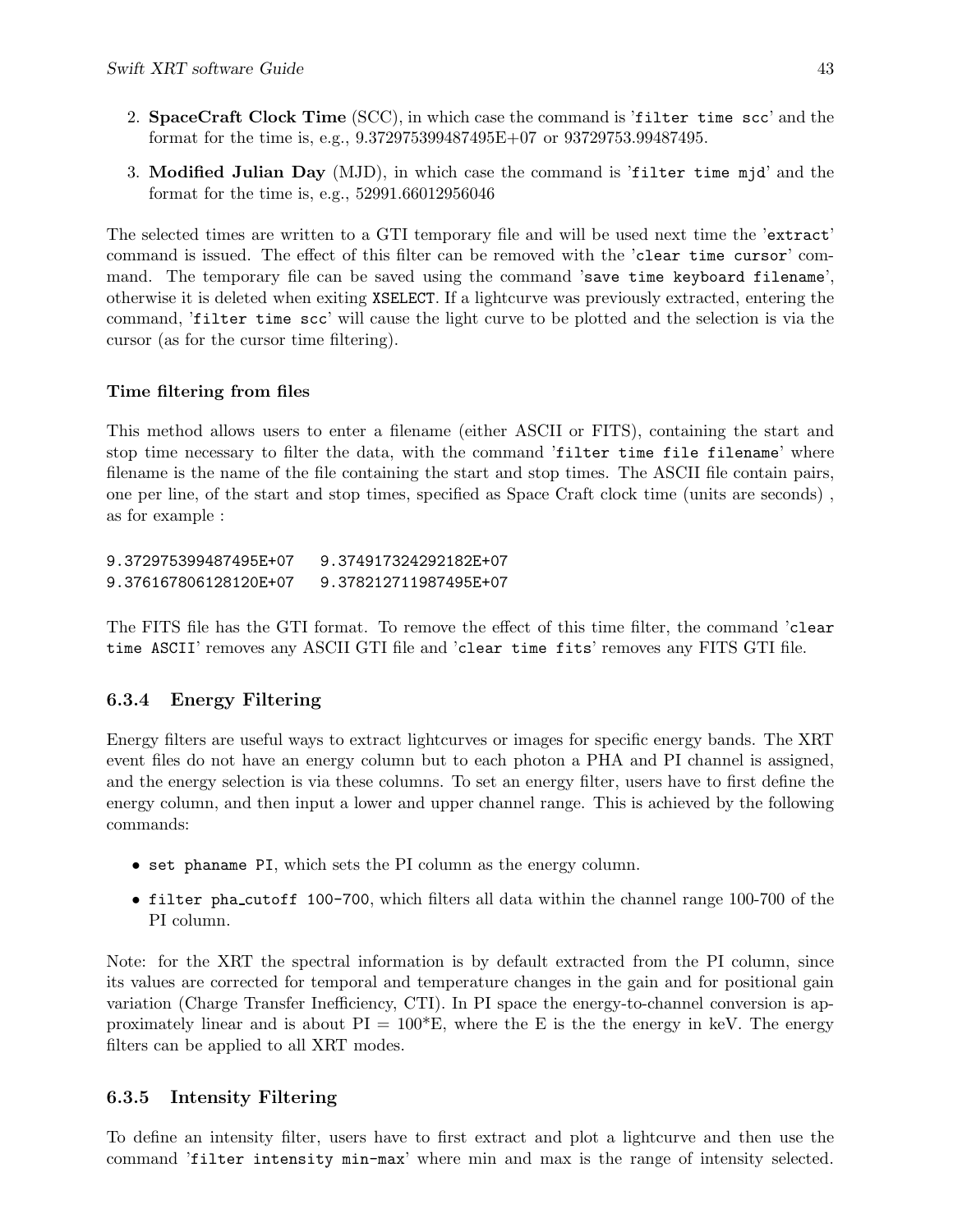2. **SpaceCraft Clock Time** (SCC), in which case the command is '`filter time scc`' and the format for the time is, e.g., 9.372975399487495E+07 or 93729753.99487495.

3. **Modified Julian Day** (MJD), in which case the command is '`filter time mjd`' and the format for the time is, e.g., 52991.66012956046

The selected times are written to a GTI temporary file and will be used next time the '`extract`' command is issued. The effect of this filter can be removed with the '`clear time cursor`' command. The temporary file can be saved using the command '`save time keyboard filename`', otherwise it is deleted when exiting `XSELECT`. If a lightcurve was previously extracted, entering the command, '`filter time scc`' will cause the light curve to be plotted and the selection is via the cursor (as for the cursor time filtering).

#### Time filtering from files

This method allows users to enter a filename (either ASCII or FITS), containing the start and stop time necessary to filter the data, with the command '`filter time file filename`' where filename is the name of the file containing the start and stop times. The ASCII file contain pairs, one per line, of the start and stop times, specified as Space Craft clock time (units are seconds) , as for example :

```
9.372975399487495E+07   9.374917324292182E+07
9.376167806128120E+07   9.378212711987495E+07
```

The FITS file has the GTI format. To remove the effect of this time filter, the command '`clear time ASCII`' removes any ASCII GTI file and '`clear time fits`' removes any FITS GTI file.

### 6.3.4 Energy Filtering

Energy filters are useful ways to extract lightcurves or images for specific energy bands. The XRT event files do not have an energy column but to each photon a PHA and PI channel is assigned, and the energy selection is via these columns. To set an energy filter, users have to first define the energy column, and then input a lower and upper channel range. This is achieved by the following commands:

- `set phaname PI`, which sets the PI column as the energy column.
- `filter pha_cutoff 100-700`, which filters all data within the channel range 100-700 of the PI column.

Note: for the XRT the spectral information is by default extracted from the PI column, since its values are corrected for temporal and temperature changes in the gain and for positional gain variation (Charge Transfer Inefficiency, CTI). In PI space the energy-to-channel conversion is approximately linear and is about PI = 100*E, where the E is the the energy in keV. The energy filters can be applied to all XRT modes.

### 6.3.5 Intensity Filtering

To define an intensity filter, users have to first extract and plot a lightcurve and then use the command '`filter intensity min-max`' where min and max is the range of intensity selected.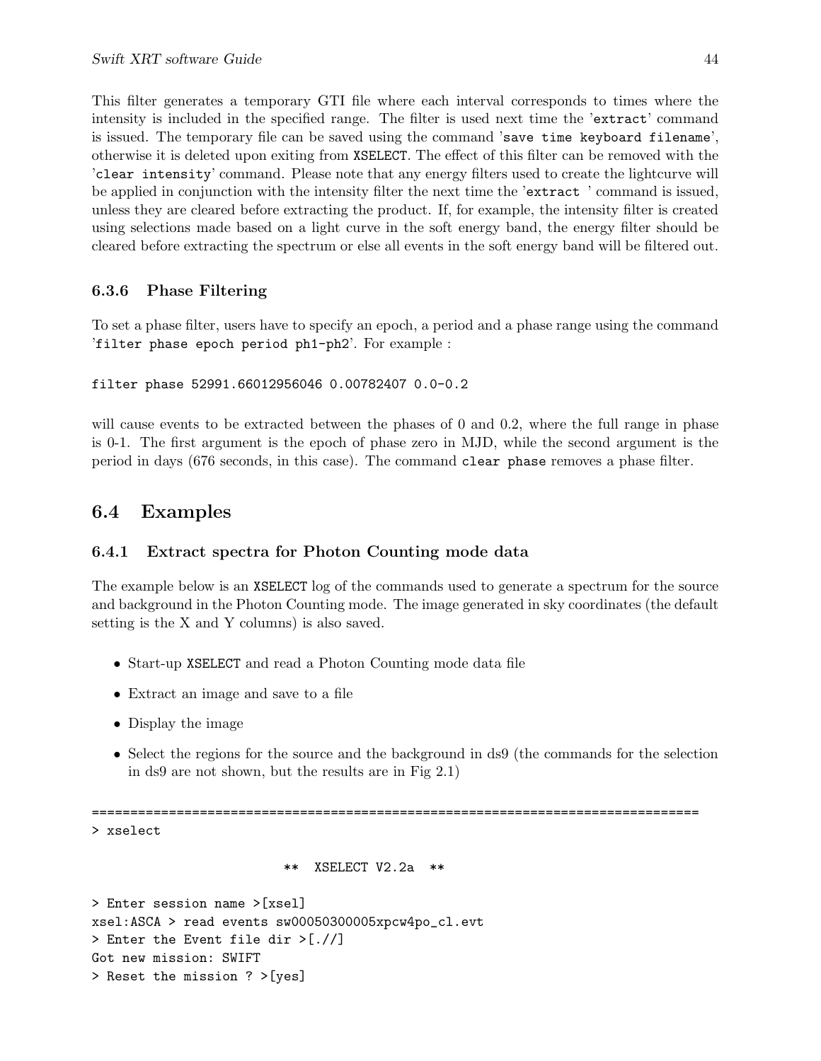This filter generates a temporary GTI file where each interval corresponds to times where the intensity is included in the specified range. The filter is used next time the 'extract' command is issued. The temporary file can be saved using the command 'save time keyboard filename', otherwise it is deleted upon exiting from XSELECT. The effect of this filter can be removed with the 'clear intensity' command. Please note that any energy filters used to create the lightcurve will be applied in conjunction with the intensity filter the next time the 'extract ' command is issued, unless they are cleared before extracting the product. If, for example, the intensity filter is created using selections made based on a light curve in the soft energy band, the energy filter should be cleared before extracting the spectrum or else all events in the soft energy band will be filtered out.

### 6.3.6 Phase Filtering

To set a phase filter, users have to specify an epoch, a period and a phase range using the command 'filter phase epoch period ph1-ph2'. For example :

```
filter phase 52991.66012956046 0.00782407 0.0-0.2
```

will cause events to be extracted between the phases of 0 and 0.2, where the full range in phase is 0-1. The first argument is the epoch of phase zero in MJD, while the second argument is the period in days (676 seconds, in this case). The command `clear phase` removes a phase filter.

## 6.4 Examples

### 6.4.1 Extract spectra for Photon Counting mode data

The example below is an XSELECT log of the commands used to generate a spectrum for the source and background in the Photon Counting mode. The image generated in sky coordinates (the default setting is the X and Y columns) is also saved.

- Start-up XSELECT and read a Photon Counting mode data file
- Extract an image and save to a file
- Display the image
- Select the regions for the source and the background in ds9 (the commands for the selection in ds9 are not shown, but the results are in Fig 2.1)

```
================================================================================
> xselect

                          **  XSELECT V2.2a  **

> Enter session name >[xsel]
xsel:ASCA > read events sw00050300005xpcw4po_cl.evt
> Enter the Event file dir >[.//]
Got new mission: SWIFT
> Reset the mission ? >[yes]
```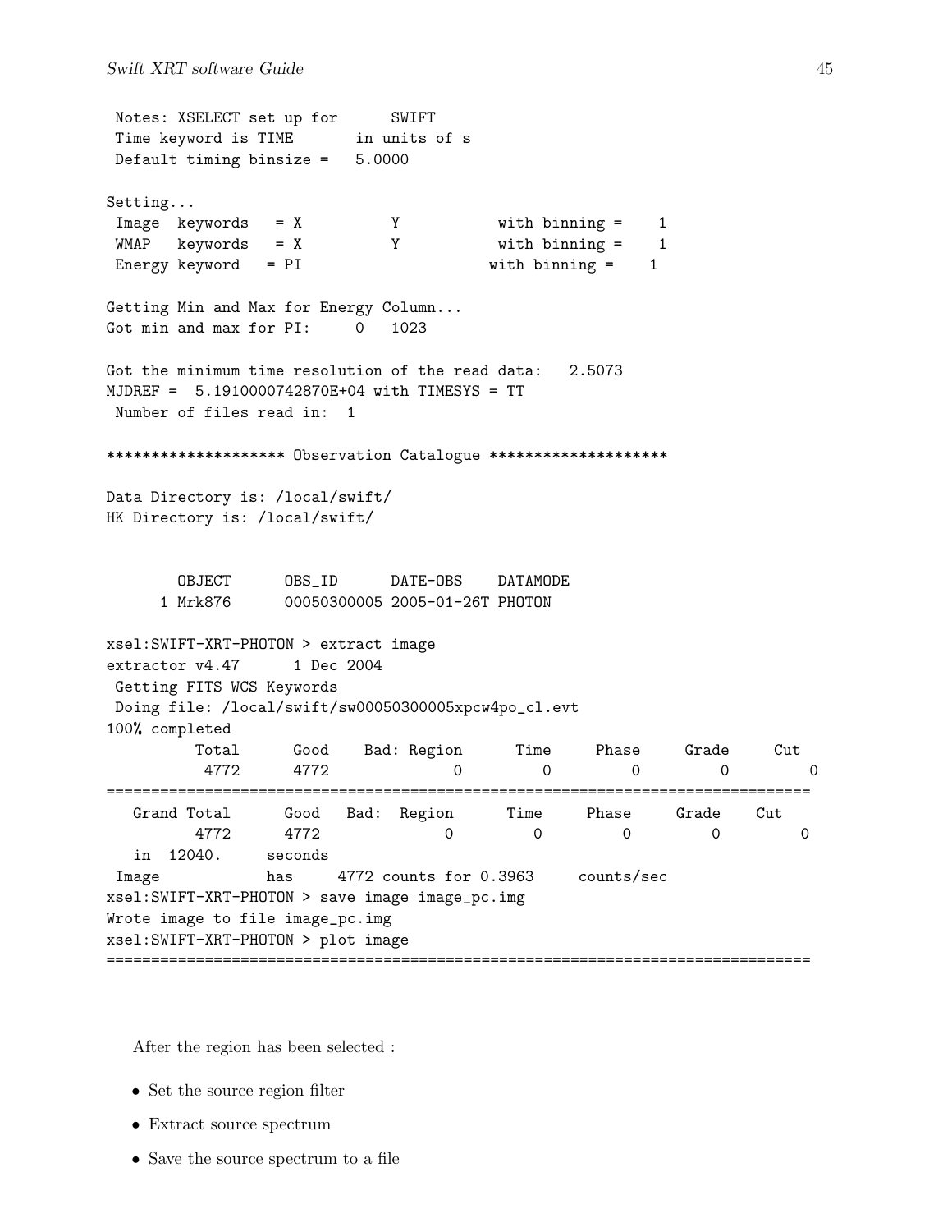```
 Notes: XSELECT set up for      SWIFT
 Time keyword is TIME       in units of s
 Default timing binsize =   5.0000

Setting...
 Image  keywords   = X          Y           with binning =    1
 WMAP   keywords   = X          Y           with binning =    1
 Energy keyword   = PI                     with binning =    1

Getting Min and Max for Energy Column...
Got min and max for PI:     0   1023

Got the minimum time resolution of the read data:   2.5073
MJDREF =  5.1910000742870E+04 with TIMESYS = TT
 Number of files read in:  1

******************** Observation Catalogue ********************

Data Directory is: /local/swift/
HK Directory is: /local/swift/


       OBJECT      OBS_ID      DATE-OBS    DATAMODE
     1 Mrk876      00050300005 2005-01-26T PHOTON

xsel:SWIFT-XRT-PHOTON > extract image
extractor v4.47      1 Dec 2004
 Getting FITS WCS Keywords
 Doing file: /local/swift/sw00050300005xpcw4po_cl.evt
100% completed
          Total      Good    Bad: Region      Time     Phase     Grade     Cut
           4772      4772              0         0         0         0         0
===============================================================================
   Grand Total      Good   Bad:  Region      Time     Phase     Grade    Cut
         4772      4772              0         0         0         0         0
   in  12040.     seconds
 Image            has     4772 counts for 0.3963     counts/sec
xsel:SWIFT-XRT-PHOTON > save image image_pc.img
Wrote image to file image_pc.img
xsel:SWIFT-XRT-PHOTON > plot image
===============================================================================
```

After the region has been selected :

- Set the source region filter
- Extract source spectrum
- Save the source spectrum to a file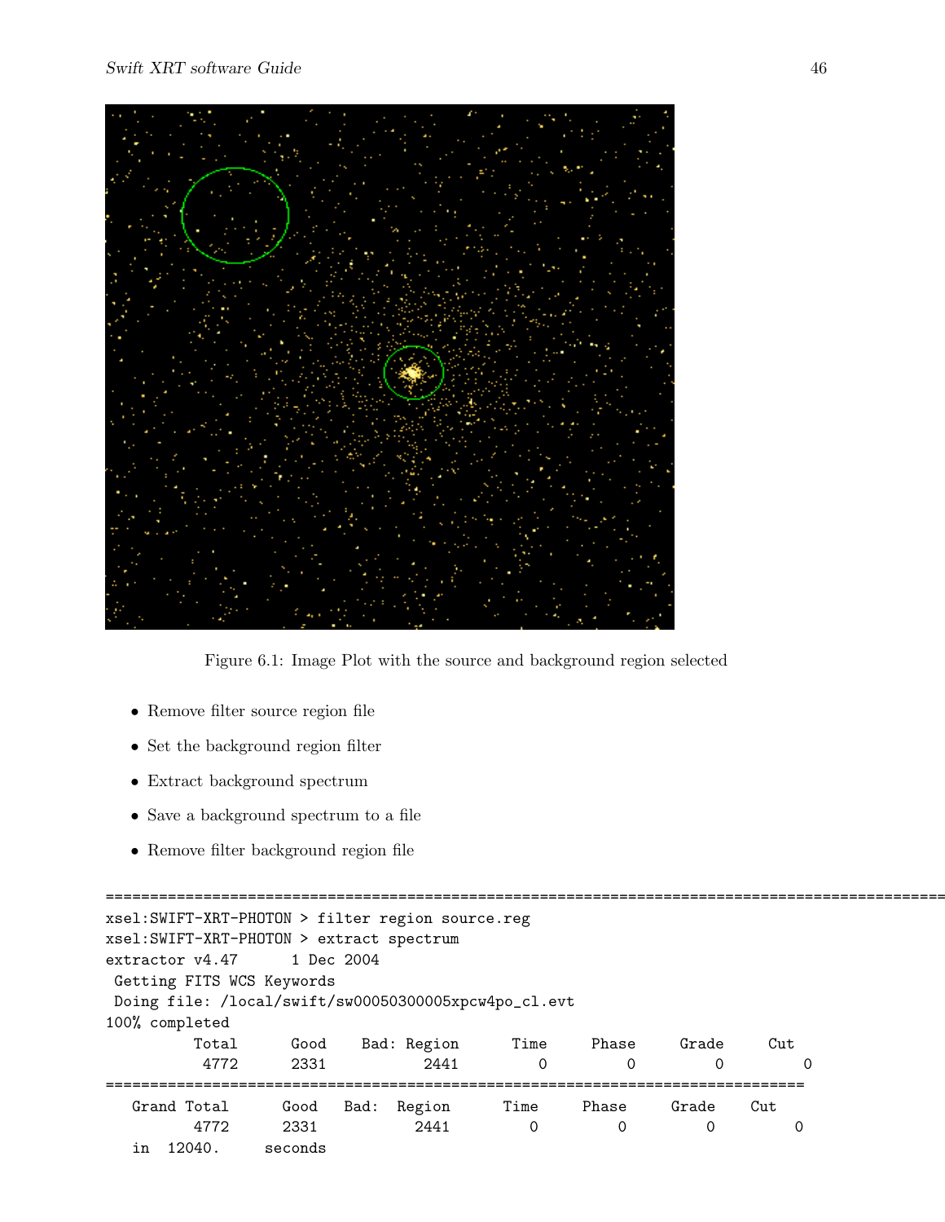Figure 6.1: Image Plot with the source and background region selected

- Remove filter source region file
- Set the background region filter
- Extract background spectrum
- Save a background spectrum to a file
- Remove filter background region file

```
==========================================================================================
xsel:SWIFT-XRT-PHOTON > filter region source.reg
xsel:SWIFT-XRT-PHOTON > extract spectrum
extractor v4.47      1 Dec 2004
 Getting FITS WCS Keywords
 Doing file: /local/swift/sw00050300005xpcw4po_cl.evt
100% completed
          Total      Good    Bad: Region      Time     Phase     Grade      Cut
           4772      2331           2441         0         0         0        0
===============================================================================
   Grand Total      Good   Bad:  Region      Time     Phase     Grade     Cut
          4772      2331          2441         0         0         0        0
   in  12040.     seconds
```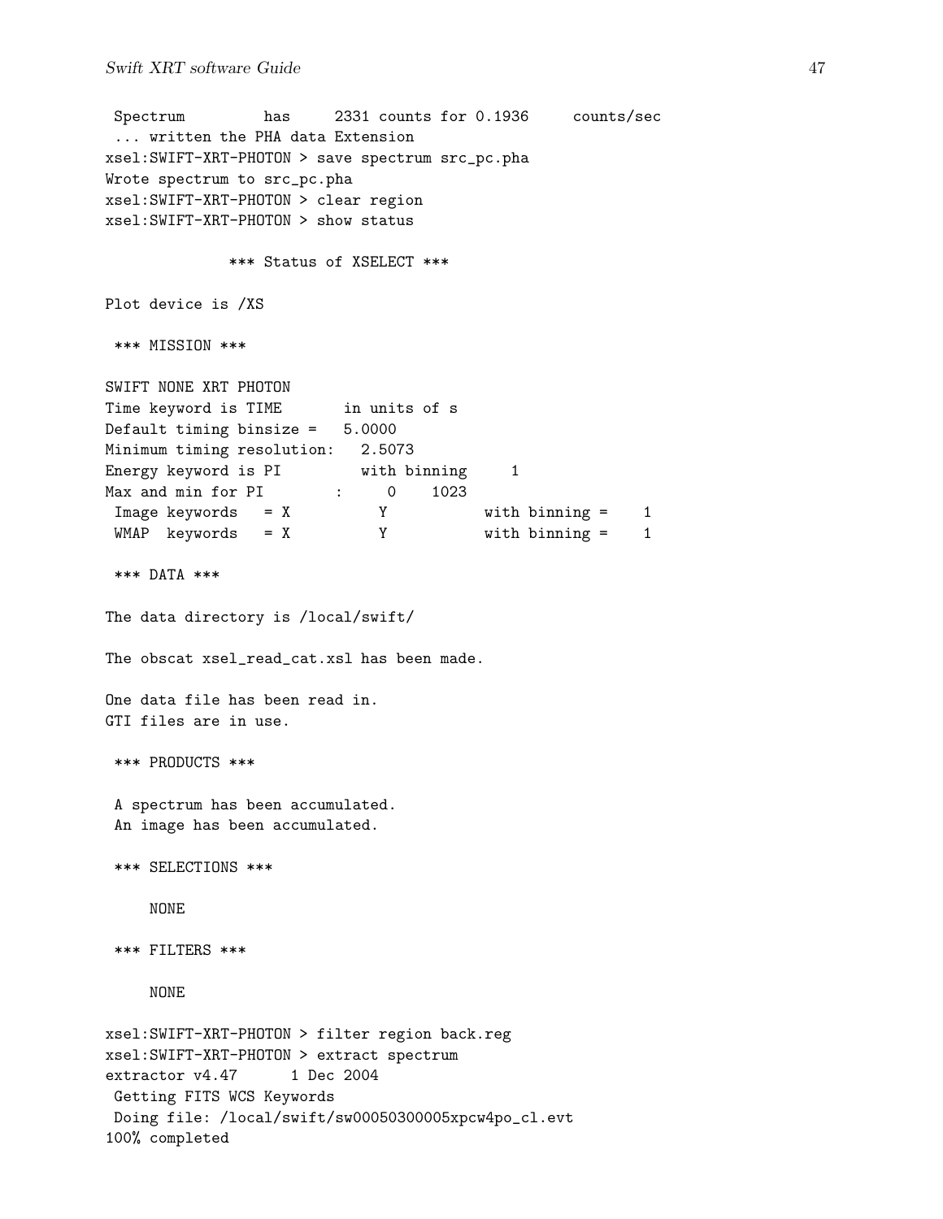```
 Spectrum         has     2331 counts for 0.1936     counts/sec
 ... written the PHA data Extension
xsel:SWIFT-XRT-PHOTON > save spectrum src_pc.pha
Wrote spectrum to src_pc.pha
xsel:SWIFT-XRT-PHOTON > clear region
xsel:SWIFT-XRT-PHOTON > show status

              *** Status of XSELECT ***

Plot device is /XS

 *** MISSION ***

SWIFT NONE XRT PHOTON
Time keyword is TIME       in units of s
Default timing binsize =   5.0000
Minimum timing resolution:   2.5073
Energy keyword is PI         with binning     1
Max and min for PI        :     0    1023
 Image keywords   = X          Y           with binning =    1
 WMAP  keywords   = X          Y           with binning =    1

 *** DATA ***

The data directory is /local/swift/

The obscat xsel_read_cat.xsl has been made.

One data file has been read in.
GTI files are in use.

 *** PRODUCTS ***

 A spectrum has been accumulated.
 An image has been accumulated.

 *** SELECTIONS ***

     NONE

 *** FILTERS ***

     NONE

xsel:SWIFT-XRT-PHOTON > filter region back.reg
xsel:SWIFT-XRT-PHOTON > extract spectrum
extractor v4.47      1 Dec 2004
 Getting FITS WCS Keywords
 Doing file: /local/swift/sw00050300005xpcw4po_cl.evt
100% completed
```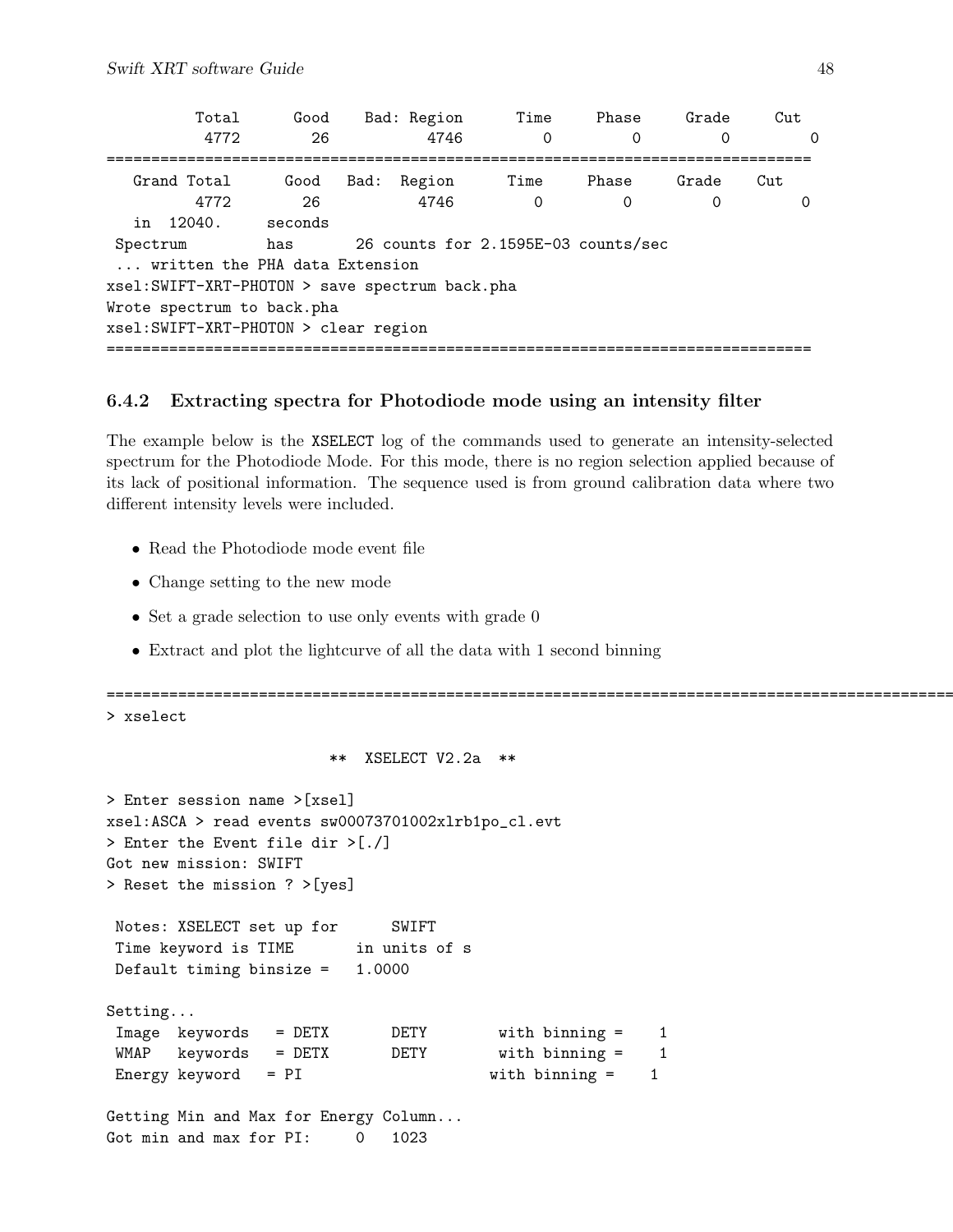```
         Total      Good    Bad: Region      Time     Phase     Grade     Cut
          4772        26           4746         0         0         0         0
==============================================================================
   Grand Total      Good   Bad:  Region      Time     Phase     Grade    Cut
          4772        26           4746         0         0         0         0
   in  12040.     seconds
 Spectrum         has       26 counts for 2.1595E-03 counts/sec
 ... written the PHA data Extension
xsel:SWIFT-XRT-PHOTON > save spectrum back.pha
Wrote spectrum to back.pha
xsel:SWIFT-XRT-PHOTON > clear region
==============================================================================
```

### 6.4.2 Extracting spectra for Photodiode mode using an intensity filter

The example below is the XSELECT log of the commands used to generate an intensity-selected spectrum for the Photodiode Mode. For this mode, there is no region selection applied because of its lack of positional information. The sequence used is from ground calibration data where two different intensity levels were included.

- Read the Photodiode mode event file
- Change setting to the new mode
- Set a grade selection to use only events with grade 0
- Extract and plot the lightcurve of all the data with 1 second binning

```
===============================================================================================
> xselect

                        **  XSELECT V2.2a  **

> Enter session name >[xsel]
xsel:ASCA > read events sw00073701002xlrb1po_cl.evt
> Enter the Event file dir >[./]
Got new mission: SWIFT
> Reset the mission ? >[yes]

 Notes: XSELECT set up for      SWIFT
 Time keyword is TIME       in units of s
 Default timing binsize =   1.0000

Setting...
 Image  keywords   = DETX       DETY        with binning =    1
 WMAP   keywords   = DETX       DETY        with binning =    1
 Energy keyword    = PI                    with binning =    1

Getting Min and Max for Energy Column...
Got min and max for PI:     0   1023
```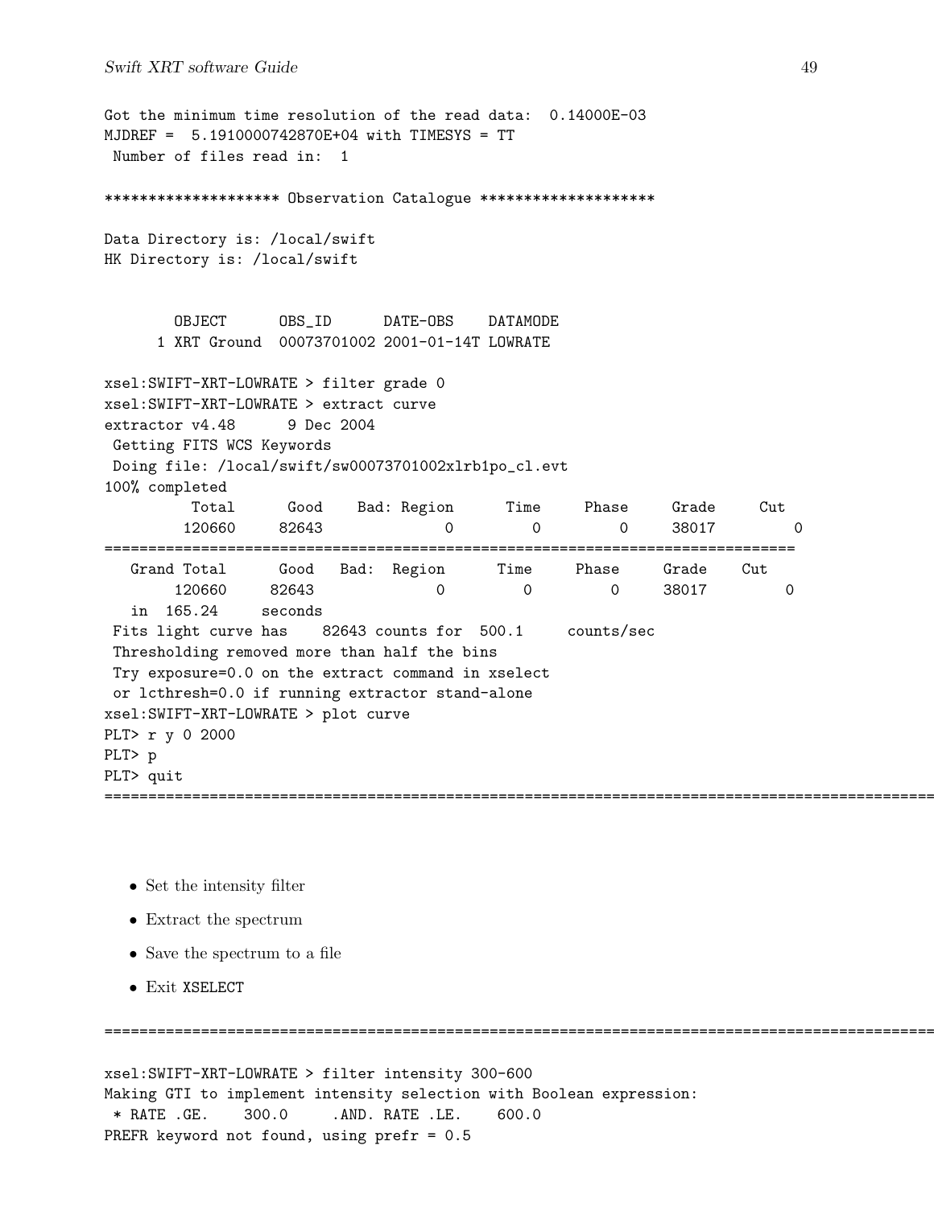```
Got the minimum time resolution of the read data:  0.14000E-03
MJDREF =  5.1910000742870E+04 with TIMESYS = TT
 Number of files read in:  1

******************** Observation Catalogue ********************

Data Directory is: /local/swift
HK Directory is: /local/swift


        OBJECT      OBS_ID      DATE-OBS    DATAMODE
      1 XRT Ground  00073701002 2001-01-14T LOWRATE

xsel:SWIFT-XRT-LOWRATE > filter grade 0
xsel:SWIFT-XRT-LOWRATE > extract curve
extractor v4.48      9 Dec 2004
 Getting FITS WCS Keywords
 Doing file: /local/swift/sw00073701002xlrb1po_cl.evt
100% completed
          Total      Good    Bad: Region      Time     Phase     Grade     Cut
         120660     82643             0         0         0     38017         0
============================================================================
   Grand Total      Good   Bad:  Region      Time     Phase     Grade    Cut
        120660     82643             0         0         0     38017         0
   in  165.24     seconds
 Fits light curve has    82643 counts for  500.1     counts/sec
 Thresholding removed more than half the bins
 Try exposure=0.0 on the extract command in xselect
 or lcthresh=0.0 if running extractor stand-alone
xsel:SWIFT-XRT-LOWRATE > plot curve
PLT> r y 0 2000
PLT> p
PLT> quit
==========================================================================================
```

- Set the intensity filter
- Extract the spectrum
- Save the spectrum to a file
- Exit XSELECT

```
==========================================================================================

xsel:SWIFT-XRT-LOWRATE > filter intensity 300-600
Making GTI to implement intensity selection with Boolean expression:
 * RATE .GE.    300.0     .AND. RATE .LE.    600.0
PREFR keyword not found, using prefr = 0.5
```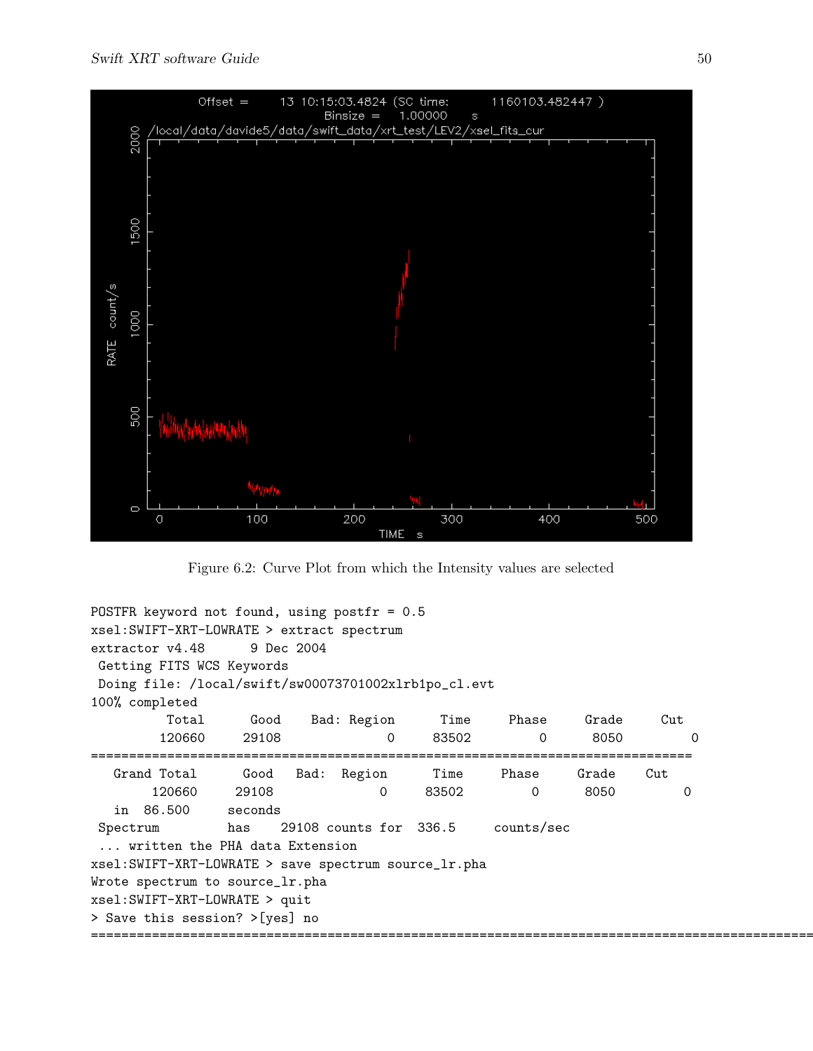Figure 6.2: Curve Plot from which the Intensity values are selected

```
POSTFR keyword not found, using postfr = 0.5
xsel:SWIFT-XRT-LOWRATE > extract spectrum
extractor v4.48      9 Dec 2004
 Getting FITS WCS Keywords
 Doing file: /local/swift/sw00073701002xlrb1po_cl.evt
100% completed
          Total      Good    Bad: Region      Time     Phase     Grade     Cut
         120660     29108              0     83502         0      8050         0
===============================================================================
   Grand Total      Good   Bad:  Region       Time      Phase      Grade     Cut
        120660     29108              0      83502          0       8050         0
   in  86.500      seconds
 Spectrum         has    29108 counts for  336.5     counts/sec
 ... written the PHA data Extension
xsel:SWIFT-XRT-LOWRATE > save spectrum source_lr.pha
Wrote spectrum to source_lr.pha
xsel:SWIFT-XRT-LOWRATE > quit
> Save this session? >[yes] no
==========================================================================================
```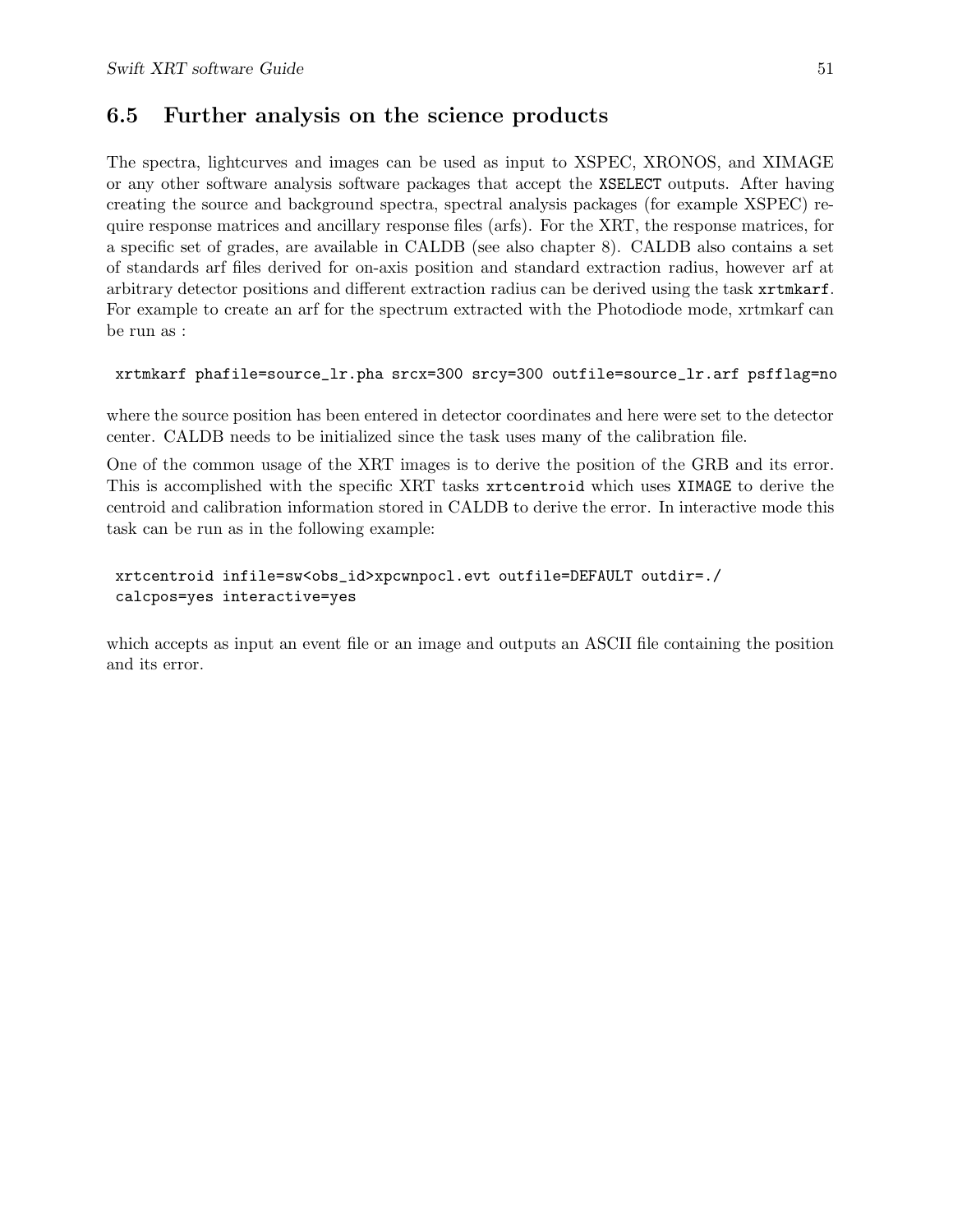## 6.5 Further analysis on the science products

The spectra, lightcurves and images can be used as input to XSPEC, XRONOS, and XIMAGE or any other software analysis software packages that accept the `XSELECT` outputs. After having creating the source and background spectra, spectral analysis packages (for example XSPEC) require response matrices and ancillary response files (arfs). For the XRT, the response matrices, for a specific set of grades, are available in CALDB (see also chapter 8). CALDB also contains a set of standards arf files derived for on-axis position and standard extraction radius, however arf at arbitrary detector positions and different extraction radius can be derived using the task `xrtmkarf`. For example to create an arf for the spectrum extracted with the Photodiode mode, xrtmkarf can be run as :

```
xrtmkarf phafile=source_lr.pha srcx=300 srcy=300 outfile=source_lr.arf psfflag=no
```

where the source position has been entered in detector coordinates and here were set to the detector center. CALDB needs to be initialized since the task uses many of the calibration file.

One of the common usage of the XRT images is to derive the position of the GRB and its error. This is accomplished with the specific XRT tasks `xrtcentroid` which uses `XIMAGE` to derive the centroid and calibration information stored in CALDB to derive the error. In interactive mode this task can be run as in the following example:

```
xrtcentroid infile=sw<obs_id>xpcwnpocl.evt outfile=DEFAULT outdir=./
calcpos=yes interactive=yes
```

which accepts as input an event file or an image and outputs an ASCII file containing the position and its error.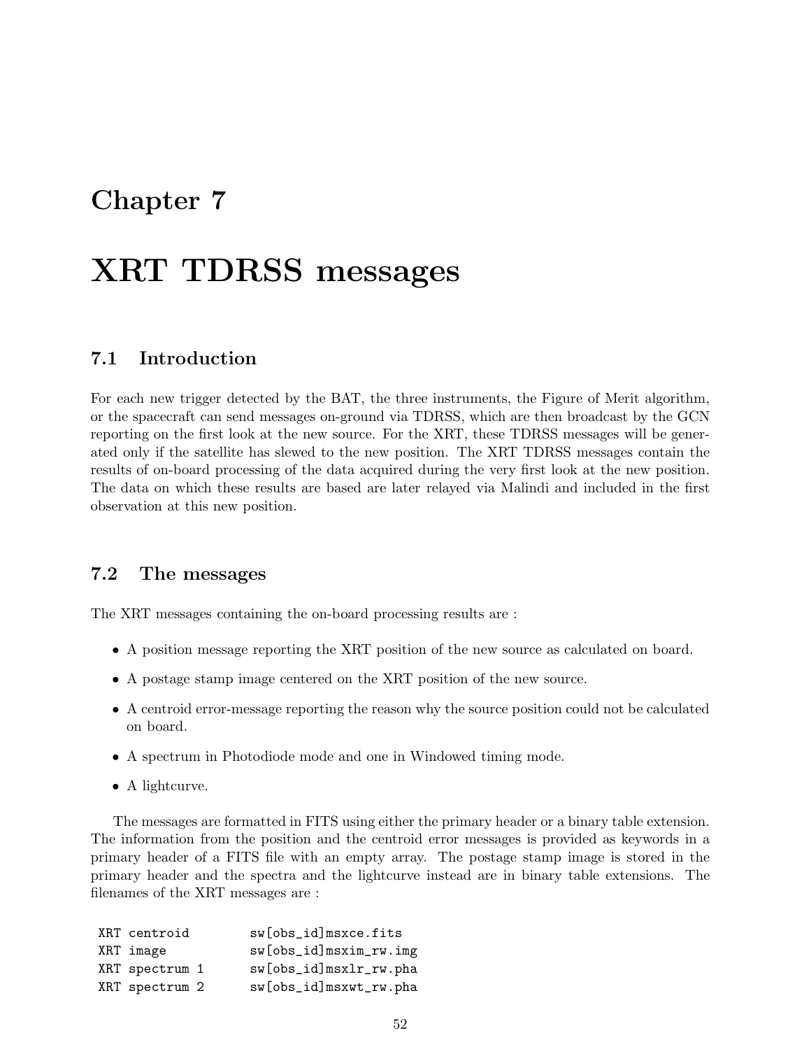# Chapter 7

# XRT TDRSS messages

## 7.1 Introduction

For each new trigger detected by the BAT, the three instruments, the Figure of Merit algorithm, or the spacecraft can send messages on-ground via TDRSS, which are then broadcast by the GCN reporting on the first look at the new source. For the XRT, these TDRSS messages will be generated only if the satellite has slewed to the new position. The XRT TDRSS messages contain the results of on-board processing of the data acquired during the very first look at the new position. The data on which these results are based are later relayed via Malindi and included in the first observation at this new position.

## 7.2 The messages

The XRT messages containing the on-board processing results are :

- A position message reporting the XRT position of the new source as calculated on board.
- A postage stamp image centered on the XRT position of the new source.
- A centroid error-message reporting the reason why the source position could not be calculated on board.
- A spectrum in Photodiode mode and one in Windowed timing mode.
- A lightcurve.

The messages are formatted in FITS using either the primary header or a binary table extension. The information from the position and the centroid error messages is provided as keywords in a primary header of a FITS file with an empty array. The postage stamp image is stored in the primary header and the spectra and the lightcurve instead are in binary table extensions. The filenames of the XRT messages are :

```
XRT centroid        sw[obs_id]msxce.fits
XRT image           sw[obs_id]msxim_rw.img
XRT spectrum 1      sw[obs_id]msxlr_rw.pha
XRT spectrum 2      sw[obs_id]msxwt_rw.pha
```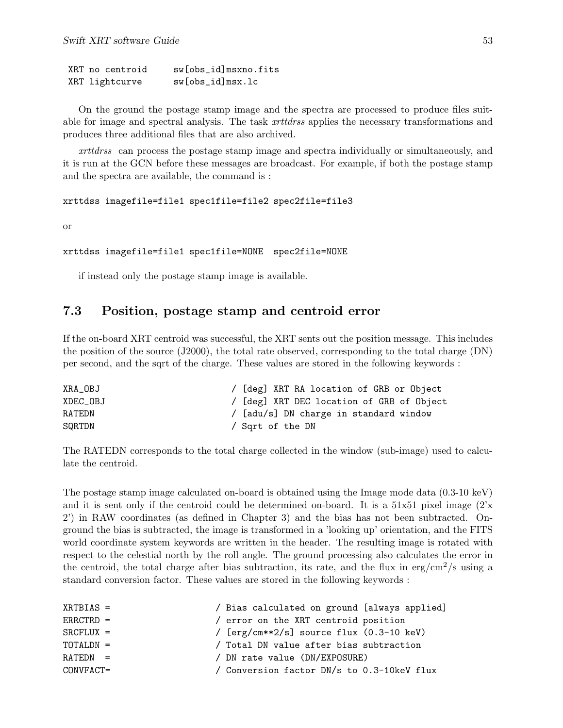```
 XRT no centroid     sw[obs_id]msxno.fits
 XRT lightcurve      sw[obs_id]msx.lc
```

On the ground the postage stamp image and the spectra are processed to produce files suitable for image and spectral analysis. The task *xrttdrss* applies the necessary transformations and produces three additional files that are also archived.

*xrttdrss* can process the postage stamp image and spectra individually or simultaneously, and it is run at the GCN before these messages are broadcast. For example, if both the postage stamp and the spectra are available, the command is :

```
xrttdss imagefile=file1 spec1file=file2 spec2file=file3
```

or

```
xrttdss imagefile=file1 spec1file=NONE  spec2file=NONE
```

if instead only the postage stamp image is available.

## 7.3 Position, postage stamp and centroid error

If the on-board XRT centroid was successful, the XRT sents out the position message. This includes the position of the source (J2000), the total rate observed, corresponding to the total charge (DN) per second, and the sqrt of the charge. These values are stored in the following keywords :

```
XRA_OBJ                         / [deg] XRT RA location of GRB or Object
XDEC_OBJ                        / [deg] XRT DEC location of GRB of Object
RATEDN                          / [adu/s] DN charge in standard window
SQRTDN                          / Sqrt of the DN
```

The RATEDN corresponds to the total charge collected in the window (sub-image) used to calculate the centroid.

The postage stamp image calculated on-board is obtained using the Image mode data (0.3-10 keV) and it is sent only if the centroid could be determined on-board. It is a 51x51 pixel image (2'x 2') in RAW coordinates (as defined in Chapter 3) and the bias has not been subtracted. On-ground the bias is subtracted, the image is transformed in a 'looking up' orientation, and the FITS world coordinate system keywords are written in the header. The resulting image is rotated with respect to the celestial north by the roll angle. The ground processing also calculates the error in the centroid, the total charge after bias subtraction, its rate, and the flux in erg/cm$^2$/s using a standard conversion factor. These values are stored in the following keywords :

```
XRTBIAS =                   / Bias calculated on ground [always applied]
ERRCTRD =                   / error on the XRT centroid position
SRCFLUX =                   / [erg/cm**2/s] source flux (0.3-10 keV)
TOTALDN =                   / Total DN value after bias subtraction
RATEDN  =                   / DN rate value (DN/EXPOSURE)
CONVFACT=                   / Conversion factor DN/s to 0.3-10keV flux
```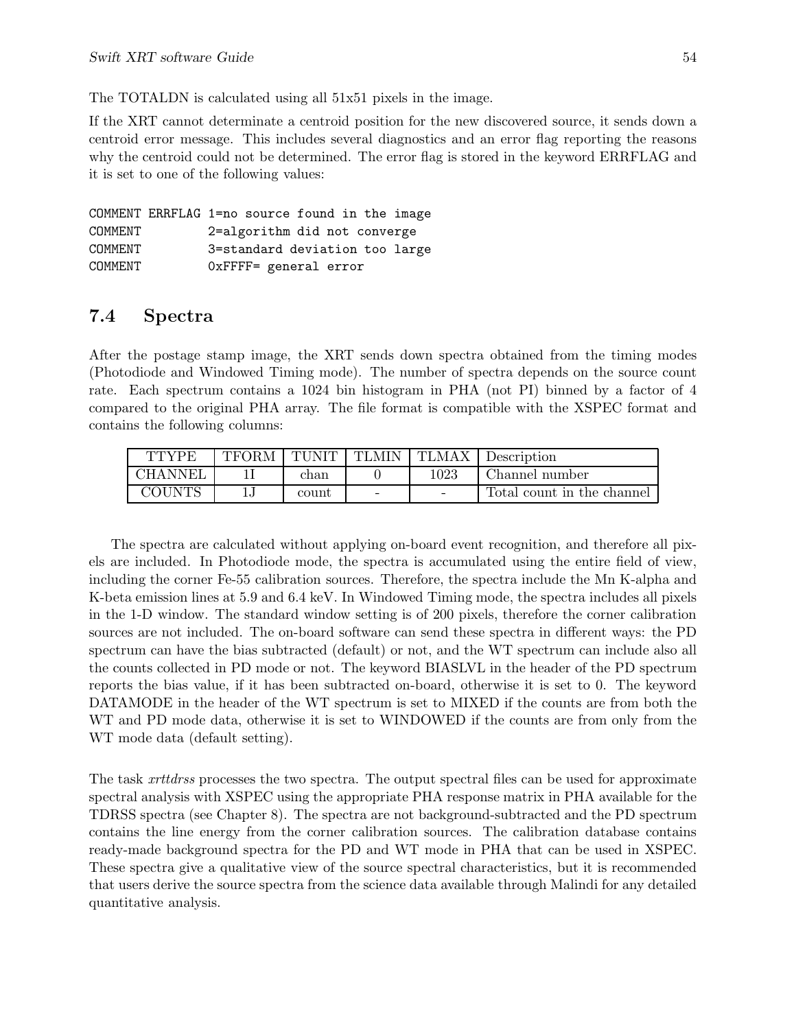The TOTALDN is calculated using all 51x51 pixels in the image.

If the XRT cannot determinate a centroid position for the new discovered source, it sends down a centroid error message. This includes several diagnostics and an error flag reporting the reasons why the centroid could not be determined. The error flag is stored in the keyword ERRFLAG and it is set to one of the following values:

```
COMMENT ERRFLAG 1=no source found in the image
COMMENT         2=algorithm did not converge
COMMENT         3=standard deviation too large
COMMENT         0xFFFF= general error
```

## 7.4 Spectra

After the postage stamp image, the XRT sends down spectra obtained from the timing modes (Photodiode and Windowed Timing mode). The number of spectra depends on the source count rate. Each spectrum contains a 1024 bin histogram in PHA (not PI) binned by a factor of 4 compared to the original PHA array. The file format is compatible with the XSPEC format and contains the following columns:

| TTYPE | TFORM | TUNIT | TLMIN | TLMAX | Description |
|---|---|---|---|---|---|
| CHANNEL | 1I | chan | 0 | 1023 | Channel number |
| COUNTS | 1J | count | - | - | Total count in the channel |

The spectra are calculated without applying on-board event recognition, and therefore all pixels are included. In Photodiode mode, the spectra is accumulated using the entire field of view, including the corner Fe-55 calibration sources. Therefore, the spectra include the Mn K-alpha and K-beta emission lines at 5.9 and 6.4 keV. In Windowed Timing mode, the spectra includes all pixels in the 1-D window. The standard window setting is of 200 pixels, therefore the corner calibration sources are not included. The on-board software can send these spectra in different ways: the PD spectrum can have the bias subtracted (default) or not, and the WT spectrum can include also all the counts collected in PD mode or not. The keyword BIASLVL in the header of the PD spectrum reports the bias value, if it has been subtracted on-board, otherwise it is set to 0. The keyword DATAMODE in the header of the WT spectrum is set to MIXED if the counts are from both the WT and PD mode data, otherwise it is set to WINDOWED if the counts are from only from the WT mode data (default setting).

The task *xrttdrss* processes the two spectra. The output spectral files can be used for approximate spectral analysis with XSPEC using the appropriate PHA response matrix in PHA available for the TDRSS spectra (see Chapter 8). The spectra are not background-subtracted and the PD spectrum contains the line energy from the corner calibration sources. The calibration database contains ready-made background spectra for the PD and WT mode in PHA that can be used in XSPEC. These spectra give a qualitative view of the source spectral characteristics, but it is recommended that users derive the source spectra from the science data available through Malindi for any detailed quantitative analysis.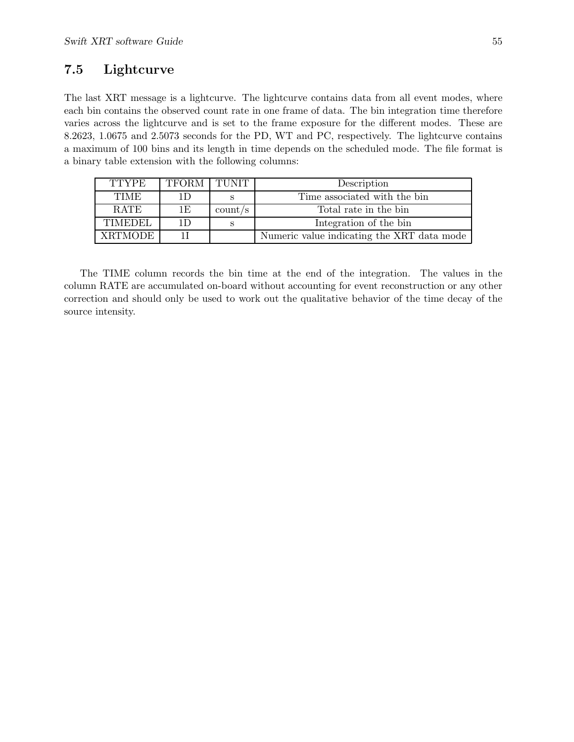## 7.5 Lightcurve

The last XRT message is a lightcurve. The lightcurve contains data from all event modes, where each bin contains the observed count rate in one frame of data. The bin integration time therefore varies across the lightcurve and is set to the frame exposure for the different modes. These are 8.2623, 1.0675 and 2.5073 seconds for the PD, WT and PC, respectively. The lightcurve contains a maximum of 100 bins and its length in time depends on the scheduled mode. The file format is a binary table extension with the following columns:

| TTYPE | TFORM | TUNIT | Description |
|---|---|---|---|
| TIME | 1D | s | Time associated with the bin |
| RATE | 1E | count/s | Total rate in the bin |
| TIMEDEL | 1D | s | Integration of the bin |
| XRTMODE | 1I | | Numeric value indicating the XRT data mode |

The TIME column records the bin time at the end of the integration. The values in the column RATE are accumulated on-board without accounting for event reconstruction or any other correction and should only be used to work out the qualitative behavior of the time decay of the source intensity.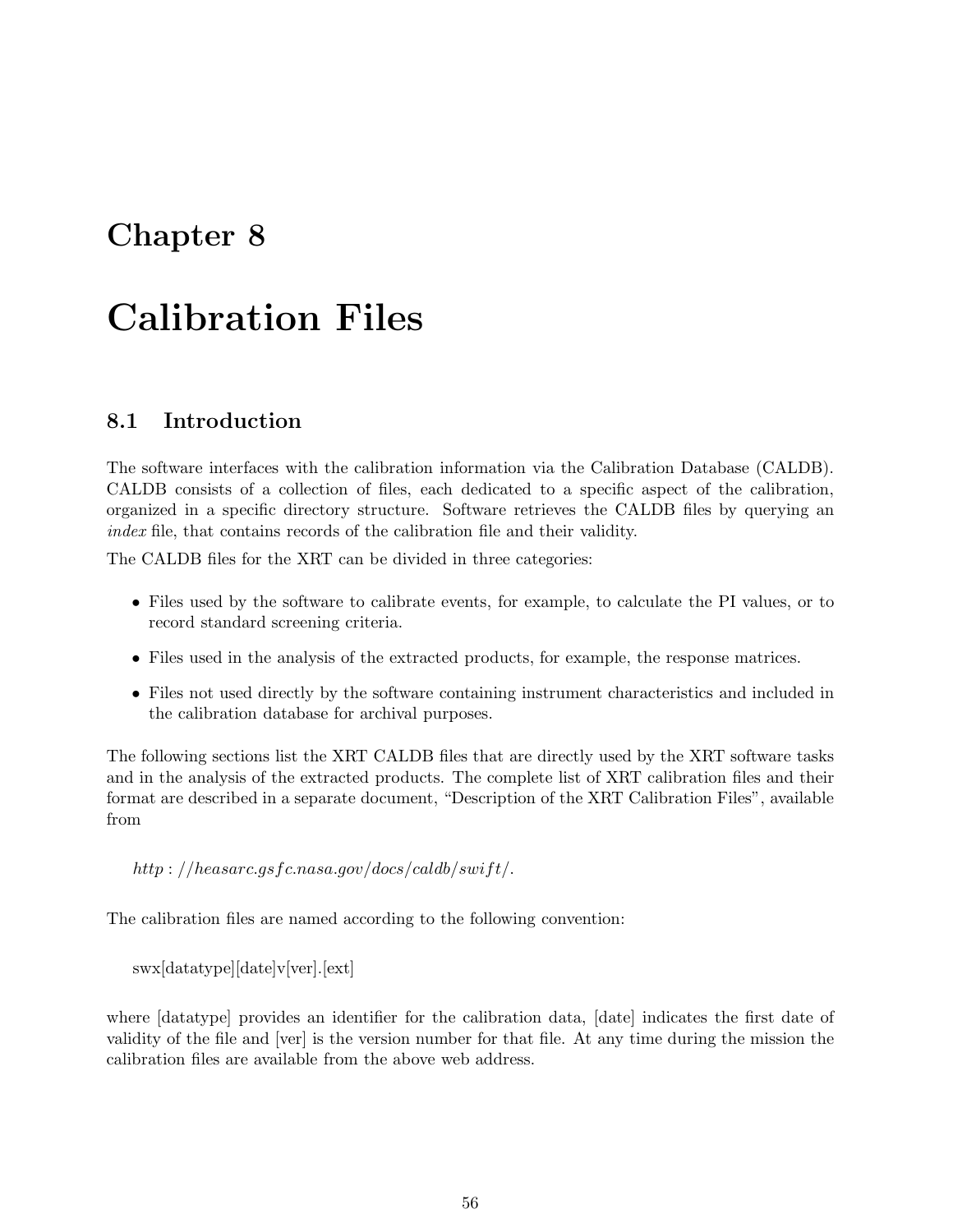# Chapter 8

# Calibration Files

## 8.1 Introduction

The software interfaces with the calibration information via the Calibration Database (CALDB). CALDB consists of a collection of files, each dedicated to a specific aspect of the calibration, organized in a specific directory structure. Software retrieves the CALDB files by querying an *index* file, that contains records of the calibration file and their validity.

The CALDB files for the XRT can be divided in three categories:

- Files used by the software to calibrate events, for example, to calculate the PI values, or to record standard screening criteria.
- Files used in the analysis of the extracted products, for example, the response matrices.
- Files not used directly by the software containing instrument characteristics and included in the calibration database for archival purposes.

The following sections list the XRT CALDB files that are directly used by the XRT software tasks and in the analysis of the extracted products. The complete list of XRT calibration files and their format are described in a separate document, "Description of the XRT Calibration Files", available from

*http://heasarc.gsfc.nasa.gov/docs/caldb/swift/.*

The calibration files are named according to the following convention:

swx[datatype][date]v[ver].[ext]

where [datatype] provides an identifier for the calibration data, [date] indicates the first date of validity of the file and [ver] is the version number for that file. At any time during the mission the calibration files are available from the above web address.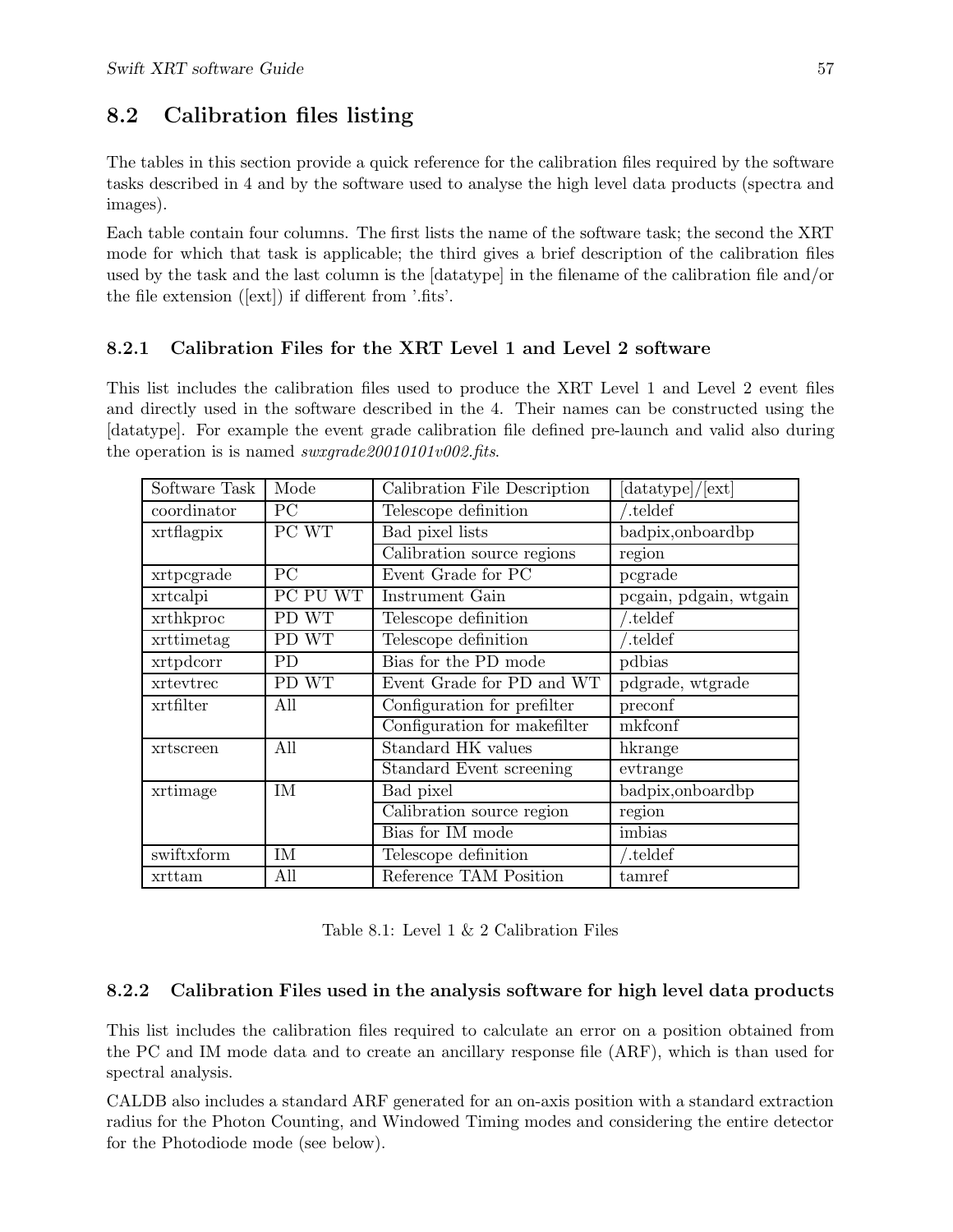## 8.2 Calibration files listing

The tables in this section provide a quick reference for the calibration files required by the software tasks described in 4 and by the software used to analyse the high level data products (spectra and images).

Each table contain four columns. The first lists the name of the software task; the second the XRT mode for which that task is applicable; the third gives a brief description of the calibration files used by the task and the last column is the [datatype] in the filename of the calibration file and/or the file extension ([ext]) if different from '.fits'.

### 8.2.1 Calibration Files for the XRT Level 1 and Level 2 software

This list includes the calibration files used to produce the XRT Level 1 and Level 2 event files and directly used in the software described in the 4. Their names can be constructed using the [datatype]. For example the event grade calibration file defined pre-launch and valid also during the operation is is named *swxgrade20010101v002.fits*.

| Software Task | Mode | Calibration File Description | [datatype]/[ext] |
|---|---|---|---|
| coordinator | PC | Telescope definition | /.teldef |
| xrtflagpix | PC WT | Bad pixel lists | badpix,onboardbp |
| | | Calibration source regions | region |
| xrtpcgrade | PC | Event Grade for PC | pcgrade |
| xrtcalpi | PC PU WT | Instrument Gain | pcgain, pdgain, wtgain |
| xrthkproc | PD WT | Telescope definition | /.teldef |
| xrttimetag | PD WT | Telescope definition | /.teldef |
| xrtpdcorr | PD | Bias for the PD mode | pdbias |
| xrtevtrec | PD WT | Event Grade for PD and WT | pdgrade, wtgrade |
| xrtfilter | All | Configuration for prefilter | preconf |
| | | Configuration for makefilter | mkfconf |
| xrtscreen | All | Standard HK values | hkrange |
| | | Standard Event screening | evtrange |
| xrtimage | IM | Bad pixel | badpix,onboardbp |
| | | Calibration source region | region |
| | | Bias for IM mode | imbias |
| swiftxform | IM | Telescope definition | /.teldef |
| xrttam | All | Reference TAM Position | tamref |

Table 8.1: Level 1 & 2 Calibration Files

### 8.2.2 Calibration Files used in the analysis software for high level data products

This list includes the calibration files required to calculate an error on a position obtained from the PC and IM mode data and to create an ancillary response file (ARF), which is than used for spectral analysis.

CALDB also includes a standard ARF generated for an on-axis position with a standard extraction radius for the Photon Counting, and Windowed Timing modes and considering the entire detector for the Photodiode mode (see below).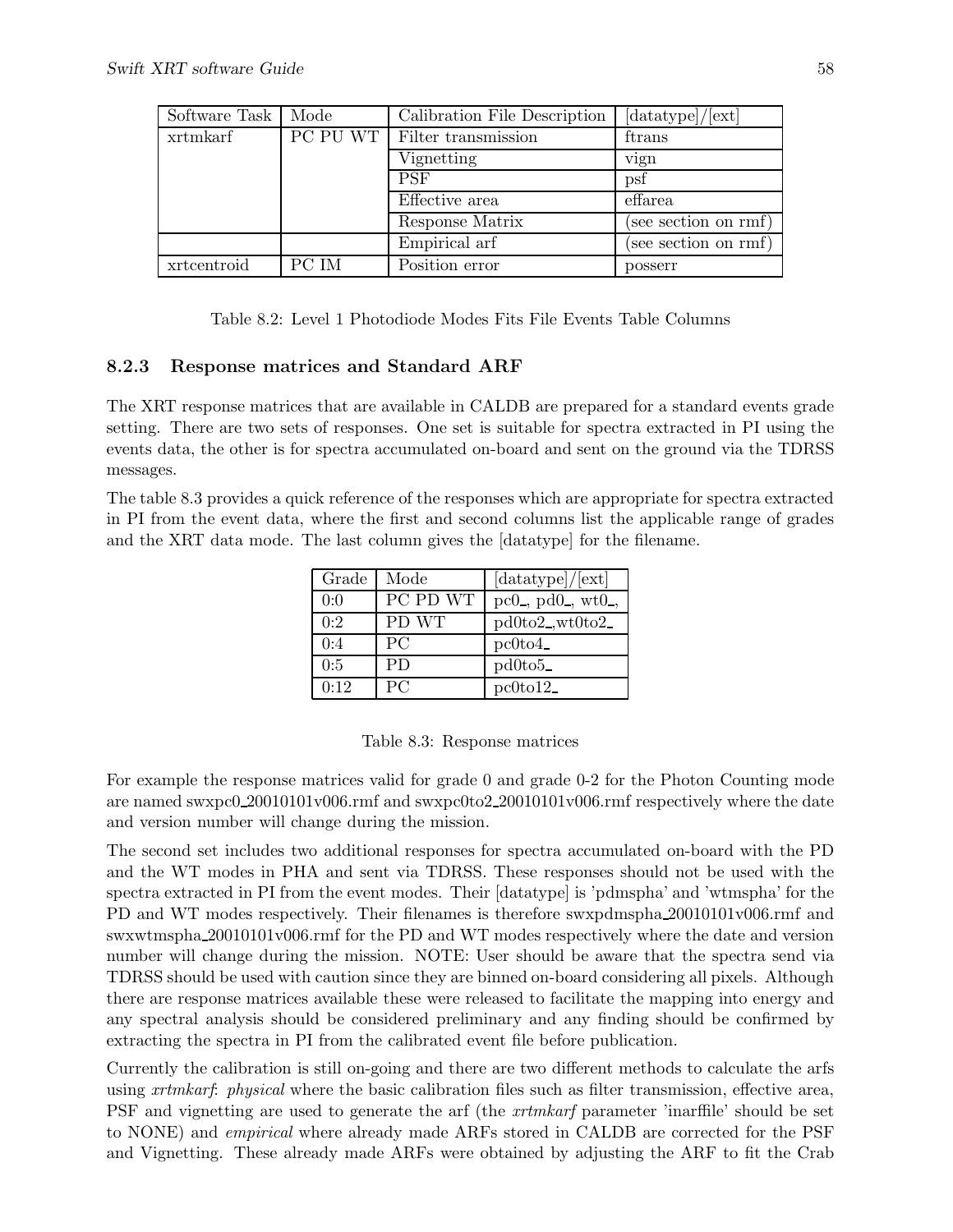| Software Task | Mode | Calibration File Description | [datatype]/[ext] |
|---|---|---|---|
| xrtmkarf | PC PU WT | Filter transmission | ftrans |
| | | Vignetting | vign |
| | | PSF | psf |
| | | Effective area | effarea |
| | | Response Matrix | (see section on rmf) |
| | | Empirical arf | (see section on rmf) |
| xrtcentroid | PC IM | Position error | posserr |

Table 8.2: Level 1 Photodiode Modes Fits File Events Table Columns

### 8.2.3 Response matrices and Standard ARF

The XRT response matrices that are available in CALDB are prepared for a standard events grade setting. There are two sets of responses. One set is suitable for spectra extracted in PI using the events data, the other is for spectra accumulated on-board and sent on the ground via the TDRSS messages.

The table 8.3 provides a quick reference of the responses which are appropriate for spectra extracted in PI from the event data, where the first and second columns list the applicable range of grades and the XRT data mode. The last column gives the [datatype] for the filename.

| Grade | Mode | [datatype]/[ext] |
|---|---|---|
| 0:0 | PC PD WT | pc0_, pd0_, wt0_, |
| 0:2 | PD WT | pd0to2_,wt0to2_ |
| 0:4 | PC | pc0to4_ |
| 0:5 | PD | pd0to5_ |
| 0:12 | PC | pc0to12_ |

Table 8.3: Response matrices

For example the response matrices valid for grade 0 and grade 0-2 for the Photon Counting mode are named swxpc0_20010101v006.rmf and swxpc0to2_20010101v006.rmf respectively where the date and version number will change during the mission.

The second set includes two additional responses for spectra accumulated on-board with the PD and the WT modes in PHA and sent via TDRSS. These responses should not be used with the spectra extracted in PI from the event modes. Their [datatype] is 'pdmspha' and 'wtmspha' for the PD and WT modes respectively. Their filenames is therefore swxpdmspha_20010101v006.rmf and swxwtmspha_20010101v006.rmf for the PD and WT modes respectively where the date and version number will change during the mission. NOTE: User should be aware that the spectra send via TDRSS should be used with caution since they are binned on-board considering all pixels. Although there are response matrices available these were released to facilitate the mapping into energy and any spectral analysis should be considered preliminary and any finding should be confirmed by extracting the spectra in PI from the calibrated event file before publication.

Currently the calibration is still on-going and there are two different methods to calculate the arfs using *xrtmkarf*: *physical* where the basic calibration files such as filter transmission, effective area, PSF and vignetting are used to generate the arf (the *xrtmkarf* parameter 'inarffile' should be set to NONE) and *empirical* where already made ARFs stored in CALDB are corrected for the PSF and Vignetting. These already made ARFs were obtained by adjusting the ARF to fit the Crab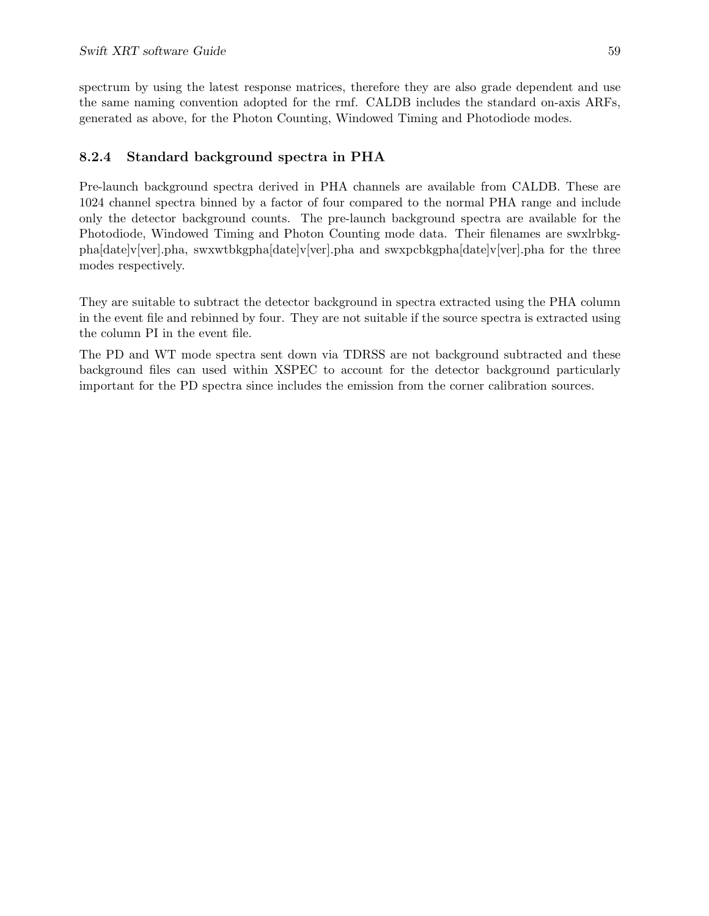spectrum by using the latest response matrices, therefore they are also grade dependent and use the same naming convention adopted for the rmf. CALDB includes the standard on-axis ARFs, generated as above, for the Photon Counting, Windowed Timing and Photodiode modes.

### 8.2.4 Standard background spectra in PHA

Pre-launch background spectra derived in PHA channels are available from CALDB. These are 1024 channel spectra binned by a factor of four compared to the normal PHA range and include only the detector background counts. The pre-launch background spectra are available for the Photodiode, Windowed Timing and Photon Counting mode data. Their filenames are swxlrbkgpha[date]v[ver].pha, swxwtbkgpha[date]v[ver].pha and swxpcbkgpha[date]v[ver].pha for the three modes respectively.

They are suitable to subtract the detector background in spectra extracted using the PHA column in the event file and rebinned by four. They are not suitable if the source spectra is extracted using the column PI in the event file.

The PD and WT mode spectra sent down via TDRSS are not background subtracted and these background files can used within XSPEC to account for the detector background particularly important for the PD spectra since includes the emission from the corner calibration sources.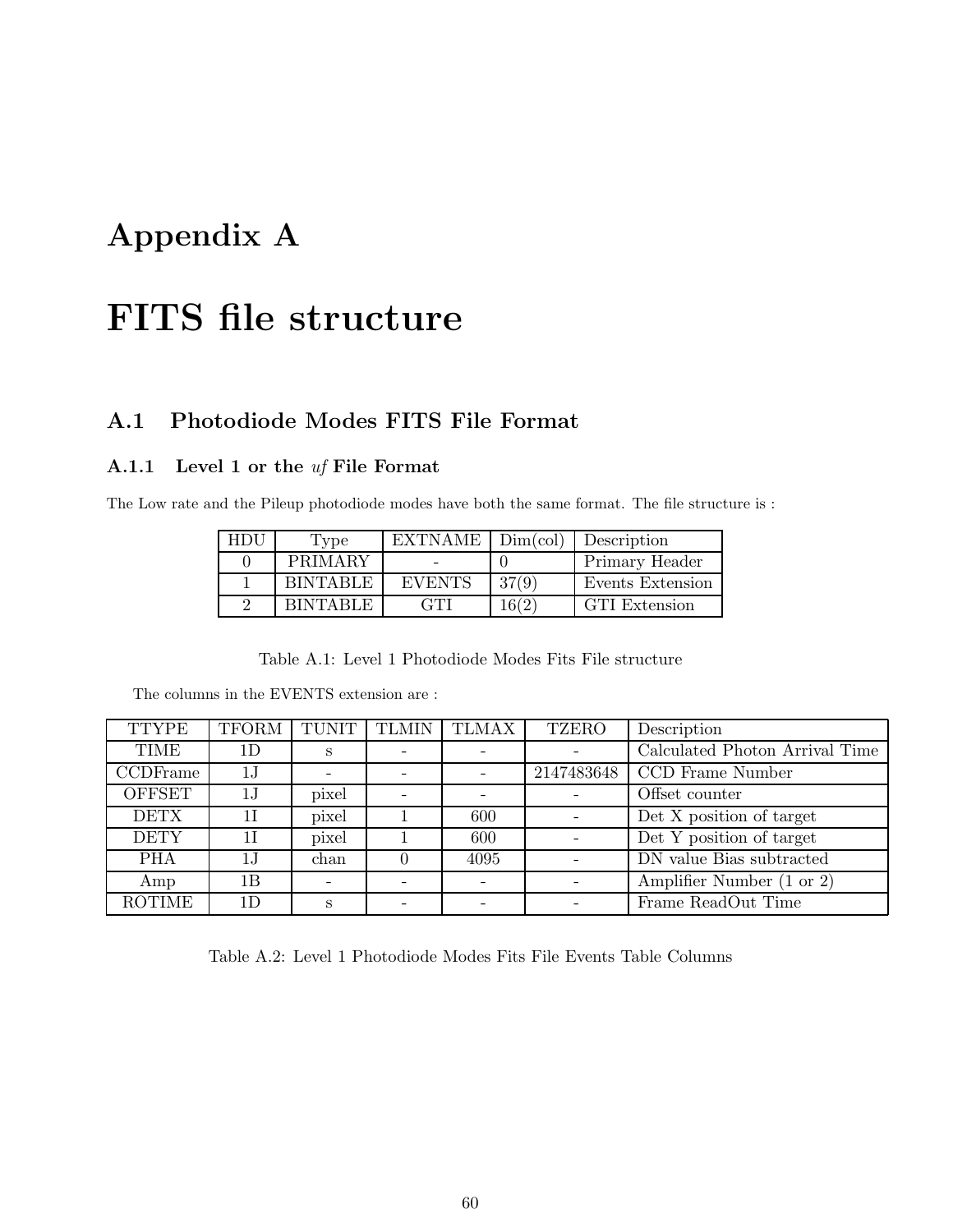# Appendix A

# FITS file structure

## A.1 Photodiode Modes FITS File Format

### A.1.1 Level 1 or the *uf* File Format

The Low rate and the Pileup photodiode modes have both the same format. The file structure is :

| HDU | Type | EXTNAME | Dim(col) | Description |
|---|---|---|---|---|
| 0 | PRIMARY | - | 0 | Primary Header |
| 1 | BINTABLE | EVENTS | 37(9) | Events Extension |
| 2 | BINTABLE | GTI | 16(2) | GTI Extension |

Table A.1: Level 1 Photodiode Modes Fits File structure

The columns in the EVENTS extension are :

| TTYPE | TFORM | TUNIT | TLMIN | TLMAX | TZERO | Description |
|---|---|---|---|---|---|---|
| TIME | 1D | s | - | - | - | Calculated Photon Arrival Time |
| CCDFrame | 1J | - | - | - | 2147483648 | CCD Frame Number |
| OFFSET | 1J | pixel | - | - | - | Offset counter |
| DETX | 1I | pixel | 1 | 600 | - | Det X position of target |
| DETY | 1I | pixel | 1 | 600 | - | Det Y position of target |
| PHA | 1J | chan | 0 | 4095 | - | DN value Bias subtracted |
| Amp | 1B | - | - | - | - | Amplifier Number (1 or 2) |
| ROTIME | 1D | s | - | - | - | Frame ReadOut Time |

Table A.2: Level 1 Photodiode Modes Fits File Events Table Columns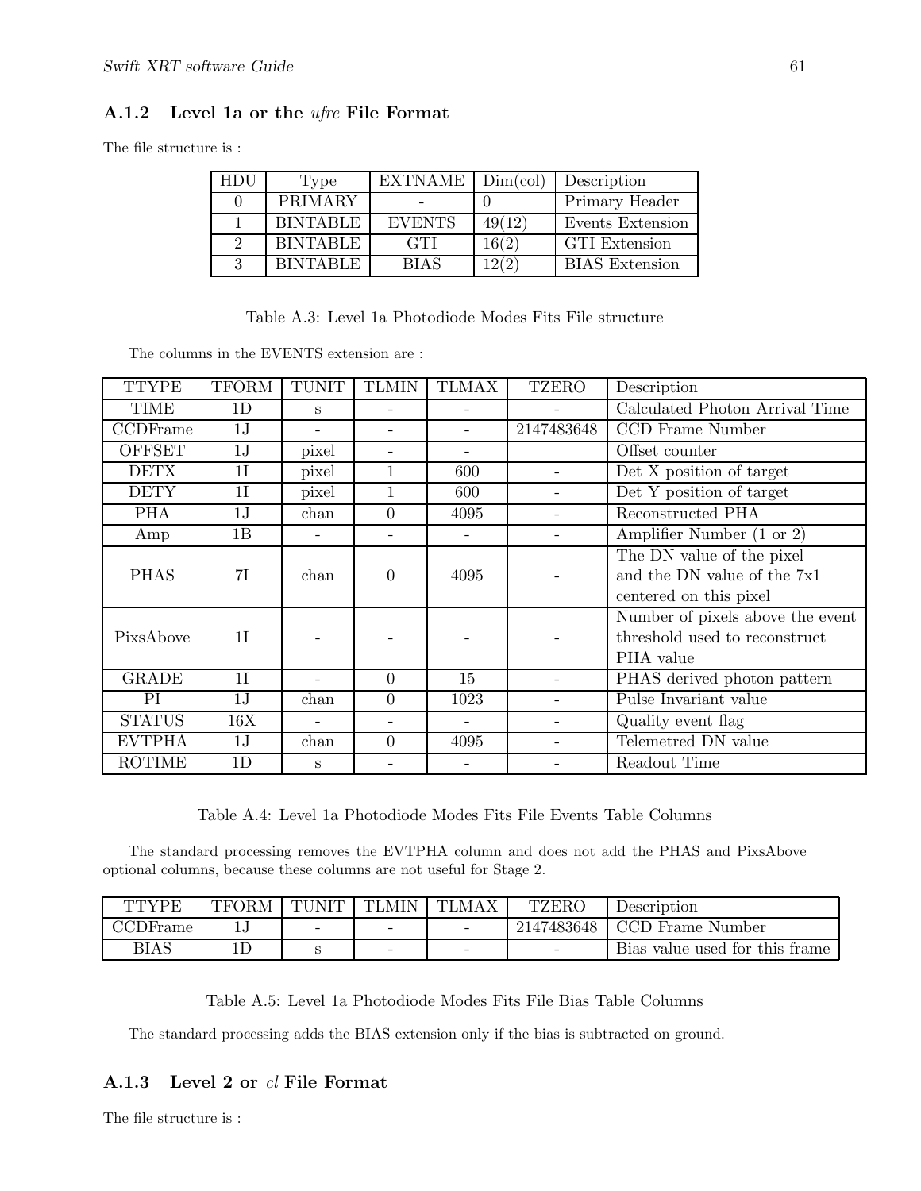### A.1.2 Level 1a or the *ufre* File Format

The file structure is :

| HDU | Type | EXTNAME | Dim(col) | Description |
|---|---|---|---|---|
| 0 | PRIMARY | - | 0 | Primary Header |
| 1 | BINTABLE | EVENTS | 49(12) | Events Extension |
| 2 | BINTABLE | GTI | 16(2) | GTI Extension |
| 3 | BINTABLE | BIAS | 12(2) | BIAS Extension |

Table A.3: Level 1a Photodiode Modes Fits File structure

The columns in the EVENTS extension are :

| TTYPE | TFORM | TUNIT | TLMIN | TLMAX | TZERO | Description |
|---|---|---|---|---|---|---|
| TIME | 1D | s | - | - | - | Calculated Photon Arrival Time |
| CCDFrame | 1J | - | - | - | 2147483648 | CCD Frame Number |
| OFFSET | 1J | pixel | - | - | | Offset counter |
| DETX | 1I | pixel | 1 | 600 | - | Det X position of target |
| DETY | 1I | pixel | 1 | 600 | - | Det Y position of target |
| PHA | 1J | chan | 0 | 4095 | - | Reconstructed PHA |
| Amp | 1B | - | - | - | - | Amplifier Number (1 or 2) |
| PHAS | 7I | chan | 0 | 4095 | - | The DN value of the pixel and the DN value of the 7x1 centered on this pixel |
| PixsAbove | 1I | - | - | - | - | Number of pixels above the event threshold used to reconstruct PHA value |
| GRADE | 1I | - | 0 | 15 | - | PHAS derived photon pattern |
| PI | 1J | chan | 0 | 1023 | - | Pulse Invariant value |
| STATUS | 16X | - | - | - | - | Quality event flag |
| EVTPHA | 1J | chan | 0 | 4095 | - | Telemetred DN value |
| ROTIME | 1D | s | - | - | - | Readout Time |

Table A.4: Level 1a Photodiode Modes Fits File Events Table Columns

The standard processing removes the EVTPHA column and does not add the PHAS and PixsAbove optional columns, because these columns are not useful for Stage 2.

| TTYPE | TFORM | TUNIT | TLMIN | TLMAX | TZERO | Description |
|---|---|---|---|---|---|---|
| CCDFrame | 1J | - | - | - | 2147483648 | CCD Frame Number |
| BIAS | 1D | s | - | - | - | Bias value used for this frame |

Table A.5: Level 1a Photodiode Modes Fits File Bias Table Columns

The standard processing adds the BIAS extension only if the bias is subtracted on ground.

### A.1.3 Level 2 or *cl* File Format

The file structure is :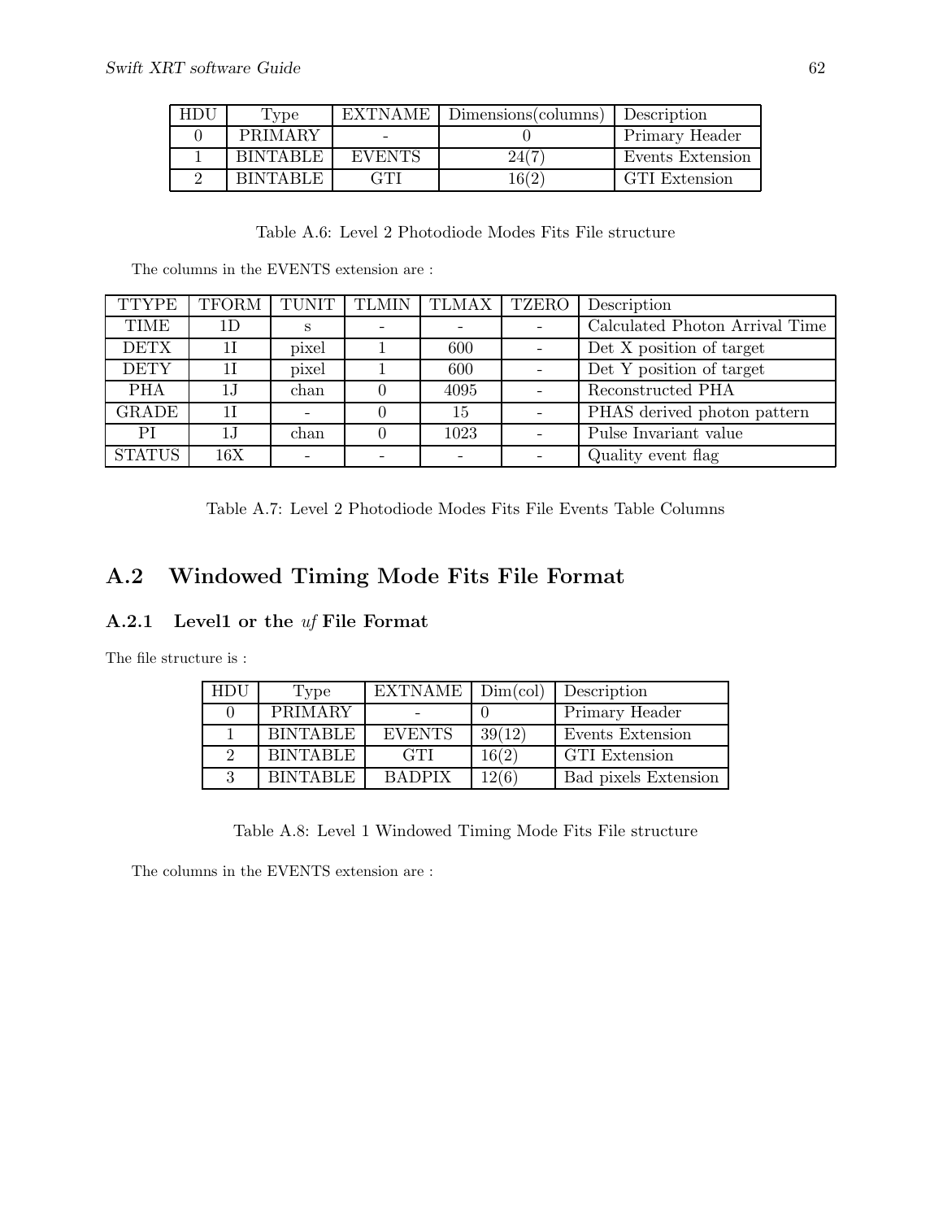| HDU | Type | EXTNAME | Dimensions(columns) | Description |
|---|---|---|---|---|
| 0 | PRIMARY | - | 0 | Primary Header |
| 1 | BINTABLE | EVENTS | 24(7) | Events Extension |
| 2 | BINTABLE | GTI | 16(2) | GTI Extension |

Table A.6: Level 2 Photodiode Modes Fits File structure

The columns in the EVENTS extension are :

| TTYPE | TFORM | TUNIT | TLMIN | TLMAX | TZERO | Description |
|---|---|---|---|---|---|---|
| TIME | 1D | s | - | - | - | Calculated Photon Arrival Time |
| DETX | 1I | pixel | 1 | 600 | - | Det X position of target |
| DETY | 1I | pixel | 1 | 600 | - | Det Y position of target |
| PHA | 1J | chan | 0 | 4095 | - | Reconstructed PHA |
| GRADE | 1I | - | 0 | 15 | - | PHAS derived photon pattern |
| PI | 1J | chan | 0 | 1023 | - | Pulse Invariant value |
| STATUS | 16X | - | - | - | - | Quality event flag |

Table A.7: Level 2 Photodiode Modes Fits File Events Table Columns

## A.2 Windowed Timing Mode Fits File Format

### A.2.1 Level1 or the *uf* File Format

The file structure is :

| HDU | Type | EXTNAME | Dim(col) | Description |
|---|---|---|---|---|
| 0 | PRIMARY | - | 0 | Primary Header |
| 1 | BINTABLE | EVENTS | 39(12) | Events Extension |
| 2 | BINTABLE | GTI | 16(2) | GTI Extension |
| 3 | BINTABLE | BADPIX | 12(6) | Bad pixels Extension |

Table A.8: Level 1 Windowed Timing Mode Fits File structure

The columns in the EVENTS extension are :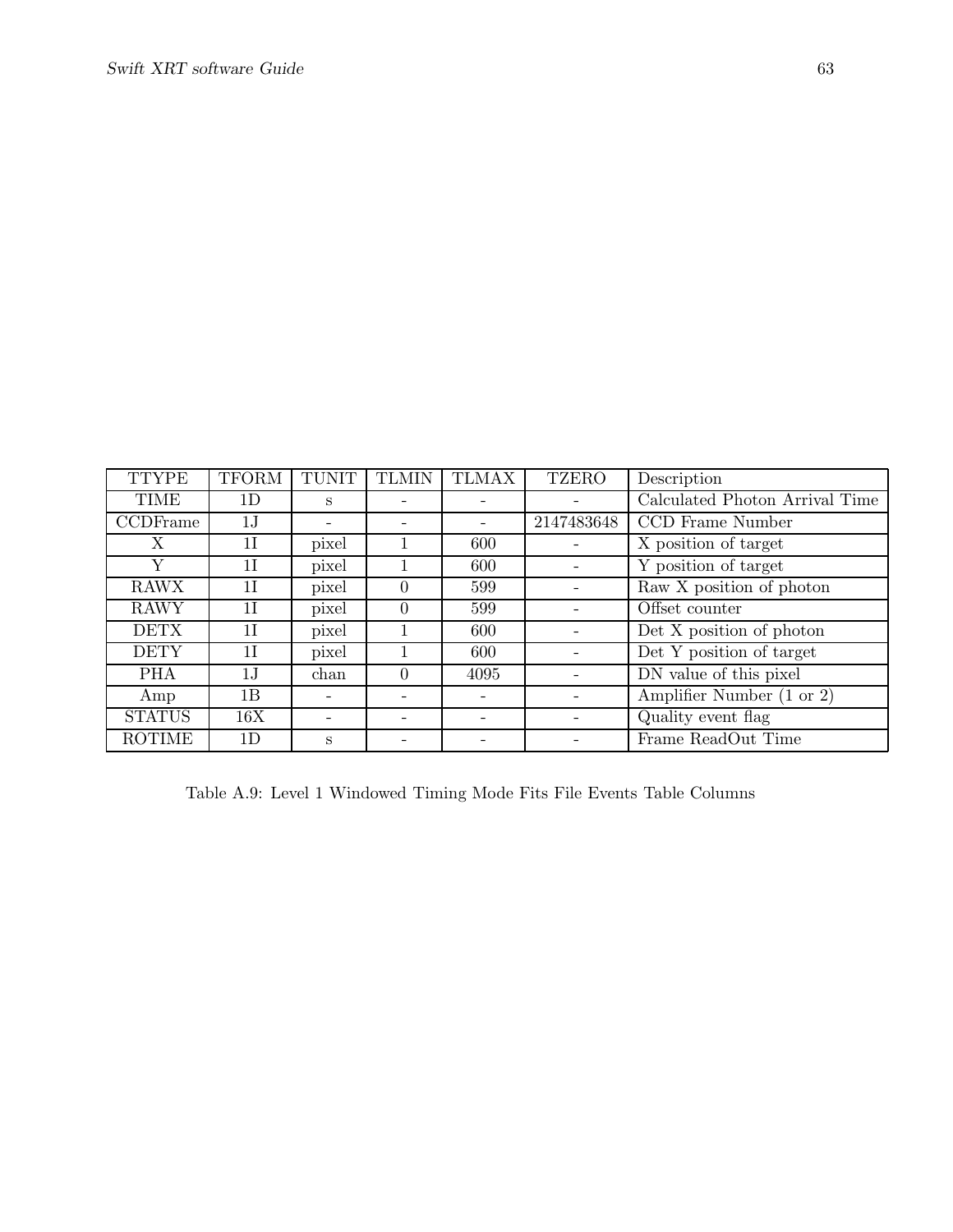| TTYPE | TFORM | TUNIT | TLMIN | TLMAX | TZERO | Description |
|---|---|---|---|---|---|---|
| TIME | 1D | s | - | - | - | Calculated Photon Arrival Time |
| CCDFrame | 1J | - | - | - | 2147483648 | CCD Frame Number |
| X | 1I | pixel | 1 | 600 | - | X position of target |
| Y | 1I | pixel | 1 | 600 | - | Y position of target |
| RAWX | 1I | pixel | 0 | 599 | - | Raw X position of photon |
| RAWY | 1I | pixel | 0 | 599 | - | Offset counter |
| DETX | 1I | pixel | 1 | 600 | - | Det X position of photon |
| DETY | 1I | pixel | 1 | 600 | - | Det Y position of target |
| PHA | 1J | chan | 0 | 4095 | - | DN value of this pixel |
| Amp | 1B | - | - | - | - | Amplifier Number (1 or 2) |
| STATUS | 16X | - | - | - | - | Quality event flag |
| ROTIME | 1D | s | - | - | - | Frame ReadOut Time |

Table A.9: Level 1 Windowed Timing Mode Fits File Events Table Columns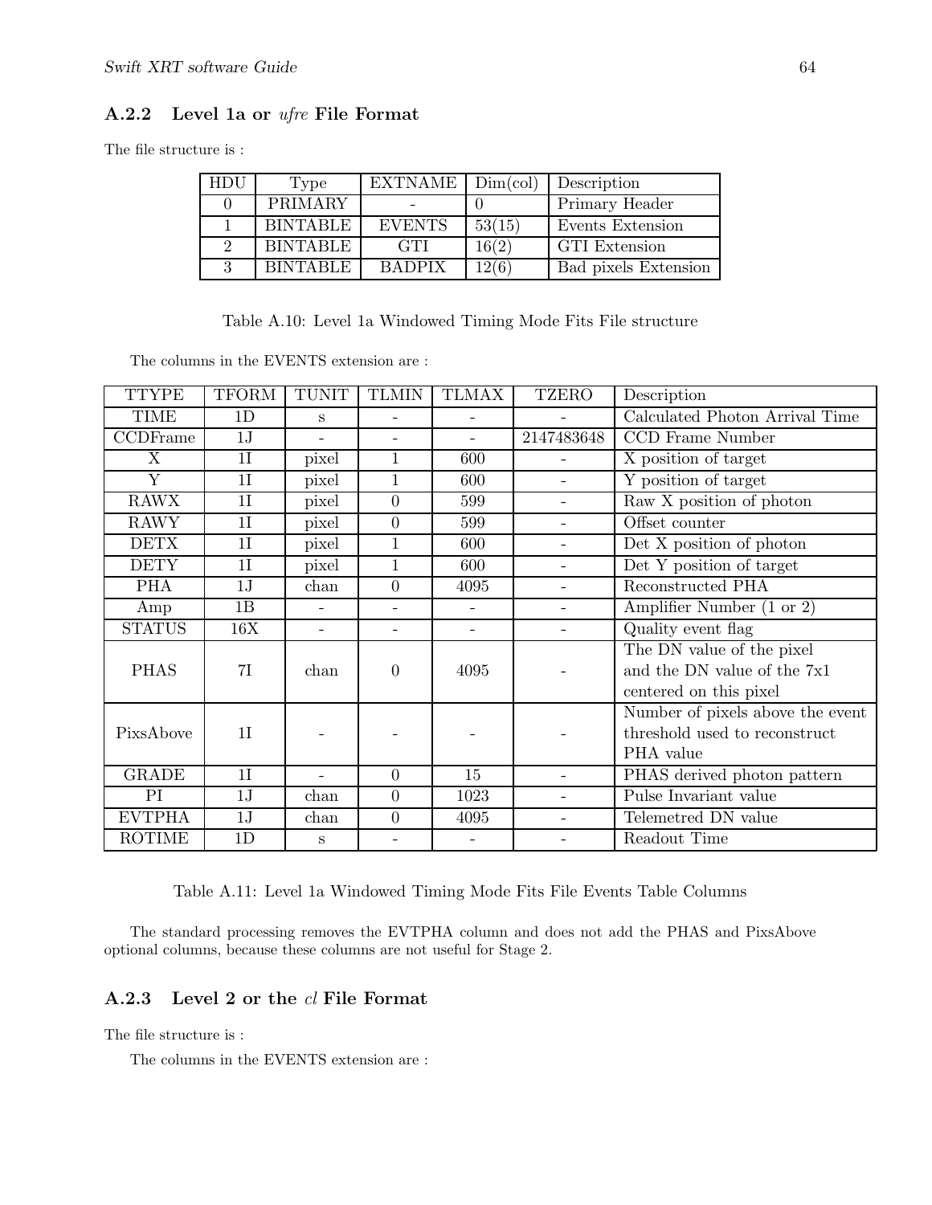### A.2.2 Level 1a or *ufre* File Format

The file structure is :

| HDU | Type | EXTNAME | Dim(col) | Description |
|---|---|---|---|---|
| 0 | PRIMARY | - | 0 | Primary Header |
| 1 | BINTABLE | EVENTS | 53(15) | Events Extension |
| 2 | BINTABLE | GTI | 16(2) | GTI Extension |
| 3 | BINTABLE | BADPIX | 12(6) | Bad pixels Extension |

Table A.10: Level 1a Windowed Timing Mode Fits File structure

The columns in the EVENTS extension are :

| TTYPE | TFORM | TUNIT | TLMIN | TLMAX | TZERO | Description |
|---|---|---|---|---|---|---|
| TIME | 1D | s | - | - | - | Calculated Photon Arrival Time |
| CCDFrame | 1J | - | - | - | 2147483648 | CCD Frame Number |
| X | 1I | pixel | 1 | 600 | - | X position of target |
| Y | 1I | pixel | 1 | 600 | - | Y position of target |
| RAWX | 1I | pixel | 0 | 599 | - | Raw X position of photon |
| RAWY | 1I | pixel | 0 | 599 | - | Offset counter |
| DETX | 1I | pixel | 1 | 600 | - | Det X position of photon |
| DETY | 1I | pixel | 1 | 600 | - | Det Y position of target |
| PHA | 1J | chan | 0 | 4095 | - | Reconstructed PHA |
| Amp | 1B | - | - | - | - | Amplifier Number (1 or 2) |
| STATUS | 16X | - | - | - | - | Quality event flag |
| PHAS | 7I | chan | 0 | 4095 | - | The DN value of the pixel and the DN value of the 7x1 centered on this pixel |
| PixsAbove | 1I | - | - | - | - | Number of pixels above the event threshold used to reconstruct PHA value |
| GRADE | 1I | - | 0 | 15 | - | PHAS derived photon pattern |
| PI | 1J | chan | 0 | 1023 | - | Pulse Invariant value |
| EVTPHA | 1J | chan | 0 | 4095 | - | Telemetred DN value |
| ROTIME | 1D | s | - | - | - | Readout Time |

Table A.11: Level 1a Windowed Timing Mode Fits File Events Table Columns

The standard processing removes the EVTPHA column and does not add the PHAS and PixsAbove optional columns, because these columns are not useful for Stage 2.

### A.2.3 Level 2 or the *cl* File Format

The file structure is :

The columns in the EVENTS extension are :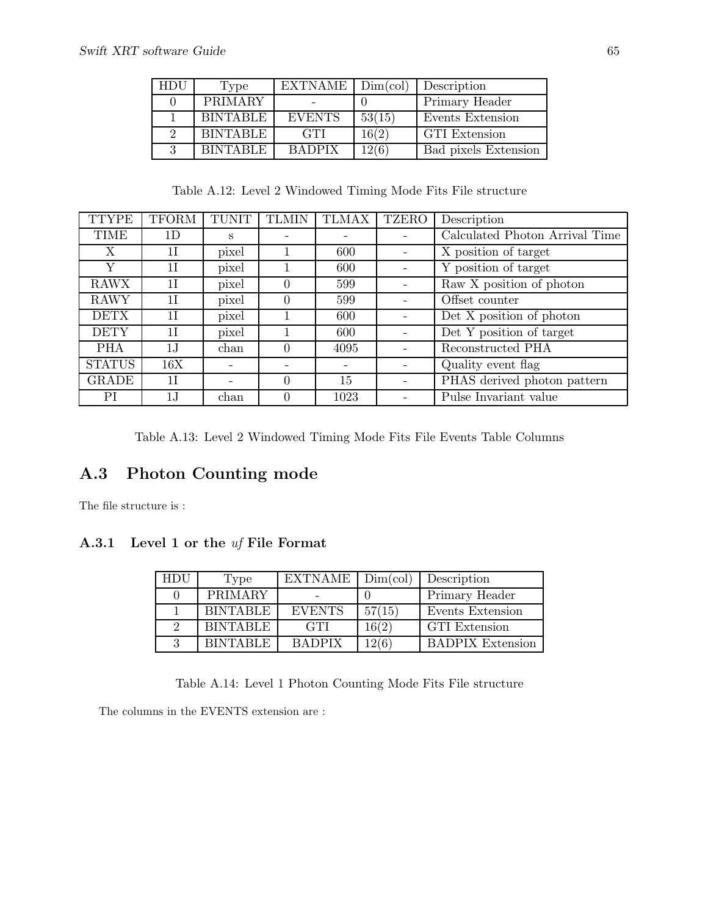| HDU | Type | EXTNAME | Dim(col) | Description |
|---|---|---|---|---|
| 0 | PRIMARY | - | 0 | Primary Header |
| 1 | BINTABLE | EVENTS | 53(15) | Events Extension |
| 2 | BINTABLE | GTI | 16(2) | GTI Extension |
| 3 | BINTABLE | BADPIX | 12(6) | Bad pixels Extension |

Table A.12: Level 2 Windowed Timing Mode Fits File structure

| TTYPE | TFORM | TUNIT | TLMIN | TLMAX | TZERO | Description |
|---|---|---|---|---|---|---|
| TIME | 1D | s | - | - | - | Calculated Photon Arrival Time |
| X | 1I | pixel | 1 | 600 | - | X position of target |
| Y | 1I | pixel | 1 | 600 | - | Y position of target |
| RAWX | 1I | pixel | 0 | 599 | - | Raw X position of photon |
| RAWY | 1I | pixel | 0 | 599 | - | Offset counter |
| DETX | 1I | pixel | 1 | 600 | - | Det X position of photon |
| DETY | 1I | pixel | 1 | 600 | - | Det Y position of target |
| PHA | 1J | chan | 0 | 4095 | - | Reconstructed PHA |
| STATUS | 16X | - | - | - | - | Quality event flag |
| GRADE | 1I | - | 0 | 15 | - | PHAS derived photon pattern |
| PI | 1J | chan | 0 | 1023 | - | Pulse Invariant value |

Table A.13: Level 2 Windowed Timing Mode Fits File Events Table Columns

## A.3 Photon Counting mode

The file structure is :

### A.3.1 Level 1 or the *uf* File Format

| HDU | Type | EXTNAME | Dim(col) | Description |
|---|---|---|---|---|
| 0 | PRIMARY | - | 0 | Primary Header |
| 1 | BINTABLE | EVENTS | 57(15) | Events Extension |
| 2 | BINTABLE | GTI | 16(2) | GTI Extension |
| 3 | BINTABLE | BADPIX | 12(6) | BADPIX Extension |

Table A.14: Level 1 Photon Counting Mode Fits File structure

The columns in the EVENTS extension are :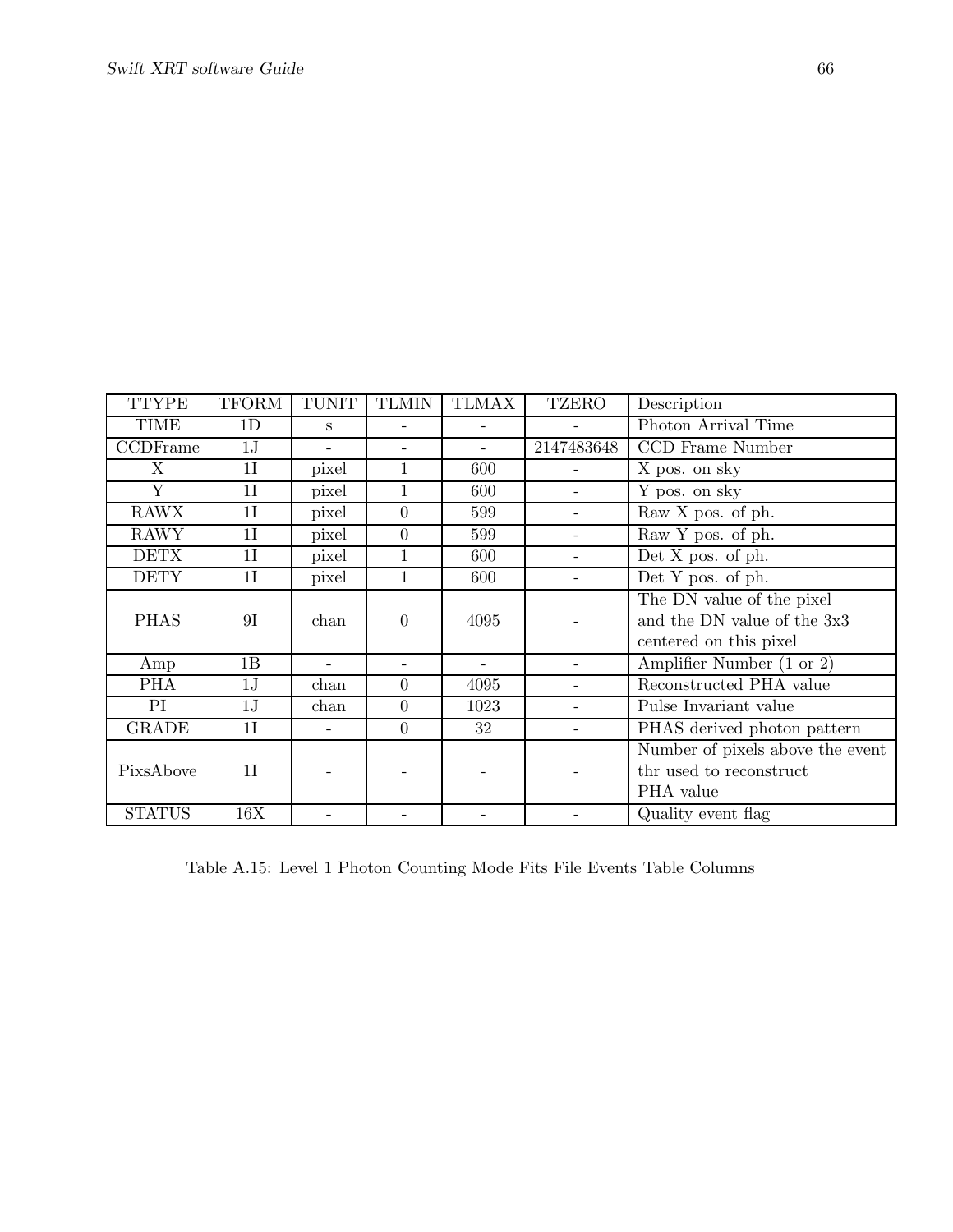| TTYPE | TFORM | TUNIT | TLMIN | TLMAX | TZERO | Description |
|---|---|---|---|---|---|---|
| TIME | 1D | s | - | - | - | Photon Arrival Time |
| CCDFrame | 1J | - | - | - | 2147483648 | CCD Frame Number |
| X | 1I | pixel | 1 | 600 | - | X pos. on sky |
| Y | 1I | pixel | 1 | 600 | - | Y pos. on sky |
| RAWX | 1I | pixel | 0 | 599 | - | Raw X pos. of ph. |
| RAWY | 1I | pixel | 0 | 599 | - | Raw Y pos. of ph. |
| DETX | 1I | pixel | 1 | 600 | - | Det X pos. of ph. |
| DETY | 1I | pixel | 1 | 600 | - | Det Y pos. of ph. |
| PHAS | 9I | chan | 0 | 4095 | - | The DN value of the pixel and the DN value of the 3x3 centered on this pixel |
| Amp | 1B | - | - | - | - | Amplifier Number (1 or 2) |
| PHA | 1J | chan | 0 | 4095 | - | Reconstructed PHA value |
| PI | 1J | chan | 0 | 1023 | - | Pulse Invariant value |
| GRADE | 1I | - | 0 | 32 | - | PHAS derived photon pattern |
| PixsAbove | 1I | - | - | - | - | Number of pixels above the event thr used to reconstruct PHA value |
| STATUS | 16X | - | - | - | - | Quality event flag |

Table A.15: Level 1 Photon Counting Mode Fits File Events Table Columns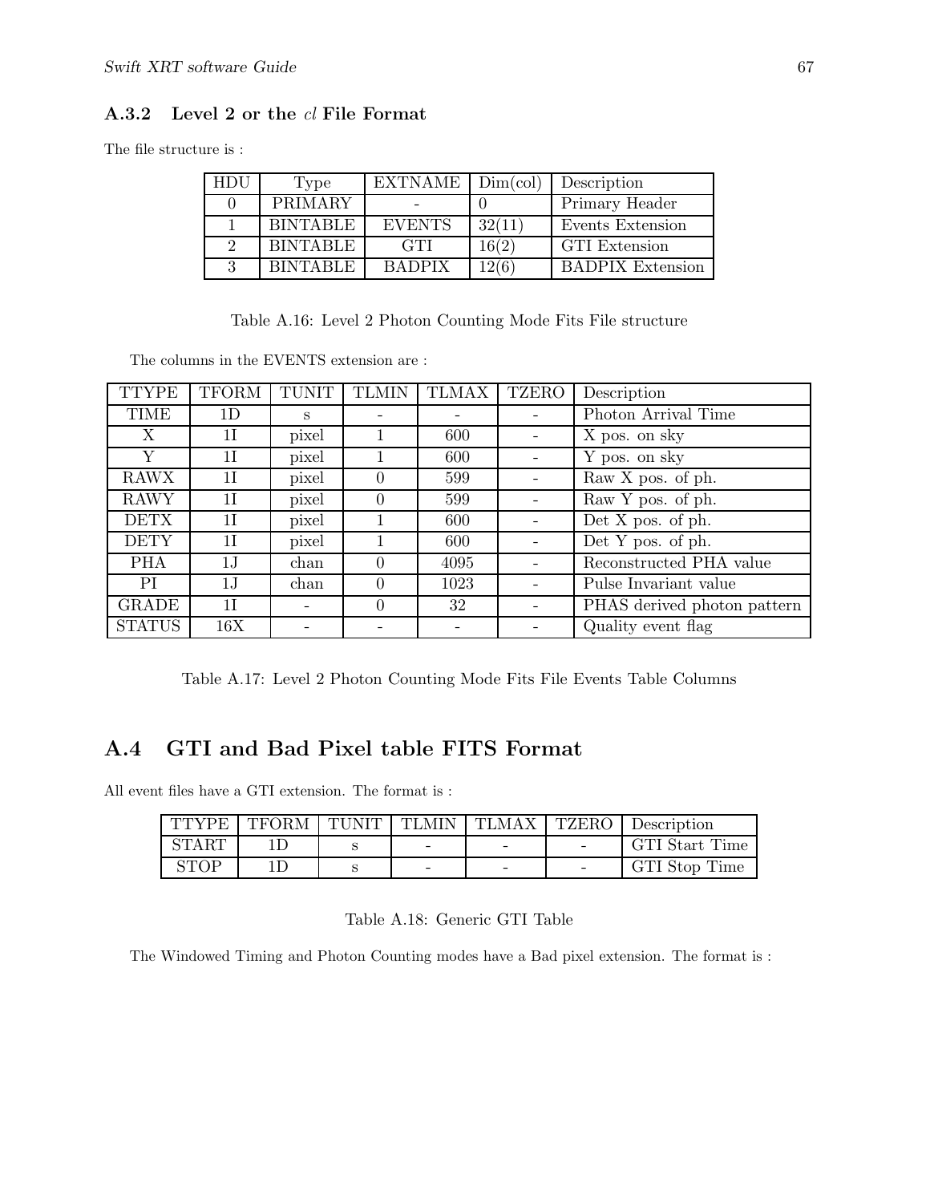### A.3.2 Level 2 or the *cl* File Format

The file structure is :

| HDU | Type | EXTNAME | Dim(col) | Description |
|---|---|---|---|---|
| 0 | PRIMARY | - | 0 | Primary Header |
| 1 | BINTABLE | EVENTS | 32(11) | Events Extension |
| 2 | BINTABLE | GTI | 16(2) | GTI Extension |
| 3 | BINTABLE | BADPIX | 12(6) | BADPIX Extension |

Table A.16: Level 2 Photon Counting Mode Fits File structure

The columns in the EVENTS extension are :

| TTYPE | TFORM | TUNIT | TLMIN | TLMAX | TZERO | Description |
|---|---|---|---|---|---|---|
| TIME | 1D | s | - | - | - | Photon Arrival Time |
| X | 1I | pixel | 1 | 600 | - | X pos. on sky |
| Y | 1I | pixel | 1 | 600 | - | Y pos. on sky |
| RAWX | 1I | pixel | 0 | 599 | - | Raw X pos. of ph. |
| RAWY | 1I | pixel | 0 | 599 | - | Raw Y pos. of ph. |
| DETX | 1I | pixel | 1 | 600 | - | Det X pos. of ph. |
| DETY | 1I | pixel | 1 | 600 | - | Det Y pos. of ph. |
| PHA | 1J | chan | 0 | 4095 | - | Reconstructed PHA value |
| PI | 1J | chan | 0 | 1023 | - | Pulse Invariant value |
| GRADE | 1I | - | 0 | 32 | - | PHAS derived photon pattern |
| STATUS | 16X | - | - | - | - | Quality event flag |

Table A.17: Level 2 Photon Counting Mode Fits File Events Table Columns

## A.4 GTI and Bad Pixel table FITS Format

All event files have a GTI extension. The format is :

| TTYPE | TFORM | TUNIT | TLMIN | TLMAX | TZERO | Description |
|---|---|---|---|---|---|---|
| START | 1D | s | - | - | - | GTI Start Time |
| STOP | 1D | s | - | - | - | GTI Stop Time |

Table A.18: Generic GTI Table

The Windowed Timing and Photon Counting modes have a Bad pixel extension. The format is :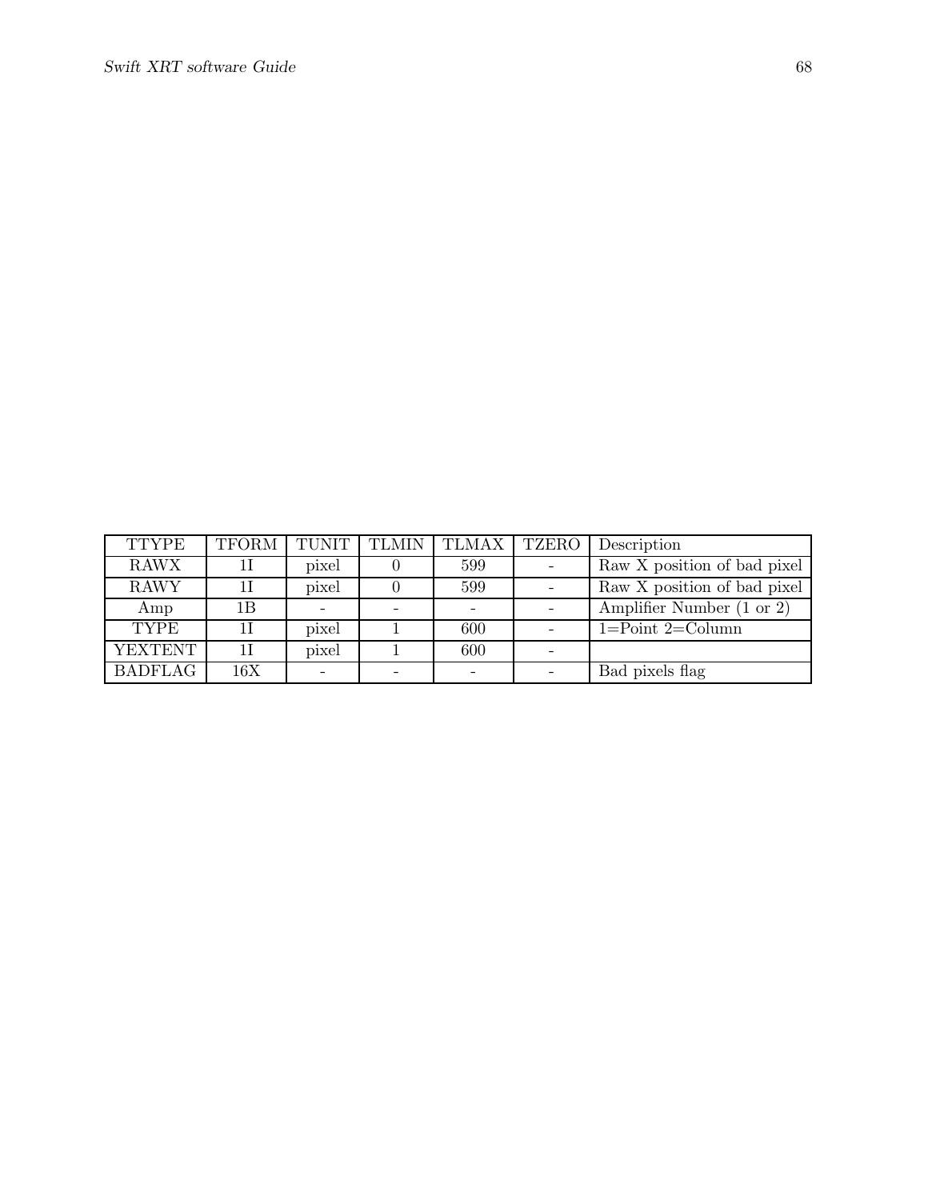| TTYPE | TFORM | TUNIT | TLMIN | TLMAX | TZERO | Description |
|---|---|---|---|---|---|---|
| RAWX | 1I | pixel | 0 | 599 | - | Raw X position of bad pixel |
| RAWY | 1I | pixel | 0 | 599 | - | Raw X position of bad pixel |
| Amp | 1B | - | - | - | - | Amplifier Number (1 or 2) |
| TYPE | 1I | pixel | 1 | 600 | - | 1=Point 2=Column |
| YEXTENT | 1I | pixel | 1 | 600 | - | |
| BADFLAG | 16X | - | - | - | - | Bad pixels flag |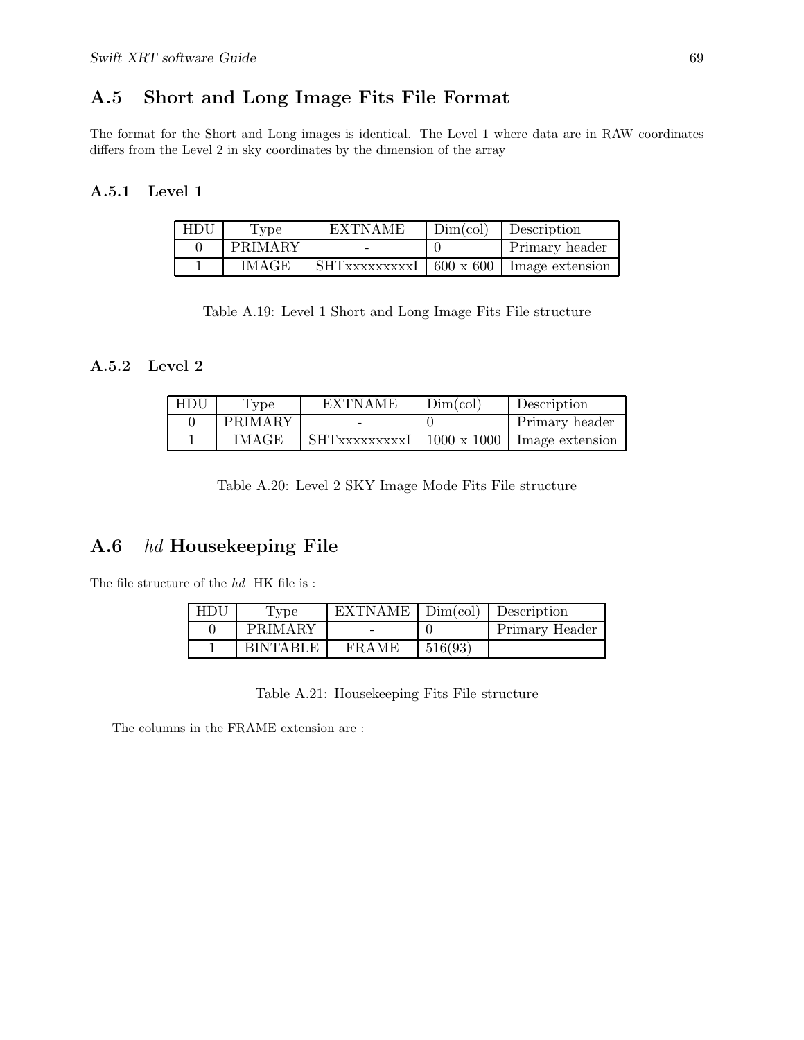## A.5 Short and Long Image Fits File Format

The format for the Short and Long images is identical. The Level 1 where data are in RAW coordinates differs from the Level 2 in sky coordinates by the dimension of the array

### A.5.1 Level 1

| HDU | Type | EXTNAME | Dim(col) | Description |
|---|---|---|---|---|
| 0 | PRIMARY | - | 0 | Primary header |
| 1 | IMAGE | SHTxxxxxxxxxI | 600 x 600 | Image extension |

Table A.19: Level 1 Short and Long Image Fits File structure

### A.5.2 Level 2

| HDU | Type | EXTNAME | Dim(col) | Description |
|---|---|---|---|---|
| 0 | PRIMARY | - | 0 | Primary header |
| 1 | IMAGE | SHTxxxxxxxxxI | 1000 x 1000 | Image extension |

Table A.20: Level 2 SKY Image Mode Fits File structure

## A.6 *hd* Housekeeping File

The file structure of the *hd* HK file is :

| HDU | Type | EXTNAME | Dim(col) | Description |
|---|---|---|---|---|
| 0 | PRIMARY | - | 0 | Primary Header |
| 1 | BINTABLE | FRAME | 516(93) | |

Table A.21: Housekeeping Fits File structure

The columns in the FRAME extension are :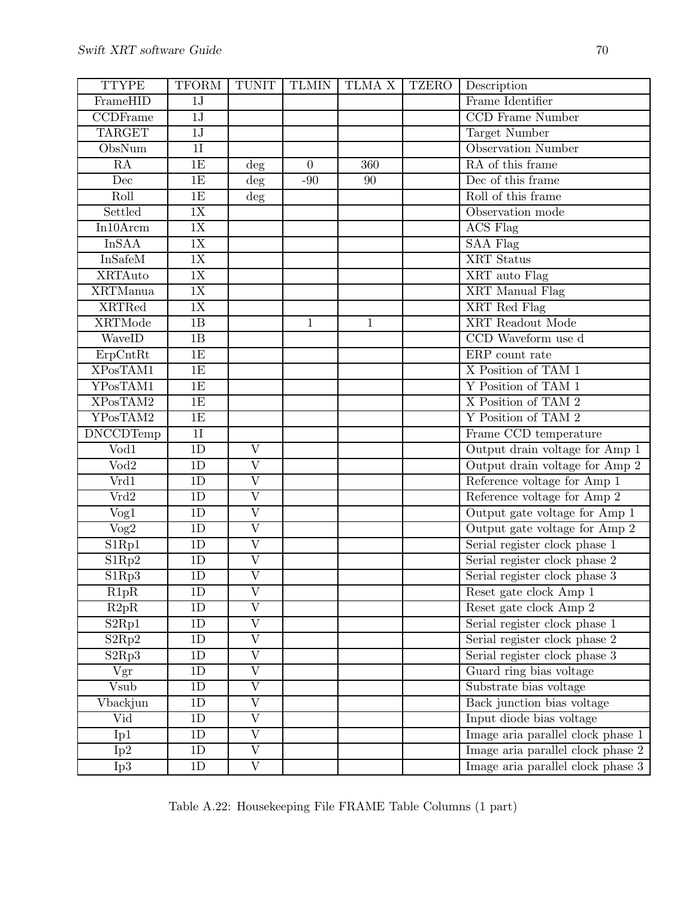| TTYPE | TFORM | TUNIT | TLMIN | TLMA X | TZERO | Description |
|---|---|---|---|---|---|---|
| FrameHID | 1J | | | | | Frame Identifier |
| CCDFrame | 1J | | | | | CCD Frame Number |
| TARGET | 1J | | | | | Target Number |
| ObsNum | 1I | | | | | Observation Number |
| RA | 1E | deg | 0 | 360 | | RA of this frame |
| Dec | 1E | deg | -90 | 90 | | Dec of this frame |
| Roll | 1E | deg | | | | Roll of this frame |
| Settled | 1X | | | | | Observation mode |
| In10Arcm | 1X | | | | | ACS Flag |
| InSAA | 1X | | | | | SAA Flag |
| InSafeM | 1X | | | | | XRT Status |
| XRTAuto | 1X | | | | | XRT auto Flag |
| XRTManua | 1X | | | | | XRT Manual Flag |
| XRTRed | 1X | | | | | XRT Red Flag |
| XRTMode | 1B | | 1 | 1 | | XRT Readout Mode |
| WaveID | 1B | | | | | CCD Waveform use d |
| ErpCntRt | 1E | | | | | ERP count rate |
| XPosTAM1 | 1E | | | | | X Position of TAM 1 |
| YPosTAM1 | 1E | | | | | Y Position of TAM 1 |
| XPosTAM2 | 1E | | | | | X Position of TAM 2 |
| YPosTAM2 | 1E | | | | | Y Position of TAM 2 |
| DNCCDTemp | 1I | | | | | Frame CCD temperature |
| Vod1 | 1D | V | | | | Output drain voltage for Amp 1 |
| Vod2 | 1D | V | | | | Output drain voltage for Amp 2 |
| Vrd1 | 1D | V | | | | Reference voltage for Amp 1 |
| Vrd2 | 1D | V | | | | Reference voltage for Amp 2 |
| Vog1 | 1D | V | | | | Output gate voltage for Amp 1 |
| Vog2 | 1D | V | | | | Output gate voltage for Amp 2 |
| S1Rp1 | 1D | V | | | | Serial register clock phase 1 |
| S1Rp2 | 1D | V | | | | Serial register clock phase 2 |
| S1Rp3 | 1D | V | | | | Serial register clock phase 3 |
| R1pR | 1D | V | | | | Reset gate clock Amp 1 |
| R2pR | 1D | V | | | | Reset gate clock Amp 2 |
| S2Rp1 | 1D | V | | | | Serial register clock phase 1 |
| S2Rp2 | 1D | V | | | | Serial register clock phase 2 |
| S2Rp3 | 1D | V | | | | Serial register clock phase 3 |
| Vgr | 1D | V | | | | Guard ring bias voltage |
| Vsub | 1D | V | | | | Substrate bias voltage |
| Vbackjun | 1D | V | | | | Back junction bias voltage |
| Vid | 1D | V | | | | Input diode bias voltage |
| Ip1 | 1D | V | | | | Image aria parallel clock phase 1 |
| Ip2 | 1D | V | | | | Image aria parallel clock phase 2 |
| Ip3 | 1D | V | | | | Image aria parallel clock phase 3 |

Table A.22: Housekeeping File FRAME Table Columns (1 part)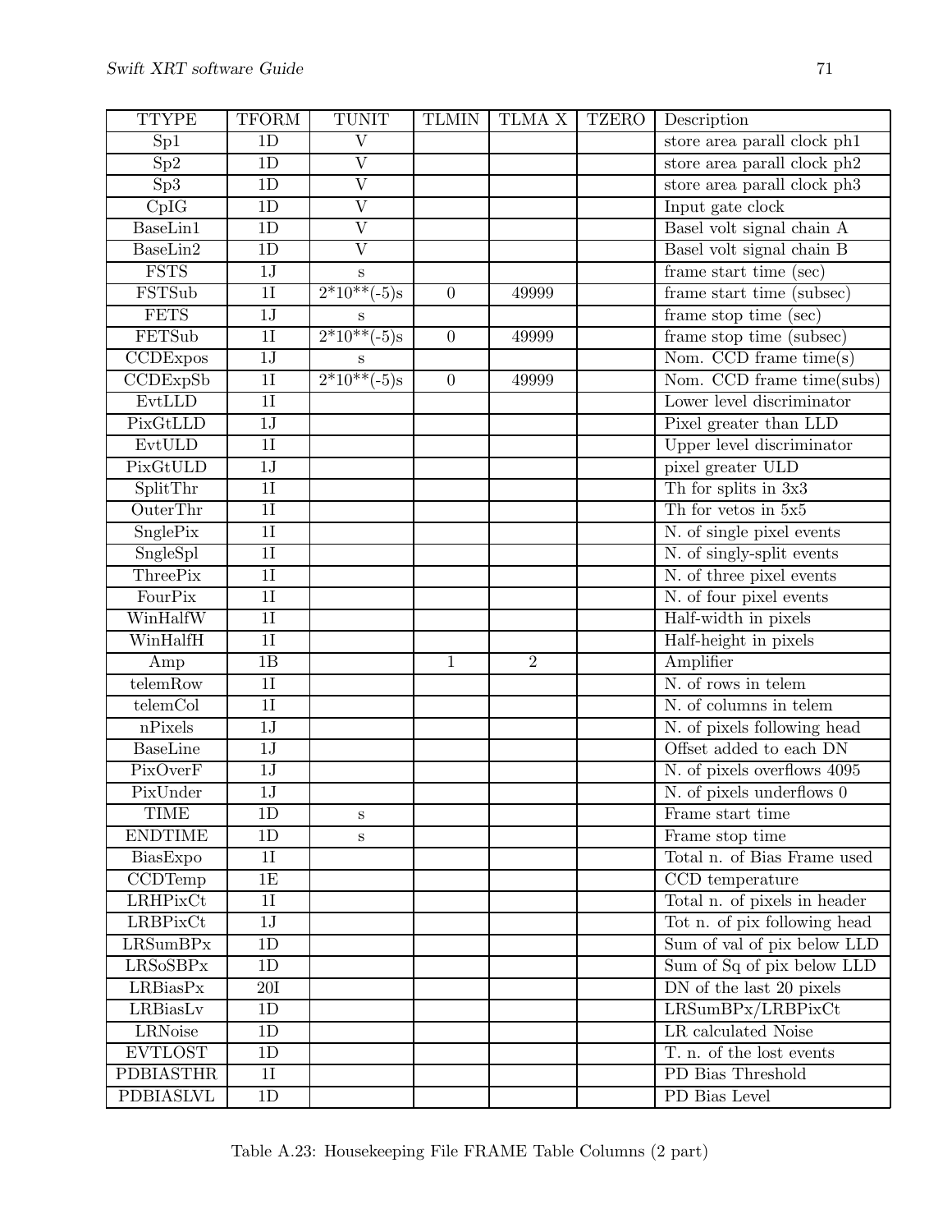| TTYPE | TFORM | TUNIT | TLMIN | TLMA X | TZERO | Description |
|---|---|---|---|---|---|---|
| Sp1 | 1D | V | | | | store area parall clock ph1 |
| Sp2 | 1D | V | | | | store area parall clock ph2 |
| Sp3 | 1D | V | | | | store area parall clock ph3 |
| CpIG | 1D | V | | | | Input gate clock |
| BaseLin1 | 1D | V | | | | Basel volt signal chain A |
| BaseLin2 | 1D | V | | | | Basel volt signal chain B |
| FSTS | 1J | s | | | | frame start time (sec) |
| FSTSub | 1I | 2*10**(-5)s | 0 | 49999 | | frame start time (subsec) |
| FETS | 1J | s | | | | frame stop time (sec) |
| FETSub | 1I | 2*10**(-5)s | 0 | 49999 | | frame stop time (subsec) |
| CCDExpos | 1J | s | | | | Nom. CCD frame time(s) |
| CCDExpSb | 1I | 2*10**(-5)s | 0 | 49999 | | Nom. CCD frame time(subs) |
| EvtLLD | 1I | | | | | Lower level discriminator |
| PixGtLLD | 1J | | | | | Pixel greater than LLD |
| EvtULD | 1I | | | | | Upper level discriminator |
| PixGtULD | 1J | | | | | pixel greater ULD |
| SplitThr | 1I | | | | | Th for splits in 3x3 |
| OuterThr | 1I | | | | | Th for vetos in 5x5 |
| SnglePix | 1I | | | | | N. of single pixel events |
| SngleSpl | 1I | | | | | N. of singly-split events |
| ThreePix | 1I | | | | | N. of three pixel events |
| FourPix | 1I | | | | | N. of four pixel events |
| WinHalfW | 1I | | | | | Half-width in pixels |
| WinHalfH | 1I | | | | | Half-height in pixels |
| Amp | 1B | | 1 | 2 | | Amplifier |
| telemRow | 1I | | | | | N. of rows in telem |
| telemCol | 1I | | | | | N. of columns in telem |
| nPixels | 1J | | | | | N. of pixels following head |
| BaseLine | 1J | | | | | Offset added to each DN |
| PixOverF | 1J | | | | | N. of pixels overflows 4095 |
| PixUnder | 1J | | | | | N. of pixels underflows 0 |
| TIME | 1D | s | | | | Frame start time |
| ENDTIME | 1D | s | | | | Frame stop time |
| BiasExpo | 1I | | | | | Total n. of Bias Frame used |
| CCDTemp | 1E | | | | | CCD temperature |
| LRHPixCt | 1I | | | | | Total n. of pixels in header |
| LRBPixCt | 1J | | | | | Tot n. of pix following head |
| LRSumBPx | 1D | | | | | Sum of val of pix below LLD |
| LRSoSBPx | 1D | | | | | Sum of Sq of pix below LLD |
| LRBiasPx | 20I | | | | | DN of the last 20 pixels |
| LRBiasLv | 1D | | | | | LRSumBPx/LRBPixCt |
| LRNoise | 1D | | | | | LR calculated Noise |
| EVTLOST | 1D | | | | | T. n. of the lost events |
| PDBIASTHR | 1I | | | | | PD Bias Threshold |
| PDBIASLVL | 1D | | | | | PD Bias Level |

Table A.23: Housekeeping File FRAME Table Columns (2 part)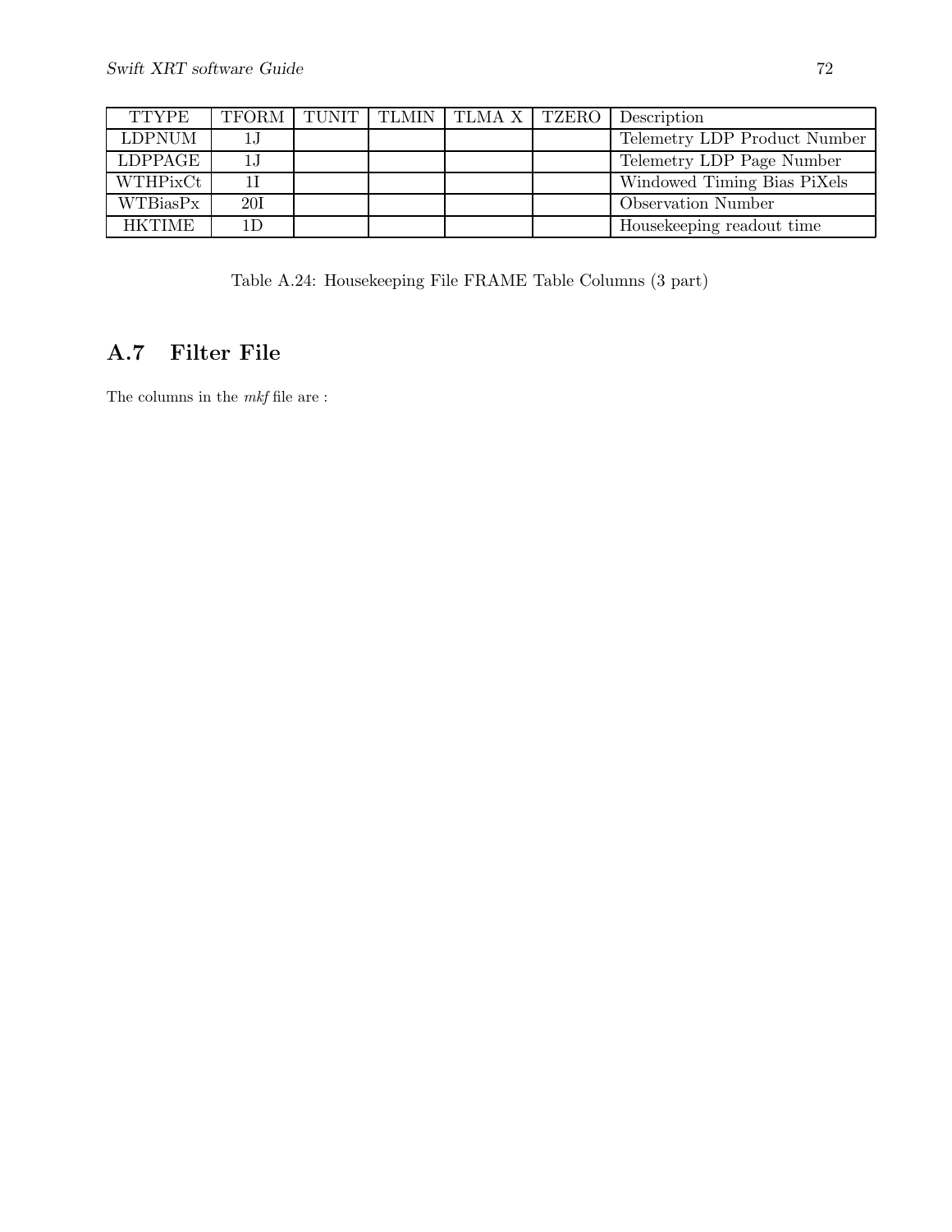| TTYPE | TFORM | TUNIT | TLMIN | TLMA X | TZERO | Description |
|---|---|---|---|---|---|---|
| LDPNUM | 1J | | | | | Telemetry LDP Product Number |
| LDPPAGE | 1J | | | | | Telemetry LDP Page Number |
| WTHPixCt | 1I | | | | | Windowed Timing Bias PiXels |
| WTBiasPx | 20I | | | | | Observation Number |
| HKTIME | 1D | | | | | Housekeeping readout time |

Table A.24: Housekeeping File FRAME Table Columns (3 part)

## A.7 Filter File

The columns in the *mkf* file are :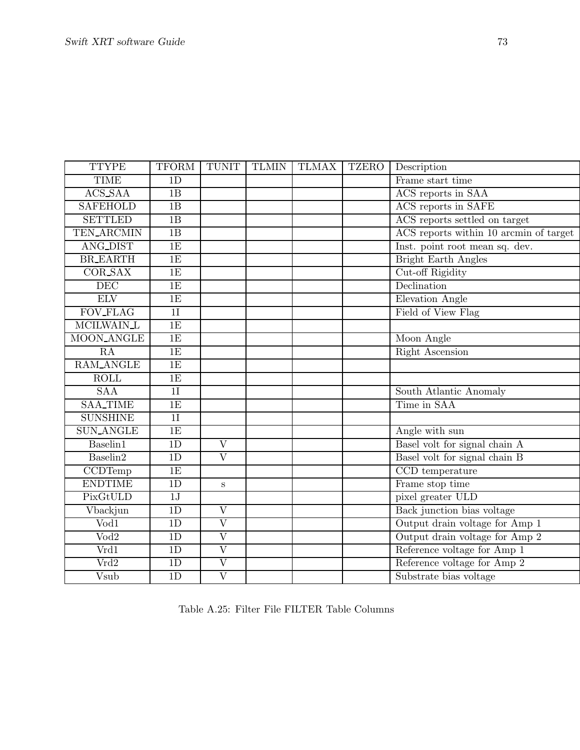| TTYPE | TFORM | TUNIT | TLMIN | TLMAX | TZERO | Description |
|---|---|---|---|---|---|---|
| TIME | 1D | | | | | Frame start time |
| ACS_SAA | 1B | | | | | ACS reports in SAA |
| SAFEHOLD | 1B | | | | | ACS reports in SAFE |
| SETTLED | 1B | | | | | ACS reports settled on target |
| TEN_ARCMIN | 1B | | | | | ACS reports within 10 arcmin of target |
| ANG_DIST | 1E | | | | | Inst. point root mean sq. dev. |
| BR_EARTH | 1E | | | | | Bright Earth Angles |
| COR_SAX | 1E | | | | | Cut-off Rigidity |
| DEC | 1E | | | | | Declination |
| ELV | 1E | | | | | Elevation Angle |
| FOV_FLAG | 1I | | | | | Field of View Flag |
| MCILWAIN_L | 1E | | | | | |
| MOON_ANGLE | 1E | | | | | Moon Angle |
| RA | 1E | | | | | Right Ascension |
| RAM_ANGLE | 1E | | | | | |
| ROLL | 1E | | | | | |
| SAA | 1I | | | | | South Atlantic Anomaly |
| SAA_TIME | 1E | | | | | Time in SAA |
| SUNSHINE | 1I | | | | | |
| SUN_ANGLE | 1E | | | | | Angle with sun |
| Baselin1 | 1D | V | | | | Basel volt for signal chain A |
| Baselin2 | 1D | V | | | | Basel volt for signal chain B |
| CCDTemp | 1E | | | | | CCD temperature |
| ENDTIME | 1D | s | | | | Frame stop time |
| PixGtULD | 1J | | | | | pixel greater ULD |
| Vbackjun | 1D | V | | | | Back junction bias voltage |
| Vod1 | 1D | V | | | | Output drain voltage for Amp 1 |
| Vod2 | 1D | V | | | | Output drain voltage for Amp 2 |
| Vrd1 | 1D | V | | | | Reference voltage for Amp 1 |
| Vrd2 | 1D | V | | | | Reference voltage for Amp 2 |
| Vsub | 1D | V | | | | Substrate bias voltage |

Table A.25: Filter File FILTER Table Columns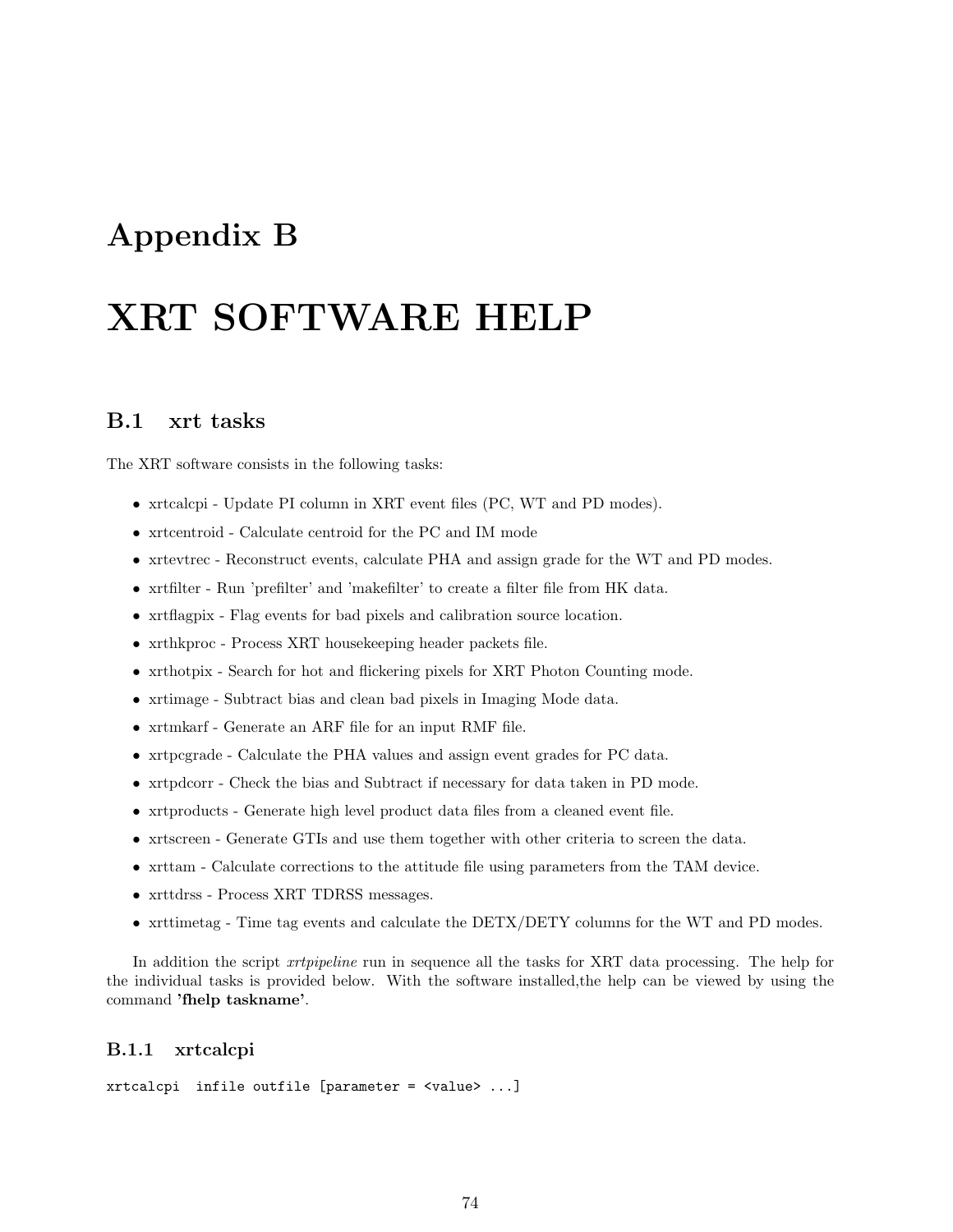# Appendix B

# XRT SOFTWARE HELP

## B.1 xrt tasks

The XRT software consists in the following tasks:

- xrtcalcpi - Update PI column in XRT event files (PC, WT and PD modes).
- xrtcentroid - Calculate centroid for the PC and IM mode
- xrtevtrec - Reconstruct events, calculate PHA and assign grade for the WT and PD modes.
- xrtfilter - Run 'prefilter' and 'makefilter' to create a filter file from HK data.
- xrtflagpix - Flag events for bad pixels and calibration source location.
- xrthkproc - Process XRT housekeeping header packets file.
- xrthotpix - Search for hot and flickering pixels for XRT Photon Counting mode.
- xrtimage - Subtract bias and clean bad pixels in Imaging Mode data.
- xrtmkarf - Generate an ARF file for an input RMF file.
- xrtpcgrade - Calculate the PHA values and assign event grades for PC data.
- xrtpdcorr - Check the bias and Subtract if necessary for data taken in PD mode.
- xrtproducts - Generate high level product data files from a cleaned event file.
- xrtscreen - Generate GTIs and use them together with other criteria to screen the data.
- xrttam - Calculate corrections to the attitude file using parameters from the TAM device.
- xrttdrss - Process XRT TDRSS messages.
- xrttimetag - Time tag events and calculate the DETX/DETY columns for the WT and PD modes.

In addition the script *xrtpipeline* run in sequence all the tasks for XRT data processing. The help for the individual tasks is provided below. With the software installed,the help can be viewed by using the command **'fhelp taskname'**.

### B.1.1 xrtcalcpi

```
xrtcalcpi  infile outfile [parameter = <value> ...]
```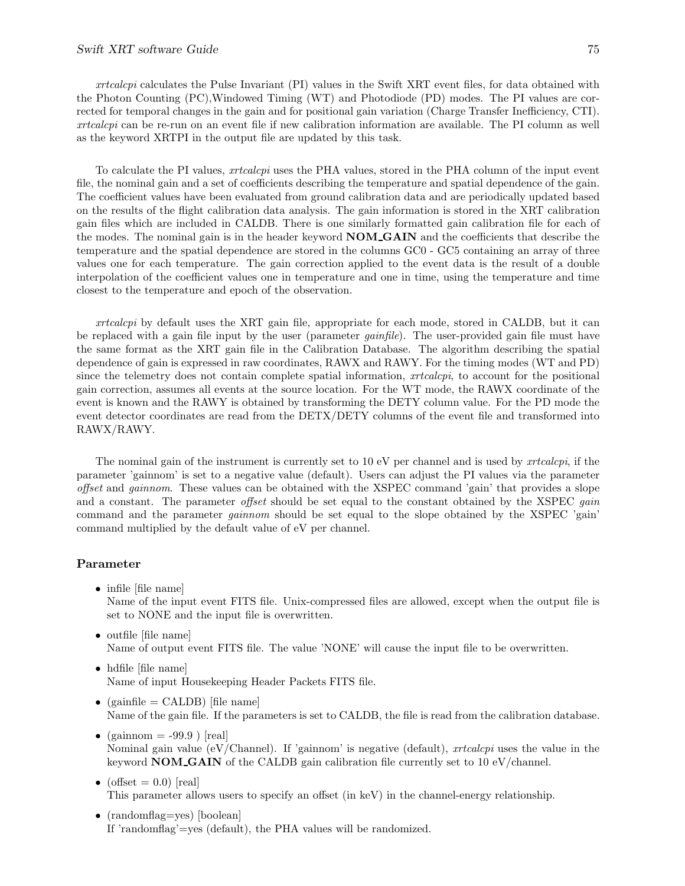*xrtcalcpi* calculates the Pulse Invariant (PI) values in the Swift XRT event files, for data obtained with the Photon Counting (PC),Windowed Timing (WT) and Photodiode (PD) modes. The PI values are corrected for temporal changes in the gain and for positional gain variation (Charge Transfer Inefficiency, CTI). *xrtcalcpi* can be re-run on an event file if new calibration information are available. The PI column as well as the keyword XRTPI in the output file are updated by this task.

To calculate the PI values, *xrtcalcpi* uses the PHA values, stored in the PHA column of the input event file, the nominal gain and a set of coefficients describing the temperature and spatial dependence of the gain. The coefficient values have been evaluated from ground calibration data and are periodically updated based on the results of the flight calibration data analysis. The gain information is stored in the XRT calibration gain files which are included in CALDB. There is one similarly formatted gain calibration file for each of the modes. The nominal gain is in the header keyword **NOM_GAIN** and the coefficients that describe the temperature and the spatial dependence are stored in the columns GC0 - GC5 containing an array of three values one for each temperature. The gain correction applied to the event data is the result of a double interpolation of the coefficient values one in temperature and one in time, using the temperature and time closest to the temperature and epoch of the observation.

*xrtcalcpi* by default uses the XRT gain file, appropriate for each mode, stored in CALDB, but it can be replaced with a gain file input by the user (parameter *gainfile*). The user-provided gain file must have the same format as the XRT gain file in the Calibration Database. The algorithm describing the spatial dependence of gain is expressed in raw coordinates, RAWX and RAWY. For the timing modes (WT and PD) since the telemetry does not contain complete spatial information, *xrtcalcpi*, to account for the positional gain correction, assumes all events at the source location. For the WT mode, the RAWX coordinate of the event is known and the RAWY is obtained by transforming the DETY column value. For the PD mode the event detector coordinates are read from the DETX/DETY columns of the event file and transformed into RAWX/RAWY.

The nominal gain of the instrument is currently set to 10 eV per channel and is used by *xrtcalcpi*, if the parameter 'gainnom' is set to a negative value (default). Users can adjust the PI values via the parameter *offset* and *gainnom*. These values can be obtained with the XSPEC command 'gain' that provides a slope and a constant. The parameter *offset* should be set equal to the constant obtained by the XSPEC *gain* command and the parameter *gainnom* should be set equal to the slope obtained by the XSPEC 'gain' command multiplied by the default value of eV per channel.

### Parameter

- infile [file name]
  Name of the input event FITS file. Unix-compressed files are allowed, except when the output file is set to NONE and the input file is overwritten.
- outfile [file name]
  Name of output event FITS file. The value 'NONE' will cause the input file to be overwritten.
- hdfile [file name]
  Name of input Housekeeping Header Packets FITS file.
- (gainfile = CALDB) [file name]
  Name of the gain file. If the parameters is set to CALDB, the file is read from the calibration database.
- (gainnom = -99.9 ) [real]
  Nominal gain value (eV/Channel). If 'gainnom' is negative (default), *xrtcalcpi* uses the value in the keyword **NOM_GAIN** of the CALDB gain calibration file currently set to 10 eV/channel.
- (offset = 0.0) [real]
  This parameter allows users to specify an offset (in keV) in the channel-energy relationship.
- (randomflag=yes) [boolean]
  If 'randomflag'=yes (default), the PHA values will be randomized.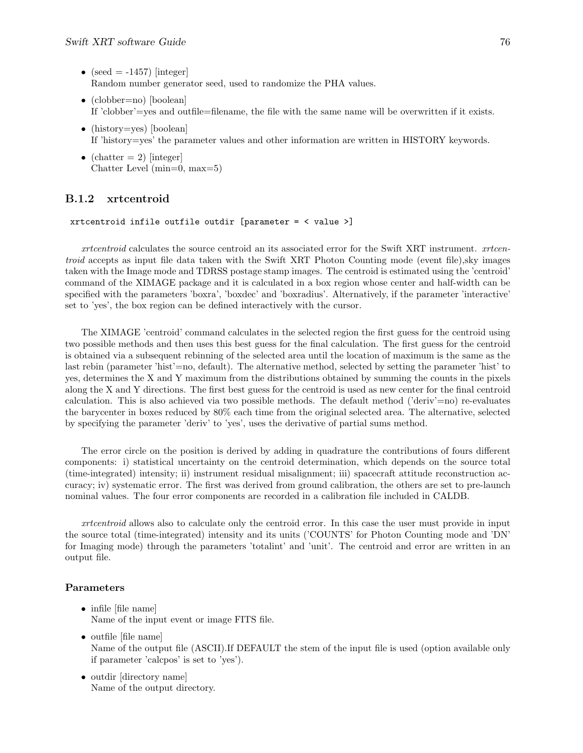- (seed = -1457) [integer]
  Random number generator seed, used to randomize the PHA values.

- (clobber=no) [boolean]
  If 'clobber'=yes and outfile=filename, the file with the same name will be overwritten if it exists.

- (history=yes) [boolean]
  If 'history=yes' the parameter values and other information are written in HISTORY keywords.

- (chatter = 2) [integer]
  Chatter Level (min=0, max=5)

### B.1.2 xrtcentroid

```
xrtcentroid infile outfile outdir [parameter = < value >]
```

*xrtcentroid* calculates the source centroid an its associated error for the Swift XRT instrument. *xrtcentroid* accepts as input file data taken with the Swift XRT Photon Counting mode (event file),sky images taken with the Image mode and TDRSS postage stamp images. The centroid is estimated using the 'centroid' command of the XIMAGE package and it is calculated in a box region whose center and half-width can be specified with the parameters 'boxra', 'boxdec' and 'boxradius'. Alternatively, if the parameter 'interactive' set to 'yes', the box region can be defined interactively with the cursor.

The XIMAGE 'centroid' command calculates in the selected region the first guess for the centroid using two possible methods and then uses this best guess for the final calculation. The first guess for the centroid is obtained via a subsequent rebinning of the selected area until the location of maximum is the same as the last rebin (parameter 'hist'=no, default). The alternative method, selected by setting the parameter 'hist' to yes, determines the X and Y maximum from the distributions obtained by summing the counts in the pixels along the X and Y directions. The first best guess for the centroid is used as new center for the final centroid calculation. This is also achieved via two possible methods. The default method ('deriv'=no) re-evaluates the barycenter in boxes reduced by 80% each time from the original selected area. The alternative, selected by specifying the parameter 'deriv' to 'yes', uses the derivative of partial sums method.

The error circle on the position is derived by adding in quadrature the contributions of fours different components: i) statistical uncertainty on the centroid determination, which depends on the source total (time-integrated) intensity; ii) instrument residual misalignment; iii) spacecraft attitude reconstruction accuracy; iv) systematic error. The first was derived from ground calibration, the others are set to pre-launch nominal values. The four error components are recorded in a calibration file included in CALDB.

*xrtcentroid* allows also to calculate only the centroid error. In this case the user must provide in input the source total (time-integrated) intensity and its units ('COUNTS' for Photon Counting mode and 'DN' for Imaging mode) through the parameters 'totalint' and 'unit'. The centroid and error are written in an output file.

#### Parameters

- infile [file name]
  Name of the input event or image FITS file.

- outfile [file name]
  Name of the output file (ASCII).If DEFAULT the stem of the input file is used (option available only if parameter 'calcpos' is set to 'yes').

- outdir [directory name]
  Name of the output directory.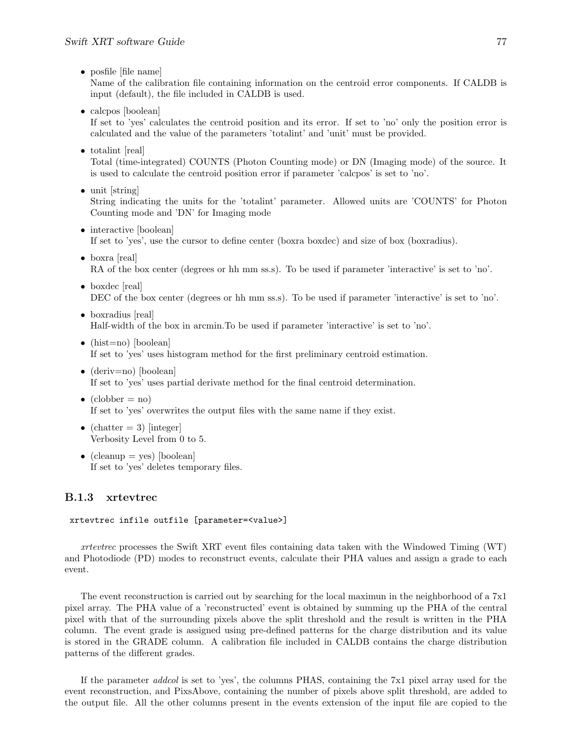- posfile [file name]
  Name of the calibration file containing information on the centroid error components. If CALDB is input (default), the file included in CALDB is used.

- calcpos [boolean]
  If set to 'yes' calculates the centroid position and its error. If set to 'no' only the position error is calculated and the value of the parameters 'totalint' and 'unit' must be provided.

- totalint [real]
  Total (time-integrated) COUNTS (Photon Counting mode) or DN (Imaging mode) of the source. It is used to calculate the centroid position error if parameter 'calcpos' is set to 'no'.

- unit [string]
  String indicating the units for the 'totalint' parameter. Allowed units are 'COUNTS' for Photon Counting mode and 'DN' for Imaging mode

- interactive [boolean]
  If set to 'yes', use the cursor to define center (boxra boxdec) and size of box (boxradius).

- boxra [real]
  RA of the box center (degrees or hh mm ss.s). To be used if parameter 'interactive' is set to 'no'.

- boxdec [real]
  DEC of the box center (degrees or hh mm ss.s). To be used if parameter 'interactive' is set to 'no'.

- boxradius [real]
  Half-width of the box in arcmin.To be used if parameter 'interactive' is set to 'no'.

- (hist=no) [boolean]
  If set to 'yes' uses histogram method for the first preliminary centroid estimation.

- (deriv=no) [boolean]
  If set to 'yes' uses partial derivate method for the final centroid determination.

- (clobber = no)
  If set to 'yes' overwrites the output files with the same name if they exist.

- (chatter = 3) [integer]
  Verbosity Level from 0 to 5.

- (cleanup = yes) [boolean]
  If set to 'yes' deletes temporary files.

### B.1.3 xrtevtrec

```
xrtevtrec infile outfile [parameter=<value>]
```

*xrtevtrec* processes the Swift XRT event files containing data taken with the Windowed Timing (WT) and Photodiode (PD) modes to reconstruct events, calculate their PHA values and assign a grade to each event.

The event reconstruction is carried out by searching for the local maximun in the neighborhood of a 7x1 pixel array. The PHA value of a 'reconstructed' event is obtained by summing up the PHA of the central pixel with that of the surrounding pixels above the split threshold and the result is written in the PHA column. The event grade is assigned using pre-defined patterns for the charge distribution and its value is stored in the GRADE column. A calibration file included in CALDB contains the charge distribution patterns of the different grades.

If the parameter *addcol* is set to 'yes', the columns PHAS, containing the 7x1 pixel array used for the event reconstruction, and PixsAbove, containing the number of pixels above split threshold, are added to the output file. All the other columns present in the events extension of the input file are copied to the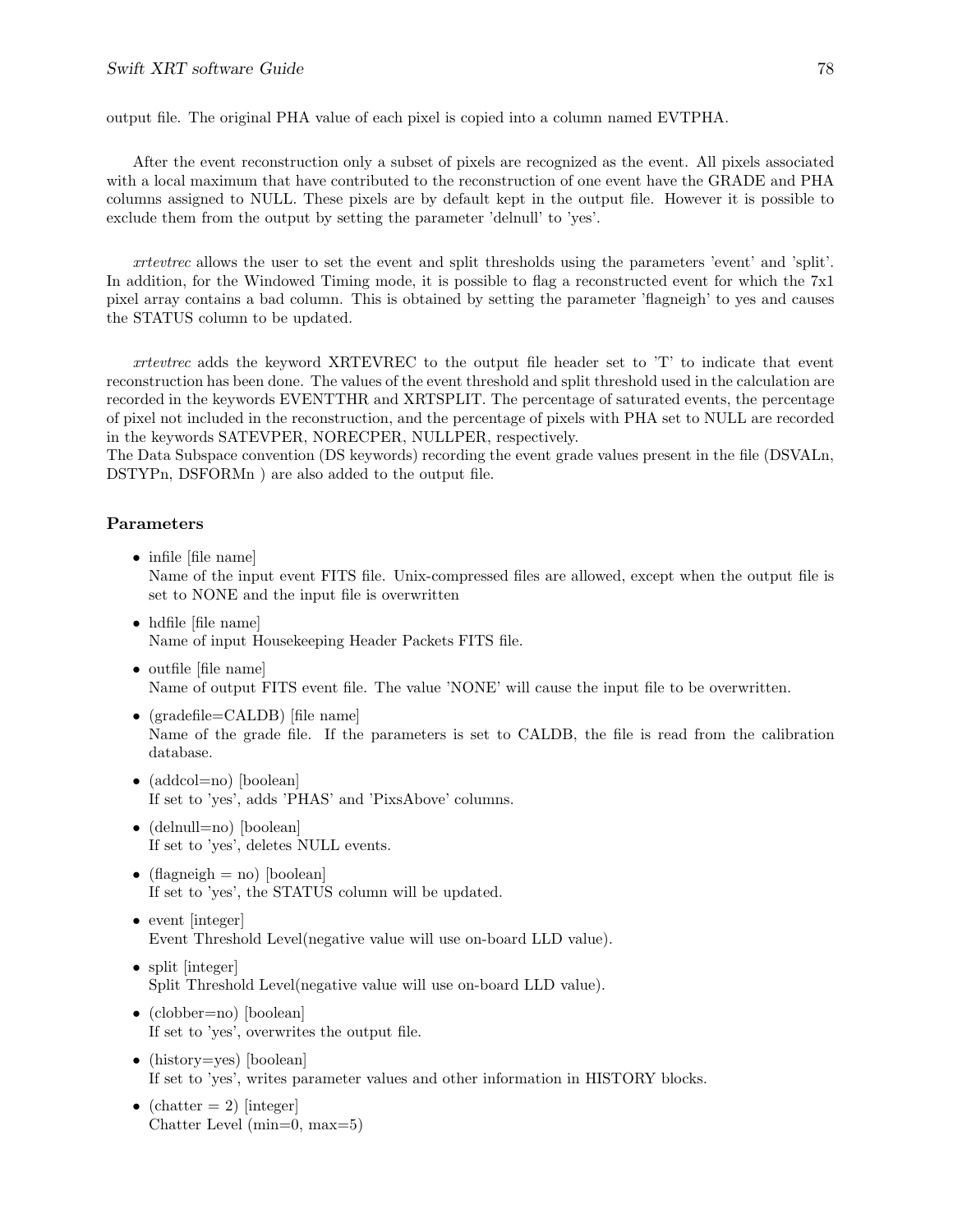output file. The original PHA value of each pixel is copied into a column named EVTPHA.

After the event reconstruction only a subset of pixels are recognized as the event. All pixels associated with a local maximum that have contributed to the reconstruction of one event have the GRADE and PHA columns assigned to NULL. These pixels are by default kept in the output file. However it is possible to exclude them from the output by setting the parameter 'delnull' to 'yes'.

*xrtevtrec* allows the user to set the event and split thresholds using the parameters 'event' and 'split'. In addition, for the Windowed Timing mode, it is possible to flag a reconstructed event for which the 7x1 pixel array contains a bad column. This is obtained by setting the parameter 'flagneigh' to yes and causes the STATUS column to be updated.

*xrtevtrec* adds the keyword XRTEVREC to the output file header set to 'T' to indicate that event reconstruction has been done. The values of the event threshold and split threshold used in the calculation are recorded in the keywords EVENTTHR and XRTSPLIT. The percentage of saturated events, the percentage of pixel not included in the reconstruction, and the percentage of pixels with PHA set to NULL are recorded in the keywords SATEVPER, NORECPER, NULLPER, respectively.
The Data Subspace convention (DS keywords) recording the event grade values present in the file (DSVALn, DSTYPn, DSFORMn ) are also added to the output file.

### Parameters

- infile [file name]
  Name of the input event FITS file. Unix-compressed files are allowed, except when the output file is set to NONE and the input file is overwritten
- hdfile [file name]
  Name of input Housekeeping Header Packets FITS file.
- outfile [file name]
  Name of output FITS event file. The value 'NONE' will cause the input file to be overwritten.
- (gradefile=CALDB) [file name]
  Name of the grade file. If the parameters is set to CALDB, the file is read from the calibration database.
- (addcol=no) [boolean]
  If set to 'yes', adds 'PHAS' and 'PixsAbove' columns.
- (delnull=no) [boolean]
  If set to 'yes', deletes NULL events.
- (flagneigh = no) [boolean]
  If set to 'yes', the STATUS column will be updated.
- event [integer]
  Event Threshold Level(negative value will use on-board LLD value).
- split [integer]
  Split Threshold Level(negative value will use on-board LLD value).
- (clobber=no) [boolean]
  If set to 'yes', overwrites the output file.
- (history=yes) [boolean]
  If set to 'yes', writes parameter values and other information in HISTORY blocks.
- (chatter = 2) [integer]
  Chatter Level (min=0, max=5)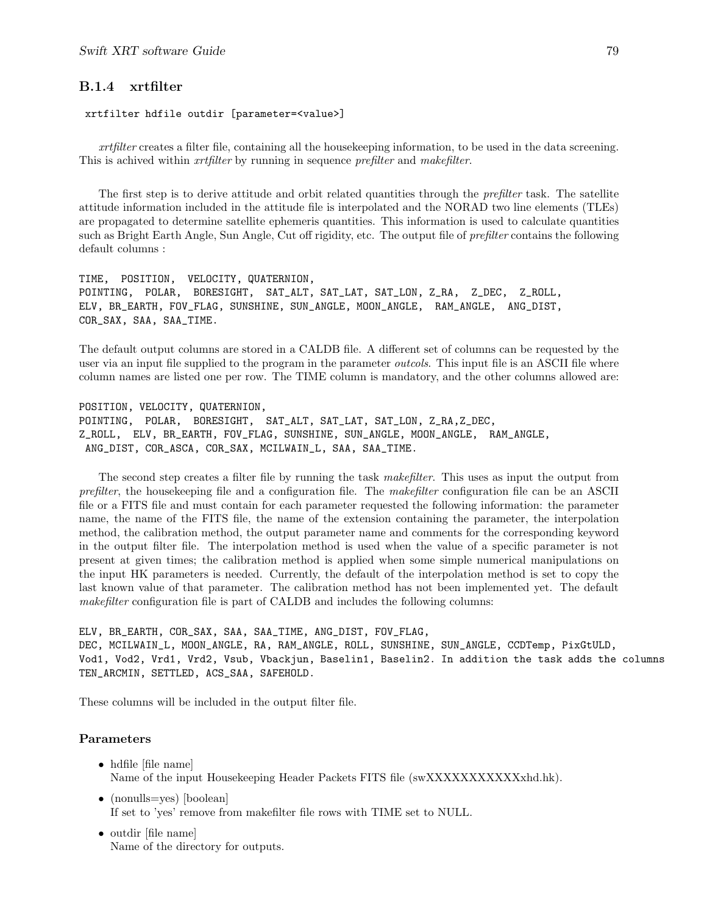### B.1.4 xrtfilter

```
xrtfilter hdfile outdir [parameter=<value>]
```

*xrtfilter* creates a filter file, containing all the housekeeping information, to be used in the data screening. This is achived within *xrtfilter* by running in sequence *prefilter* and *makefilter*.

The first step is to derive attitude and orbit related quantities through the *prefilter* task. The satellite attitude information included in the attitude file is interpolated and the NORAD two line elements (TLEs) are propagated to determine satellite ephemeris quantities. This information is used to calculate quantities such as Bright Earth Angle, Sun Angle, Cut off rigidity, etc. The output file of *prefilter* contains the following default columns :

```
TIME,  POSITION,  VELOCITY, QUATERNION,
POINTING,  POLAR,  BORESIGHT,  SAT_ALT, SAT_LAT, SAT_LON, Z_RA,  Z_DEC,  Z_ROLL,
ELV, BR_EARTH, FOV_FLAG, SUNSHINE, SUN_ANGLE, MOON_ANGLE,  RAM_ANGLE,  ANG_DIST,
COR_SAX, SAA, SAA_TIME.
```

The default output columns are stored in a CALDB file. A different set of columns can be requested by the user via an input file supplied to the program in the parameter *outcols*. This input file is an ASCII file where column names are listed one per row. The TIME column is mandatory, and the other columns allowed are:

```
POSITION, VELOCITY, QUATERNION,
POINTING,  POLAR,  BORESIGHT,  SAT_ALT, SAT_LAT, SAT_LON, Z_RA,Z_DEC,
Z_ROLL,  ELV, BR_EARTH, FOV_FLAG, SUNSHINE, SUN_ANGLE, MOON_ANGLE,  RAM_ANGLE,
 ANG_DIST, COR_ASCA, COR_SAX, MCILWAIN_L, SAA, SAA_TIME.
```

The second step creates a filter file by running the task *makefilter*. This uses as input the output from *prefilter*, the housekeeping file and a configuration file. The *makefilter* configuration file can be an ASCII file or a FITS file and must contain for each parameter requested the following information: the parameter name, the name of the FITS file, the name of the extension containing the parameter, the interpolation method, the calibration method, the output parameter name and comments for the corresponding keyword in the output filter file. The interpolation method is used when the value of a specific parameter is not present at given times; the calibration method is applied when some simple numerical manipulations on the input HK parameters is needed. Currently, the default of the interpolation method is set to copy the last known value of that parameter. The calibration method has not been implemented yet. The default *makefilter* configuration file is part of CALDB and includes the following columns:

```
ELV, BR_EARTH, COR_SAX, SAA, SAA_TIME, ANG_DIST, FOV_FLAG,
DEC, MCILWAIN_L, MOON_ANGLE, RA, RAM_ANGLE, ROLL, SUNSHINE, SUN_ANGLE, CCDTemp, PixGtULD,
Vod1, Vod2, Vrd1, Vrd2, Vsub, Vbackjun, Baselin1, Baselin2. In addition the task adds the columns
TEN_ARCMIN, SETTLED, ACS_SAA, SAFEHOLD.
```

These columns will be included in the output filter file.

#### Parameters

- hdfile [file name]
  Name of the input Housekeeping Header Packets FITS file (swXXXXXXXXXXXxhd.hk).
- (nonulls=yes) [boolean]
  If set to 'yes' remove from makefilter file rows with TIME set to NULL.
- outdir [file name]
  Name of the directory for outputs.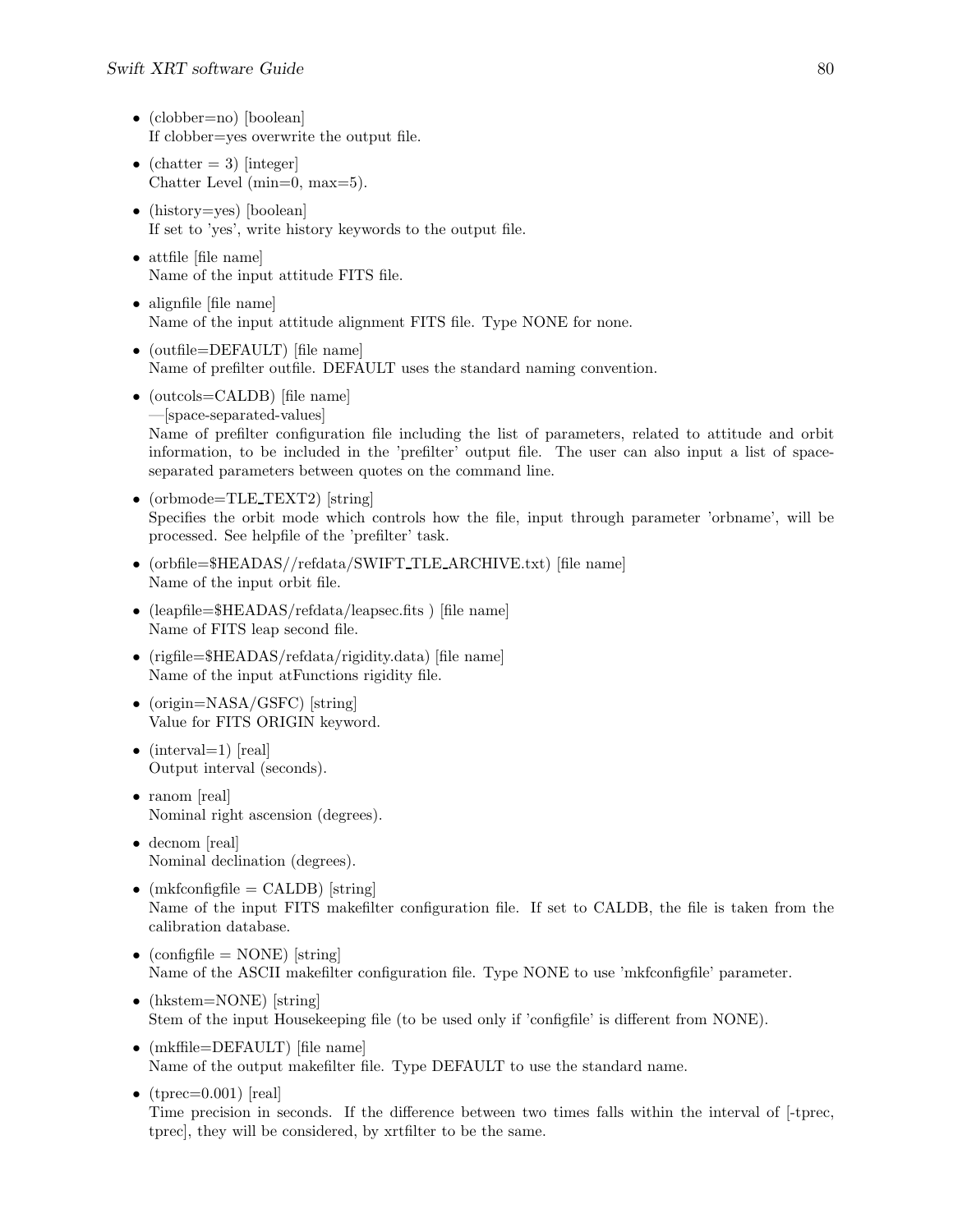- (clobber=no) [boolean]
  If clobber=yes overwrite the output file.

- (chatter = 3) [integer]
  Chatter Level (min=0, max=5).

- (history=yes) [boolean]
  If set to 'yes', write history keywords to the output file.

- attfile [file name]
  Name of the input attitude FITS file.

- alignfile [file name]
  Name of the input attitude alignment FITS file. Type NONE for none.

- (outfile=DEFAULT) [file name]
  Name of prefilter outfile. DEFAULT uses the standard naming convention.

- (outcols=CALDB) [file name]
  —[space-separated-values]
  Name of prefilter configuration file including the list of parameters, related to attitude and orbit information, to be included in the 'prefilter' output file. The user can also input a list of space-separated parameters between quotes on the command line.

- (orbmode=TLE_TEXT2) [string]
  Specifies the orbit mode which controls how the file, input through parameter 'orbname', will be processed. See helpfile of the 'prefilter' task.

- (orbfile=$HEADAS//refdata/SWIFT_TLE_ARCHIVE.txt) [file name]
  Name of the input orbit file.

- (leapfile=$HEADAS/refdata/leapsec.fits ) [file name]
  Name of FITS leap second file.

- (rigfile=$HEADAS/refdata/rigidity.data) [file name]
  Name of the input atFunctions rigidity file.

- (origin=NASA/GSFC) [string]
  Value for FITS ORIGIN keyword.

- (interval=1) [real]
  Output interval (seconds).

- ranom [real]
  Nominal right ascension (degrees).

- decnom [real]
  Nominal declination (degrees).

- (mkfconfigfile = CALDB) [string]
  Name of the input FITS makefilter configuration file. If set to CALDB, the file is taken from the calibration database.

- (configfile = NONE) [string]
  Name of the ASCII makefilter configuration file. Type NONE to use 'mkfconfigfile' parameter.

- (hkstem=NONE) [string]
  Stem of the input Housekeeping file (to be used only if 'configfile' is different from NONE).

- (mkffile=DEFAULT) [file name]
  Name of the output makefilter file. Type DEFAULT to use the standard name.

- (tprec=0.001) [real]
  Time precision in seconds. If the difference between two times falls within the interval of [-tprec, tprec], they will be considered, by xrtfilter to be the same.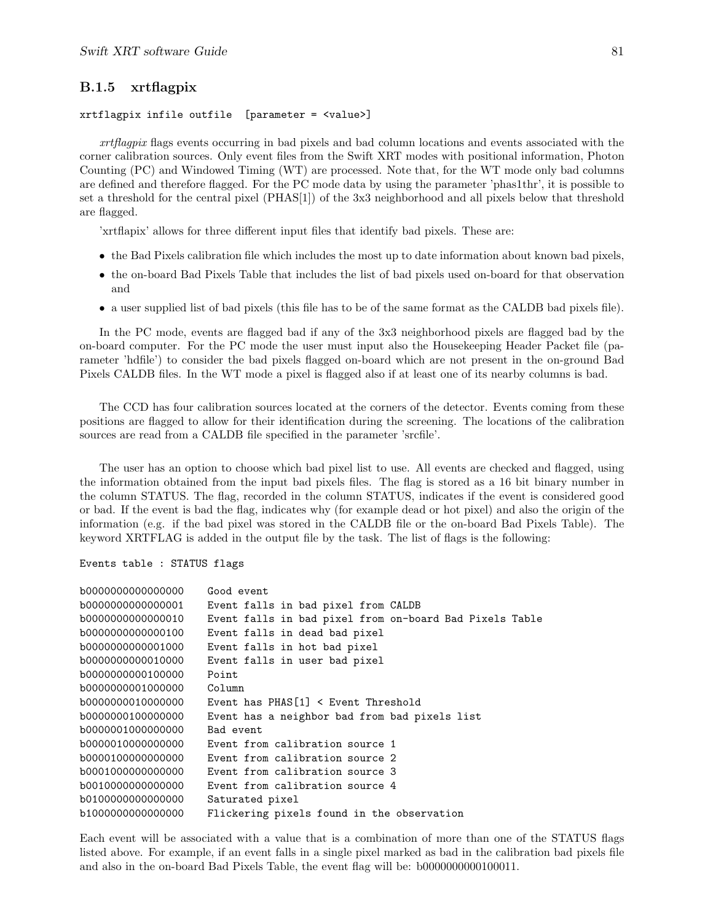### B.1.5 xrtflagpix

```
xrtflagpix infile outfile  [parameter = <value>]
```

*xrtflagpix* flags events occurring in bad pixels and bad column locations and events associated with the corner calibration sources. Only event files from the Swift XRT modes with positional information, Photon Counting (PC) and Windowed Timing (WT) are processed. Note that, for the WT mode only bad columns are defined and therefore flagged. For the PC mode data by using the parameter 'phas1thr', it is possible to set a threshold for the central pixel (PHAS[1]) of the 3x3 neighborhood and all pixels below that threshold are flagged.

'xrtflapix' allows for three different input files that identify bad pixels. These are:

- the Bad Pixels calibration file which includes the most up to date information about known bad pixels,
- the on-board Bad Pixels Table that includes the list of bad pixels used on-board for that observation and
- a user supplied list of bad pixels (this file has to be of the same format as the CALDB bad pixels file).

In the PC mode, events are flagged bad if any of the 3x3 neighborhood pixels are flagged bad by the on-board computer. For the PC mode the user must input also the Housekeeping Header Packet file (parameter 'hdfile') to consider the bad pixels flagged on-board which are not present in the on-ground Bad Pixels CALDB files. In the WT mode a pixel is flagged also if at least one of its nearby columns is bad.

The CCD has four calibration sources located at the corners of the detector. Events coming from these positions are flagged to allow for their identification during the screening. The locations of the calibration sources are read from a CALDB file specified in the parameter 'srcfile'.

The user has an option to choose which bad pixel list to use. All events are checked and flagged, using the information obtained from the input bad pixels files. The flag is stored as a 16 bit binary number in the column STATUS. The flag, recorded in the column STATUS, indicates if the event is considered good or bad. If the event is bad the flag, indicates why (for example dead or hot pixel) and also the origin of the information (e.g. if the bad pixel was stored in the CALDB file or the on-board Bad Pixels Table). The keyword XRTFLAG is added in the output file by the task. The list of flags is the following:

```
Events table : STATUS flags

b0000000000000000    Good event
b0000000000000001    Event falls in bad pixel from CALDB
b0000000000000010    Event falls in bad pixel from on-board Bad Pixels Table
b0000000000000100    Event falls in dead bad pixel
b0000000000001000    Event falls in hot bad pixel
b0000000000010000    Event falls in user bad pixel
b0000000000100000    Point
b0000000001000000    Column
b0000000010000000    Event has PHAS[1] < Event Threshold
b0000000100000000    Event has a neighbor bad from bad pixels list
b0000001000000000    Bad event
b0000010000000000    Event from calibration source 1
b0000100000000000    Event from calibration source 2
b0001000000000000    Event from calibration source 3
b0010000000000000    Event from calibration source 4
b0100000000000000    Saturated pixel
b1000000000000000    Flickering pixels found in the observation
```

Each event will be associated with a value that is a combination of more than one of the STATUS flags listed above. For example, if an event falls in a single pixel marked as bad in the calibration bad pixels file and also in the on-board Bad Pixels Table, the event flag will be: b0000000000100011.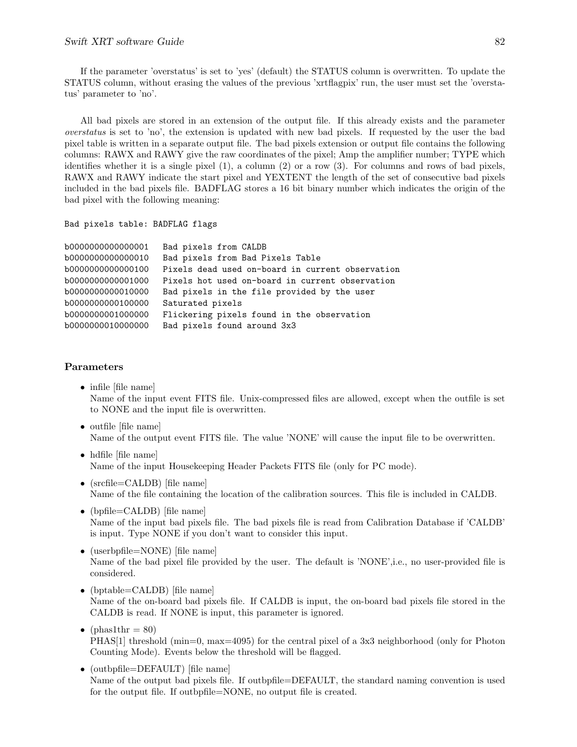If the parameter 'overstatus' is set to 'yes' (default) the STATUS column is overwritten. To update the STATUS column, without erasing the values of the previous 'xrtflagpix' run, the user must set the 'overstatus' parameter to 'no'.

All bad pixels are stored in an extension of the output file. If this already exists and the parameter *overstatus* is set to 'no', the extension is updated with new bad pixels. If requested by the user the bad pixel table is written in a separate output file. The bad pixels extension or output file contains the following columns: RAWX and RAWY give the raw coordinates of the pixel; Amp the amplifier number; TYPE which identifies whether it is a single pixel (1), a column (2) or a row (3). For columns and rows of bad pixels, RAWX and RAWY indicate the start pixel and YEXTENT the length of the set of consecutive bad pixels included in the bad pixels file. BADFLAG stores a 16 bit binary number which indicates the origin of the bad pixel with the following meaning:

```
Bad pixels table: BADFLAG flags

b0000000000000001   Bad pixels from CALDB
b0000000000000010   Bad pixels from Bad Pixels Table
b0000000000000100   Pixels dead used on-board in current observation
b0000000000001000   Pixels hot used on-board in current observation
b0000000000010000   Bad pixels in the file provided by the user
b0000000000100000   Saturated pixels
b0000000001000000   Flickering pixels found in the observation
b0000000010000000   Bad pixels found around 3x3
```

## Parameters

- infile [file name]  
  Name of the input event FITS file. Unix-compressed files are allowed, except when the outfile is set to NONE and the input file is overwritten.
- outfile [file name]  
  Name of the output event FITS file. The value 'NONE' will cause the input file to be overwritten.
- hdfile [file name]  
  Name of the input Housekeeping Header Packets FITS file (only for PC mode).
- (srcfile=CALDB) [file name]  
  Name of the file containing the location of the calibration sources. This file is included in CALDB.
- (bpfile=CALDB) [file name]  
  Name of the input bad pixels file. The bad pixels file is read from Calibration Database if 'CALDB' is input. Type NONE if you don't want to consider this input.
- (userbpfile=NONE) [file name]  
  Name of the bad pixel file provided by the user. The default is 'NONE',i.e., no user-provided file is considered.
- (bptable=CALDB) [file name]  
  Name of the on-board bad pixels file. If CALDB is input, the on-board bad pixels file stored in the CALDB is read. If NONE is input, this parameter is ignored.
- (phas1thr = 80)  
  PHAS[1] threshold (min=0, max=4095) for the central pixel of a 3x3 neighborhood (only for Photon Counting Mode). Events below the threshold will be flagged.
- (outbpfile=DEFAULT) [file name]  
  Name of the output bad pixels file. If outbpfile=DEFAULT, the standard naming convention is used for the output file. If outbpfile=NONE, no output file is created.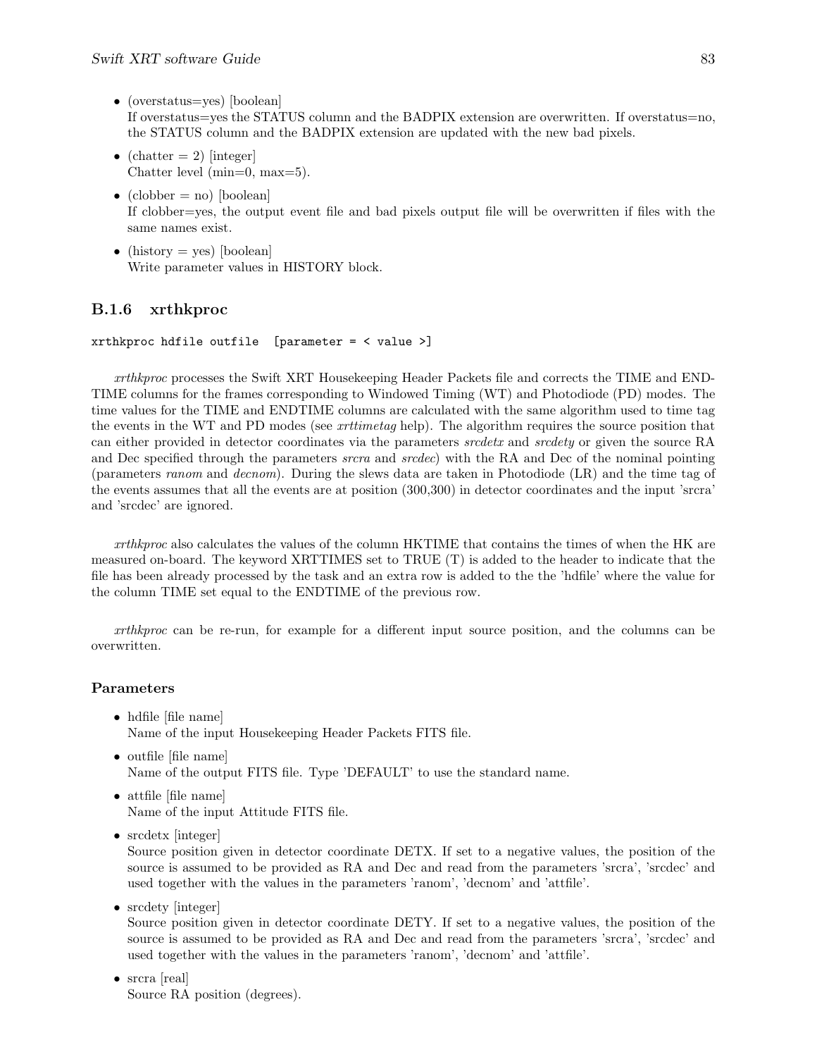- (overstatus=yes) [boolean]
  If overstatus=yes the STATUS column and the BADPIX extension are overwritten. If overstatus=no, the STATUS column and the BADPIX extension are updated with the new bad pixels.
- (chatter = 2) [integer]
  Chatter level (min=0, max=5).
- (clobber = no) [boolean]
  If clobber=yes, the output event file and bad pixels output file will be overwritten if files with the same names exist.
- (history = yes) [boolean]
  Write parameter values in HISTORY block.

### B.1.6 xrthkproc

```
xrthkproc hdfile outfile  [parameter = < value >]
```

*xrthkproc* processes the Swift XRT Housekeeping Header Packets file and corrects the TIME and ENDTIME columns for the frames corresponding to Windowed Timing (WT) and Photodiode (PD) modes. The time values for the TIME and ENDTIME columns are calculated with the same algorithm used to time tag the events in the WT and PD modes (see *xrttimetag* help). The algorithm requires the source position that can either provided in detector coordinates via the parameters *srcdetx* and *srcdety* or given the source RA and Dec specified through the parameters *srcra* and *srcdec*) with the RA and Dec of the nominal pointing (parameters *ranom* and *decnom*). During the slews data are taken in Photodiode (LR) and the time tag of the events assumes that all the events are at position (300,300) in detector coordinates and the input 'srcra' and 'srcdec' are ignored.

*xrthkproc* also calculates the values of the column HKTIME that contains the times of when the HK are measured on-board. The keyword XRTTIMES set to TRUE (T) is added to the header to indicate that the file has been already processed by the task and an extra row is added to the the 'hdfile' where the value for the column TIME set equal to the ENDTIME of the previous row.

*xrthkproc* can be re-run, for example for a different input source position, and the columns can be overwritten.

#### Parameters

- hdfile [file name]
  Name of the input Housekeeping Header Packets FITS file.
- outfile [file name]
  Name of the output FITS file. Type 'DEFAULT' to use the standard name.
- attfile [file name]
  Name of the input Attitude FITS file.
- srcdetx [integer]
  Source position given in detector coordinate DETX. If set to a negative values, the position of the source is assumed to be provided as RA and Dec and read from the parameters 'srcra', 'srcdec' and used together with the values in the parameters 'ranom', 'decnom' and 'attfile'.
- srcdety [integer]
  Source position given in detector coordinate DETY. If set to a negative values, the position of the source is assumed to be provided as RA and Dec and read from the parameters 'srcra', 'srcdec' and used together with the values in the parameters 'ranom', 'decnom' and 'attfile'.
- srcra [real]
  Source RA position (degrees).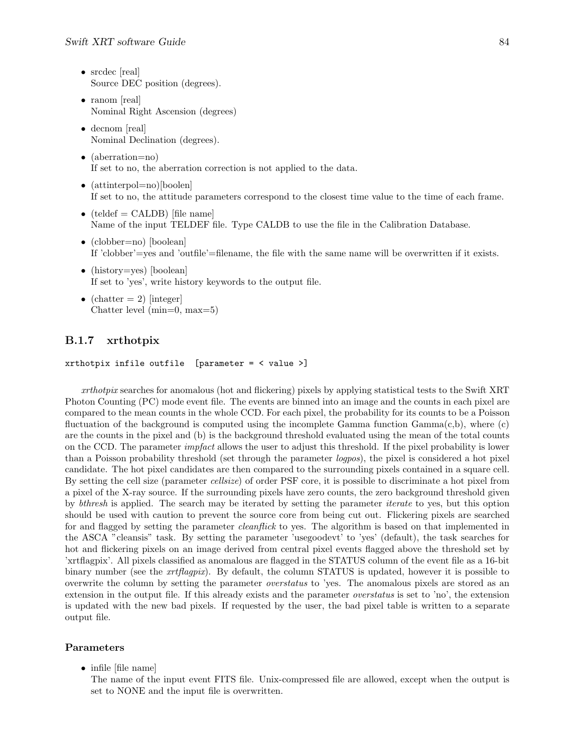- srcdec [real]
  Source DEC position (degrees).
- ranom [real]
  Nominal Right Ascension (degrees)
- decnom [real]
  Nominal Declination (degrees).
- (aberration=no)
  If set to no, the aberration correction is not applied to the data.
- (attinterpol=no)[boolen]
  If set to no, the attitude parameters correspond to the closest time value to the time of each frame.
- (teldef = CALDB) [file name]
  Name of the input TELDEF file. Type CALDB to use the file in the Calibration Database.
- (clobber=no) [boolean]
  If 'clobber'=yes and 'outfile'=filename, the file with the same name will be overwritten if it exists.
- (history=yes) [boolean]
  If set to 'yes', write history keywords to the output file.
- (chatter = 2) [integer]
  Chatter level (min=0, max=5)

### B.1.7 xrthotpix

```
xrthotpix infile outfile  [parameter = < value >]
```

*xrthotpix* searches for anomalous (hot and flickering) pixels by applying statistical tests to the Swift XRT Photon Counting (PC) mode event file. The events are binned into an image and the counts in each pixel are compared to the mean counts in the whole CCD. For each pixel, the probability for its counts to be a Poisson fluctuation of the background is computed using the incomplete Gamma function Gamma(c,b), where (c) are the counts in the pixel and (b) is the background threshold evaluated using the mean of the total counts on the CCD. The parameter *impfact* allows the user to adjust this threshold. If the pixel probability is lower than a Poisson probability threshold (set through the parameter *logpos*), the pixel is considered a hot pixel candidate. The hot pixel candidates are then compared to the surrounding pixels contained in a square cell. By setting the cell size (parameter *cellsize*) of order PSF core, it is possible to discriminate a hot pixel from a pixel of the X-ray source. If the surrounding pixels have zero counts, the zero background threshold given by *bthresh* is applied. The search may be iterated by setting the parameter *iterate* to yes, but this option should be used with caution to prevent the source core from being cut out. Flickering pixels are searched for and flagged by setting the parameter *cleanflick* to yes. The algorithm is based on that implemented in the ASCA "cleansis" task. By setting the parameter 'usegoodevt' to 'yes' (default), the task searches for hot and flickering pixels on an image derived from central pixel events flagged above the threshold set by 'xrtflagpix'. All pixels classified as anomalous are flagged in the STATUS column of the event file as a 16-bit binary number (see the *xrtflagpix*). By default, the column STATUS is updated, however it is possible to overwrite the column by setting the parameter *overstatus* to 'yes. The anomalous pixels are stored as an extension in the output file. If this already exists and the parameter *overstatus* is set to 'no', the extension is updated with the new bad pixels. If requested by the user, the bad pixel table is written to a separate output file.

#### Parameters

- infile [file name]
  The name of the input event FITS file. Unix-compressed file are allowed, except when the output is set to NONE and the input file is overwritten.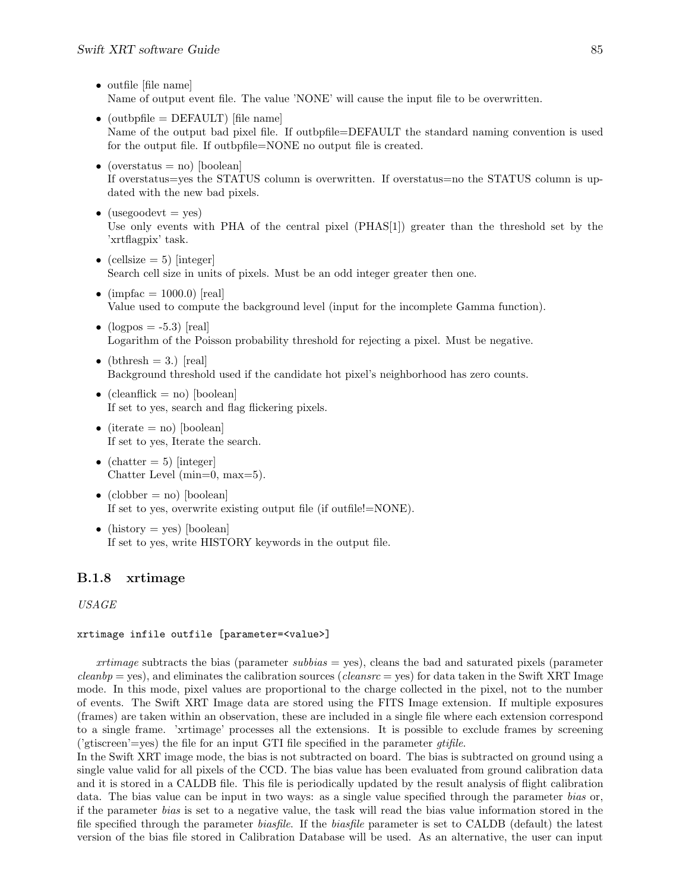- outfile [file name]
  Name of output event file. The value 'NONE' will cause the input file to be overwritten.

- (outbpfile = DEFAULT) [file name]
  Name of the output bad pixel file. If outbpfile=DEFAULT the standard naming convention is used for the output file. If outbpfile=NONE no output file is created.

- (overstatus = no) [boolean]
  If overstatus=yes the STATUS column is overwritten. If overstatus=no the STATUS column is updated with the new bad pixels.

- (usegoodevt = yes)
  Use only events with PHA of the central pixel (PHAS[1]) greater than the threshold set by the 'xrtflagpix' task.

- (cellsize = 5) [integer]
  Search cell size in units of pixels. Must be an odd integer greater then one.

- (impfac = 1000.0) [real]
  Value used to compute the background level (input for the incomplete Gamma function).

- (logpos = -5.3) [real]
  Logarithm of the Poisson probability threshold for rejecting a pixel. Must be negative.

- (bthresh = 3.) [real]
  Background threshold used if the candidate hot pixel's neighborhood has zero counts.

- (cleanflick = no) [boolean]
  If set to yes, search and flag flickering pixels.

- (iterate = no) [boolean]
  If set to yes, Iterate the search.

- (chatter = 5) [integer]
  Chatter Level (min=0, max=5).

- (clobber = no) [boolean]
  If set to yes, overwrite existing output file (if outfile!=NONE).

- (history = yes) [boolean]
  If set to yes, write HISTORY keywords in the output file.

### B.1.8 xrtimage

*USAGE*

```
xrtimage infile outfile [parameter=<value>]
```

*xrtimage* subtracts the bias (parameter *subbias* = yes), cleans the bad and saturated pixels (parameter *cleanbp* = yes), and eliminates the calibration sources (*cleansrc* = yes) for data taken in the Swift XRT Image mode. In this mode, pixel values are proportional to the charge collected in the pixel, not to the number of events. The Swift XRT Image data are stored using the FITS Image extension. If multiple exposures (frames) are taken within an observation, these are included in a single file where each extension correspond to a single frame. 'xrtimage' processes all the extensions. It is possible to exclude frames by screening ('gtiscreen'=yes) the file for an input GTI file specified in the parameter *gtifile*.
In the Swift XRT image mode, the bias is not subtracted on board. The bias is subtracted on ground using a single value valid for all pixels of the CCD. The bias value has been evaluated from ground calibration data and it is stored in a CALDB file. This file is periodically updated by the result analysis of flight calibration data. The bias value can be input in two ways: as a single value specified through the parameter *bias* or, if the parameter *bias* is set to a negative value, the task will read the bias value information stored in the file specified through the parameter *biasfile*. If the *biasfile* parameter is set to CALDB (default) the latest version of the bias file stored in Calibration Database will be used. As an alternative, the user can input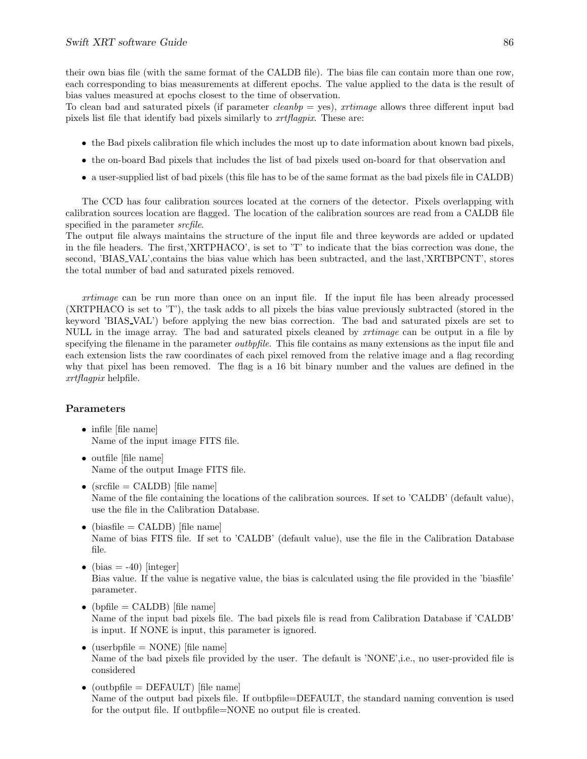their own bias file (with the same format of the CALDB file). The bias file can contain more than one row, each corresponding to bias measurements at different epochs. The value applied to the data is the result of bias values measured at epochs closest to the time of observation.
To clean bad and saturated pixels (if parameter *cleanbp* = yes), *xrtimage* allows three different input bad pixels list file that identify bad pixels similarly to *xrtflagpix*. These are:

- the Bad pixels calibration file which includes the most up to date information about known bad pixels,
- the on-board Bad pixels that includes the list of bad pixels used on-board for that observation and
- a user-supplied list of bad pixels (this file has to be of the same format as the bad pixels file in CALDB)

The CCD has four calibration sources located at the corners of the detector. Pixels overlapping with calibration sources location are flagged. The location of the calibration sources are read from a CALDB file specified in the parameter *srcfile*.
The output file always maintains the structure of the input file and three keywords are added or updated in the file headers. The first,'XRTPHACO', is set to 'T' to indicate that the bias correction was done, the second, 'BIAS_VAL',contains the bias value which has been subtracted, and the last,'XRTBPCNT', stores the total number of bad and saturated pixels removed.

*xrtimage* can be run more than once on an input file. If the input file has been already processed (XRTPHACO is set to 'T'), the task adds to all pixels the bias value previously subtracted (stored in the keyword 'BIAS_VAL') before applying the new bias correction. The bad and saturated pixels are set to NULL in the image array. The bad and saturated pixels cleaned by *xrtimage* can be output in a file by specifying the filename in the parameter *outbpfile.* This file contains as many extensions as the input file and each extension lists the raw coordinates of each pixel removed from the relative image and a flag recording why that pixel has been removed. The flag is a 16 bit binary number and the values are defined in the *xrtflagpix* helpfile.

### Parameters

- infile [file name]
  Name of the input image FITS file.
- outfile [file name]
  Name of the output Image FITS file.
- (srcfile = CALDB) [file name]
  Name of the file containing the locations of the calibration sources. If set to 'CALDB' (default value), use the file in the Calibration Database.
- (biasfile = CALDB) [file name]
  Name of bias FITS file. If set to 'CALDB' (default value), use the file in the Calibration Database file.
- (bias = -40) [integer]
  Bias value. If the value is negative value, the bias is calculated using the file provided in the 'biasfile' parameter.
- (bpfile = CALDB) [file name]
  Name of the input bad pixels file. The bad pixels file is read from Calibration Database if 'CALDB' is input. If NONE is input, this parameter is ignored.
- (userbpfile = NONE) [file name]
  Name of the bad pixels file provided by the user. The default is 'NONE',i.e., no user-provided file is considered
- (outbpfile = DEFAULT) [file name]
  Name of the output bad pixels file. If outbpfile=DEFAULT, the standard naming convention is used for the output file. If outbpfile=NONE no output file is created.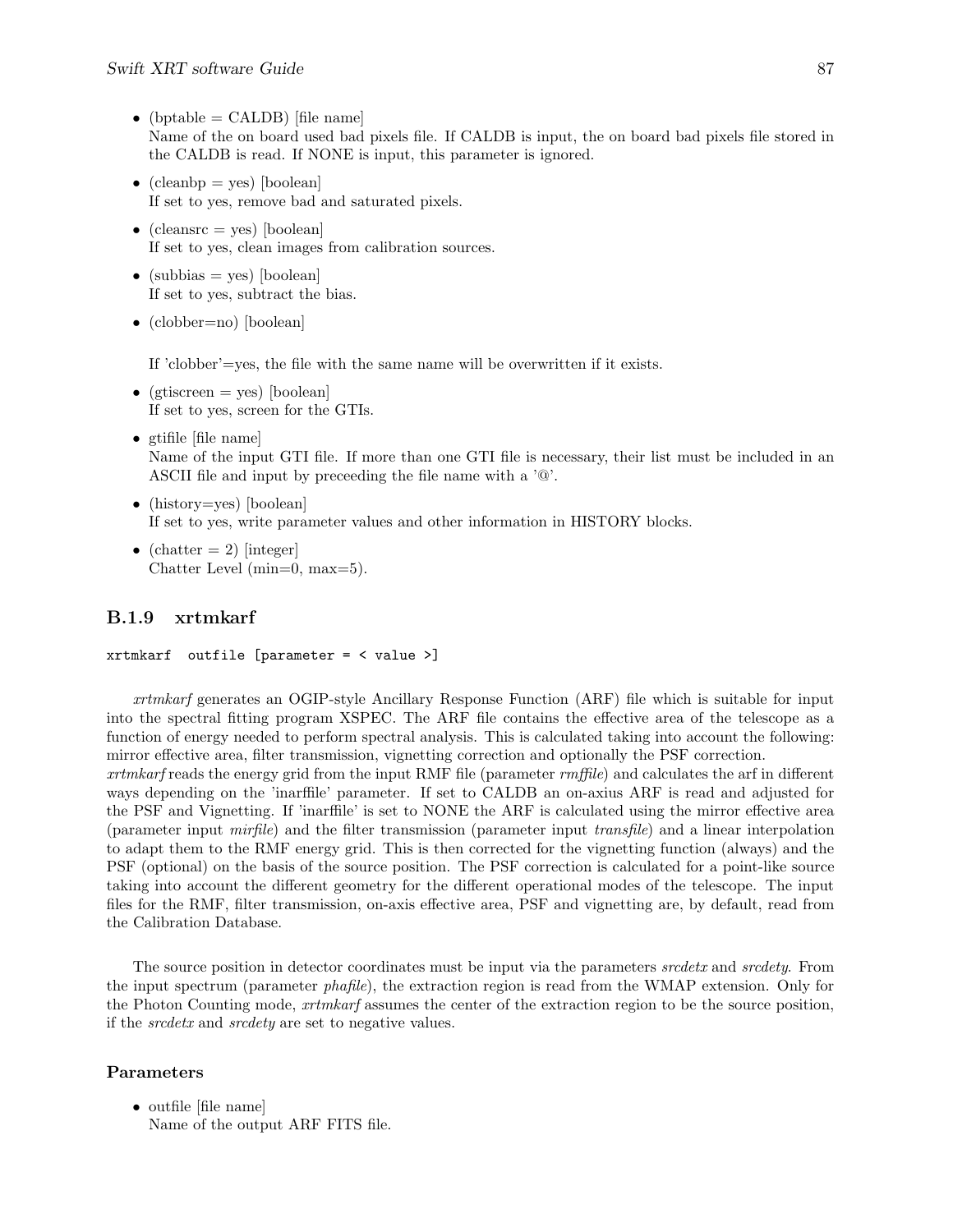- (bptable = CALDB) [file name]
  Name of the on board used bad pixels file. If CALDB is input, the on board bad pixels file stored in the CALDB is read. If NONE is input, this parameter is ignored.

- (cleanbp = yes) [boolean]
  If set to yes, remove bad and saturated pixels.

- (cleansrc = yes) [boolean]
  If set to yes, clean images from calibration sources.

- (subbias = yes) [boolean]
  If set to yes, subtract the bias.

- (clobber=no) [boolean]

  If 'clobber'=yes, the file with the same name will be overwritten if it exists.

- (gtiscreen = yes) [boolean]
  If set to yes, screen for the GTIs.

- gtifile [file name]
  Name of the input GTI file. If more than one GTI file is necessary, their list must be included in an ASCII file and input by preceeding the file name with a '@'.

- (history=yes) [boolean]
  If set to yes, write parameter values and other information in HISTORY blocks.

- (chatter = 2) [integer]
  Chatter Level (min=0, max=5).

### B.1.9 xrtmkarf

```
xrtmkarf  outfile [parameter = < value >]
```

*xrtmkarf* generates an OGIP-style Ancillary Response Function (ARF) file which is suitable for input into the spectral fitting program XSPEC. The ARF file contains the effective area of the telescope as a function of energy needed to perform spectral analysis. This is calculated taking into account the following: mirror effective area, filter transmission, vignetting correction and optionally the PSF correction.
*xrtmkarf* reads the energy grid from the input RMF file (parameter *rmffile*) and calculates the arf in different ways depending on the 'inarffile' parameter. If set to CALDB an on-axius ARF is read and adjusted for the PSF and Vignetting. If 'inarffile' is set to NONE the ARF is calculated using the mirror effective area (parameter input *mirfile*) and the filter transmission (parameter input *transfile*) and a linear interpolation to adapt them to the RMF energy grid. This is then corrected for the vignetting function (always) and the PSF (optional) on the basis of the source position. The PSF correction is calculated for a point-like source taking into account the different geometry for the different operational modes of the telescope. The input files for the RMF, filter transmission, on-axis effective area, PSF and vignetting are, by default, read from the Calibration Database.

The source position in detector coordinates must be input via the parameters *srcdetx* and *srcdety*. From the input spectrum (parameter *phafile*), the extraction region is read from the WMAP extension. Only for the Photon Counting mode, *xrtmkarf* assumes the center of the extraction region to be the source position, if the *srcdetx* and *srcdety* are set to negative values.

#### Parameters

- outfile [file name]
  Name of the output ARF FITS file.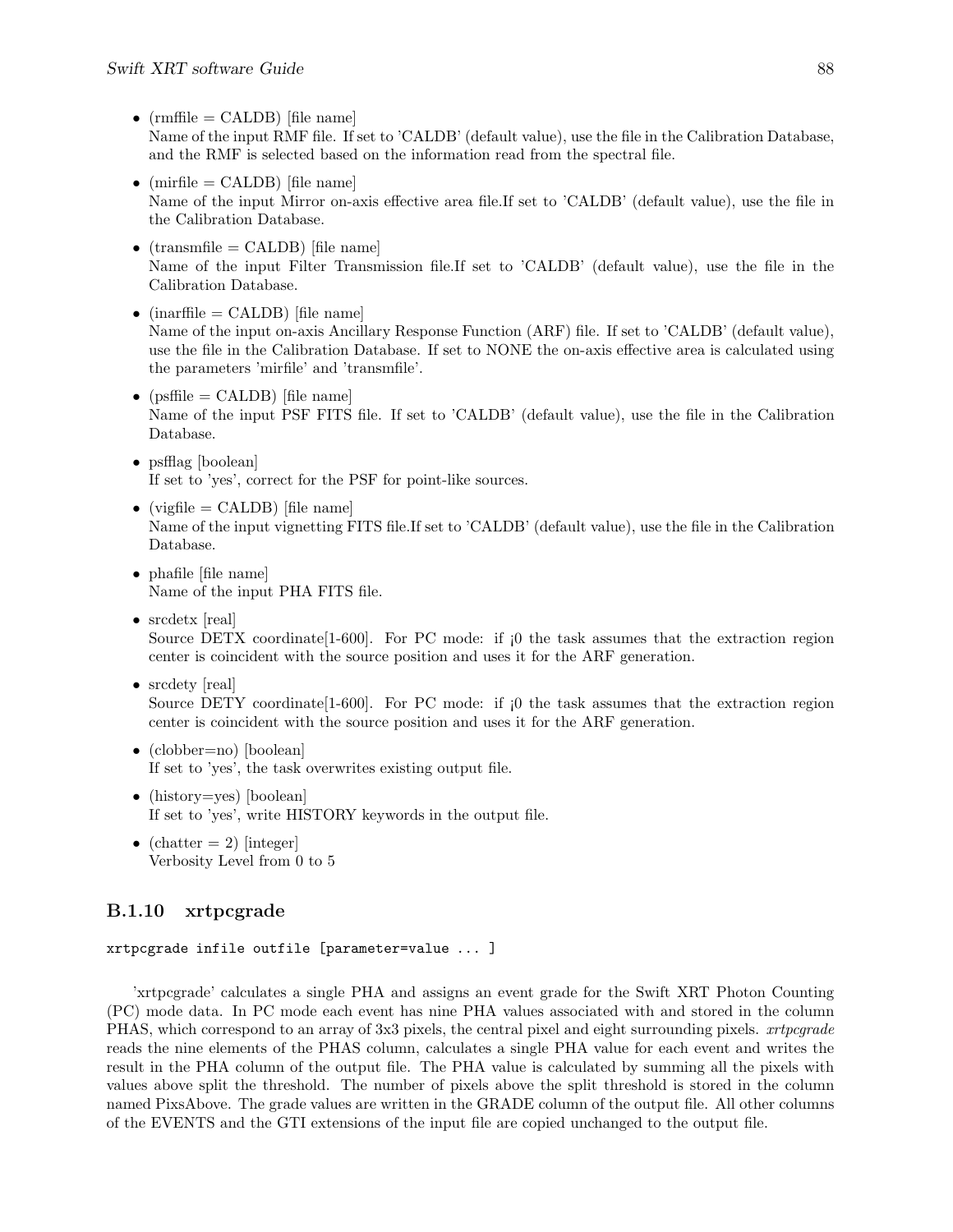- (rmffile = CALDB) [file name]
  Name of the input RMF file. If set to 'CALDB' (default value), use the file in the Calibration Database, and the RMF is selected based on the information read from the spectral file.

- (mirfile = CALDB) [file name]
  Name of the input Mirror on-axis effective area file.If set to 'CALDB' (default value), use the file in the Calibration Database.

- (transmfile = CALDB) [file name]
  Name of the input Filter Transmission file.If set to 'CALDB' (default value), use the file in the Calibration Database.

- (inarffile = CALDB) [file name]
  Name of the input on-axis Ancillary Response Function (ARF) file. If set to 'CALDB' (default value), use the file in the Calibration Database. If set to NONE the on-axis effective area is calculated using the parameters 'mirfile' and 'transmfile'.

- (psffile = CALDB) [file name]
  Name of the input PSF FITS file. If set to 'CALDB' (default value), use the file in the Calibration Database.

- psfflag [boolean]
  If set to 'yes', correct for the PSF for point-like sources.

- (vigfile = CALDB) [file name]
  Name of the input vignetting FITS file.If set to 'CALDB' (default value), use the file in the Calibration Database.

- phafile [file name]
  Name of the input PHA FITS file.

- srcdetx [real]
  Source DETX coordinate[1-600]. For PC mode: if ¡0 the task assumes that the extraction region center is coincident with the source position and uses it for the ARF generation.

- srcdety [real]
  Source DETY coordinate[1-600]. For PC mode: if ¡0 the task assumes that the extraction region center is coincident with the source position and uses it for the ARF generation.

- (clobber=no) [boolean]
  If set to 'yes', the task overwrites existing output file.

- (history=yes) [boolean]
  If set to 'yes', write HISTORY keywords in the output file.

- (chatter = 2) [integer]
  Verbosity Level from 0 to 5

### B.1.10 xrtpcgrade

```
xrtpcgrade infile outfile [parameter=value ... ]
```

'xrtpcgrade' calculates a single PHA and assigns an event grade for the Swift XRT Photon Counting (PC) mode data. In PC mode each event has nine PHA values associated with and stored in the column PHAS, which correspond to an array of 3x3 pixels, the central pixel and eight surrounding pixels. *xrtpcgrade* reads the nine elements of the PHAS column, calculates a single PHA value for each event and writes the result in the PHA column of the output file. The PHA value is calculated by summing all the pixels with values above split the threshold. The number of pixels above the split threshold is stored in the column named PixsAbove. The grade values are written in the GRADE column of the output file. All other columns of the EVENTS and the GTI extensions of the input file are copied unchanged to the output file.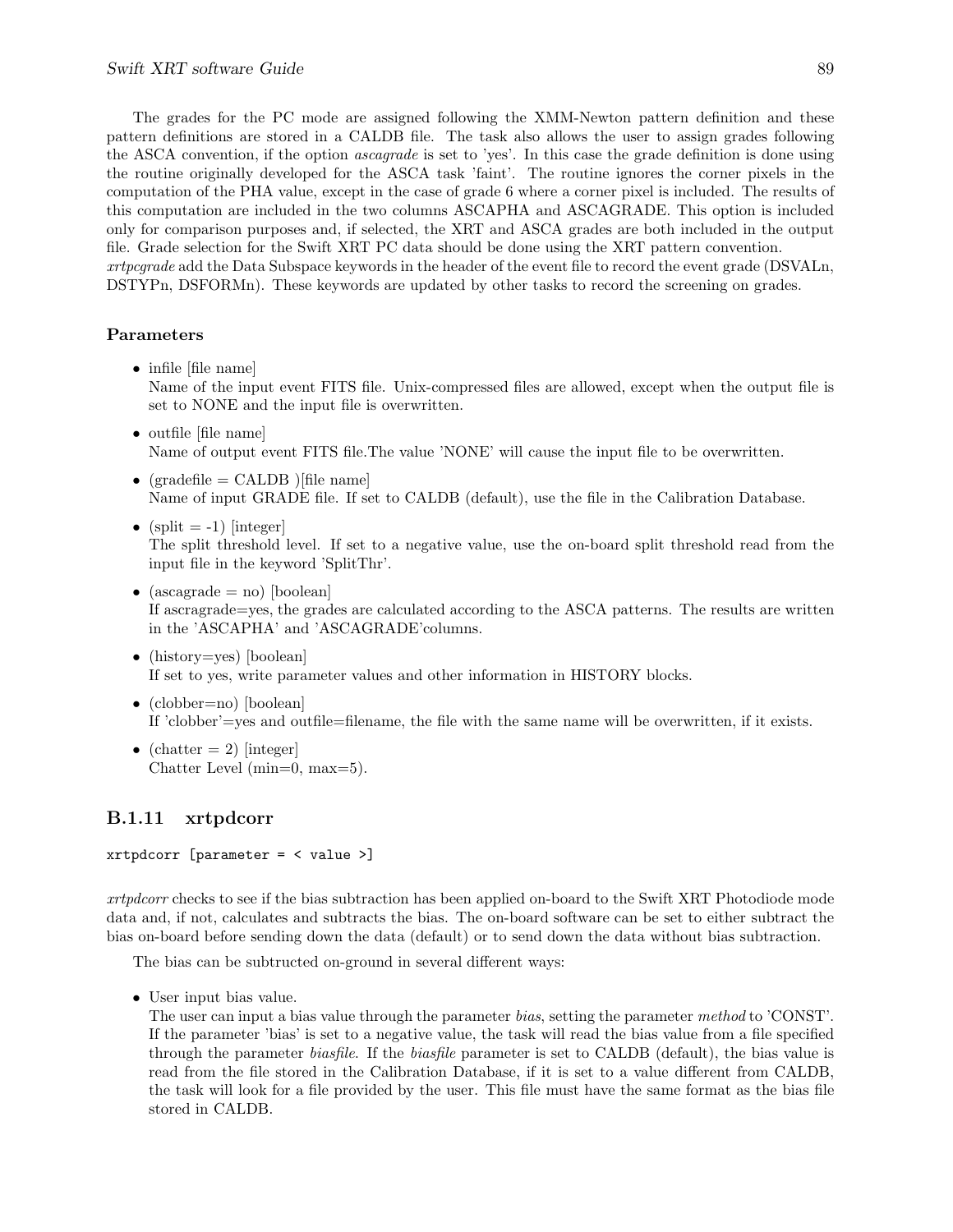The grades for the PC mode are assigned following the XMM-Newton pattern definition and these pattern definitions are stored in a CALDB file. The task also allows the user to assign grades following the ASCA convention, if the option *ascagrade* is set to 'yes'. In this case the grade definition is done using the routine originally developed for the ASCA task 'faint'. The routine ignores the corner pixels in the computation of the PHA value, except in the case of grade 6 where a corner pixel is included. The results of this computation are included in the two columns ASCAPHA and ASCAGRADE. This option is included only for comparison purposes and, if selected, the XRT and ASCA grades are both included in the output file. Grade selection for the Swift XRT PC data should be done using the XRT pattern convention.
*xrtpcgrade* add the Data Subspace keywords in the header of the event file to record the event grade (DSVALn, DSTYPn, DSFORMn). These keywords are updated by other tasks to record the screening on grades.

#### Parameters

- infile [file name]
  Name of the input event FITS file. Unix-compressed files are allowed, except when the output file is set to NONE and the input file is overwritten.
- outfile [file name]
  Name of output event FITS file.The value 'NONE' will cause the input file to be overwritten.
- (gradefile = CALDB )[file name]
  Name of input GRADE file. If set to CALDB (default), use the file in the Calibration Database.
- (split = -1) [integer]
  The split threshold level. If set to a negative value, use the on-board split threshold read from the input file in the keyword 'SplitThr'.
- (ascagrade = no) [boolean]
  If ascragrade=yes, the grades are calculated according to the ASCA patterns. The results are written in the 'ASCAPHA' and 'ASCAGRADE'columns.
- (history=yes) [boolean]
  If set to yes, write parameter values and other information in HISTORY blocks.
- (clobber=no) [boolean]
  If 'clobber'=yes and outfile=filename, the file with the same name will be overwritten, if it exists.
- (chatter = 2) [integer]
  Chatter Level (min=0, max=5).

### B.1.11 xrtpdcorr

```
xrtpdcorr [parameter = < value >]
```

*xrtpdcorr* checks to see if the bias subtraction has been applied on-board to the Swift XRT Photodiode mode data and, if not, calculates and subtracts the bias. The on-board software can be set to either subtract the bias on-board before sending down the data (default) or to send down the data without bias subtraction.

The bias can be subtructed on-ground in several different ways:

- User input bias value.
  The user can input a bias value through the parameter *bias*, setting the parameter *method* to 'CONST'. If the parameter 'bias' is set to a negative value, the task will read the bias value from a file specified through the parameter *biasfile*. If the *biasfile* parameter is set to CALDB (default), the bias value is read from the file stored in the Calibration Database, if it is set to a value different from CALDB, the task will look for a file provided by the user. This file must have the same format as the bias file stored in CALDB.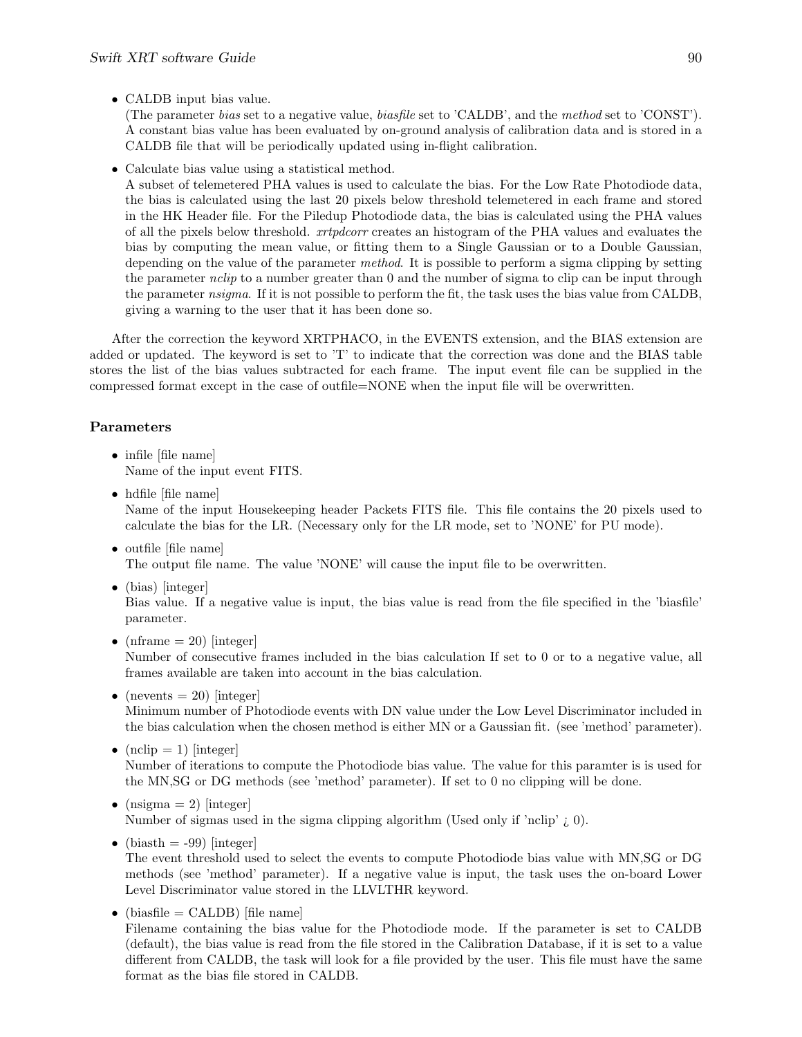- CALDB input bias value.
  (The parameter *bias* set to a negative value, *biasfile* set to 'CALDB', and the *method* set to 'CONST'). A constant bias value has been evaluated by on-ground analysis of calibration data and is stored in a CALDB file that will be periodically updated using in-flight calibration.

- Calculate bias value using a statistical method.
  A subset of telemetered PHA values is used to calculate the bias. For the Low Rate Photodiode data, the bias is calculated using the last 20 pixels below threshold telemetered in each frame and stored in the HK Header file. For the Piledup Photodiode data, the bias is calculated using the PHA values of all the pixels below threshold. *xrtpdcorr* creates an histogram of the PHA values and evaluates the bias by computing the mean value, or fitting them to a Single Gaussian or to a Double Gaussian, depending on the value of the parameter *method*. It is possible to perform a sigma clipping by setting the parameter *nclip* to a number greater than 0 and the number of sigma to clip can be input through the parameter *nsigma*. If it is not possible to perform the fit, the task uses the bias value from CALDB, giving a warning to the user that it has been done so.

After the correction the keyword XRTPHACO, in the EVENTS extension, and the BIAS extension are added or updated. The keyword is set to 'T' to indicate that the correction was done and the BIAS table stores the list of the bias values subtracted for each frame. The input event file can be supplied in the compressed format except in the case of outfile=NONE when the input file will be overwritten.

### Parameters

- infile [file name]
  Name of the input event FITS.

- hdfile [file name]
  Name of the input Housekeeping header Packets FITS file. This file contains the 20 pixels used to calculate the bias for the LR. (Necessary only for the LR mode, set to 'NONE' for PU mode).

- outfile [file name]
  The output file name. The value 'NONE' will cause the input file to be overwritten.

- (bias) [integer]
  Bias value. If a negative value is input, the bias value is read from the file specified in the 'biasfile' parameter.

- (nframe = 20) [integer]
  Number of consecutive frames included in the bias calculation If set to 0 or to a negative value, all frames available are taken into account in the bias calculation.

- (nevents = 20) [integer]
  Minimum number of Photodiode events with DN value under the Low Level Discriminator included in the bias calculation when the chosen method is either MN or a Gaussian fit. (see 'method' parameter).

- (nclip = 1) [integer]
  Number of iterations to compute the Photodiode bias value. The value for this paramter is is used for the MN,SG or DG methods (see 'method' parameter). If set to 0 no clipping will be done.

- (nsigma = 2) [integer]
  Number of sigmas used in the sigma clipping algorithm (Used only if 'nclip' ¿ 0).

- (biasth = -99) [integer]
  The event threshold used to select the events to compute Photodiode bias value with MN,SG or DG methods (see 'method' parameter). If a negative value is input, the task uses the on-board Lower Level Discriminator value stored in the LLVLTHR keyword.

- (biasfile = CALDB) [file name]
  Filename containing the bias value for the Photodiode mode. If the parameter is set to CALDB (default), the bias value is read from the file stored in the Calibration Database, if it is set to a value different from CALDB, the task will look for a file provided by the user. This file must have the same format as the bias file stored in CALDB.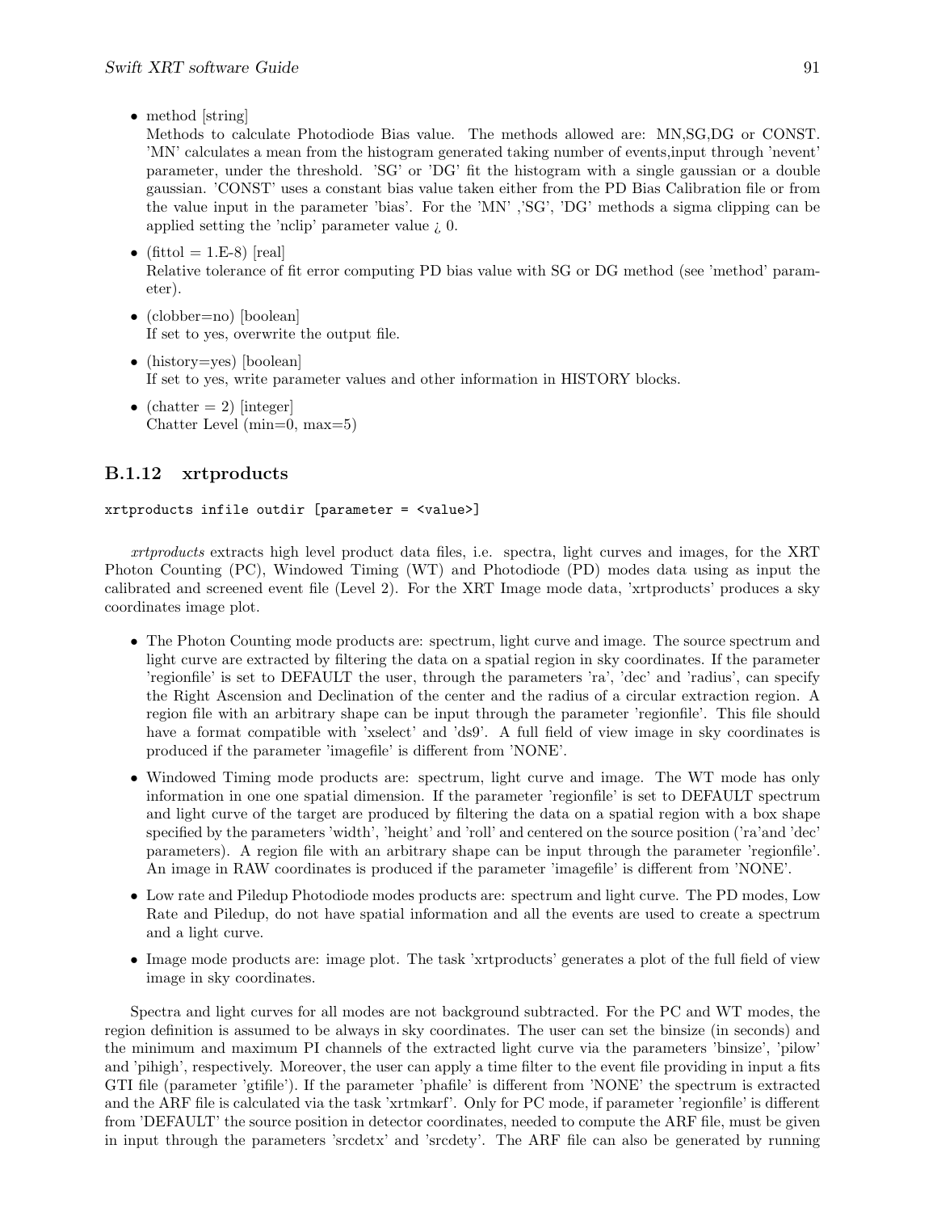- method [string]
  Methods to calculate Photodiode Bias value. The methods allowed are: MN,SG,DG or CONST. 'MN' calculates a mean from the histogram generated taking number of events,input through 'nevent' parameter, under the threshold. 'SG' or 'DG' fit the histogram with a single gaussian or a double gaussian. 'CONST' uses a constant bias value taken either from the PD Bias Calibration file or from the value input in the parameter 'bias'. For the 'MN' ,'SG', 'DG' methods a sigma clipping can be applied setting the 'nclip' parameter value ¿ 0.

- (fittol = 1.E-8) [real]
  Relative tolerance of fit error computing PD bias value with SG or DG method (see 'method' parameter).

- (clobber=no) [boolean]
  If set to yes, overwrite the output file.

- (history=yes) [boolean]
  If set to yes, write parameter values and other information in HISTORY blocks.

- (chatter = 2) [integer]
  Chatter Level (min=0, max=5)

### B.1.12 xrtproducts

```
xrtproducts infile outdir [parameter = <value>]
```

*xrtproducts* extracts high level product data files, i.e. spectra, light curves and images, for the XRT Photon Counting (PC), Windowed Timing (WT) and Photodiode (PD) modes data using as input the calibrated and screened event file (Level 2). For the XRT Image mode data, 'xrtproducts' produces a sky coordinates image plot.

- The Photon Counting mode products are: spectrum, light curve and image. The source spectrum and light curve are extracted by filtering the data on a spatial region in sky coordinates. If the parameter 'regionfile' is set to DEFAULT the user, through the parameters 'ra', 'dec' and 'radius', can specify the Right Ascension and Declination of the center and the radius of a circular extraction region. A region file with an arbitrary shape can be input through the parameter 'regionfile'. This file should have a format compatible with 'xselect' and 'ds9'. A full field of view image in sky coordinates is produced if the parameter 'imagefile' is different from 'NONE'.

- Windowed Timing mode products are: spectrum, light curve and image. The WT mode has only information in one one spatial dimension. If the parameter 'regionfile' is set to DEFAULT spectrum and light curve of the target are produced by filtering the data on a spatial region with a box shape specified by the parameters 'width', 'height' and 'roll' and centered on the source position ('ra'and 'dec' parameters). A region file with an arbitrary shape can be input through the parameter 'regionfile'. An image in RAW coordinates is produced if the parameter 'imagefile' is different from 'NONE'.

- Low rate and Piledup Photodiode modes products are: spectrum and light curve. The PD modes, Low Rate and Piledup, do not have spatial information and all the events are used to create a spectrum and a light curve.

- Image mode products are: image plot. The task 'xrtproducts' generates a plot of the full field of view image in sky coordinates.

Spectra and light curves for all modes are not background subtracted. For the PC and WT modes, the region definition is assumed to be always in sky coordinates. The user can set the binsize (in seconds) and the minimum and maximum PI channels of the extracted light curve via the parameters 'binsize', 'pilow' and 'pihigh', respectively. Moreover, the user can apply a time filter to the event file providing in input a fits GTI file (parameter 'gtifile'). If the parameter 'phafile' is different from 'NONE' the spectrum is extracted and the ARF file is calculated via the task 'xrtmkarf'. Only for PC mode, if parameter 'regionfile' is different from 'DEFAULT' the source position in detector coordinates, needed to compute the ARF file, must be given in input through the parameters 'srcdetx' and 'srcdety'. The ARF file can also be generated by running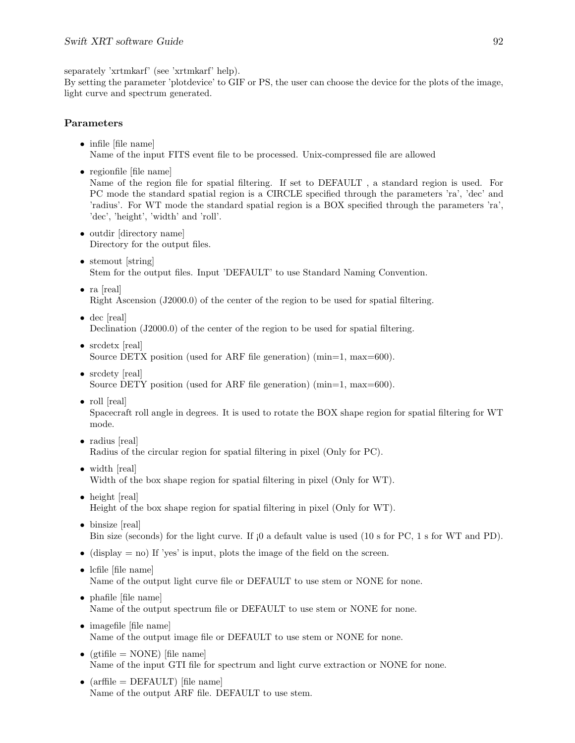separately 'xrtmkarf' (see 'xrtmkarf' help).
By setting the parameter 'plotdevice' to GIF or PS, the user can choose the device for the plots of the image, light curve and spectrum generated.

### Parameters

- infile [file name]
  Name of the input FITS event file to be processed. Unix-compressed file are allowed
- regionfile [file name]
  Name of the region file for spatial filtering. If set to DEFAULT , a standard region is used. For PC mode the standard spatial region is a CIRCLE specified through the parameters 'ra', 'dec' and 'radius'. For WT mode the standard spatial region is a BOX specified through the parameters 'ra', 'dec', 'height', 'width' and 'roll'.
- outdir [directory name]
  Directory for the output files.
- stemout [string]
  Stem for the output files. Input 'DEFAULT' to use Standard Naming Convention.
- ra [real]
  Right Ascension (J2000.0) of the center of the region to be used for spatial filtering.
- dec [real]
  Declination (J2000.0) of the center of the region to be used for spatial filtering.
- srcdetx [real]
  Source DETX position (used for ARF file generation) (min=1, max=600).
- srcdety [real]
  Source DETY position (used for ARF file generation) (min=1, max=600).
- roll [real]
  Spacecraft roll angle in degrees. It is used to rotate the BOX shape region for spatial filtering for WT mode.
- radius [real]
  Radius of the circular region for spatial filtering in pixel (Only for PC).
- width [real]
  Width of the box shape region for spatial filtering in pixel (Only for WT).
- height [real]
  Height of the box shape region for spatial filtering in pixel (Only for WT).
- binsize [real]
  Bin size (seconds) for the light curve. If ¡0 a default value is used (10 s for PC, 1 s for WT and PD).
- (display = no) If 'yes' is input, plots the image of the field on the screen.
- lcfile [file name]
  Name of the output light curve file or DEFAULT to use stem or NONE for none.
- phafile [file name]
  Name of the output spectrum file or DEFAULT to use stem or NONE for none.
- imagefile [file name]
  Name of the output image file or DEFAULT to use stem or NONE for none.
- (gtifile = NONE) [file name]
  Name of the input GTI file for spectrum and light curve extraction or NONE for none.
- (arffile = DEFAULT) [file name]
  Name of the output ARF file. DEFAULT to use stem.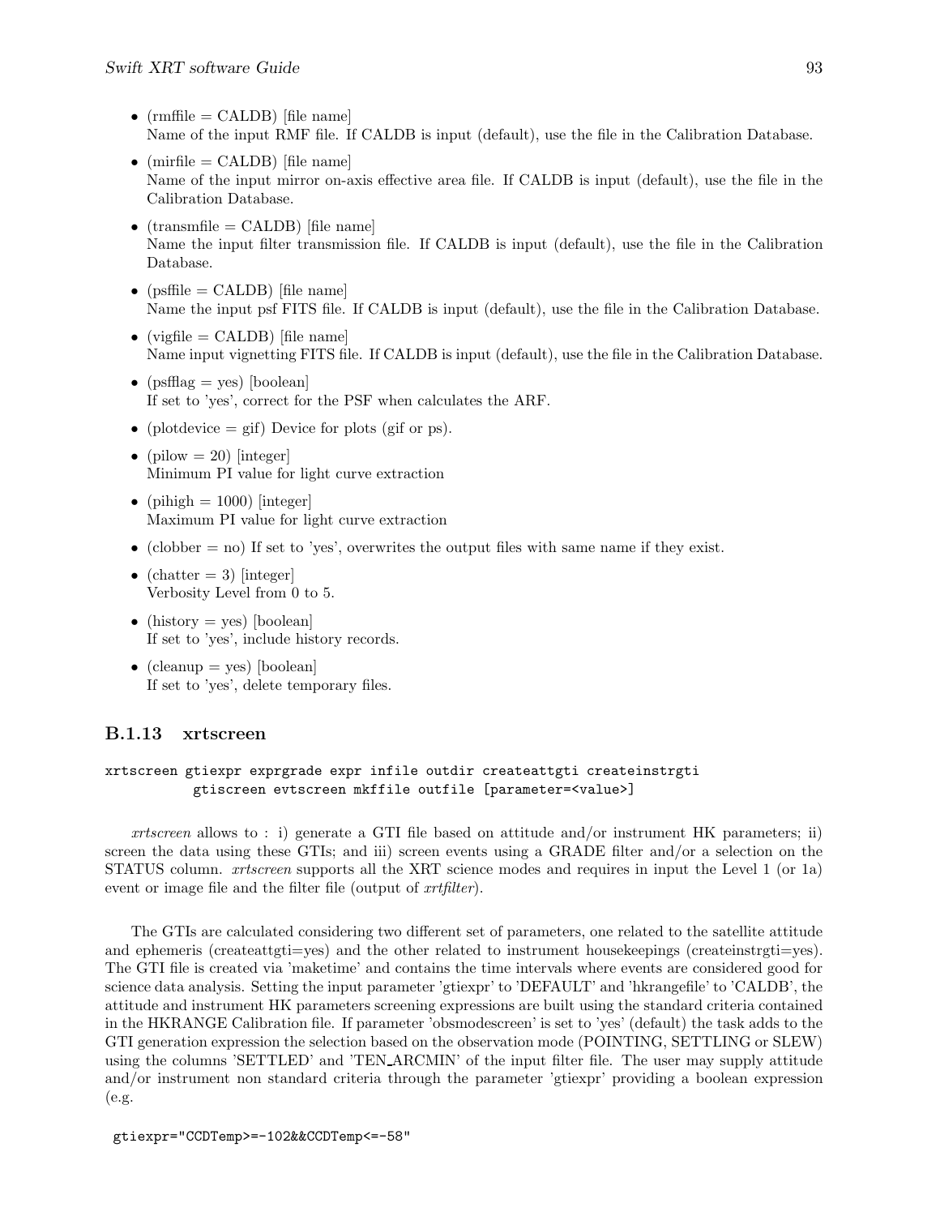- (rmffile = CALDB) [file name]
  Name of the input RMF file. If CALDB is input (default), use the file in the Calibration Database.
- (mirfile = CALDB) [file name]
  Name of the input mirror on-axis effective area file. If CALDB is input (default), use the file in the Calibration Database.
- (transmfile = CALDB) [file name]
  Name the input filter transmission file. If CALDB is input (default), use the file in the Calibration Database.
- (psffile = CALDB) [file name]
  Name the input psf FITS file. If CALDB is input (default), use the file in the Calibration Database.
- (vigfile = CALDB) [file name]
  Name input vignetting FITS file. If CALDB is input (default), use the file in the Calibration Database.
- (psfflag = yes) [boolean]
  If set to 'yes', correct for the PSF when calculates the ARF.
- (plotdevice = gif) Device for plots (gif or ps).
- (pilow = 20) [integer]
  Minimum PI value for light curve extraction
- (pihigh = 1000) [integer]
  Maximum PI value for light curve extraction
- (clobber = no) If set to 'yes', overwrites the output files with same name if they exist.
- (chatter = 3) [integer]
  Verbosity Level from 0 to 5.
- (history = yes) [boolean]
  If set to 'yes', include history records.
- (cleanup = yes) [boolean]
  If set to 'yes', delete temporary files.

### B.1.13 xrtscreen

```
xrtscreen gtiexpr exprgrade expr infile outdir createattgti createinstrgti
          gtiscreen evtscreen mkffile outfile [parameter=<value>]
```

*xrtscreen* allows to : i) generate a GTI file based on attitude and/or instrument HK parameters; ii) screen the data using these GTIs; and iii) screen events using a GRADE filter and/or a selection on the STATUS column. *xrtscreen* supports all the XRT science modes and requires in input the Level 1 (or 1a) event or image file and the filter file (output of *xrtfilter*).

The GTIs are calculated considering two different set of parameters, one related to the satellite attitude and ephemeris (createattgti=yes) and the other related to instrument housekeepings (createinstrgti=yes). The GTI file is created via 'maketime' and contains the time intervals where events are considered good for science data analysis. Setting the input parameter 'gtiexpr' to 'DEFAULT' and 'hkrangefile' to 'CALDB', the attitude and instrument HK parameters screening expressions are built using the standard criteria contained in the HKRANGE Calibration file. If parameter 'obsmodescreen' is set to 'yes' (default) the task adds to the GTI generation expression the selection based on the observation mode (POINTING, SETTLING or SLEW) using the columns 'SETTLED' and 'TEN_ARCMIN' of the input filter file. The user may supply attitude and/or instrument non standard criteria through the parameter 'gtiexpr' providing a boolean expression (e.g.

```
gtiexpr="CCDTemp>=-102&&CCDTemp<=-58"
```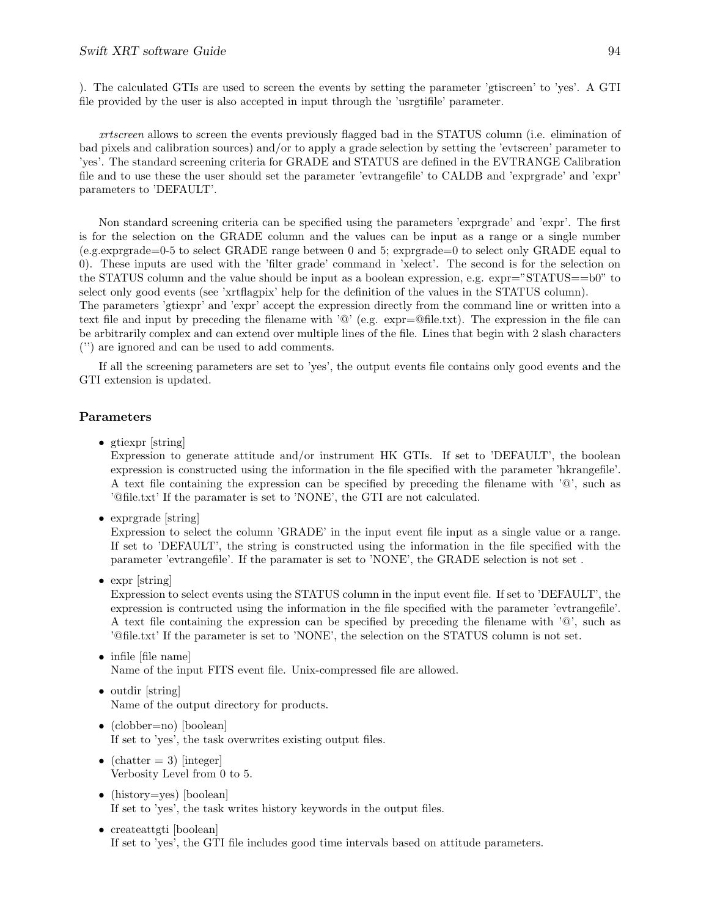). The calculated GTIs are used to screen the events by setting the parameter 'gtiscreen' to 'yes'. A GTI file provided by the user is also accepted in input through the 'usrgtifile' parameter.

*xrtscreen* allows to screen the events previously flagged bad in the STATUS column (i.e. elimination of bad pixels and calibration sources) and/or to apply a grade selection by setting the 'evtscreen' parameter to 'yes'. The standard screening criteria for GRADE and STATUS are defined in the EVTRANGE Calibration file and to use these the user should set the parameter 'evtrangefile' to CALDB and 'exprgrade' and 'expr' parameters to 'DEFAULT'.

Non standard screening criteria can be specified using the parameters 'exprgrade' and 'expr'. The first is for the selection on the GRADE column and the values can be input as a range or a single number (e.g.exprgrade=0-5 to select GRADE range between 0 and 5; exprgrade=0 to select only GRADE equal to 0). These inputs are used with the 'filter grade' command in 'xelect'. The second is for the selection on the STATUS column and the value should be input as a boolean expression, e.g. expr="STATUS==b0" to select only good events (see 'xrtflagpix' help for the definition of the values in the STATUS column).
The parameters 'gtiexpr' and 'expr' accept the expression directly from the command line or written into a text file and input by preceding the filename with '@' (e.g. expr=@file.txt). The expression in the file can be arbitrarily complex and can extend over multiple lines of the file. Lines that begin with 2 slash characters ('') are ignored and can be used to add comments.

If all the screening parameters are set to 'yes', the output events file contains only good events and the GTI extension is updated.

## Parameters

- gtiexpr [string]
  Expression to generate attitude and/or instrument HK GTIs. If set to 'DEFAULT', the boolean expression is constructed using the information in the file specified with the parameter 'hkrangefile'. A text file containing the expression can be specified by preceding the filename with '@', such as '@file.txt' If the paramater is set to 'NONE', the GTI are not calculated.
- exprgrade [string]
  Expression to select the column 'GRADE' in the input event file input as a single value or a range. If set to 'DEFAULT', the string is constructed using the information in the file specified with the parameter 'evtrangefile'. If the paramater is set to 'NONE', the GRADE selection is not set .
- expr [string]
  Expression to select events using the STATUS column in the input event file. If set to 'DEFAULT', the expression is contructed using the information in the file specified with the parameter 'evtrangefile'. A text file containing the expression can be specified by preceding the filename with '@', such as '@file.txt' If the parameter is set to 'NONE', the selection on the STATUS column is not set.
- infile [file name]
  Name of the input FITS event file. Unix-compressed file are allowed.
- outdir [string]
  Name of the output directory for products.
- (clobber=no) [boolean]
  If set to 'yes', the task overwrites existing output files.
- (chatter = 3) [integer]
  Verbosity Level from 0 to 5.
- (history=yes) [boolean]
  If set to 'yes', the task writes history keywords in the output files.
- createattgti [boolean]
  If set to 'yes', the GTI file includes good time intervals based on attitude parameters.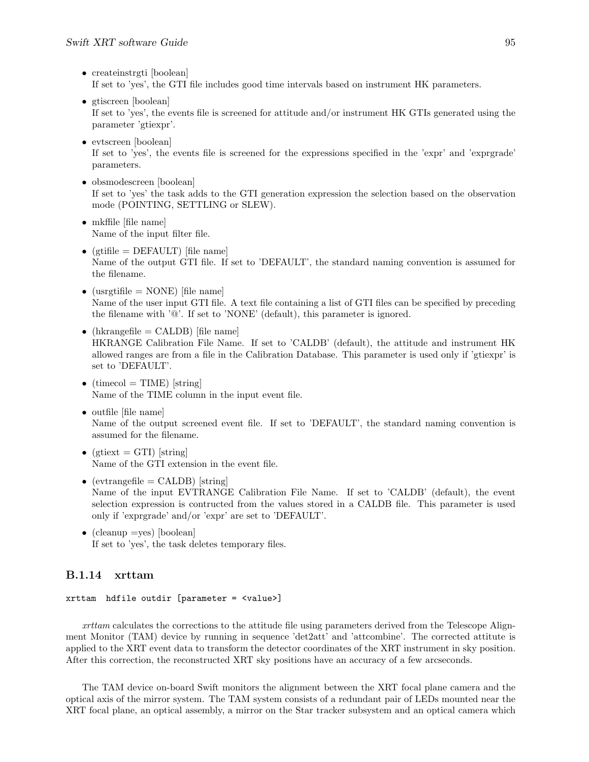- createinstrgti [boolean]
  If set to 'yes', the GTI file includes good time intervals based on instrument HK parameters.

- gtiscreen [boolean]
  If set to 'yes', the events file is screened for attitude and/or instrument HK GTIs generated using the parameter 'gtiexpr'.

- evtscreen [boolean]
  If set to 'yes', the events file is screened for the expressions specified in the 'expr' and 'exprgrade' parameters.

- obsmodescreen [boolean]
  If set to 'yes' the task adds to the GTI generation expression the selection based on the observation mode (POINTING, SETTLING or SLEW).

- mkffile [file name]
  Name of the input filter file.

- (gtifile = DEFAULT) [file name]
  Name of the output GTI file. If set to 'DEFAULT', the standard naming convention is assumed for the filename.

- (usrgtifile = NONE) [file name]
  Name of the user input GTI file. A text file containing a list of GTI files can be specified by preceding the filename with '@'. If set to 'NONE' (default), this parameter is ignored.

- (hkrangefile = CALDB) [file name]
  HKRANGE Calibration File Name. If set to 'CALDB' (default), the attitude and instrument HK allowed ranges are from a file in the Calibration Database. This parameter is used only if 'gtiexpr' is set to 'DEFAULT'.

- (timecol = TIME) [string]
  Name of the TIME column in the input event file.

- outfile [file name]
  Name of the output screened event file. If set to 'DEFAULT', the standard naming convention is assumed for the filename.

- (gtiext = GTI) [string]
  Name of the GTI extension in the event file.

- (evtrangefile = CALDB) [string]
  Name of the input EVTRANGE Calibration File Name. If set to 'CALDB' (default), the event selection expression is contructed from the values stored in a CALDB file. This parameter is used only if 'exprgrade' and/or 'expr' are set to 'DEFAULT'.

- (cleanup =yes) [boolean]
  If set to 'yes', the task deletes temporary files.

### B.1.14 xrttam

```
xrttam  hdfile outdir [parameter = <value>]
```

*xrttam* calculates the corrections to the attitude file using parameters derived from the Telescope Alignment Monitor (TAM) device by running in sequence 'det2att' and 'attcombine'. The corrected attitute is applied to the XRT event data to transform the detector coordinates of the XRT instrument in sky position. After this correction, the reconstructed XRT sky positions have an accuracy of a few arcseconds.

The TAM device on-board Swift monitors the alignment between the XRT focal plane camera and the optical axis of the mirror system. The TAM system consists of a redundant pair of LEDs mounted near the XRT focal plane, an optical assembly, a mirror on the Star tracker subsystem and an optical camera which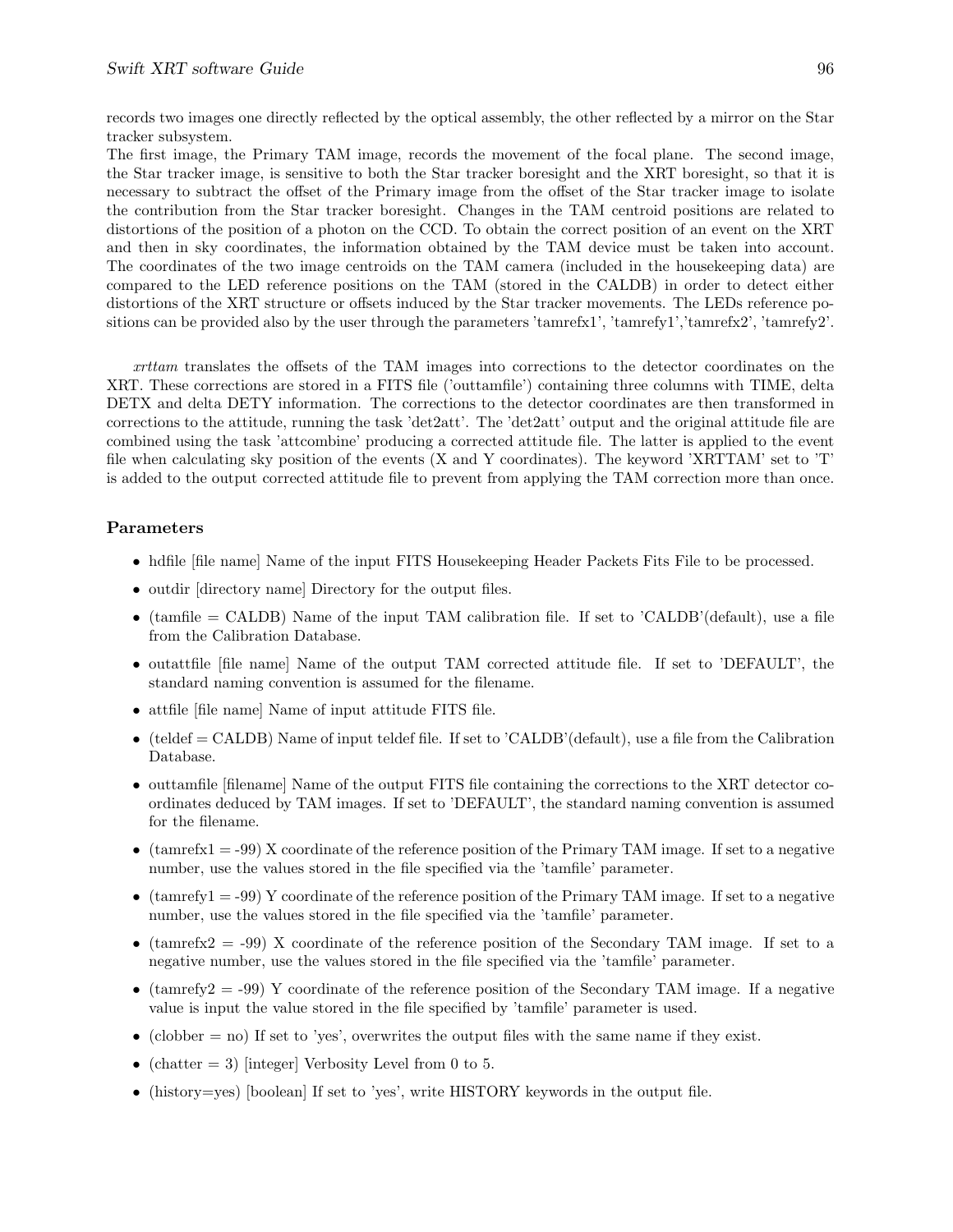records two images one directly reflected by the optical assembly, the other reflected by a mirror on the Star tracker subsystem.
The first image, the Primary TAM image, records the movement of the focal plane. The second image, the Star tracker image, is sensitive to both the Star tracker boresight and the XRT boresight, so that it is necessary to subtract the offset of the Primary image from the offset of the Star tracker image to isolate the contribution from the Star tracker boresight. Changes in the TAM centroid positions are related to distortions of the position of a photon on the CCD. To obtain the correct position of an event on the XRT and then in sky coordinates, the information obtained by the TAM device must be taken into account. The coordinates of the two image centroids on the TAM camera (included in the housekeeping data) are compared to the LED reference positions on the TAM (stored in the CALDB) in order to detect either distortions of the XRT structure or offsets induced by the Star tracker movements. The LEDs reference positions can be provided also by the user through the parameters 'tamrefx1', 'tamrefy1','tamrefx2', 'tamrefy2'.

*xrttam* translates the offsets of the TAM images into corrections to the detector coordinates on the XRT. These corrections are stored in a FITS file ('outtamfile') containing three columns with TIME, delta DETX and delta DETY information. The corrections to the detector coordinates are then transformed in corrections to the attitude, running the task 'det2att'. The 'det2att' output and the original attitude file are combined using the task 'attcombine' producing a corrected attitude file. The latter is applied to the event file when calculating sky position of the events (X and Y coordinates). The keyword 'XRTTAM' set to 'T' is added to the output corrected attitude file to prevent from applying the TAM correction more than once.

### Parameters

- hdfile [file name] Name of the input FITS Housekeeping Header Packets Fits File to be processed.
- outdir [directory name] Directory for the output files.
- (tamfile = CALDB) Name of the input TAM calibration file. If set to 'CALDB'(default), use a file from the Calibration Database.
- outattfile [file name] Name of the output TAM corrected attitude file. If set to 'DEFAULT', the standard naming convention is assumed for the filename.
- attfile [file name] Name of input attitude FITS file.
- (teldef = CALDB) Name of input teldef file. If set to 'CALDB'(default), use a file from the Calibration Database.
- outtamfile [filename] Name of the output FITS file containing the corrections to the XRT detector coordinates deduced by TAM images. If set to 'DEFAULT', the standard naming convention is assumed for the filename.
- (tamrefx1 = -99) X coordinate of the reference position of the Primary TAM image. If set to a negative number, use the values stored in the file specified via the 'tamfile' parameter.
- (tamrefy1 = -99) Y coordinate of the reference position of the Primary TAM image. If set to a negative number, use the values stored in the file specified via the 'tamfile' parameter.
- (tamrefx2 = -99) X coordinate of the reference position of the Secondary TAM image. If set to a negative number, use the values stored in the file specified via the 'tamfile' parameter.
- (tamrefy2 = -99) Y coordinate of the reference position of the Secondary TAM image. If a negative value is input the value stored in the file specified by 'tamfile' parameter is used.
- (clobber = no) If set to 'yes', overwrites the output files with the same name if they exist.
- (chatter = 3) [integer] Verbosity Level from 0 to 5.
- (history=yes) [boolean] If set to 'yes', write HISTORY keywords in the output file.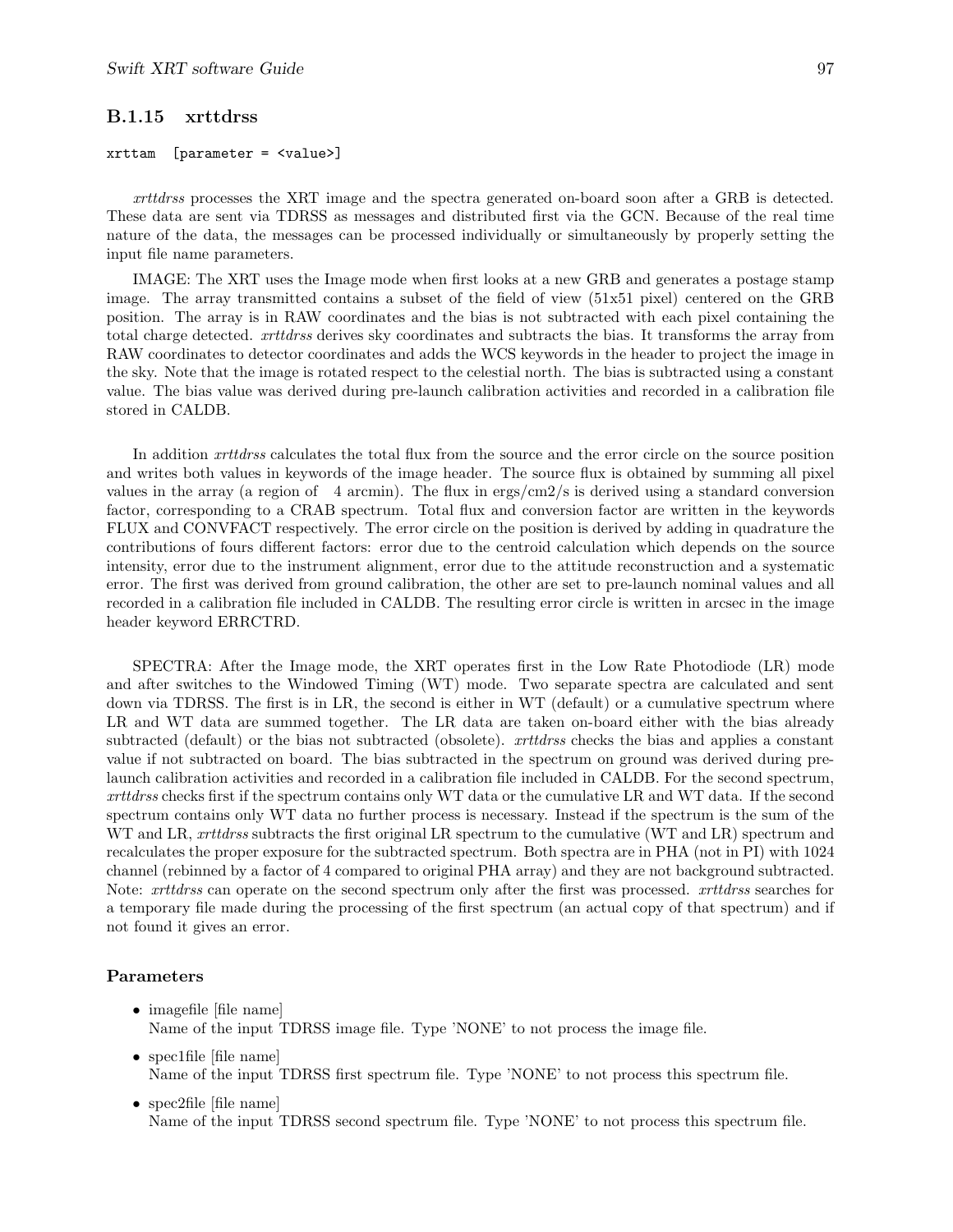### B.1.15 xrttdrss

```
xrttam  [parameter = <value>]
```

*xrttdrss* processes the XRT image and the spectra generated on-board soon after a GRB is detected. These data are sent via TDRSS as messages and distributed first via the GCN. Because of the real time nature of the data, the messages can be processed individually or simultaneously by properly setting the input file name parameters.

IMAGE: The XRT uses the Image mode when first looks at a new GRB and generates a postage stamp image. The array transmitted contains a subset of the field of view (51x51 pixel) centered on the GRB position. The array is in RAW coordinates and the bias is not subtracted with each pixel containing the total charge detected. *xrttdrss* derives sky coordinates and subtracts the bias. It transforms the array from RAW coordinates to detector coordinates and adds the WCS keywords in the header to project the image in the sky. Note that the image is rotated respect to the celestial north. The bias is subtracted using a constant value. The bias value was derived during pre-launch calibration activities and recorded in a calibration file stored in CALDB.

In addition *xrttdrss* calculates the total flux from the source and the error circle on the source position and writes both values in keywords of the image header. The source flux is obtained by summing all pixel values in the array (a region of 4 arcmin). The flux in ergs/cm2/s is derived using a standard conversion factor, corresponding to a CRAB spectrum. Total flux and conversion factor are written in the keywords FLUX and CONVFACT respectively. The error circle on the position is derived by adding in quadrature the contributions of fours different factors: error due to the centroid calculation which depends on the source intensity, error due to the instrument alignment, error due to the attitude reconstruction and a systematic error. The first was derived from ground calibration, the other are set to pre-launch nominal values and all recorded in a calibration file included in CALDB. The resulting error circle is written in arcsec in the image header keyword ERRCTRD.

SPECTRA: After the Image mode, the XRT operates first in the Low Rate Photodiode (LR) mode and after switches to the Windowed Timing (WT) mode. Two separate spectra are calculated and sent down via TDRSS. The first is in LR, the second is either in WT (default) or a cumulative spectrum where LR and WT data are summed together. The LR data are taken on-board either with the bias already subtracted (default) or the bias not subtracted (obsolete). *xrttdrss* checks the bias and applies a constant value if not subtracted on board. The bias subtracted in the spectrum on ground was derived during pre-launch calibration activities and recorded in a calibration file included in CALDB. For the second spectrum, *xrttdrss* checks first if the spectrum contains only WT data or the cumulative LR and WT data. If the second spectrum contains only WT data no further process is necessary. Instead if the spectrum is the sum of the WT and LR, *xrttdrss* subtracts the first original LR spectrum to the cumulative (WT and LR) spectrum and recalculates the proper exposure for the subtracted spectrum. Both spectra are in PHA (not in PI) with 1024 channel (rebinned by a factor of 4 compared to original PHA array) and they are not background subtracted. Note: *xrttdrss* can operate on the second spectrum only after the first was processed. *xrttdrss* searches for a temporary file made during the processing of the first spectrum (an actual copy of that spectrum) and if not found it gives an error.

#### Parameters

- imagefile [file name]
  Name of the input TDRSS image file. Type 'NONE' to not process the image file.
- spec1file [file name]
  Name of the input TDRSS first spectrum file. Type 'NONE' to not process this spectrum file.
- spec2file [file name]
  Name of the input TDRSS second spectrum file. Type 'NONE' to not process this spectrum file.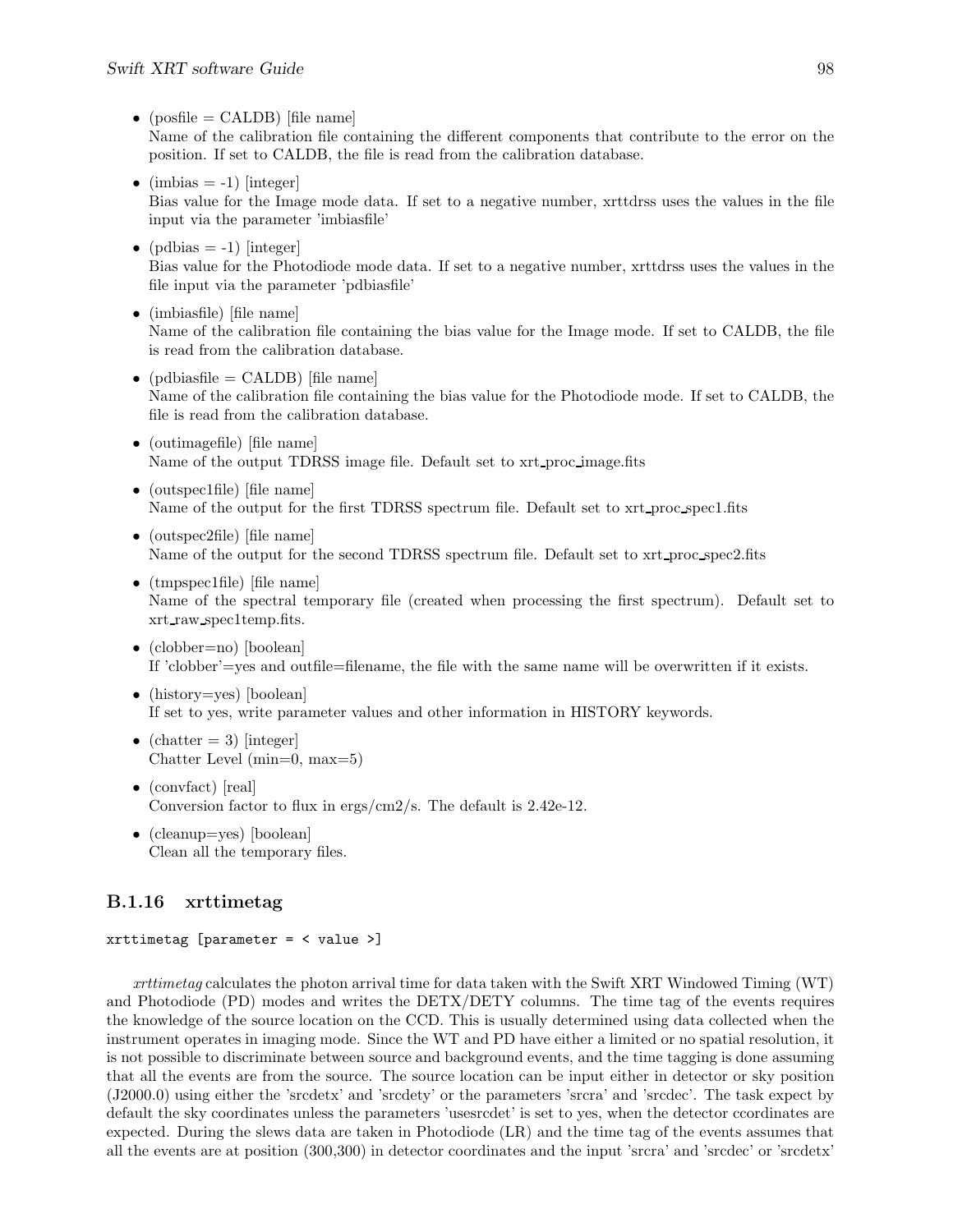- (posfile = CALDB) [file name]
  Name of the calibration file containing the different components that contribute to the error on the position. If set to CALDB, the file is read from the calibration database.

- (imbias = -1) [integer]
  Bias value for the Image mode data. If set to a negative number, xrttdrss uses the values in the file input via the parameter 'imbiasfile'

- (pdbias = -1) [integer]
  Bias value for the Photodiode mode data. If set to a negative number, xrttdrss uses the values in the file input via the parameter 'pdbiasfile'

- (imbiasfile) [file name]
  Name of the calibration file containing the bias value for the Image mode. If set to CALDB, the file is read from the calibration database.

- (pdbiasfile = CALDB) [file name]
  Name of the calibration file containing the bias value for the Photodiode mode. If set to CALDB, the file is read from the calibration database.

- (outimagefile) [file name]
  Name of the output TDRSS image file. Default set to xrt_proc_image.fits

- (outspec1file) [file name]
  Name of the output for the first TDRSS spectrum file. Default set to xrt_proc_spec1.fits

- (outspec2file) [file name]
  Name of the output for the second TDRSS spectrum file. Default set to xrt_proc_spec2.fits

- (tmpspec1file) [file name]
  Name of the spectral temporary file (created when processing the first spectrum). Default set to xrt_raw_spec1temp.fits.

- (clobber=no) [boolean]
  If 'clobber'=yes and outfile=filename, the file with the same name will be overwritten if it exists.

- (history=yes) [boolean]
  If set to yes, write parameter values and other information in HISTORY keywords.

- (chatter = 3) [integer]
  Chatter Level (min=0, max=5)

- (convfact) [real]
  Conversion factor to flux in ergs/cm2/s. The default is 2.42e-12.

- (cleanup=yes) [boolean]
  Clean all the temporary files.

### B.1.16 xrttimetag

```
xrttimetag [parameter = < value >]
```

*xrttimetag* calculates the photon arrival time for data taken with the Swift XRT Windowed Timing (WT) and Photodiode (PD) modes and writes the DETX/DETY columns. The time tag of the events requires the knowledge of the source location on the CCD. This is usually determined using data collected when the instrument operates in imaging mode. Since the WT and PD have either a limited or no spatial resolution, it is not possible to discriminate between source and background events, and the time tagging is done assuming that all the events are from the source. The source location can be input either in detector or sky position (J2000.0) using either the 'srcdetx' and 'srcdety' or the parameters 'srcra' and 'srcdec'. The task expect by default the sky coordinates unless the parameters 'usesrcdet' is set to yes, when the detector ccordinates are expected. During the slews data are taken in Photodiode (LR) and the time tag of the events assumes that all the events are at position (300,300) in detector coordinates and the input 'srcra' and 'srcdec' or 'srcdetx'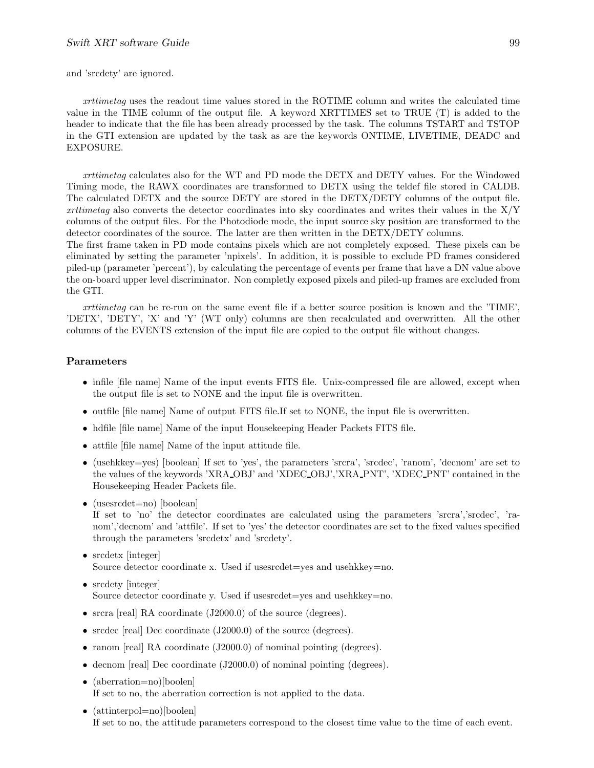and 'srcdety' are ignored.

*xrttimetag* uses the readout time values stored in the ROTIME column and writes the calculated time value in the TIME column of the output file. A keyword XRTTIMES set to TRUE (T) is added to the header to indicate that the file has been already processed by the task. The columns TSTART and TSTOP in the GTI extension are updated by the task as are the keywords ONTIME, LIVETIME, DEADC and EXPOSURE.

*xrttimetag* calculates also for the WT and PD mode the DETX and DETY values. For the Windowed Timing mode, the RAWX coordinates are transformed to DETX using the teldef file stored in CALDB. The calculated DETX and the source DETY are stored in the DETX/DETY columns of the output file. *xrttimetag* also converts the detector coordinates into sky coordinates and writes their values in the X/Y columns of the output files. For the Photodiode mode, the input source sky position are transformed to the detector coordinates of the source. The latter are then written in the DETX/DETY columns.
The first frame taken in PD mode contains pixels which are not completely exposed. These pixels can be eliminated by setting the parameter 'npixels'. In addition, it is possible to exclude PD frames considered piled-up (parameter 'percent'), by calculating the percentage of events per frame that have a DN value above the on-board upper level discriminator. Non completly exposed pixels and piled-up frames are excluded from the GTI.

*xrttimetag* can be re-run on the same event file if a better source position is known and the 'TIME', 'DETX', 'DETY', 'X' and 'Y' (WT only) columns are then recalculated and overwritten. All the other columns of the EVENTS extension of the input file are copied to the output file without changes.

### Parameters

- infile [file name] Name of the input events FITS file. Unix-compressed file are allowed, except when the output file is set to NONE and the input file is overwritten.
- outfile [file name] Name of output FITS file.If set to NONE, the input file is overwritten.
- hdfile [file name] Name of the input Housekeeping Header Packets FITS file.
- attfile [file name] Name of the input attitude file.
- (usehkkey=yes) [boolean] If set to 'yes', the parameters 'srcra', 'srcdec', 'ranom', 'decnom' are set to the values of the keywords 'XRA_OBJ' and 'XDEC_OBJ','XRA_PNT', 'XDEC_PNT' contained in the Housekeeping Header Packets file.
- (usesrcdet=no) [boolean]
  If set to 'no' the detector coordinates are calculated using the parameters 'srcra','srcdec', 'ranom','decnom' and 'attfile'. If set to 'yes' the detector coordinates are set to the fixed values specified through the parameters 'srcdetx' and 'srcdety'.
- srcdetx [integer]
  Source detector coordinate x. Used if usesrcdet=yes and usehkkey=no.
- srcdety [integer]
  Source detector coordinate y. Used if usesrcdet=yes and usehkkey=no.
- srcra [real] RA coordinate (J2000.0) of the source (degrees).
- srcdec [real] Dec coordinate (J2000.0) of the source (degrees).
- ranom [real] RA coordinate (J2000.0) of nominal pointing (degrees).
- decnom [real] Dec coordinate (J2000.0) of nominal pointing (degrees).
- (aberration=no)[boolen]
  If set to no, the aberration correction is not applied to the data.
- (attinterpol=no)[boolen]
  If set to no, the attitude parameters correspond to the closest time value to the time of each event.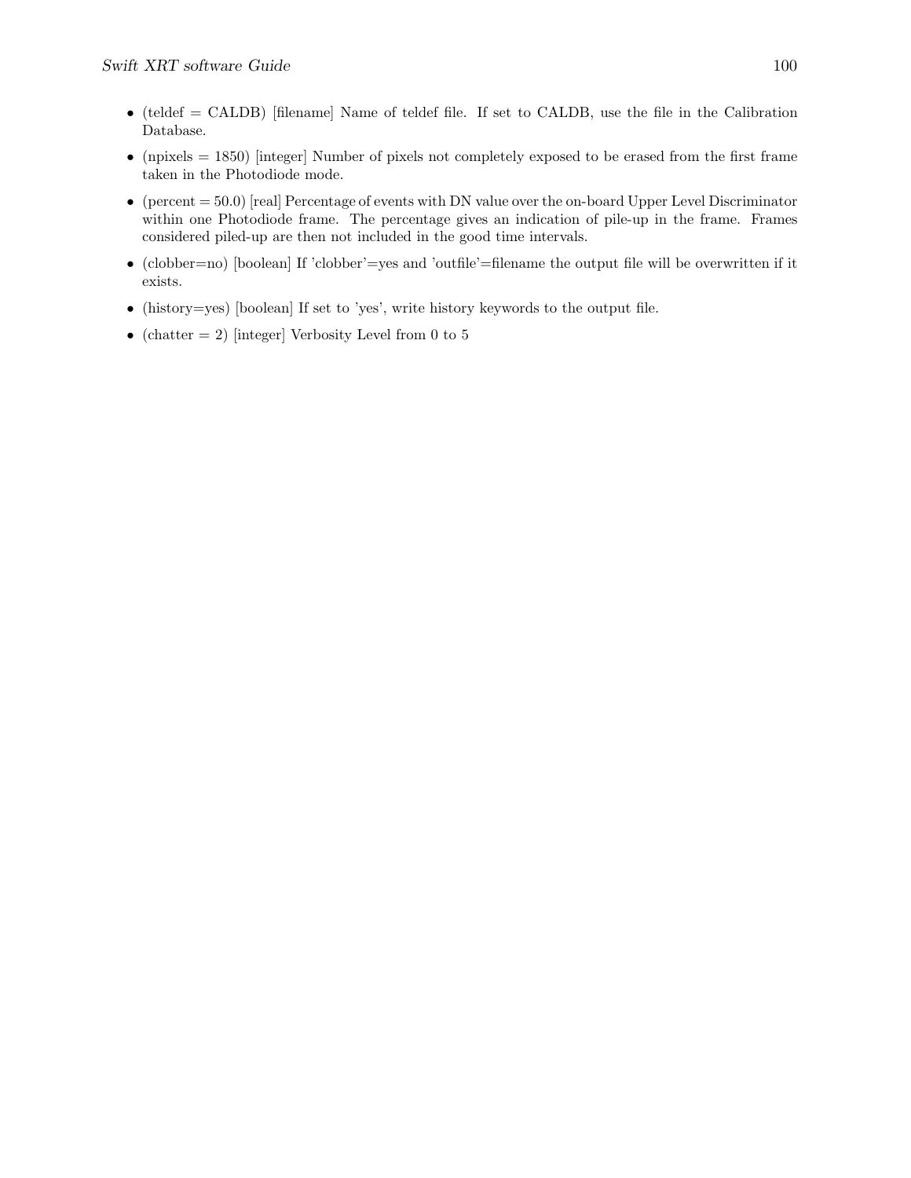- (teldef = CALDB) [filename] Name of teldef file. If set to CALDB, use the file in the Calibration Database.
- (npixels = 1850) [integer] Number of pixels not completely exposed to be erased from the first frame taken in the Photodiode mode.
- (percent = 50.0) [real] Percentage of events with DN value over the on-board Upper Level Discriminator within one Photodiode frame. The percentage gives an indication of pile-up in the frame. Frames considered piled-up are then not included in the good time intervals.
- (clobber=no) [boolean] If 'clobber'=yes and 'outfile'=filename the output file will be overwritten if it exists.
- (history=yes) [boolean] If set to 'yes', write history keywords to the output file.
- (chatter = 2) [integer] Verbosity Level from 0 to 5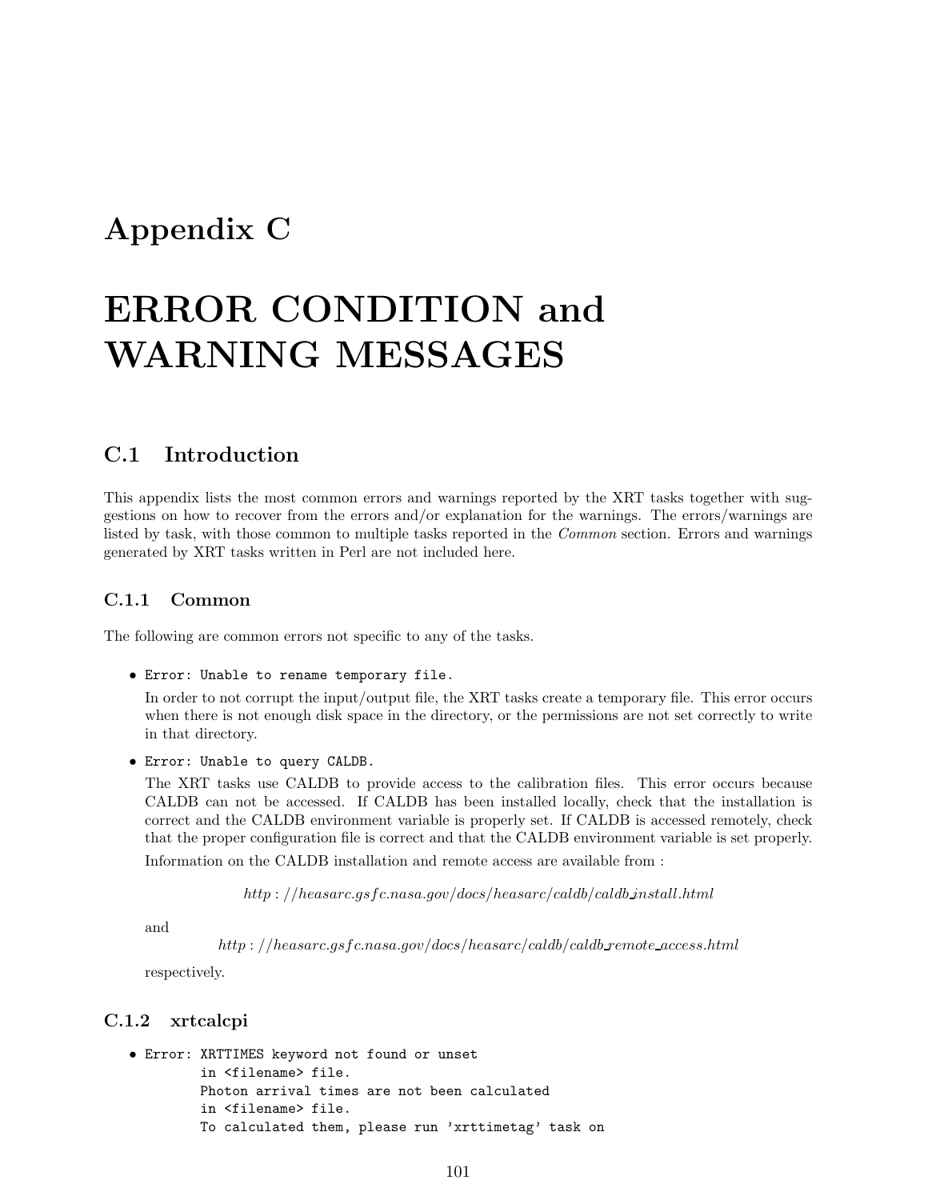# Appendix C

# ERROR CONDITION and WARNING MESSAGES

## C.1 Introduction

This appendix lists the most common errors and warnings reported by the XRT tasks together with suggestions on how to recover from the errors and/or explanation for the warnings. The errors/warnings are listed by task, with those common to multiple tasks reported in the *Common* section. Errors and warnings generated by XRT tasks written in Perl are not included here.

### C.1.1 Common

The following are common errors not specific to any of the tasks.

- `Error: Unable to rename temporary file.`

  In order to not corrupt the input/output file, the XRT tasks create a temporary file. This error occurs when there is not enough disk space in the directory, or the permissions are not set correctly to write in that directory.

- `Error: Unable to query CALDB.`

  The XRT tasks use CALDB to provide access to the calibration files. This error occurs because CALDB can not be accessed. If CALDB has been installed locally, check that the installation is correct and the CALDB environment variable is properly set. If CALDB is accessed remotely, check that the proper configuration file is correct and that the CALDB environment variable is set properly.

  Information on the CALDB installation and remote access are available from :

  *http://heasarc.gsfc.nasa.gov/docs/heasarc/caldb/caldb_install.html*

  and

  *http://heasarc.gsfc.nasa.gov/docs/heasarc/caldb/caldb_remote_access.html*

  respectively.

### C.1.2 xrtcalcpi

- ```
  Error: XRTTIMES keyword not found or unset
         in <filename> file.
         Photon arrival times are not been calculated
         in <filename> file.
         To calculated them, please run 'xrttimetag' task on
  ```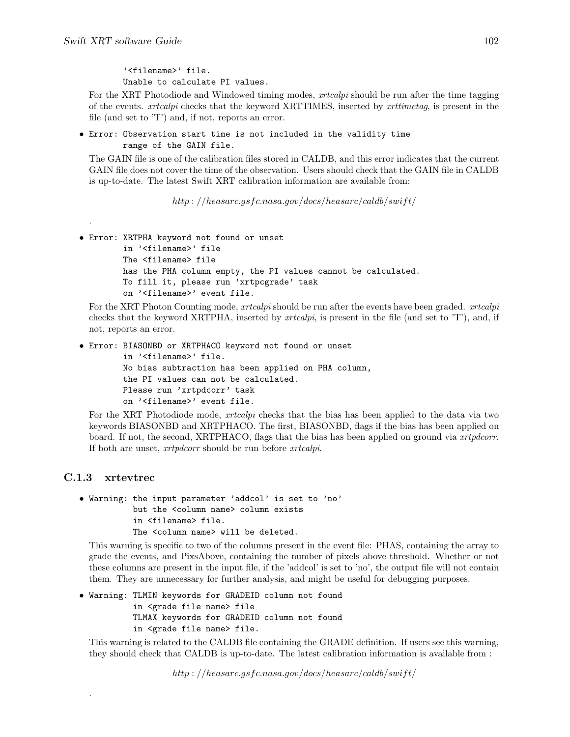```
'<filename>' file.
Unable to calculate PI values.
```

For the XRT Photodiode and Windowed timing modes, *xrtcalpi* should be run after the time tagging of the events. *xrtcalpi* checks that the keyword XRTTIMES, inserted by *xrttimetag*, is present in the file (and set to 'T') and, if not, reports an error.

- ```
  Error: Observation start time is not included in the validity time
         range of the GAIN file.
  ```

  The GAIN file is one of the calibration files stored in CALDB, and this error indicates that the current GAIN file does not cover the time of the observation. Users should check that the GAIN file in CALDB is up-to-date. The latest Swift XRT calibration information are available from:

  *http://heasarc.gsfc.nasa.gov/docs/heasarc/caldb/swift/*

  .

- ```
  Error: XRTPHA keyword not found or unset
         in '<filename>' file
         The <filename> file
         has the PHA column empty, the PI values cannot be calculated.
         To fill it, please run 'xrtpcgrade' task
         on '<filename>' event file.
  ```

  For the XRT Photon Counting mode, *xrtcalpi* should be run after the events have been graded. *xrtcalpi* checks that the keyword XRTPHA, inserted by *xrtcalpi*, is present in the file (and set to 'T'), and, if not, reports an error.

- ```
  Error: BIASONBD or XRTPHACO keyword not found or unset
         in '<filename>' file.
         No bias subtraction has been applied on PHA column,
         the PI values can not be calculated.
         Please run 'xrtpdcorr' task
         on '<filename>' event file.
  ```

  For the XRT Photodiode mode, *xrtcalpi* checks that the bias has been applied to the data via two keywords BIASONBD and XRTPHACO. The first, BIASONBD, flags if the bias has been applied on board. If not, the second, XRTPHACO, flags that the bias has been applied on ground via *xrtpdcorr*. If both are unset, *xrtpdcorr* should be run before *xrtcalpi*.

### C.1.3 xrtevtrec

- ```
  Warning: the input parameter 'addcol' is set to 'no'
           but the <column name> column exists
           in <filename> file.
           The <column name> will be deleted.
  ```

  This warning is specific to two of the columns present in the event file: PHAS, containing the array to grade the events, and PixsAbove, containing the number of pixels above threshold. Whether or not these columns are present in the input file, if the 'addcol' is set to 'no', the output file will not contain them. They are unnecessary for further analysis, and might be useful for debugging purposes.

- ```
  Warning: TLMIN keywords for GRADEID column not found
           in <grade file name> file
           TLMAX keywords for GRADEID column not found
           in <grade file name> file.
  ```

  This warning is related to the CALDB file containing the GRADE definition. If users see this warning, they should check that CALDB is up-to-date. The latest calibration information is available from :

  *http://heasarc.gsfc.nasa.gov/docs/heasarc/caldb/swift/*

  .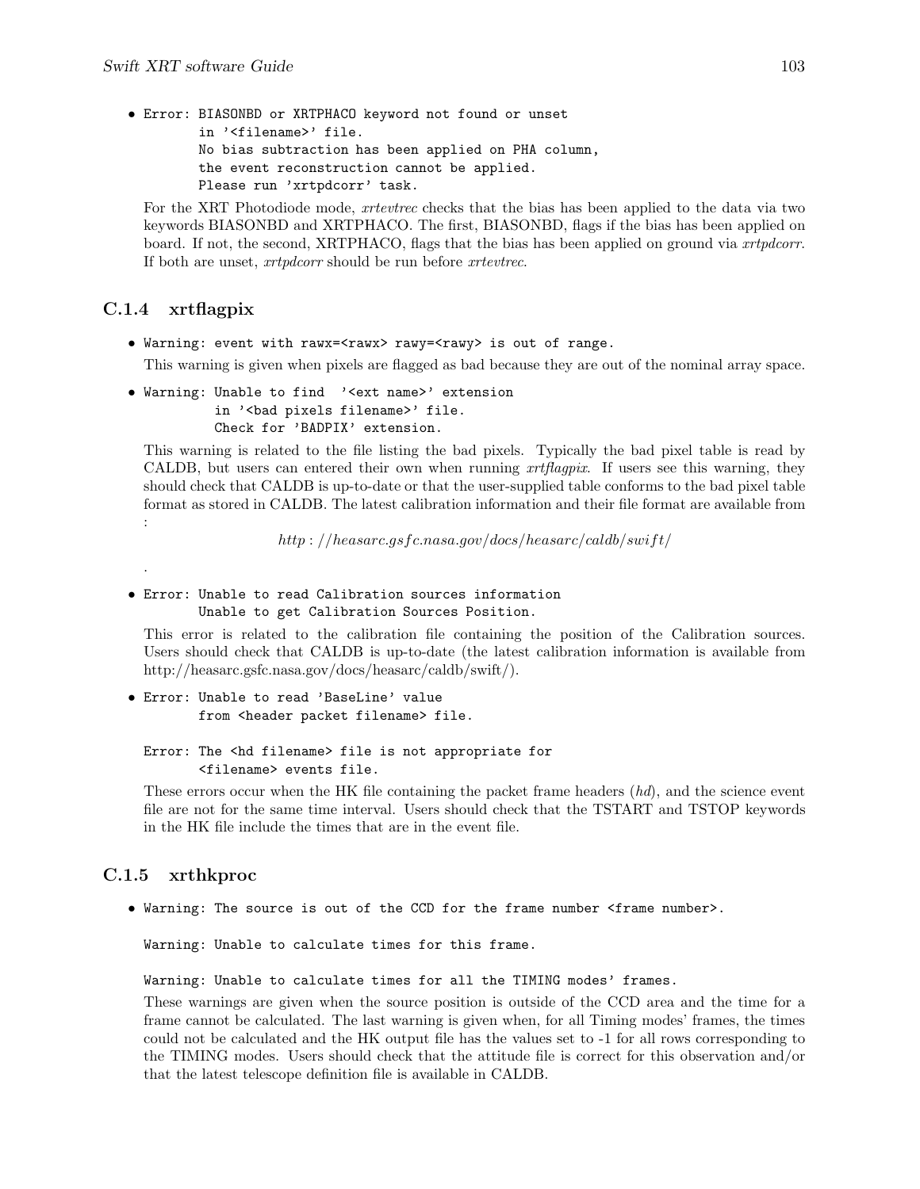- ```
  Error: BIASONBD or XRTPHACO keyword not found or unset
         in '<filename>' file.
         No bias subtraction has been applied on PHA column,
         the event reconstruction cannot be applied.
         Please run 'xrtpdcorr' task.
  ```

  For the XRT Photodiode mode, *xrtevtrec* checks that the bias has been applied to the data via two keywords BIASONBD and XRTPHACO. The first, BIASONBD, flags if the bias has been applied on board. If not, the second, XRTPHACO, flags that the bias has been applied on ground via *xrtpdcorr*. If both are unset, *xrtpdcorr* should be run before *xrtevtrec*.

### C.1.4 xrtflagpix

- `Warning: event with rawx=<rawx> rawy=<rawy> is out of range.`

  This warning is given when pixels are flagged as bad because they are out of the nominal array space.

- ```
  Warning: Unable to find  '<ext name>' extension
           in '<bad pixels filename>' file.
           Check for 'BADPIX' extension.
  ```

  This warning is related to the file listing the bad pixels. Typically the bad pixel table is read by CALDB, but users can entered their own when running *xrtflagpix*. If users see this warning, they should check that CALDB is up-to-date or that the user-supplied table conforms to the bad pixel table format as stored in CALDB. The latest calibration information and their file format are available from :

  *http://heasarc.gsfc.nasa.gov/docs/heasarc/caldb/swift/*

  .

- ```
  Error: Unable to read Calibration sources information
         Unable to get Calibration Sources Position.
  ```

  This error is related to the calibration file containing the position of the Calibration sources. Users should check that CALDB is up-to-date (the latest calibration information is available from http://heasarc.gsfc.nasa.gov/docs/heasarc/caldb/swift/).

- ```
  Error: Unable to read 'BaseLine' value
         from <header packet filename> file.
  ```

  ```
  Error: The <hd filename> file is not appropriate for
         <filename> events file.
  ```

  These errors occur when the HK file containing the packet frame headers (*hd*), and the science event file are not for the same time interval. Users should check that the TSTART and TSTOP keywords in the HK file include the times that are in the event file.

### C.1.5 xrthkproc

- `Warning: The source is out of the CCD for the frame number <frame number>.`

  `Warning: Unable to calculate times for this frame.`

  `Warning: Unable to calculate times for all the TIMING modes' frames.`

  These warnings are given when the source position is outside of the CCD area and the time for a frame cannot be calculated. The last warning is given when, for all Timing modes' frames, the times could not be calculated and the HK output file has the values set to -1 for all rows corresponding to the TIMING modes. Users should check that the attitude file is correct for this observation and/or that the latest telescope definition file is available in CALDB.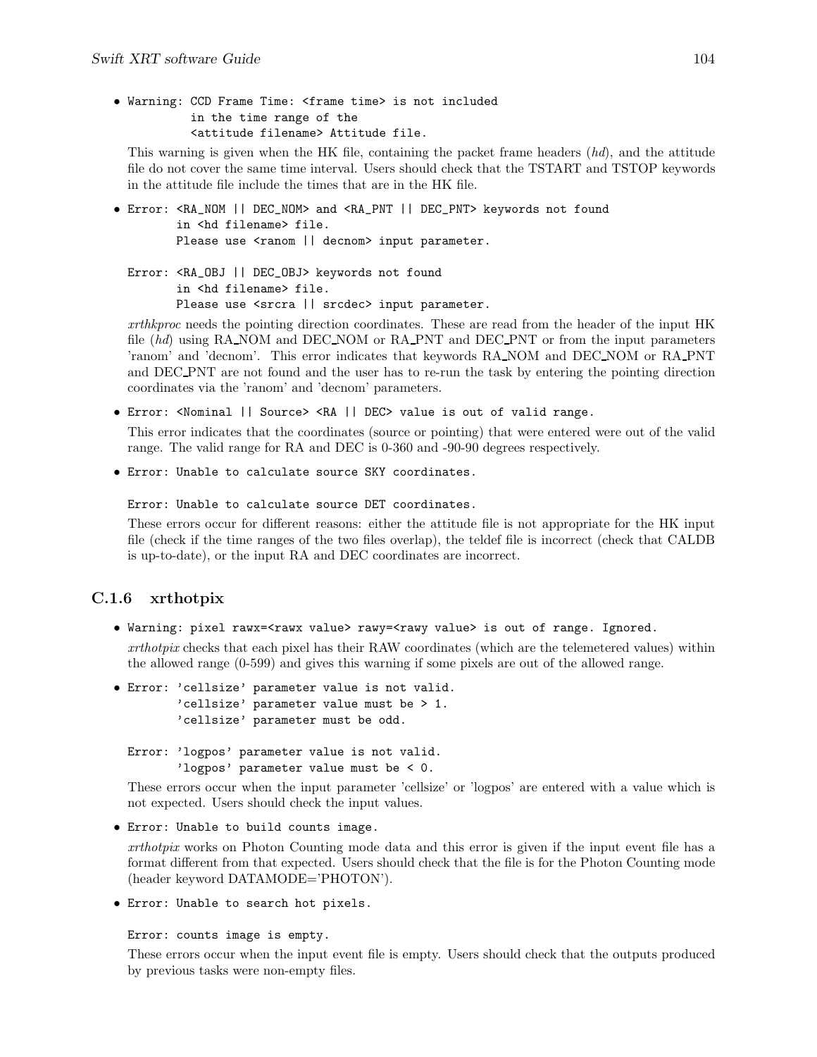- ```
  Warning: CCD Frame Time: <frame time> is not included
           in the time range of the
           <attitude filename> Attitude file.
  ```

  This warning is given when the HK file, containing the packet frame headers (*hd*), and the attitude file do not cover the same time interval. Users should check that the TSTART and TSTOP keywords in the attitude file include the times that are in the HK file.

- ```
  Error: <RA_NOM || DEC_NOM> and <RA_PNT || DEC_PNT> keywords not found
         in <hd filename> file.
         Please use <ranom || decnom> input parameter.

  Error: <RA_OBJ || DEC_OBJ> keywords not found
         in <hd filename> file.
         Please use <srcra || srcdec> input parameter.
  ```

  *xrthkproc* needs the pointing direction coordinates. These are read from the header of the input HK file (*hd*) using RA_NOM and DEC_NOM or RA_PNT and DEC_PNT or from the input parameters 'ranom' and 'decnom'. This error indicates that keywords RA_NOM and DEC_NOM or RA_PNT and DEC_PNT are not found and the user has to re-run the task by entering the pointing direction coordinates via the 'ranom' and 'decnom' parameters.

- ```
  Error: <Nominal || Source> <RA || DEC> value is out of valid range.
  ```

  This error indicates that the coordinates (source or pointing) that were entered were out of the valid range. The valid range for RA and DEC is 0-360 and -90-90 degrees respectively.

- ```
  Error: Unable to calculate source SKY coordinates.

  Error: Unable to calculate source DET coordinates.
  ```

  These errors occur for different reasons: either the attitude file is not appropriate for the HK input file (check if the time ranges of the two files overlap), the teldef file is incorrect (check that CALDB is up-to-date), or the input RA and DEC coordinates are incorrect.

### C.1.6 xrthotpix

- ```
  Warning: pixel rawx=<rawx value> rawy=<rawy value> is out of range. Ignored.
  ```

  *xrthotpix* checks that each pixel has their RAW coordinates (which are the telemetered values) within the allowed range (0-599) and gives this warning if some pixels are out of the allowed range.

- ```
  Error: 'cellsize' parameter value is not valid.
         'cellsize' parameter value must be > 1.
         'cellsize' parameter must be odd.

  Error: 'logpos' parameter value is not valid.
         'logpos' parameter value must be < 0.
  ```

  These errors occur when the input parameter 'cellsize' or 'logpos' are entered with a value which is not expected. Users should check the input values.

- ```
  Error: Unable to build counts image.
  ```

  *xrthotpix* works on Photon Counting mode data and this error is given if the input event file has a format different from that expected. Users should check that the file is for the Photon Counting mode (header keyword DATAMODE='PHOTON').

- ```
  Error: Unable to search hot pixels.

  Error: counts image is empty.
  ```

  These errors occur when the input event file is empty. Users should check that the outputs produced by previous tasks were non-empty files.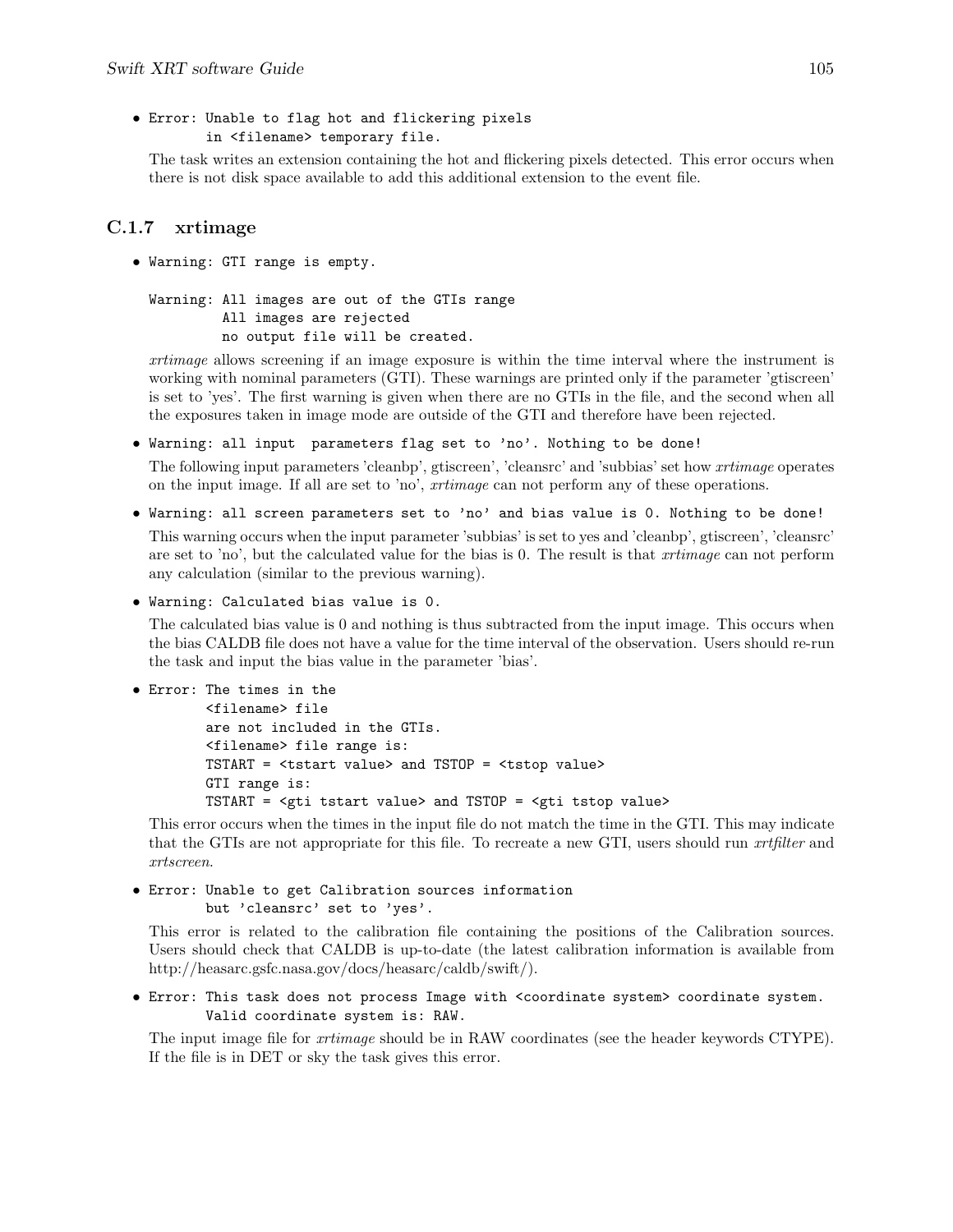- `Error: Unable to flag hot and flickering pixels`
  `in <filename> temporary file.`

  The task writes an extension containing the hot and flickering pixels detected. This error occurs when there is not disk space available to add this additional extension to the event file.

### C.1.7 xrtimage

- `Warning: GTI range is empty.`

  ```
  Warning: All images are out of the GTIs range
           All images are rejected
           no output file will be created.
  ```

  *xrtimage* allows screening if an image exposure is within the time interval where the instrument is working with nominal parameters (GTI). These warnings are printed only if the parameter 'gtiscreen' is set to 'yes'. The first warning is given when there are no GTIs in the file, and the second when all the exposures taken in image mode are outside of the GTI and therefore have been rejected.

- `Warning: all input  parameters flag set to 'no'. Nothing to be done!`

  The following input parameters 'cleanbp', gtiscreen', 'cleansrc' and 'subbias' set how *xrtimage* operates on the input image. If all are set to 'no', *xrtimage* can not perform any of these operations.

- `Warning: all screen parameters set to 'no' and bias value is 0. Nothing to be done!`

  This warning occurs when the input parameter 'subbias' is set to yes and 'cleanbp', gtiscreen', 'cleansrc' are set to 'no', but the calculated value for the bias is 0. The result is that *xrtimage* can not perform any calculation (similar to the previous warning).

- `Warning: Calculated bias value is 0.`

  The calculated bias value is 0 and nothing is thus subtracted from the input image. This occurs when the bias CALDB file does not have a value for the time interval of the observation. Users should re-run the task and input the bias value in the parameter 'bias'.

- ```
  Error: The times in the
         <filename> file
         are not included in the GTIs.
         <filename> file range is:
         TSTART = <tstart value> and TSTOP = <tstop value>
         GTI range is:
         TSTART = <gti tstart value> and TSTOP = <gti tstop value>
  ```

  This error occurs when the times in the input file do not match the time in the GTI. This may indicate that the GTIs are not appropriate for this file. To recreate a new GTI, users should run *xrtfilter* and *xrtscreen*.

- ```
  Error: Unable to get Calibration sources information
         but 'cleansrc' set to 'yes'.
  ```

  This error is related to the calibration file containing the positions of the Calibration sources. Users should check that CALDB is up-to-date (the latest calibration information is available from http://heasarc.gsfc.nasa.gov/docs/heasarc/caldb/swift/).

- ```
  Error: This task does not process Image with <coordinate system> coordinate system.
         Valid coordinate system is: RAW.
  ```

  The input image file for *xrtimage* should be in RAW coordinates (see the header keywords CTYPE). If the file is in DET or sky the task gives this error.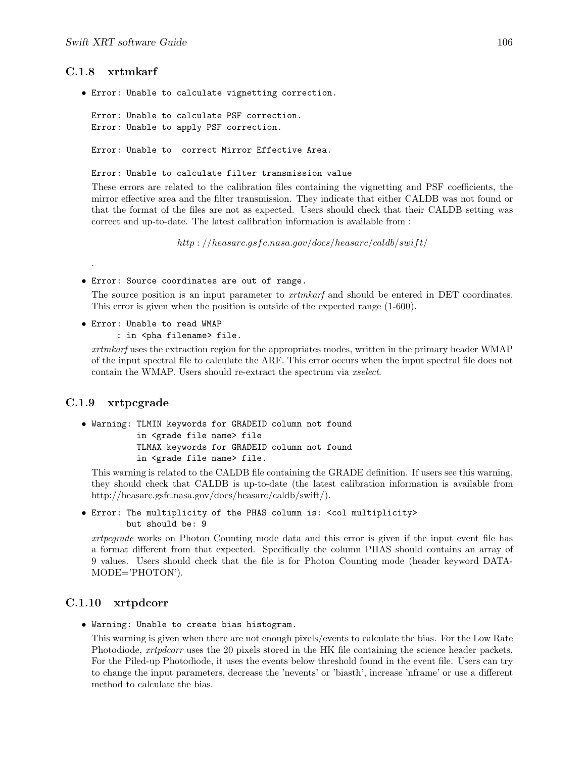### C.1.8 xrtmkarf

- ```
  Error: Unable to calculate vignetting correction.

  Error: Unable to calculate PSF correction.
  Error: Unable to apply PSF correction.

  Error: Unable to  correct Mirror Effective Area.

  Error: Unable to calculate filter transmission value
  ```

  These errors are related to the calibration files containing the vignetting and PSF coefficients, the mirror effective area and the filter transmission. They indicate that either CALDB was not found or that the format of the files are not as expected. Users should check that their CALDB setting was correct and up-to-date. The latest calibration information is available from :

  *http://heasarc.gsfc.nasa.gov/docs/heasarc/caldb/swift/*

  .

- `Error: Source coordinates are out of range.`

  The source position is an input parameter to *xrtmkarf* and should be entered in DET coordinates. This error is given when the position is outside of the expected range (1-600).

- ```
  Error: Unable to read WMAP
       : in <pha filename> file.
  ```

  *xrtmkarf* uses the extraction region for the appropriates modes, written in the primary header WMAP of the input spectral file to calculate the ARF. This error occurs when the input spectral file does not contain the WMAP. Users should re-extract the spectrum via *xselect*.

### C.1.9 xrtpcgrade

- ```
  Warning: TLMIN keywords for GRADEID column not found
           in <grade file name> file
           TLMAX keywords for GRADEID column not found
           in <grade file name> file.
  ```

  This warning is related to the CALDB file containing the GRADE definition. If users see this warning, they should check that CALDB is up-to-date (the latest calibration information is available from http://heasarc.gsfc.nasa.gov/docs/heasarc/caldb/swift/).

- ```
  Error: The multiplicity of the PHAS column is: <col multiplicity>
         but should be: 9
  ```

  *xrtpcgrade* works on Photon Counting mode data and this error is given if the input event file has a format different from that expected. Specifically the column PHAS should contains an array of 9 values. Users should check that the file is for Photon Counting mode (header keyword DATAMODE='PHOTON').

### C.1.10 xrtpdcorr

- `Warning: Unable to create bias histogram.`

  This warning is given when there are not enough pixels/events to calculate the bias. For the Low Rate Photodiode, *xrtpdcorr* uses the 20 pixels stored in the HK file containing the science header packets. For the Piled-up Photodiode, it uses the events below threshold found in the event file. Users can try to change the input parameters, decrease the 'nevents' or 'biasth', increase 'nframe' or use a different method to calculate the bias.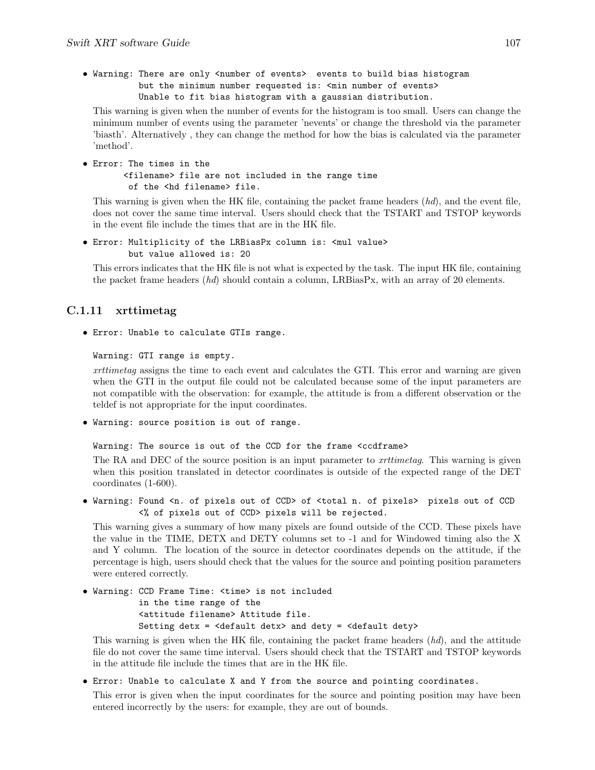- `Warning: There are only <number of events>  events to build bias histogram`
  `         but the minimum number requested is: <min number of events>`
  `         Unable to fit bias histogram with a gaussian distribution.`

  This warning is given when the number of events for the histogram is too small. Users can change the minimum number of events using the parameter 'nevents' or change the threshold via the parameter 'biasth'. Alternatively , they can change the method for how the bias is calculated via the parameter 'method'.

- `Error: The times in the`
  `      <filename> file are not included in the range time`
  `       of the <hd filename> file.`

  This warning is given when the HK file, containing the packet frame headers (*hd*), and the event file, does not cover the same time interval. Users should check that the TSTART and TSTOP keywords in the event file include the times that are in the HK file.

- `Error: Multiplicity of the LRBiasPx column is: <mul value>`
  `       but value allowed is: 20`

  This errors indicates that the HK file is not what is expected by the task. The input HK file, containing the packet frame headers (*hd*) should contain a column, LRBiasPx, with an array of 20 elements.

### C.1.11 xrttimetag

- `Error: Unable to calculate GTIs range.`

  `Warning: GTI range is empty.`

  *xrttimetag* assigns the time to each event and calculates the GTI. This error and warning are given when the GTI in the output file could not be calculated because some of the input parameters are not compatible with the observation: for example, the attitude is from a different observation or the teldef is not appropriate for the input coordinates.

- `Warning: source position is out of range.`

  `Warning: The source is out of the CCD for the frame <ccdframe>`

  The RA and DEC of the source position is an input parameter to *xrttimetag*. This warning is given when this position translated in detector coordinates is outside of the expected range of the DET coordinates (1-600).

- `Warning: Found <n. of pixels out of CCD> of <total n. of pixels>  pixels out of CCD`
  `         <% of pixels out of CCD> pixels will be rejected.`

  This warning gives a summary of how many pixels are found outside of the CCD. These pixels have the value in the TIME, DETX and DETY columns set to -1 and for Windowed timing also the X and Y column. The location of the source in detector coordinates depends on the attitude, if the percentage is high, users should check that the values for the source and pointing position parameters were entered correctly.

- `Warning: CCD Frame Time: <time> is not included`
  `         in the time range of the`
  `         <attitude filename> Attitude file.`
  `         Setting detx = <default detx> and dety = <default dety>`

  This warning is given when the HK file, containing the packet frame headers (*hd*), and the attitude file do not cover the same time interval. Users should check that the TSTART and TSTOP keywords in the attitude file include the times that are in the HK file.

- `Error: Unable to calculate X and Y from the source and pointing coordinates.`

  This error is given when the input coordinates for the source and pointing position may have been entered incorrectly by the users: for example, they are out of bounds.